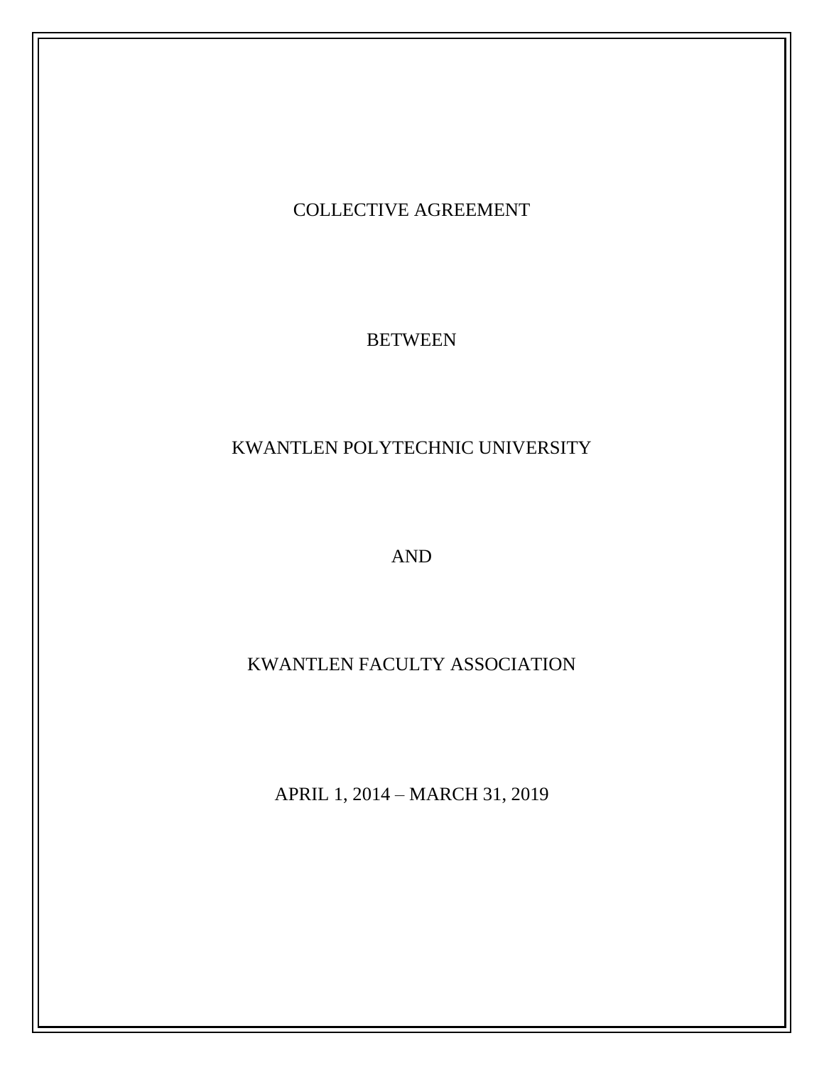# COLLECTIVE AGREEMENT

BETWEEN

KWANTLEN POLYTECHNIC UNIVERSITY

AND

KWANTLEN FACULTY ASSOCIATION

APRIL 1, 2014 – MARCH 31, 2019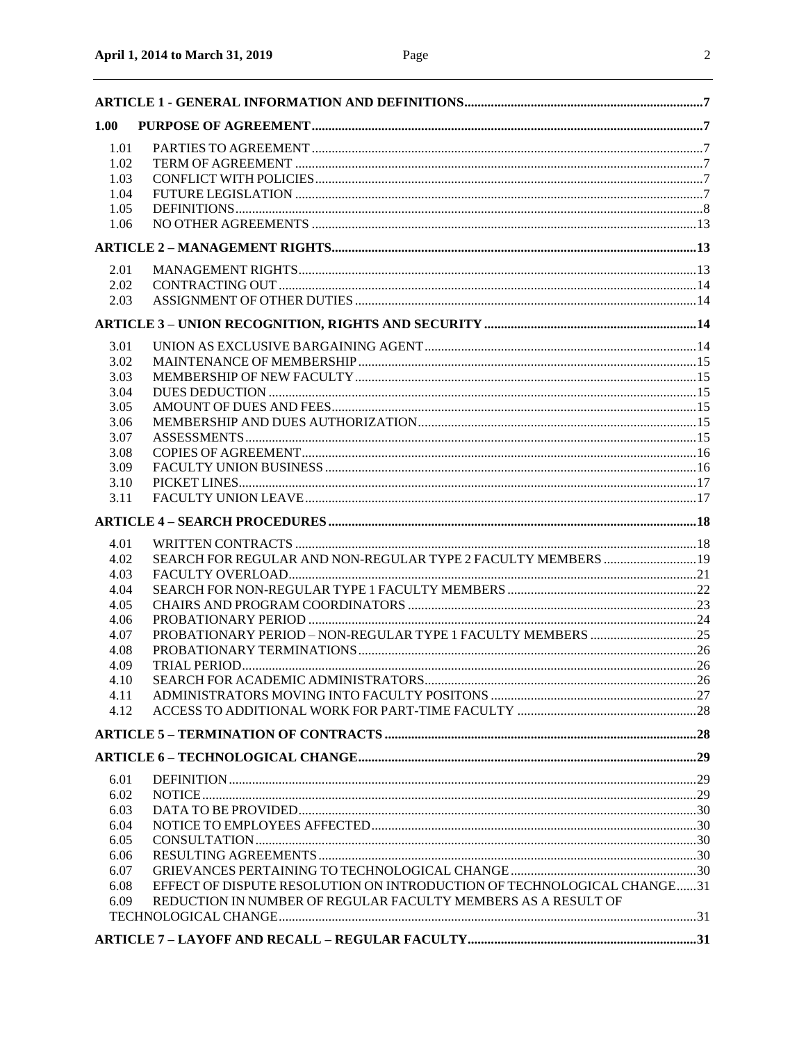| | | |
|---|---|---|
| **ARTICLE 1 - GENERAL INFORMATION AND DEFINITIONS** | | **7** |
| **1.00** | **PURPOSE OF AGREEMENT** | **7** |
| 1.01 | PARTIES TO AGREEMENT | 7 |
| 1.02 | TERM OF AGREEMENT | 7 |
| 1.03 | CONFLICT WITH POLICIES | 7 |
| 1.04 | FUTURE LEGISLATION | 7 |
| 1.05 | DEFINITIONS | 8 |
| 1.06 | NO OTHER AGREEMENTS | 13 |
| **ARTICLE 2 – MANAGEMENT RIGHTS** | | **13** |
| 2.01 | MANAGEMENT RIGHTS | 13 |
| 2.02 | CONTRACTING OUT | 14 |
| 2.03 | ASSIGNMENT OF OTHER DUTIES | 14 |
| **ARTICLE 3 – UNION RECOGNITION, RIGHTS AND SECURITY** | | **14** |
| 3.01 | UNION AS EXCLUSIVE BARGAINING AGENT | 14 |
| 3.02 | MAINTENANCE OF MEMBERSHIP | 15 |
| 3.03 | MEMBERSHIP OF NEW FACULTY | 15 |
| 3.04 | DUES DEDUCTION | 15 |
| 3.05 | AMOUNT OF DUES AND FEES | 15 |
| 3.06 | MEMBERSHIP AND DUES AUTHORIZATION | 15 |
| 3.07 | ASSESSMENTS | 15 |
| 3.08 | COPIES OF AGREEMENT | 16 |
| 3.09 | FACULTY UNION BUSINESS | 16 |
| 3.10 | PICKET LINES | 17 |
| 3.11 | FACULTY UNION LEAVE | 17 |
| **ARTICLE 4 – SEARCH PROCEDURES** | | **18** |
| 4.01 | WRITTEN CONTRACTS | 18 |
| 4.02 | SEARCH FOR REGULAR AND NON-REGULAR TYPE 2 FACULTY MEMBERS | 19 |
| 4.03 | FACULTY OVERLOAD | 21 |
| 4.04 | SEARCH FOR NON-REGULAR TYPE 1 FACULTY MEMBERS | 22 |
| 4.05 | CHAIRS AND PROGRAM COORDINATORS | 23 |
| 4.06 | PROBATIONARY PERIOD | 24 |
| 4.07 | PROBATIONARY PERIOD – NON-REGULAR TYPE 1 FACULTY MEMBERS | 25 |
| 4.08 | PROBATIONARY TERMINATIONS | 26 |
| 4.09 | TRIAL PERIOD | 26 |
| 4.10 | SEARCH FOR ACADEMIC ADMINISTRATORS | 26 |
| 4.11 | ADMINISTRATORS MOVING INTO FACULTY POSITONS | 27 |
| 4.12 | ACCESS TO ADDITIONAL WORK FOR PART-TIME FACULTY | 28 |
| **ARTICLE 5 – TERMINATION OF CONTRACTS** | | **28** |
| **ARTICLE 6 – TECHNOLOGICAL CHANGE** | | **29** |
| 6.01 | DEFINITION | 29 |
| 6.02 | NOTICE | 29 |
| 6.03 | DATA TO BE PROVIDED | 30 |
| 6.04 | NOTICE TO EMPLOYEES AFFECTED | 30 |
| 6.05 | CONSULTATION | 30 |
| 6.06 | RESULTING AGREEMENTS | 30 |
| 6.07 | GRIEVANCES PERTAINING TO TECHNOLOGICAL CHANGE | 30 |
| 6.08 | EFFECT OF DISPUTE RESOLUTION ON INTRODUCTION OF TECHNOLOGICAL CHANGE | 31 |
| 6.09 | REDUCTION IN NUMBER OF REGULAR FACULTY MEMBERS AS A RESULT OF TECHNOLOGICAL CHANGE | 31 |
| **ARTICLE 7 – LAYOFF AND RECALL – REGULAR FACULTY** | | **31** |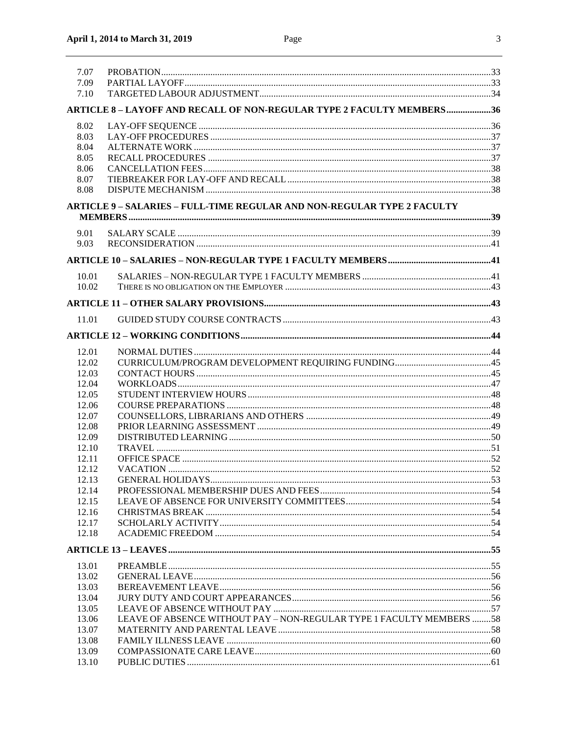| | | |
|---|---|---|
| 7.07 | PROBATION | 33 |
| 7.09 | PARTIAL LAYOFF | 33 |
| 7.10 | TARGETED LABOUR ADJUSTMENT | 34 |

**ARTICLE 8 – LAYOFF AND RECALL OF NON-REGULAR TYPE 2 FACULTY MEMBERS** ... 36

| | | |
|---|---|---|
| 8.02 | LAY-OFF SEQUENCE | 36 |
| 8.03 | LAY-OFF PROCEDURES | 37 |
| 8.04 | ALTERNATE WORK | 37 |
| 8.05 | RECALL PROCEDURES | 37 |
| 8.06 | CANCELLATION FEES | 38 |
| 8.07 | TIEBREAKER FOR LAY-OFF AND RECALL | 38 |
| 8.08 | DISPUTE MECHANISM | 38 |

**ARTICLE 9 – SALARIES – FULL-TIME REGULAR AND NON-REGULAR TYPE 2 FACULTY MEMBERS** ... 39

| | | |
|---|---|---|
| 9.01 | SALARY SCALE | 39 |
| 9.03 | RECONSIDERATION | 41 |

**ARTICLE 10 – SALARIES – NON-REGULAR TYPE 1 FACULTY MEMBERS** ... 41

| | | |
|---|---|---|
| 10.01 | SALARIES – NON-REGULAR TYPE 1 FACULTY MEMBERS | 41 |
| 10.02 | THERE IS NO OBLIGATION ON THE EMPLOYER | 43 |

**ARTICLE 11 – OTHER SALARY PROVISIONS** ... 43

| | | |
|---|---|---|
| 11.01 | GUIDED STUDY COURSE CONTRACTS | 43 |

**ARTICLE 12 – WORKING CONDITIONS** ... 44

| | | |
|---|---|---|
| 12.01 | NORMAL DUTIES | 44 |
| 12.02 | CURRICULUM/PROGRAM DEVELOPMENT REQUIRING FUNDING | 45 |
| 12.03 | CONTACT HOURS | 45 |
| 12.04 | WORKLOADS | 47 |
| 12.05 | STUDENT INTERVIEW HOURS | 48 |
| 12.06 | COURSE PREPARATIONS | 48 |
| 12.07 | COUNSELLORS, LIBRARIANS AND OTHERS | 49 |
| 12.08 | PRIOR LEARNING ASSESSMENT | 49 |
| 12.09 | DISTRIBUTED LEARNING | 50 |
| 12.10 | TRAVEL | 51 |
| 12.11 | OFFICE SPACE | 52 |
| 12.12 | VACATION | 52 |
| 12.13 | GENERAL HOLIDAYS | 53 |
| 12.14 | PROFESSIONAL MEMBERSHIP DUES AND FEES | 54 |
| 12.15 | LEAVE OF ABSENCE FOR UNIVERSITY COMMITTEES | 54 |
| 12.16 | CHRISTMAS BREAK | 54 |
| 12.17 | SCHOLARLY ACTIVITY | 54 |
| 12.18 | ACADEMIC FREEDOM | 54 |

**ARTICLE 13 – LEAVES** ... 55

| | | |
|---|---|---|
| 13.01 | PREAMBLE | 55 |
| 13.02 | GENERAL LEAVE | 56 |
| 13.03 | BEREAVEMENT LEAVE | 56 |
| 13.04 | JURY DUTY AND COURT APPEARANCES | 56 |
| 13.05 | LEAVE OF ABSENCE WITHOUT PAY | 57 |
| 13.06 | LEAVE OF ABSENCE WITHOUT PAY – NON-REGULAR TYPE 1 FACULTY MEMBERS | 58 |
| 13.07 | MATERNITY AND PARENTAL LEAVE | 58 |
| 13.08 | FAMILY ILLNESS LEAVE | 60 |
| 13.09 | COMPASSIONATE CARE LEAVE | 60 |
| 13.10 | PUBLIC DUTIES | 61 |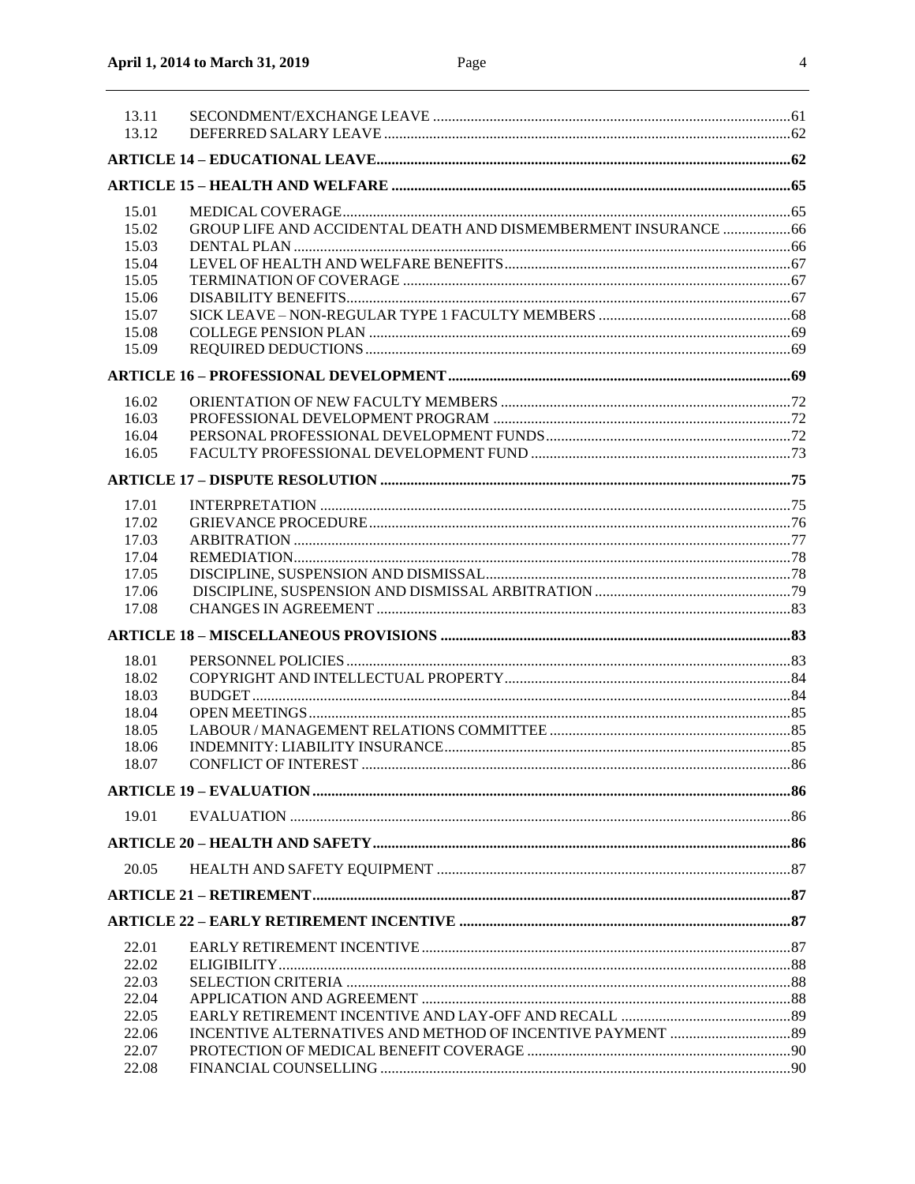| | | |
|---|---|---|
| 13.11 | SECONDMENT/EXCHANGE LEAVE | 61 |
| 13.12 | DEFERRED SALARY LEAVE | 62 |
| **ARTICLE 14 – EDUCATIONAL LEAVE** | | **62** |
| **ARTICLE 15 – HEALTH AND WELFARE** | | **65** |
| 15.01 | MEDICAL COVERAGE | 65 |
| 15.02 | GROUP LIFE AND ACCIDENTAL DEATH AND DISMEMBERMENT INSURANCE | 66 |
| 15.03 | DENTAL PLAN | 66 |
| 15.04 | LEVEL OF HEALTH AND WELFARE BENEFITS | 67 |
| 15.05 | TERMINATION OF COVERAGE | 67 |
| 15.06 | DISABILITY BENEFITS | 67 |
| 15.07 | SICK LEAVE – NON-REGULAR TYPE 1 FACULTY MEMBERS | 68 |
| 15.08 | COLLEGE PENSION PLAN | 69 |
| 15.09 | REQUIRED DEDUCTIONS | 69 |
| **ARTICLE 16 – PROFESSIONAL DEVELOPMENT** | | **69** |
| 16.02 | ORIENTATION OF NEW FACULTY MEMBERS | 72 |
| 16.03 | PROFESSIONAL DEVELOPMENT PROGRAM | 72 |
| 16.04 | PERSONAL PROFESSIONAL DEVELOPMENT FUNDS | 72 |
| 16.05 | FACULTY PROFESSIONAL DEVELOPMENT FUND | 73 |
| **ARTICLE 17 – DISPUTE RESOLUTION** | | **75** |
| 17.01 | INTERPRETATION | 75 |
| 17.02 | GRIEVANCE PROCEDURE | 76 |
| 17.03 | ARBITRATION | 77 |
| 17.04 | REMEDIATION | 78 |
| 17.05 | DISCIPLINE, SUSPENSION AND DISMISSAL | 78 |
| 17.06 | DISCIPLINE, SUSPENSION AND DISMISSAL ARBITRATION | 79 |
| 17.08 | CHANGES IN AGREEMENT | 83 |
| **ARTICLE 18 – MISCELLANEOUS PROVISIONS** | | **83** |
| 18.01 | PERSONNEL POLICIES | 83 |
| 18.02 | COPYRIGHT AND INTELLECTUAL PROPERTY | 84 |
| 18.03 | BUDGET | 84 |
| 18.04 | OPEN MEETINGS | 85 |
| 18.05 | LABOUR / MANAGEMENT RELATIONS COMMITTEE | 85 |
| 18.06 | INDEMNITY: LIABILITY INSURANCE | 85 |
| 18.07 | CONFLICT OF INTEREST | 86 |
| **ARTICLE 19 – EVALUATION** | | **86** |
| 19.01 | EVALUATION | 86 |
| **ARTICLE 20 – HEALTH AND SAFETY** | | **86** |
| 20.05 | HEALTH AND SAFETY EQUIPMENT | 87 |
| **ARTICLE 21 – RETIREMENT** | | **87** |
| **ARTICLE 22 – EARLY RETIREMENT INCENTIVE** | | **87** |
| 22.01 | EARLY RETIREMENT INCENTIVE | 87 |
| 22.02 | ELIGIBILITY | 88 |
| 22.03 | SELECTION CRITERIA | 88 |
| 22.04 | APPLICATION AND AGREEMENT | 88 |
| 22.05 | EARLY RETIREMENT INCENTIVE AND LAY-OFF AND RECALL | 89 |
| 22.06 | INCENTIVE ALTERNATIVES AND METHOD OF INCENTIVE PAYMENT | 89 |
| 22.07 | PROTECTION OF MEDICAL BENEFIT COVERAGE | 90 |
| 22.08 | FINANCIAL COUNSELLING | 90 |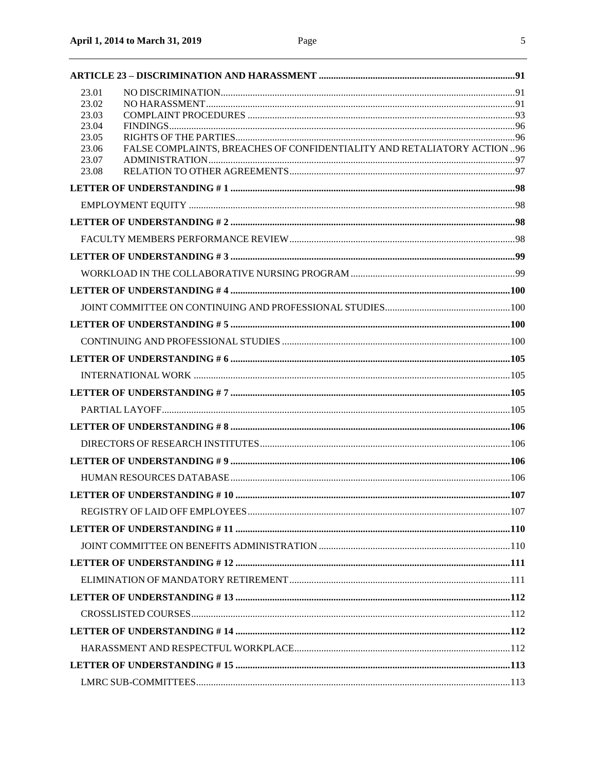**ARTICLE 23 – DISCRIMINATION AND HARASSMENT** ..... 91

- 23.01 NO DISCRIMINATION ..... 91
- 23.02 NO HARASSMENT ..... 91
- 23.03 COMPLAINT PROCEDURES ..... 93
- 23.04 FINDINGS ..... 96
- 23.05 RIGHTS OF THE PARTIES ..... 96
- 23.06 FALSE COMPLAINTS, BREACHES OF CONFIDENTIALITY AND RETALIATORY ACTION ..... 96
- 23.07 ADMINISTRATION ..... 97
- 23.08 RELATION TO OTHER AGREEMENTS ..... 97

**LETTER OF UNDERSTANDING # 1** ..... 98

EMPLOYMENT EQUITY ..... 98

**LETTER OF UNDERSTANDING # 2** ..... 98

FACULTY MEMBERS PERFORMANCE REVIEW ..... 98

**LETTER OF UNDERSTANDING # 3** ..... 99

WORKLOAD IN THE COLLABORATIVE NURSING PROGRAM ..... 99

**LETTER OF UNDERSTANDING # 4** ..... 100

JOINT COMMITTEE ON CONTINUING AND PROFESSIONAL STUDIES ..... 100

**LETTER OF UNDERSTANDING # 5** ..... 100

CONTINUING AND PROFESSIONAL STUDIES ..... 100

**LETTER OF UNDERSTANDING # 6** ..... 105

INTERNATIONAL WORK ..... 105

**LETTER OF UNDERSTANDING # 7** ..... 105

PARTIAL LAYOFF ..... 105

**LETTER OF UNDERSTANDING # 8** ..... 106

DIRECTORS OF RESEARCH INSTITUTES ..... 106

**LETTER OF UNDERSTANDING # 9** ..... 106

HUMAN RESOURCES DATABASE ..... 106

**LETTER OF UNDERSTANDING # 10** ..... 107

REGISTRY OF LAID OFF EMPLOYEES ..... 107

**LETTER OF UNDERSTANDING # 11** ..... 110

JOINT COMMITTEE ON BENEFITS ADMINISTRATION ..... 110

**LETTER OF UNDERSTANDING # 12** ..... 111

ELIMINATION OF MANDATORY RETIREMENT ..... 111

**LETTER OF UNDERSTANDING # 13** ..... 112

CROSSLISTED COURSES ..... 112

**LETTER OF UNDERSTANDING # 14** ..... 112

HARASSMENT AND RESPECTFUL WORKPLACE ..... 112

**LETTER OF UNDERSTANDING # 15** ..... 113

LMRC SUB-COMMITTEES ..... 113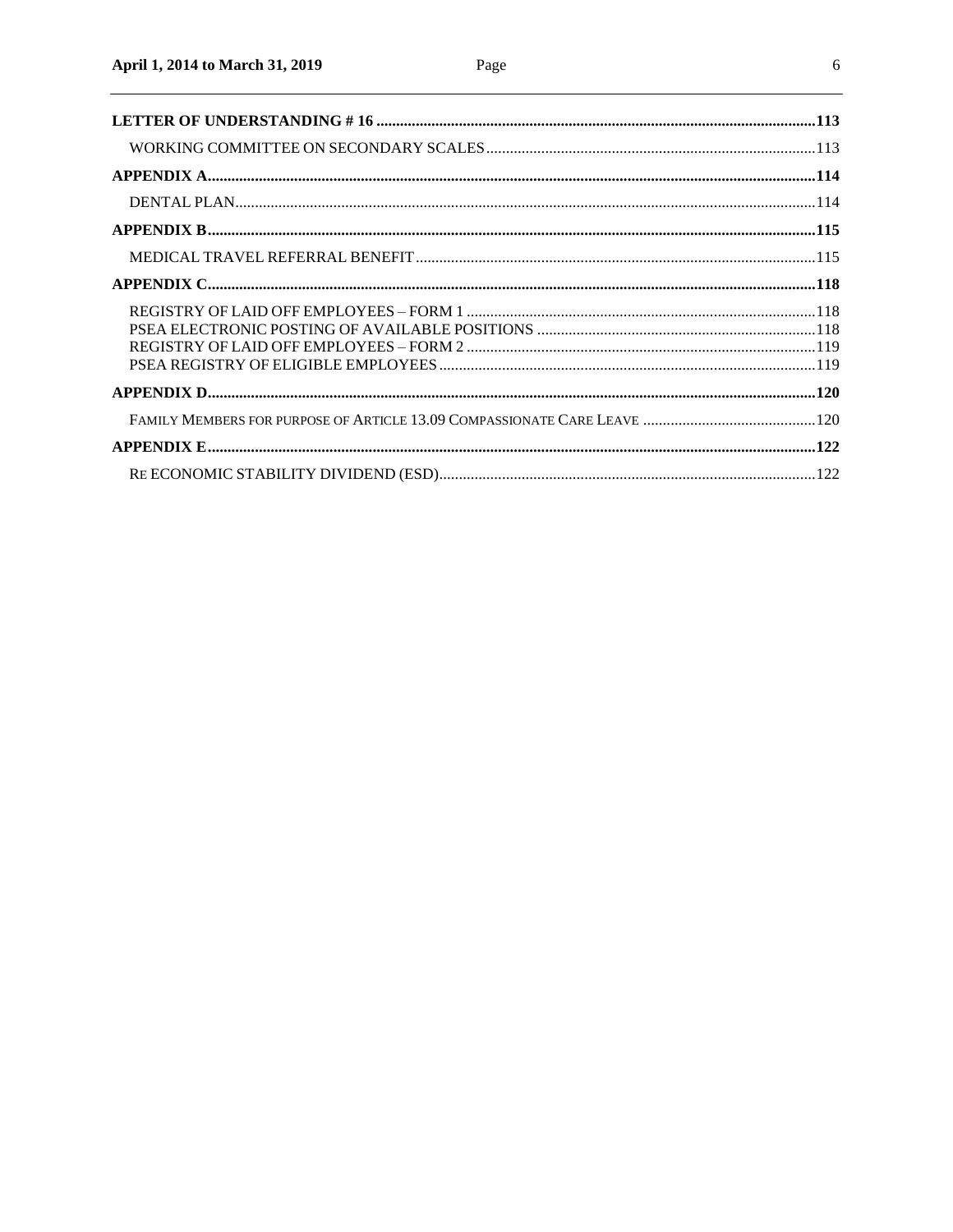**LETTER OF UNDERSTANDING # 16** ............................................................................................................. **113**

WORKING COMMITTEE ON SECONDARY SCALES .................................................................................. 113

**APPENDIX A** ......................................................................................................................................... **114**

DENTAL PLAN .................................................................................................................................... 114

**APPENDIX B** ......................................................................................................................................... **115**

MEDICAL TRAVEL REFERRAL BENEFIT .................................................................................................. 115

**APPENDIX C** ......................................................................................................................................... **118**

REGISTRY OF LAID OFF EMPLOYEES – FORM 1 ....................................................................................... 118
PSEA ELECTRONIC POSTING OF AVAILABLE POSITIONS ......................................................................... 118
REGISTRY OF LAID OFF EMPLOYEES – FORM 2 ....................................................................................... 119
PSEA REGISTRY OF ELIGIBLE EMPLOYEES .............................................................................................. 119

**APPENDIX D** ......................................................................................................................................... **120**

FAMILY MEMBERS FOR PURPOSE OF ARTICLE 13.09 COMPASSIONATE CARE LEAVE ............................................ 120

**APPENDIX E** ......................................................................................................................................... **122**

RE ECONOMIC STABILITY DIVIDEND (ESD) ............................................................................................... 122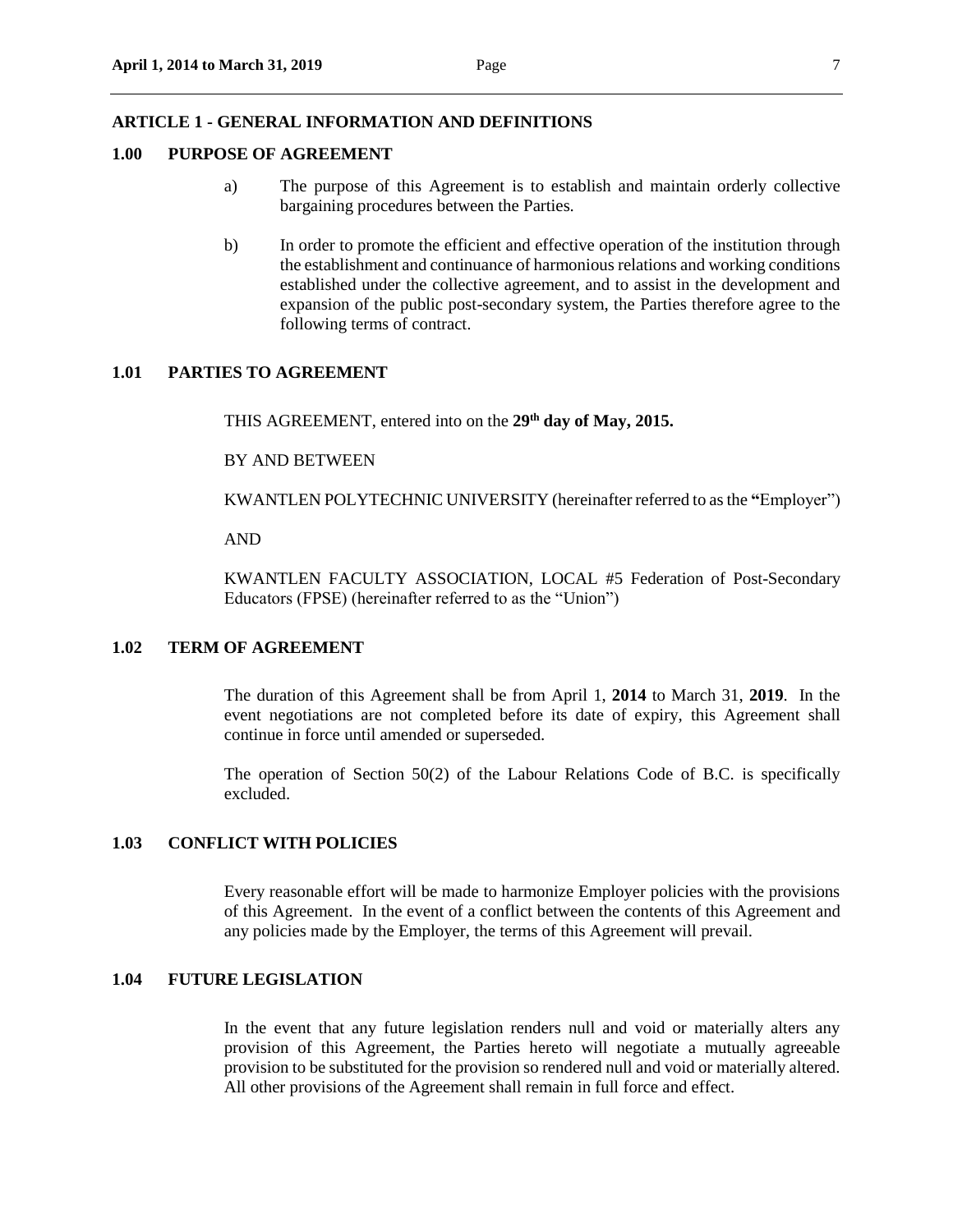## ARTICLE 1 - GENERAL INFORMATION AND DEFINITIONS

### 1.00 PURPOSE OF AGREEMENT

a) The purpose of this Agreement is to establish and maintain orderly collective bargaining procedures between the Parties.

b) In order to promote the efficient and effective operation of the institution through the establishment and continuance of harmonious relations and working conditions established under the collective agreement, and to assist in the development and expansion of the public post-secondary system, the Parties therefore agree to the following terms of contract.

### 1.01 PARTIES TO AGREEMENT

THIS AGREEMENT, entered into on the **29th day of May, 2015.**

BY AND BETWEEN

KWANTLEN POLYTECHNIC UNIVERSITY (hereinafter referred to as the "Employer")

AND

KWANTLEN FACULTY ASSOCIATION, LOCAL #5 Federation of Post-Secondary Educators (FPSE) (hereinafter referred to as the "Union")

### 1.02 TERM OF AGREEMENT

The duration of this Agreement shall be from April 1, **2014** to March 31, **2019**. In the event negotiations are not completed before its date of expiry, this Agreement shall continue in force until amended or superseded.

The operation of Section 50(2) of the Labour Relations Code of B.C. is specifically excluded.

### 1.03 CONFLICT WITH POLICIES

Every reasonable effort will be made to harmonize Employer policies with the provisions of this Agreement. In the event of a conflict between the contents of this Agreement and any policies made by the Employer, the terms of this Agreement will prevail.

### 1.04 FUTURE LEGISLATION

In the event that any future legislation renders null and void or materially alters any provision of this Agreement, the Parties hereto will negotiate a mutually agreeable provision to be substituted for the provision so rendered null and void or materially altered. All other provisions of the Agreement shall remain in full force and effect.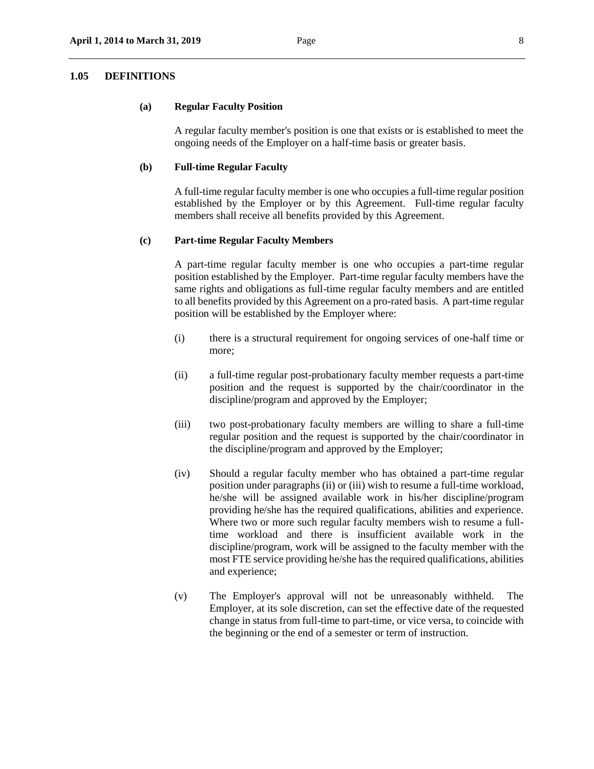## 1.05 DEFINITIONS

### (a) Regular Faculty Position

A regular faculty member's position is one that exists or is established to meet the ongoing needs of the Employer on a half-time basis or greater basis.

### (b) Full-time Regular Faculty

A full-time regular faculty member is one who occupies a full-time regular position established by the Employer or by this Agreement. Full-time regular faculty members shall receive all benefits provided by this Agreement.

### (c) Part-time Regular Faculty Members

A part-time regular faculty member is one who occupies a part-time regular position established by the Employer. Part-time regular faculty members have the same rights and obligations as full-time regular faculty members and are entitled to all benefits provided by this Agreement on a pro-rated basis. A part-time regular position will be established by the Employer where:

(i) there is a structural requirement for ongoing services of one-half time or more;

(ii) a full-time regular post-probationary faculty member requests a part-time position and the request is supported by the chair/coordinator in the discipline/program and approved by the Employer;

(iii) two post-probationary faculty members are willing to share a full-time regular position and the request is supported by the chair/coordinator in the discipline/program and approved by the Employer;

(iv) Should a regular faculty member who has obtained a part-time regular position under paragraphs (ii) or (iii) wish to resume a full-time workload, he/she will be assigned available work in his/her discipline/program providing he/she has the required qualifications, abilities and experience. Where two or more such regular faculty members wish to resume a full-time workload and there is insufficient available work in the discipline/program, work will be assigned to the faculty member with the most FTE service providing he/she has the required qualifications, abilities and experience;

(v) The Employer's approval will not be unreasonably withheld. The Employer, at its sole discretion, can set the effective date of the requested change in status from full-time to part-time, or vice versa, to coincide with the beginning or the end of a semester or term of instruction.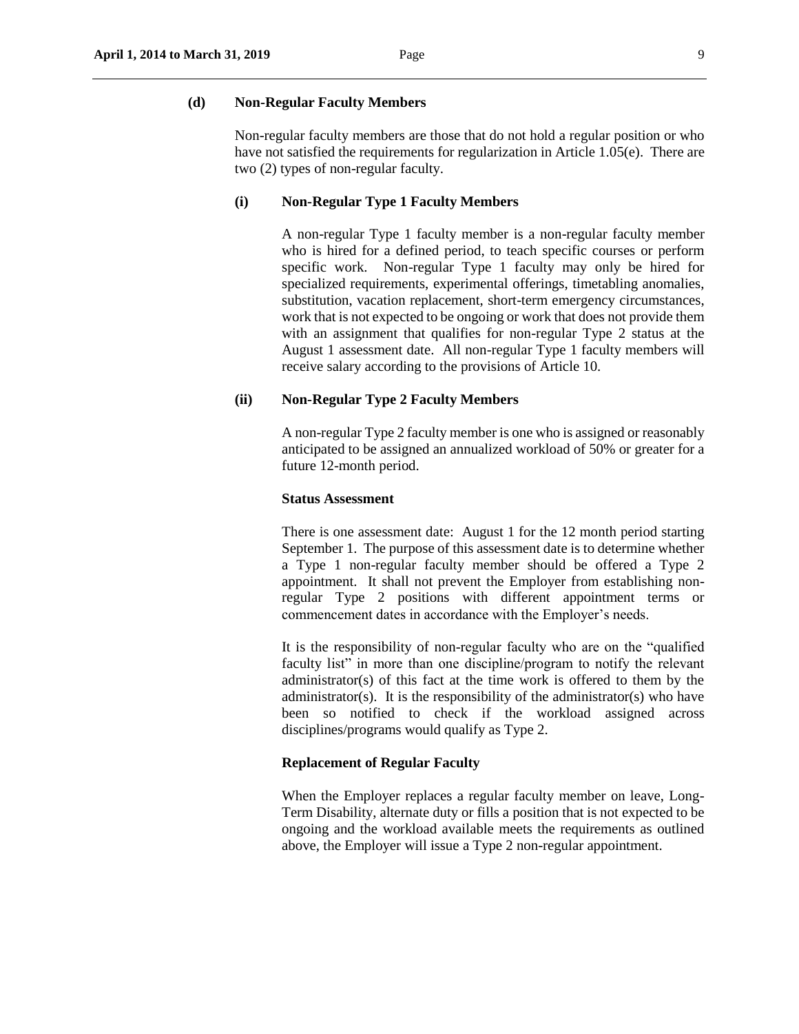### (d) Non-Regular Faculty Members

Non-regular faculty members are those that do not hold a regular position or who have not satisfied the requirements for regularization in Article 1.05(e). There are two (2) types of non-regular faculty.

#### (i) Non-Regular Type 1 Faculty Members

A non-regular Type 1 faculty member is a non-regular faculty member who is hired for a defined period, to teach specific courses or perform specific work. Non-regular Type 1 faculty may only be hired for specialized requirements, experimental offerings, timetabling anomalies, substitution, vacation replacement, short-term emergency circumstances, work that is not expected to be ongoing or work that does not provide them with an assignment that qualifies for non-regular Type 2 status at the August 1 assessment date. All non-regular Type 1 faculty members will receive salary according to the provisions of Article 10.

#### (ii) Non-Regular Type 2 Faculty Members

A non-regular Type 2 faculty member is one who is assigned or reasonably anticipated to be assigned an annualized workload of 50% or greater for a future 12-month period.

**Status Assessment**

There is one assessment date: August 1 for the 12 month period starting September 1. The purpose of this assessment date is to determine whether a Type 1 non-regular faculty member should be offered a Type 2 appointment. It shall not prevent the Employer from establishing non-regular Type 2 positions with different appointment terms or commencement dates in accordance with the Employer's needs.

It is the responsibility of non-regular faculty who are on the "qualified faculty list" in more than one discipline/program to notify the relevant administrator(s) of this fact at the time work is offered to them by the administrator(s). It is the responsibility of the administrator(s) who have been so notified to check if the workload assigned across disciplines/programs would qualify as Type 2.

**Replacement of Regular Faculty**

When the Employer replaces a regular faculty member on leave, Long-Term Disability, alternate duty or fills a position that is not expected to be ongoing and the workload available meets the requirements as outlined above, the Employer will issue a Type 2 non-regular appointment.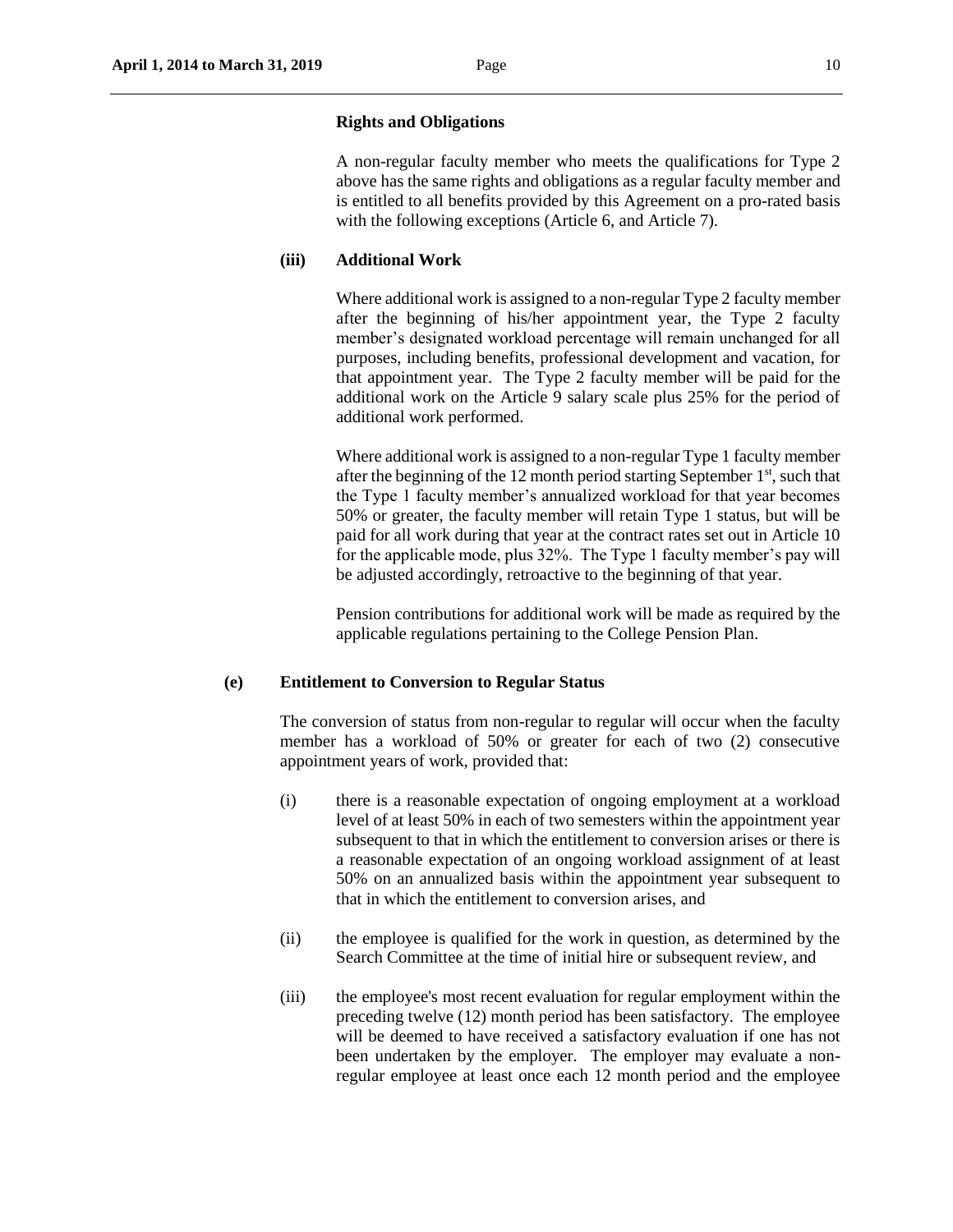**Rights and Obligations**

A non-regular faculty member who meets the qualifications for Type 2 above has the same rights and obligations as a regular faculty member and is entitled to all benefits provided by this Agreement on a pro-rated basis with the following exceptions (Article 6, and Article 7).

**(iii) Additional Work**

Where additional work is assigned to a non-regular Type 2 faculty member after the beginning of his/her appointment year, the Type 2 faculty member's designated workload percentage will remain unchanged for all purposes, including benefits, professional development and vacation, for that appointment year. The Type 2 faculty member will be paid for the additional work on the Article 9 salary scale plus 25% for the period of additional work performed.

Where additional work is assigned to a non-regular Type 1 faculty member after the beginning of the 12 month period starting September 1st, such that the Type 1 faculty member's annualized workload for that year becomes 50% or greater, the faculty member will retain Type 1 status, but will be paid for all work during that year at the contract rates set out in Article 10 for the applicable mode, plus 32%. The Type 1 faculty member's pay will be adjusted accordingly, retroactive to the beginning of that year.

Pension contributions for additional work will be made as required by the applicable regulations pertaining to the College Pension Plan.

**(e) Entitlement to Conversion to Regular Status**

The conversion of status from non-regular to regular will occur when the faculty member has a workload of 50% or greater for each of two (2) consecutive appointment years of work, provided that:

(i) there is a reasonable expectation of ongoing employment at a workload level of at least 50% in each of two semesters within the appointment year subsequent to that in which the entitlement to conversion arises or there is a reasonable expectation of an ongoing workload assignment of at least 50% on an annualized basis within the appointment year subsequent to that in which the entitlement to conversion arises, and

(ii) the employee is qualified for the work in question, as determined by the Search Committee at the time of initial hire or subsequent review, and

(iii) the employee's most recent evaluation for regular employment within the preceding twelve (12) month period has been satisfactory. The employee will be deemed to have received a satisfactory evaluation if one has not been undertaken by the employer. The employer may evaluate a non-regular employee at least once each 12 month period and the employee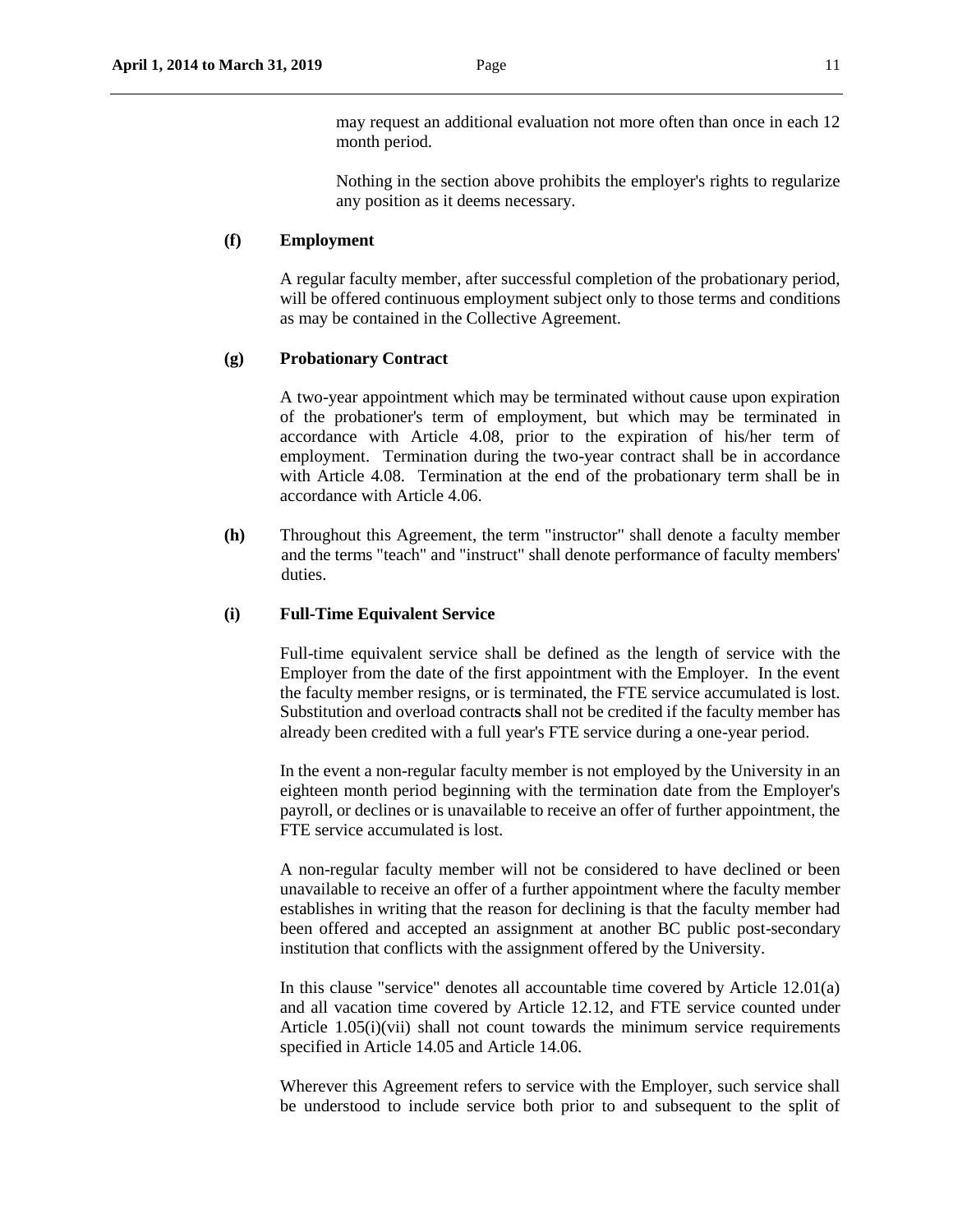may request an additional evaluation not more often than once in each 12 month period.

Nothing in the section above prohibits the employer's rights to regularize any position as it deems necessary.

**(f) Employment**

A regular faculty member, after successful completion of the probationary period, will be offered continuous employment subject only to those terms and conditions as may be contained in the Collective Agreement.

**(g) Probationary Contract**

A two-year appointment which may be terminated without cause upon expiration of the probationer's term of employment, but which may be terminated in accordance with Article 4.08, prior to the expiration of his/her term of employment. Termination during the two-year contract shall be in accordance with Article 4.08. Termination at the end of the probationary term shall be in accordance with Article 4.06.

**(h)** Throughout this Agreement, the term "instructor" shall denote a faculty member and the terms "teach" and "instruct" shall denote performance of faculty members' duties.

**(i) Full-Time Equivalent Service**

Full-time equivalent service shall be defined as the length of service with the Employer from the date of the first appointment with the Employer. In the event the faculty member resigns, or is terminated, the FTE service accumulated is lost. Substitution and overload contracts shall not be credited if the faculty member has already been credited with a full year's FTE service during a one-year period.

In the event a non-regular faculty member is not employed by the University in an eighteen month period beginning with the termination date from the Employer's payroll, or declines or is unavailable to receive an offer of further appointment, the FTE service accumulated is lost.

A non-regular faculty member will not be considered to have declined or been unavailable to receive an offer of a further appointment where the faculty member establishes in writing that the reason for declining is that the faculty member had been offered and accepted an assignment at another BC public post-secondary institution that conflicts with the assignment offered by the University.

In this clause "service" denotes all accountable time covered by Article 12.01(a) and all vacation time covered by Article 12.12, and FTE service counted under Article 1.05(i)(vii) shall not count towards the minimum service requirements specified in Article 14.05 and Article 14.06.

Wherever this Agreement refers to service with the Employer, such service shall be understood to include service both prior to and subsequent to the split of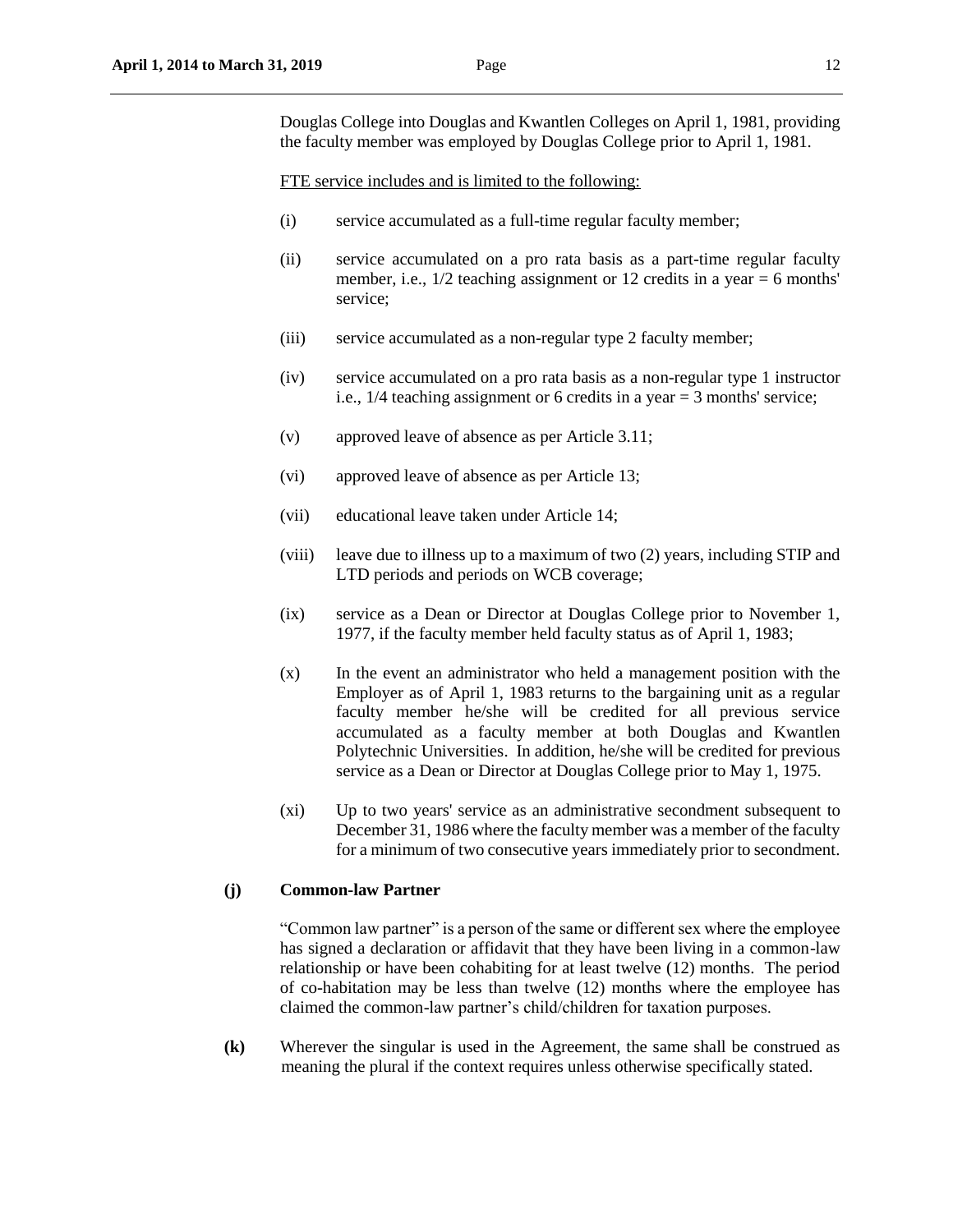Douglas College into Douglas and Kwantlen Colleges on April 1, 1981, providing the faculty member was employed by Douglas College prior to April 1, 1981.

<u>FTE service includes and is limited to the following:</u>

(i) service accumulated as a full-time regular faculty member;

(ii) service accumulated on a pro rata basis as a part-time regular faculty member, i.e., 1/2 teaching assignment or 12 credits in a year = 6 months' service;

(iii) service accumulated as a non-regular type 2 faculty member;

(iv) service accumulated on a pro rata basis as a non-regular type 1 instructor i.e., 1/4 teaching assignment or 6 credits in a year = 3 months' service;

(v) approved leave of absence as per Article 3.11;

(vi) approved leave of absence as per Article 13;

(vii) educational leave taken under Article 14;

(viii) leave due to illness up to a maximum of two (2) years, including STIP and LTD periods and periods on WCB coverage;

(ix) service as a Dean or Director at Douglas College prior to November 1, 1977, if the faculty member held faculty status as of April 1, 1983;

(x) In the event an administrator who held a management position with the Employer as of April 1, 1983 returns to the bargaining unit as a regular faculty member he/she will be credited for all previous service accumulated as a faculty member at both Douglas and Kwantlen Polytechnic Universities. In addition, he/she will be credited for previous service as a Dean or Director at Douglas College prior to May 1, 1975.

(xi) Up to two years' service as an administrative secondment subsequent to December 31, 1986 where the faculty member was a member of the faculty for a minimum of two consecutive years immediately prior to secondment.

**(j) Common-law Partner**

"Common law partner" is a person of the same or different sex where the employee has signed a declaration or affidavit that they have been living in a common-law relationship or have been cohabiting for at least twelve (12) months. The period of co-habitation may be less than twelve (12) months where the employee has claimed the common-law partner's child/children for taxation purposes.

**(k)** Wherever the singular is used in the Agreement, the same shall be construed as meaning the plural if the context requires unless otherwise specifically stated.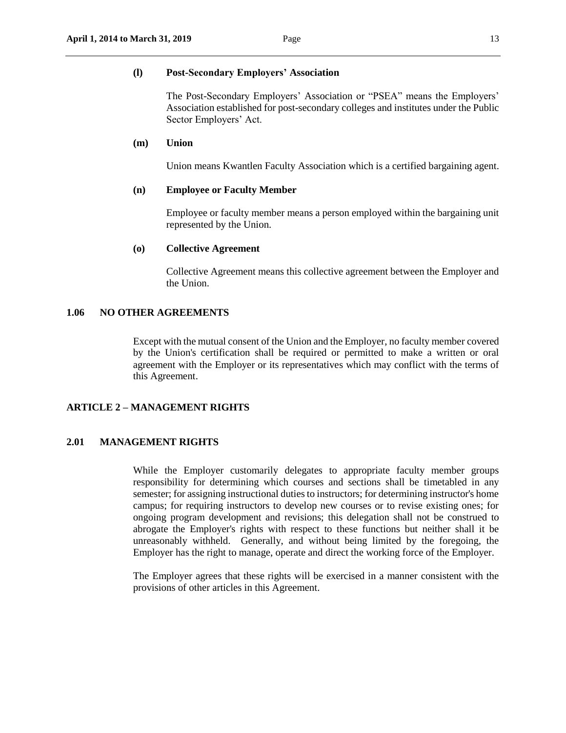**(l) Post-Secondary Employers' Association**

The Post-Secondary Employers' Association or "PSEA" means the Employers' Association established for post-secondary colleges and institutes under the Public Sector Employers' Act.

**(m) Union**

Union means Kwantlen Faculty Association which is a certified bargaining agent.

**(n) Employee or Faculty Member**

Employee or faculty member means a person employed within the bargaining unit represented by the Union.

**(o) Collective Agreement**

Collective Agreement means this collective agreement between the Employer and the Union.

### 1.06 NO OTHER AGREEMENTS

Except with the mutual consent of the Union and the Employer, no faculty member covered by the Union's certification shall be required or permitted to make a written or oral agreement with the Employer or its representatives which may conflict with the terms of this Agreement.

## ARTICLE 2 – MANAGEMENT RIGHTS

### 2.01 MANAGEMENT RIGHTS

While the Employer customarily delegates to appropriate faculty member groups responsibility for determining which courses and sections shall be timetabled in any semester; for assigning instructional duties to instructors; for determining instructor's home campus; for requiring instructors to develop new courses or to revise existing ones; for ongoing program development and revisions; this delegation shall not be construed to abrogate the Employer's rights with respect to these functions but neither shall it be unreasonably withheld. Generally, and without being limited by the foregoing, the Employer has the right to manage, operate and direct the working force of the Employer.

The Employer agrees that these rights will be exercised in a manner consistent with the provisions of other articles in this Agreement.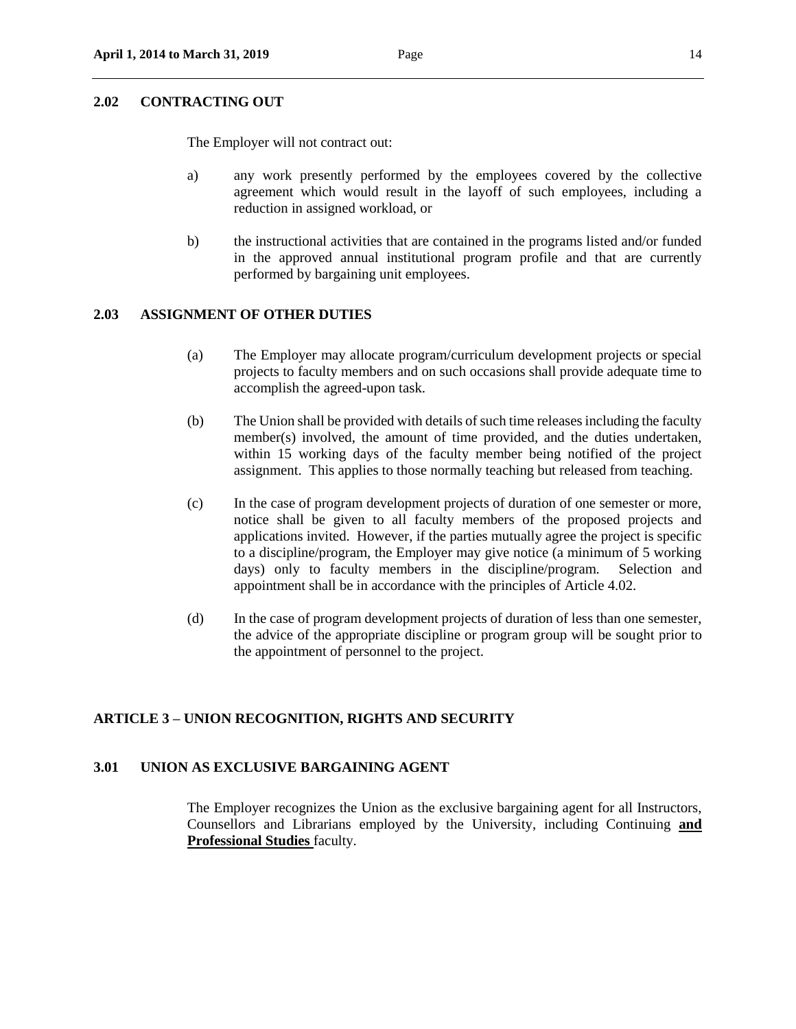### 2.02 CONTRACTING OUT

The Employer will not contract out:

a) any work presently performed by the employees covered by the collective agreement which would result in the layoff of such employees, including a reduction in assigned workload, or

b) the instructional activities that are contained in the programs listed and/or funded in the approved annual institutional program profile and that are currently performed by bargaining unit employees.

### 2.03 ASSIGNMENT OF OTHER DUTIES

(a) The Employer may allocate program/curriculum development projects or special projects to faculty members and on such occasions shall provide adequate time to accomplish the agreed-upon task.

(b) The Union shall be provided with details of such time releases including the faculty member(s) involved, the amount of time provided, and the duties undertaken, within 15 working days of the faculty member being notified of the project assignment. This applies to those normally teaching but released from teaching.

(c) In the case of program development projects of duration of one semester or more, notice shall be given to all faculty members of the proposed projects and applications invited. However, if the parties mutually agree the project is specific to a discipline/program, the Employer may give notice (a minimum of 5 working days) only to faculty members in the discipline/program. Selection and appointment shall be in accordance with the principles of Article 4.02.

(d) In the case of program development projects of duration of less than one semester, the advice of the appropriate discipline or program group will be sought prior to the appointment of personnel to the project.

## ARTICLE 3 – UNION RECOGNITION, RIGHTS AND SECURITY

### 3.01 UNION AS EXCLUSIVE BARGAINING AGENT

The Employer recognizes the Union as the exclusive bargaining agent for all Instructors, Counsellors and Librarians employed by the University, including Continuing **and Professional Studies** faculty.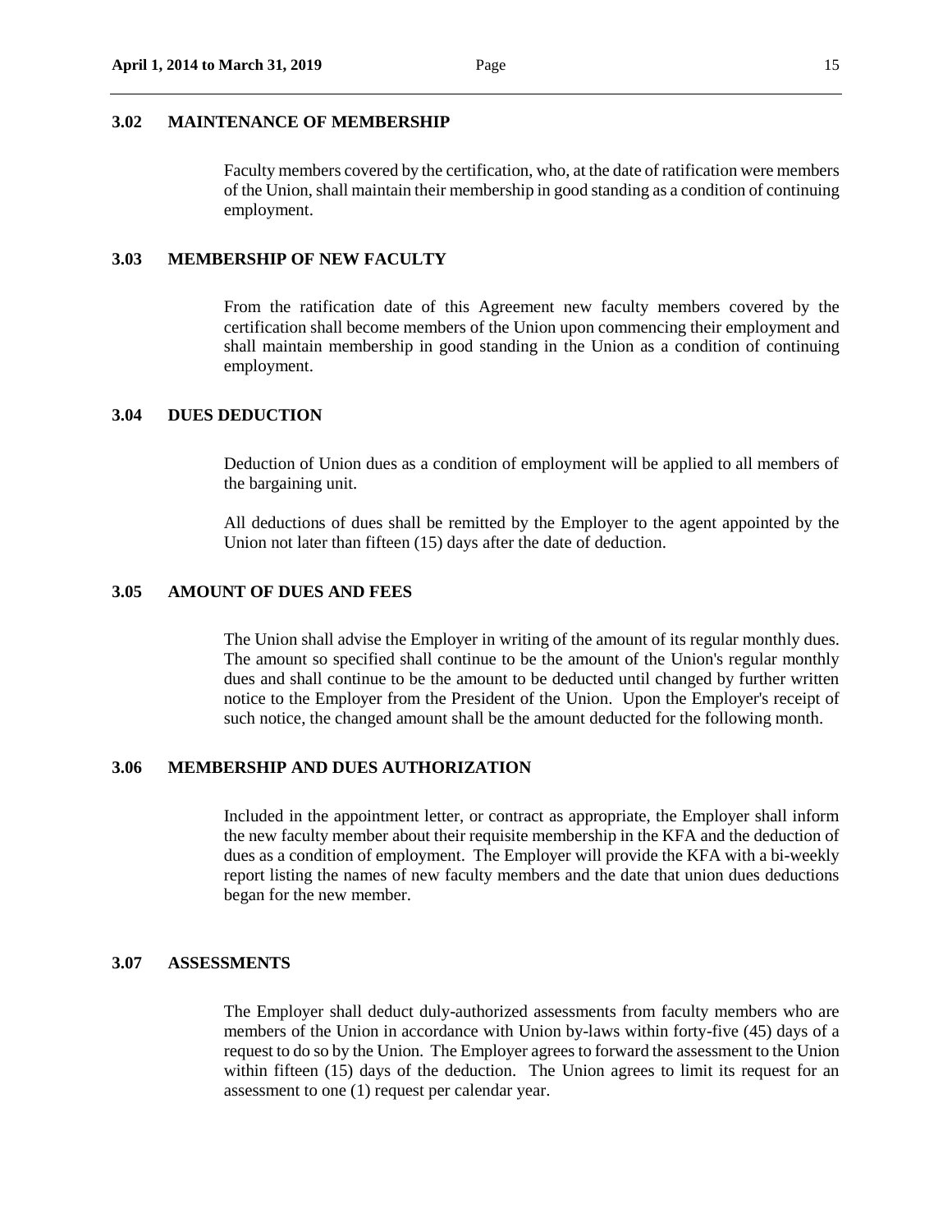### 3.02 MAINTENANCE OF MEMBERSHIP

Faculty members covered by the certification, who, at the date of ratification were members of the Union, shall maintain their membership in good standing as a condition of continuing employment.

### 3.03 MEMBERSHIP OF NEW FACULTY

From the ratification date of this Agreement new faculty members covered by the certification shall become members of the Union upon commencing their employment and shall maintain membership in good standing in the Union as a condition of continuing employment.

### 3.04 DUES DEDUCTION

Deduction of Union dues as a condition of employment will be applied to all members of the bargaining unit.

All deductions of dues shall be remitted by the Employer to the agent appointed by the Union not later than fifteen (15) days after the date of deduction.

### 3.05 AMOUNT OF DUES AND FEES

The Union shall advise the Employer in writing of the amount of its regular monthly dues. The amount so specified shall continue to be the amount of the Union's regular monthly dues and shall continue to be the amount to be deducted until changed by further written notice to the Employer from the President of the Union. Upon the Employer's receipt of such notice, the changed amount shall be the amount deducted for the following month.

### 3.06 MEMBERSHIP AND DUES AUTHORIZATION

Included in the appointment letter, or contract as appropriate, the Employer shall inform the new faculty member about their requisite membership in the KFA and the deduction of dues as a condition of employment. The Employer will provide the KFA with a bi-weekly report listing the names of new faculty members and the date that union dues deductions began for the new member.

### 3.07 ASSESSMENTS

The Employer shall deduct duly-authorized assessments from faculty members who are members of the Union in accordance with Union by-laws within forty-five (45) days of a request to do so by the Union. The Employer agrees to forward the assessment to the Union within fifteen (15) days of the deduction. The Union agrees to limit its request for an assessment to one (1) request per calendar year.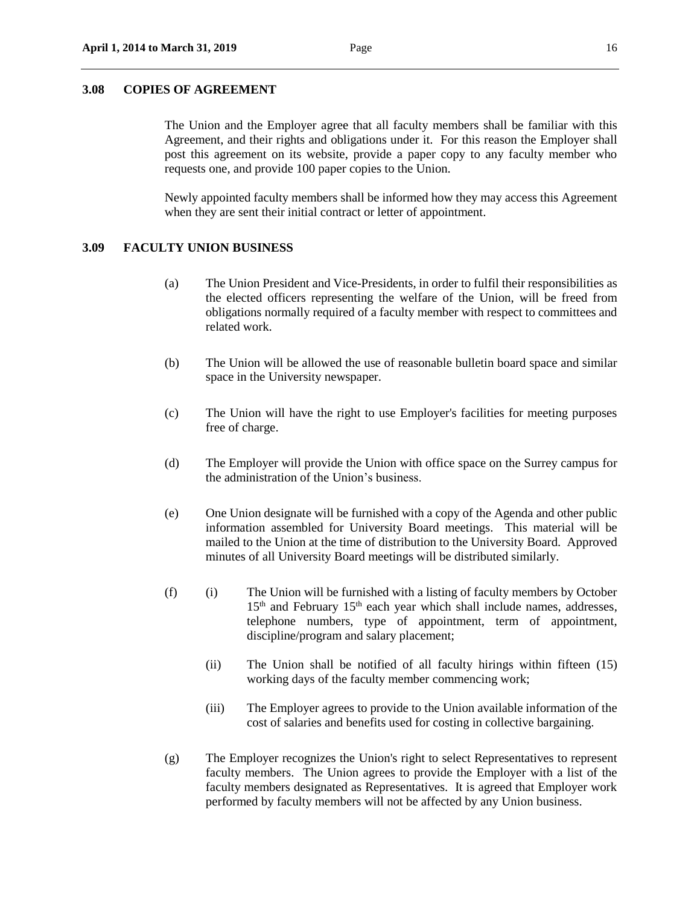### 3.08 COPIES OF AGREEMENT

The Union and the Employer agree that all faculty members shall be familiar with this Agreement, and their rights and obligations under it. For this reason the Employer shall post this agreement on its website, provide a paper copy to any faculty member who requests one, and provide 100 paper copies to the Union.

Newly appointed faculty members shall be informed how they may access this Agreement when they are sent their initial contract or letter of appointment.

### 3.09 FACULTY UNION BUSINESS

(a) The Union President and Vice-Presidents, in order to fulfil their responsibilities as the elected officers representing the welfare of the Union, will be freed from obligations normally required of a faculty member with respect to committees and related work.

(b) The Union will be allowed the use of reasonable bulletin board space and similar space in the University newspaper.

(c) The Union will have the right to use Employer's facilities for meeting purposes free of charge.

(d) The Employer will provide the Union with office space on the Surrey campus for the administration of the Union's business.

(e) One Union designate will be furnished with a copy of the Agenda and other public information assembled for University Board meetings. This material will be mailed to the Union at the time of distribution to the University Board. Approved minutes of all University Board meetings will be distributed similarly.

(f) (i) The Union will be furnished with a listing of faculty members by October 15th and February 15th each year which shall include names, addresses, telephone numbers, type of appointment, term of appointment, discipline/program and salary placement;

(ii) The Union shall be notified of all faculty hirings within fifteen (15) working days of the faculty member commencing work;

(iii) The Employer agrees to provide to the Union available information of the cost of salaries and benefits used for costing in collective bargaining.

(g) The Employer recognizes the Union's right to select Representatives to represent faculty members. The Union agrees to provide the Employer with a list of the faculty members designated as Representatives. It is agreed that Employer work performed by faculty members will not be affected by any Union business.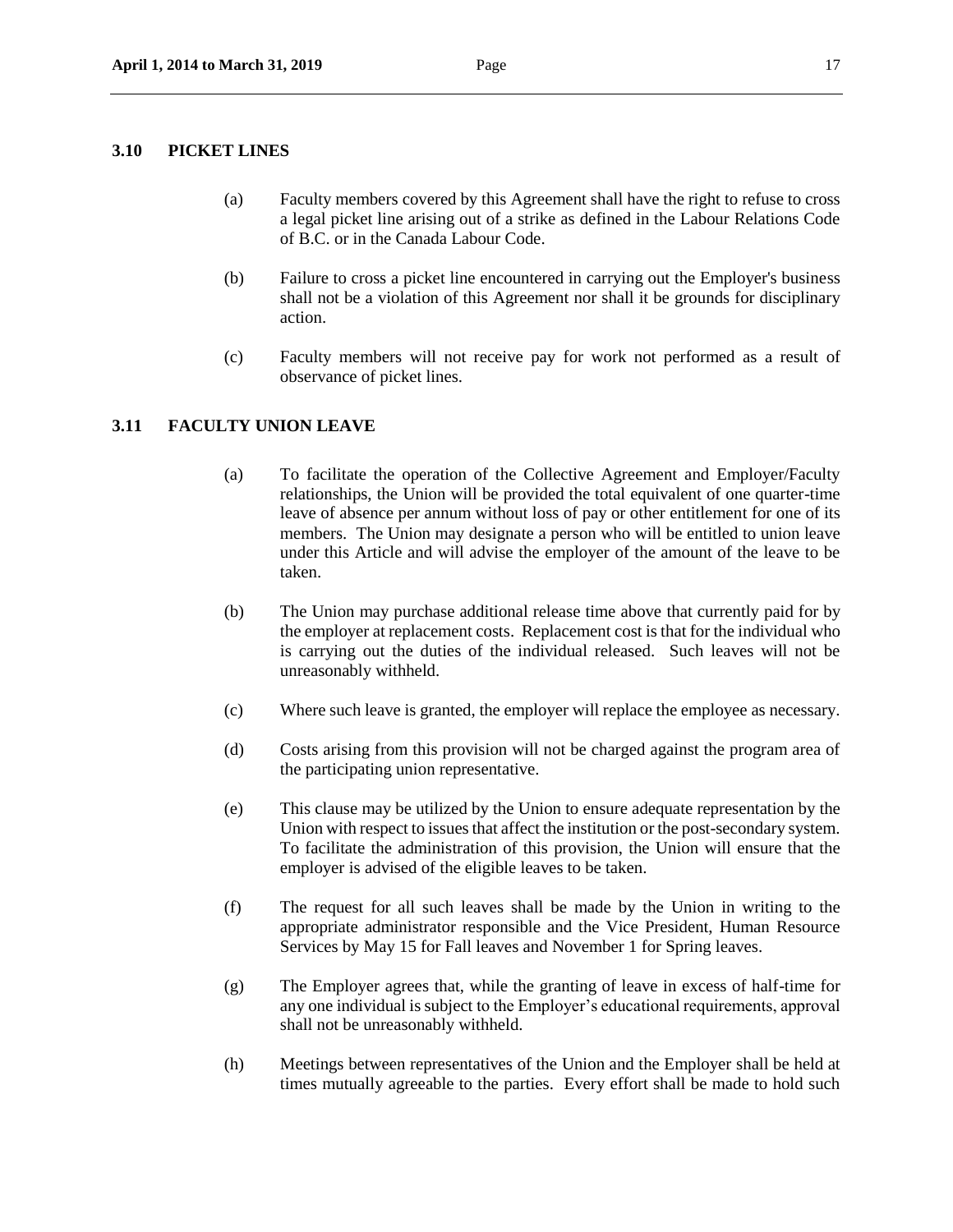### 3.10 PICKET LINES

(a) Faculty members covered by this Agreement shall have the right to refuse to cross a legal picket line arising out of a strike as defined in the Labour Relations Code of B.C. or in the Canada Labour Code.

(b) Failure to cross a picket line encountered in carrying out the Employer's business shall not be a violation of this Agreement nor shall it be grounds for disciplinary action.

(c) Faculty members will not receive pay for work not performed as a result of observance of picket lines.

### 3.11 FACULTY UNION LEAVE

(a) To facilitate the operation of the Collective Agreement and Employer/Faculty relationships, the Union will be provided the total equivalent of one quarter-time leave of absence per annum without loss of pay or other entitlement for one of its members. The Union may designate a person who will be entitled to union leave under this Article and will advise the employer of the amount of the leave to be taken.

(b) The Union may purchase additional release time above that currently paid for by the employer at replacement costs. Replacement cost is that for the individual who is carrying out the duties of the individual released. Such leaves will not be unreasonably withheld.

(c) Where such leave is granted, the employer will replace the employee as necessary.

(d) Costs arising from this provision will not be charged against the program area of the participating union representative.

(e) This clause may be utilized by the Union to ensure adequate representation by the Union with respect to issues that affect the institution or the post-secondary system. To facilitate the administration of this provision, the Union will ensure that the employer is advised of the eligible leaves to be taken.

(f) The request for all such leaves shall be made by the Union in writing to the appropriate administrator responsible and the Vice President, Human Resource Services by May 15 for Fall leaves and November 1 for Spring leaves.

(g) The Employer agrees that, while the granting of leave in excess of half-time for any one individual is subject to the Employer's educational requirements, approval shall not be unreasonably withheld.

(h) Meetings between representatives of the Union and the Employer shall be held at times mutually agreeable to the parties. Every effort shall be made to hold such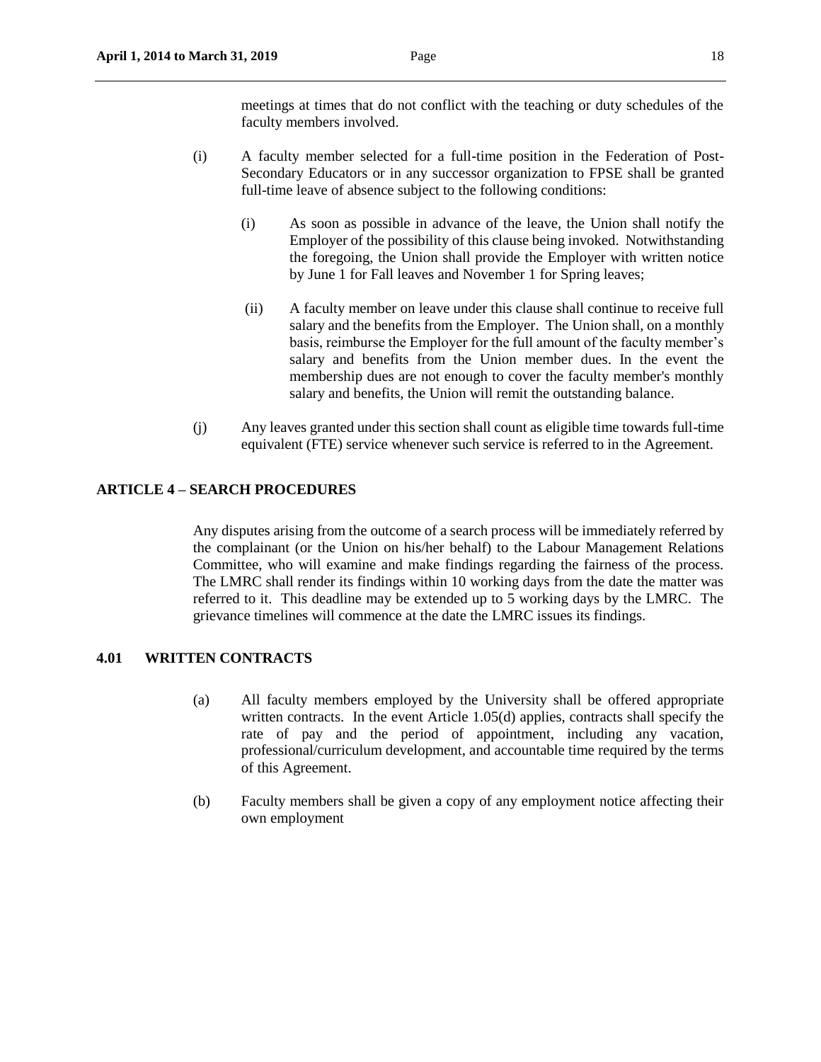meetings at times that do not conflict with the teaching or duty schedules of the faculty members involved.

(i) A faculty member selected for a full-time position in the Federation of Post-Secondary Educators or in any successor organization to FPSE shall be granted full-time leave of absence subject to the following conditions:

(i) As soon as possible in advance of the leave, the Union shall notify the Employer of the possibility of this clause being invoked. Notwithstanding the foregoing, the Union shall provide the Employer with written notice by June 1 for Fall leaves and November 1 for Spring leaves;

(ii) A faculty member on leave under this clause shall continue to receive full salary and the benefits from the Employer. The Union shall, on a monthly basis, reimburse the Employer for the full amount of the faculty member's salary and benefits from the Union member dues. In the event the membership dues are not enough to cover the faculty member's monthly salary and benefits, the Union will remit the outstanding balance.

(j) Any leaves granted under this section shall count as eligible time towards full-time equivalent (FTE) service whenever such service is referred to in the Agreement.

## ARTICLE 4 – SEARCH PROCEDURES

Any disputes arising from the outcome of a search process will be immediately referred by the complainant (or the Union on his/her behalf) to the Labour Management Relations Committee, who will examine and make findings regarding the fairness of the process. The LMRC shall render its findings within 10 working days from the date the matter was referred to it. This deadline may be extended up to 5 working days by the LMRC. The grievance timelines will commence at the date the LMRC issues its findings.

### 4.01 WRITTEN CONTRACTS

(a) All faculty members employed by the University shall be offered appropriate written contracts. In the event Article 1.05(d) applies, contracts shall specify the rate of pay and the period of appointment, including any vacation, professional/curriculum development, and accountable time required by the terms of this Agreement.

(b) Faculty members shall be given a copy of any employment notice affecting their own employment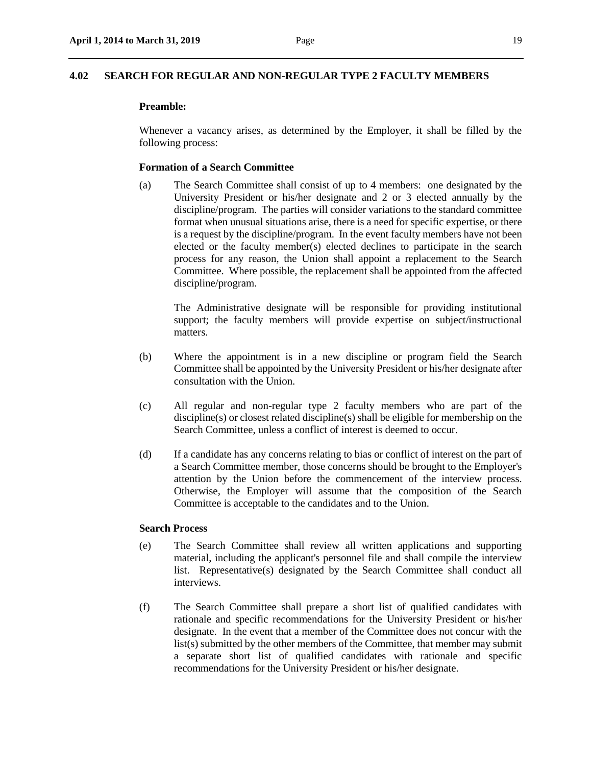## 4.02 SEARCH FOR REGULAR AND NON-REGULAR TYPE 2 FACULTY MEMBERS

**Preamble:**

Whenever a vacancy arises, as determined by the Employer, it shall be filled by the following process:

**Formation of a Search Committee**

(a) The Search Committee shall consist of up to 4 members: one designated by the University President or his/her designate and 2 or 3 elected annually by the discipline/program. The parties will consider variations to the standard committee format when unusual situations arise, there is a need for specific expertise, or there is a request by the discipline/program. In the event faculty members have not been elected or the faculty member(s) elected declines to participate in the search process for any reason, the Union shall appoint a replacement to the Search Committee. Where possible, the replacement shall be appointed from the affected discipline/program.

The Administrative designate will be responsible for providing institutional support; the faculty members will provide expertise on subject/instructional matters.

(b) Where the appointment is in a new discipline or program field the Search Committee shall be appointed by the University President or his/her designate after consultation with the Union.

(c) All regular and non-regular type 2 faculty members who are part of the discipline(s) or closest related discipline(s) shall be eligible for membership on the Search Committee, unless a conflict of interest is deemed to occur.

(d) If a candidate has any concerns relating to bias or conflict of interest on the part of a Search Committee member, those concerns should be brought to the Employer's attention by the Union before the commencement of the interview process. Otherwise, the Employer will assume that the composition of the Search Committee is acceptable to the candidates and to the Union.

**Search Process**

(e) The Search Committee shall review all written applications and supporting material, including the applicant's personnel file and shall compile the interview list. Representative(s) designated by the Search Committee shall conduct all interviews.

(f) The Search Committee shall prepare a short list of qualified candidates with rationale and specific recommendations for the University President or his/her designate. In the event that a member of the Committee does not concur with the list(s) submitted by the other members of the Committee, that member may submit a separate short list of qualified candidates with rationale and specific recommendations for the University President or his/her designate.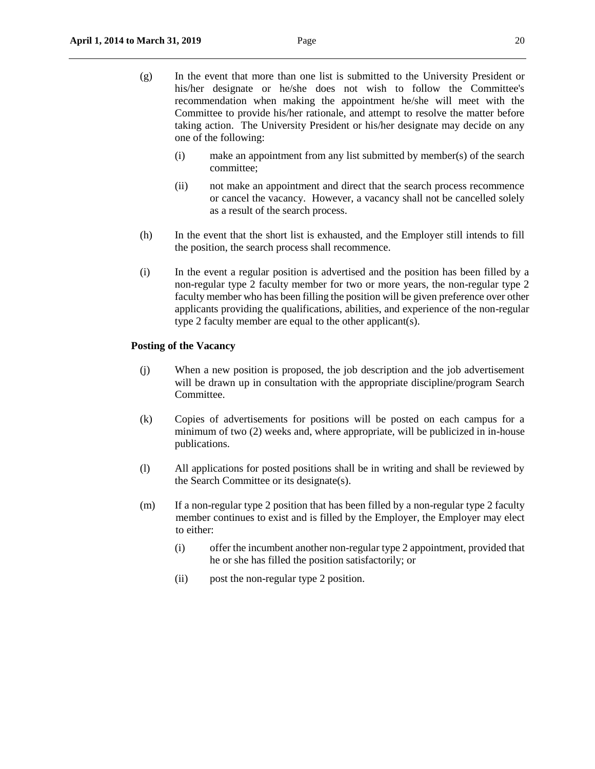(g) In the event that more than one list is submitted to the University President or his/her designate or he/she does not wish to follow the Committee's recommendation when making the appointment he/she will meet with the Committee to provide his/her rationale, and attempt to resolve the matter before taking action. The University President or his/her designate may decide on any one of the following:

  (i) make an appointment from any list submitted by member(s) of the search committee;

  (ii) not make an appointment and direct that the search process recommence or cancel the vacancy. However, a vacancy shall not be cancelled solely as a result of the search process.

(h) In the event that the short list is exhausted, and the Employer still intends to fill the position, the search process shall recommence.

(i) In the event a regular position is advertised and the position has been filled by a non-regular type 2 faculty member for two or more years, the non-regular type 2 faculty member who has been filling the position will be given preference over other applicants providing the qualifications, abilities, and experience of the non-regular type 2 faculty member are equal to the other applicant(s).

**Posting of the Vacancy**

(j) When a new position is proposed, the job description and the job advertisement will be drawn up in consultation with the appropriate discipline/program Search Committee.

(k) Copies of advertisements for positions will be posted on each campus for a minimum of two (2) weeks and, where appropriate, will be publicized in in-house publications.

(l) All applications for posted positions shall be in writing and shall be reviewed by the Search Committee or its designate(s).

(m) If a non-regular type 2 position that has been filled by a non-regular type 2 faculty member continues to exist and is filled by the Employer, the Employer may elect to either:

  (i) offer the incumbent another non-regular type 2 appointment, provided that he or she has filled the position satisfactorily; or

  (ii) post the non-regular type 2 position.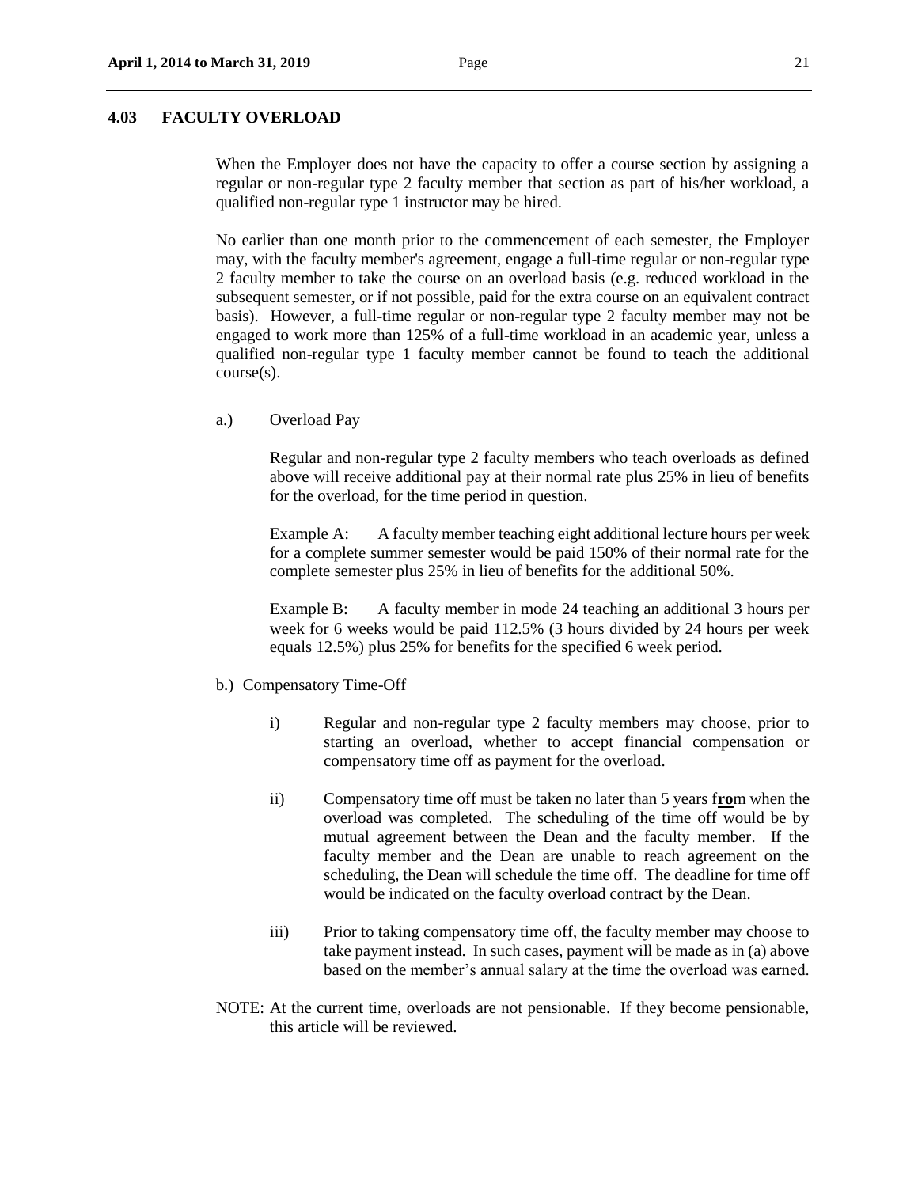## 4.03 FACULTY OVERLOAD

When the Employer does not have the capacity to offer a course section by assigning a regular or non-regular type 2 faculty member that section as part of his/her workload, a qualified non-regular type 1 instructor may be hired.

No earlier than one month prior to the commencement of each semester, the Employer may, with the faculty member's agreement, engage a full-time regular or non-regular type 2 faculty member to take the course on an overload basis (e.g. reduced workload in the subsequent semester, or if not possible, paid for the extra course on an equivalent contract basis). However, a full-time regular or non-regular type 2 faculty member may not be engaged to work more than 125% of a full-time workload in an academic year, unless a qualified non-regular type 1 faculty member cannot be found to teach the additional course(s).

a.) Overload Pay

Regular and non-regular type 2 faculty members who teach overloads as defined above will receive additional pay at their normal rate plus 25% in lieu of benefits for the overload, for the time period in question.

Example A: A faculty member teaching eight additional lecture hours per week for a complete summer semester would be paid 150% of their normal rate for the complete semester plus 25% in lieu of benefits for the additional 50%.

Example B: A faculty member in mode 24 teaching an additional 3 hours per week for 6 weeks would be paid 112.5% (3 hours divided by 24 hours per week equals 12.5%) plus 25% for benefits for the specified 6 week period.

b.) Compensatory Time-Off

i) Regular and non-regular type 2 faculty members may choose, prior to starting an overload, whether to accept financial compensation or compensatory time off as payment for the overload.

ii) Compensatory time off must be taken no later than 5 years from when the overload was completed. The scheduling of the time off would be by mutual agreement between the Dean and the faculty member. If the faculty member and the Dean are unable to reach agreement on the scheduling, the Dean will schedule the time off. The deadline for time off would be indicated on the faculty overload contract by the Dean.

iii) Prior to taking compensatory time off, the faculty member may choose to take payment instead. In such cases, payment will be made as in (a) above based on the member's annual salary at the time the overload was earned.

NOTE: At the current time, overloads are not pensionable. If they become pensionable, this article will be reviewed.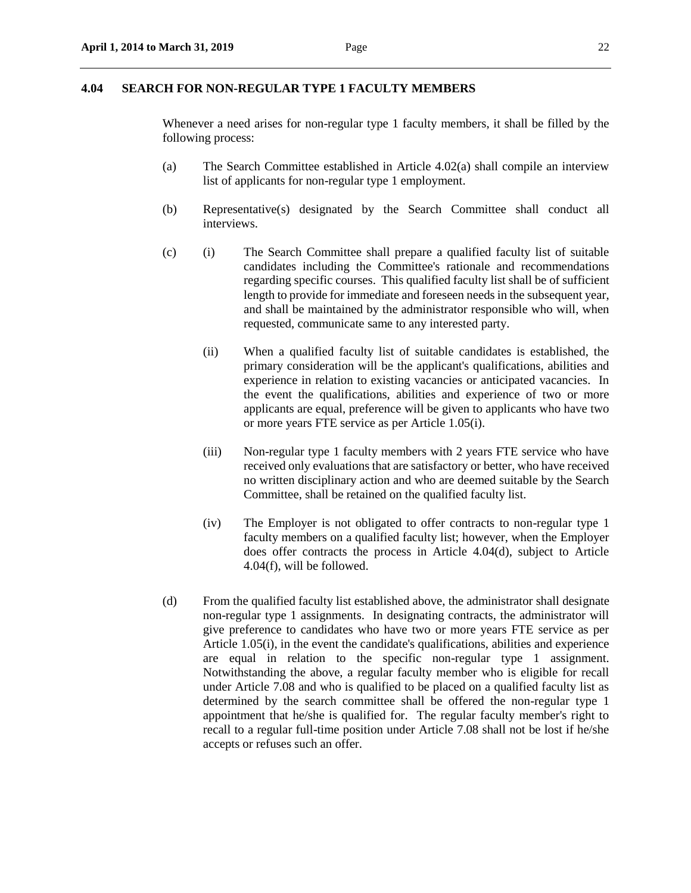## 4.04 SEARCH FOR NON-REGULAR TYPE 1 FACULTY MEMBERS

Whenever a need arises for non-regular type 1 faculty members, it shall be filled by the following process:

(a) The Search Committee established in Article 4.02(a) shall compile an interview list of applicants for non-regular type 1 employment.

(b) Representative(s) designated by the Search Committee shall conduct all interviews.

(c) (i) The Search Committee shall prepare a qualified faculty list of suitable candidates including the Committee's rationale and recommendations regarding specific courses. This qualified faculty list shall be of sufficient length to provide for immediate and foreseen needs in the subsequent year, and shall be maintained by the administrator responsible who will, when requested, communicate same to any interested party.

(ii) When a qualified faculty list of suitable candidates is established, the primary consideration will be the applicant's qualifications, abilities and experience in relation to existing vacancies or anticipated vacancies. In the event the qualifications, abilities and experience of two or more applicants are equal, preference will be given to applicants who have two or more years FTE service as per Article 1.05(i).

(iii) Non-regular type 1 faculty members with 2 years FTE service who have received only evaluations that are satisfactory or better, who have received no written disciplinary action and who are deemed suitable by the Search Committee, shall be retained on the qualified faculty list.

(iv) The Employer is not obligated to offer contracts to non-regular type 1 faculty members on a qualified faculty list; however, when the Employer does offer contracts the process in Article 4.04(d), subject to Article 4.04(f), will be followed.

(d) From the qualified faculty list established above, the administrator shall designate non-regular type 1 assignments. In designating contracts, the administrator will give preference to candidates who have two or more years FTE service as per Article 1.05(i), in the event the candidate's qualifications, abilities and experience are equal in relation to the specific non-regular type 1 assignment. Notwithstanding the above, a regular faculty member who is eligible for recall under Article 7.08 and who is qualified to be placed on a qualified faculty list as determined by the search committee shall be offered the non-regular type 1 appointment that he/she is qualified for. The regular faculty member's right to recall to a regular full-time position under Article 7.08 shall not be lost if he/she accepts or refuses such an offer.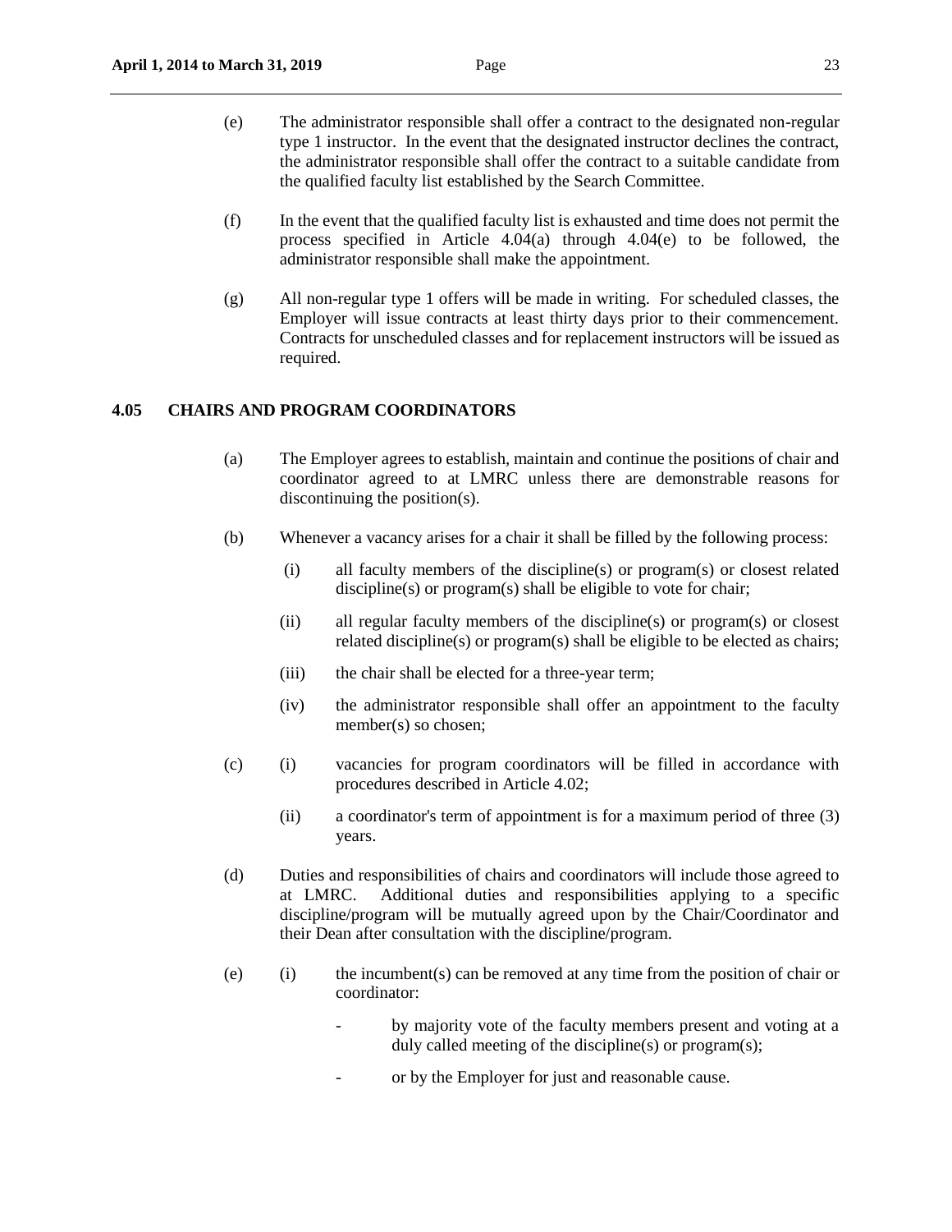(e) The administrator responsible shall offer a contract to the designated non-regular type 1 instructor. In the event that the designated instructor declines the contract, the administrator responsible shall offer the contract to a suitable candidate from the qualified faculty list established by the Search Committee.

(f) In the event that the qualified faculty list is exhausted and time does not permit the process specified in Article 4.04(a) through 4.04(e) to be followed, the administrator responsible shall make the appointment.

(g) All non-regular type 1 offers will be made in writing. For scheduled classes, the Employer will issue contracts at least thirty days prior to their commencement. Contracts for unscheduled classes and for replacement instructors will be issued as required.

## 4.05 CHAIRS AND PROGRAM COORDINATORS

(a) The Employer agrees to establish, maintain and continue the positions of chair and coordinator agreed to at LMRC unless there are demonstrable reasons for discontinuing the position(s).

(b) Whenever a vacancy arises for a chair it shall be filled by the following process:

(i) all faculty members of the discipline(s) or program(s) or closest related discipline(s) or program(s) shall be eligible to vote for chair;

(ii) all regular faculty members of the discipline(s) or program(s) or closest related discipline(s) or program(s) shall be eligible to be elected as chairs;

(iii) the chair shall be elected for a three-year term;

(iv) the administrator responsible shall offer an appointment to the faculty member(s) so chosen;

(c) (i) vacancies for program coordinators will be filled in accordance with procedures described in Article 4.02;

(ii) a coordinator's term of appointment is for a maximum period of three (3) years.

(d) Duties and responsibilities of chairs and coordinators will include those agreed to at LMRC. Additional duties and responsibilities applying to a specific discipline/program will be mutually agreed upon by the Chair/Coordinator and their Dean after consultation with the discipline/program.

(e) (i) the incumbent(s) can be removed at any time from the position of chair or coordinator:

- by majority vote of the faculty members present and voting at a duly called meeting of the discipline(s) or program(s);
- or by the Employer for just and reasonable cause.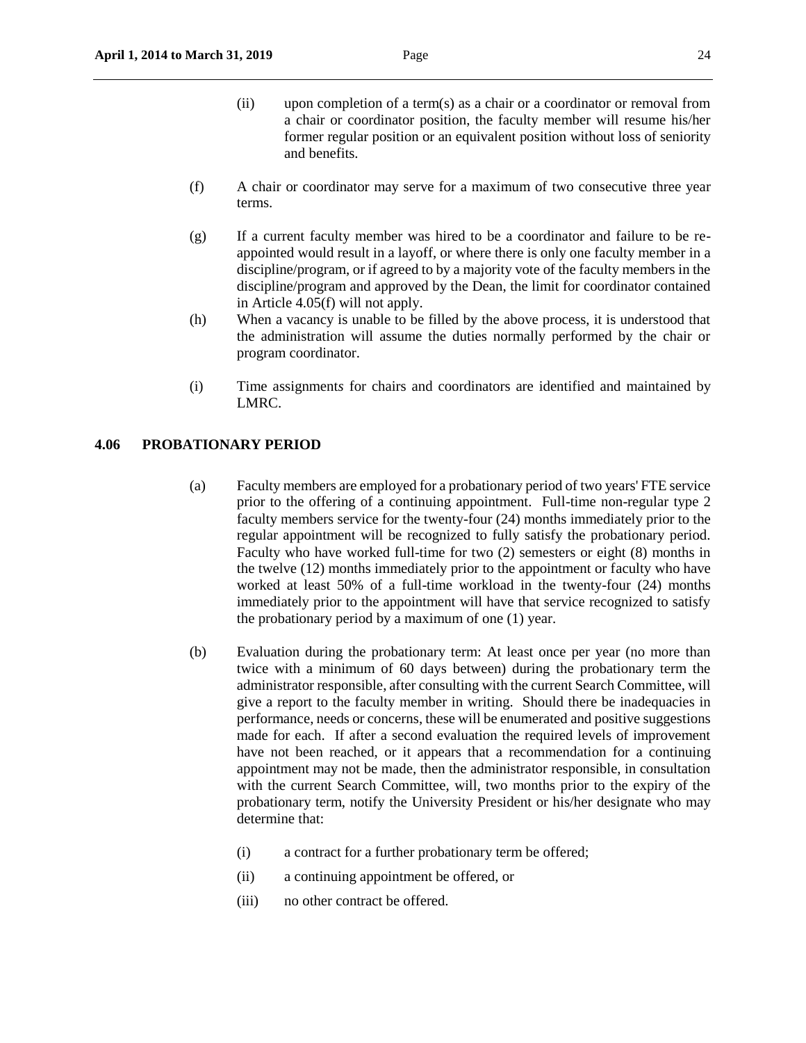(ii) upon completion of a term(s) as a chair or a coordinator or removal from a chair or coordinator position, the faculty member will resume his/her former regular position or an equivalent position without loss of seniority and benefits.

(f) A chair or coordinator may serve for a maximum of two consecutive three year terms.

(g) If a current faculty member was hired to be a coordinator and failure to be re-appointed would result in a layoff, or where there is only one faculty member in a discipline/program, or if agreed to by a majority vote of the faculty members in the discipline/program and approved by the Dean, the limit for coordinator contained in Article 4.05(f) will not apply.

(h) When a vacancy is unable to be filled by the above process, it is understood that the administration will assume the duties normally performed by the chair or program coordinator.

(i) Time assignments for chairs and coordinators are identified and maintained by LMRC.

## 4.06 PROBATIONARY PERIOD

(a) Faculty members are employed for a probationary period of two years' FTE service prior to the offering of a continuing appointment. Full-time non-regular type 2 faculty members service for the twenty-four (24) months immediately prior to the regular appointment will be recognized to fully satisfy the probationary period. Faculty who have worked full-time for two (2) semesters or eight (8) months in the twelve (12) months immediately prior to the appointment or faculty who have worked at least 50% of a full-time workload in the twenty-four (24) months immediately prior to the appointment will have that service recognized to satisfy the probationary period by a maximum of one (1) year.

(b) Evaluation during the probationary term: At least once per year (no more than twice with a minimum of 60 days between) during the probationary term the administrator responsible, after consulting with the current Search Committee, will give a report to the faculty member in writing. Should there be inadequacies in performance, needs or concerns, these will be enumerated and positive suggestions made for each. If after a second evaluation the required levels of improvement have not been reached, or it appears that a recommendation for a continuing appointment may not be made, then the administrator responsible, in consultation with the current Search Committee, will, two months prior to the expiry of the probationary term, notify the University President or his/her designate who may determine that:

(i) a contract for a further probationary term be offered;

(ii) a continuing appointment be offered, or

(iii) no other contract be offered.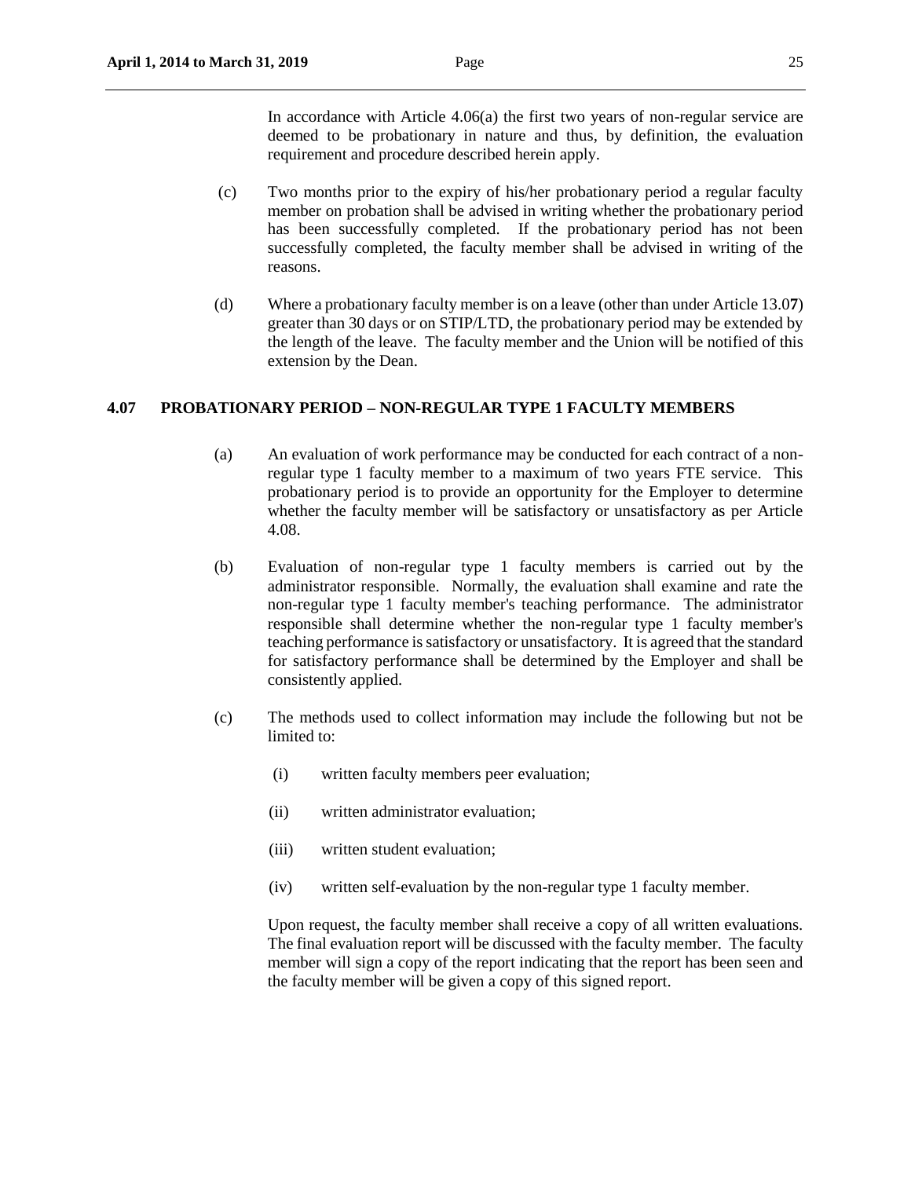In accordance with Article 4.06(a) the first two years of non-regular service are deemed to be probationary in nature and thus, by definition, the evaluation requirement and procedure described herein apply.

(c) Two months prior to the expiry of his/her probationary period a regular faculty member on probation shall be advised in writing whether the probationary period has been successfully completed. If the probationary period has not been successfully completed, the faculty member shall be advised in writing of the reasons.

(d) Where a probationary faculty member is on a leave (other than under Article 13.0**7**) greater than 30 days or on STIP/LTD, the probationary period may be extended by the length of the leave. The faculty member and the Union will be notified of this extension by the Dean.

## 4.07 PROBATIONARY PERIOD – NON-REGULAR TYPE 1 FACULTY MEMBERS

(a) An evaluation of work performance may be conducted for each contract of a non-regular type 1 faculty member to a maximum of two years FTE service. This probationary period is to provide an opportunity for the Employer to determine whether the faculty member will be satisfactory or unsatisfactory as per Article 4.08.

(b) Evaluation of non-regular type 1 faculty members is carried out by the administrator responsible. Normally, the evaluation shall examine and rate the non-regular type 1 faculty member's teaching performance. The administrator responsible shall determine whether the non-regular type 1 faculty member's teaching performance is satisfactory or unsatisfactory. It is agreed that the standard for satisfactory performance shall be determined by the Employer and shall be consistently applied.

(c) The methods used to collect information may include the following but not be limited to:

(i) written faculty members peer evaluation;

(ii) written administrator evaluation;

(iii) written student evaluation;

(iv) written self-evaluation by the non-regular type 1 faculty member.

Upon request, the faculty member shall receive a copy of all written evaluations. The final evaluation report will be discussed with the faculty member. The faculty member will sign a copy of the report indicating that the report has been seen and the faculty member will be given a copy of this signed report.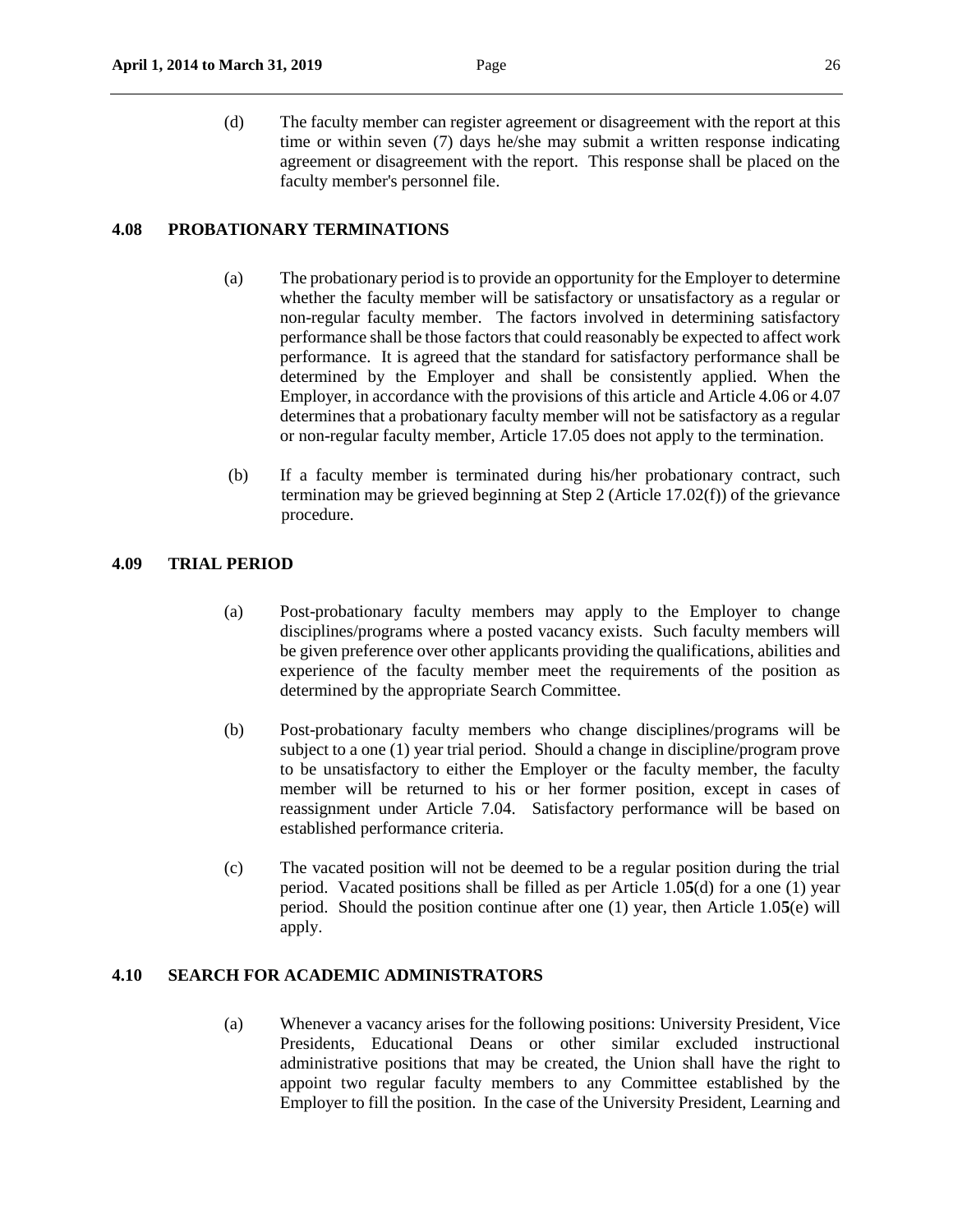(d) The faculty member can register agreement or disagreement with the report at this time or within seven (7) days he/she may submit a written response indicating agreement or disagreement with the report. This response shall be placed on the faculty member's personnel file.

## 4.08 PROBATIONARY TERMINATIONS

(a) The probationary period is to provide an opportunity for the Employer to determine whether the faculty member will be satisfactory or unsatisfactory as a regular or non-regular faculty member. The factors involved in determining satisfactory performance shall be those factors that could reasonably be expected to affect work performance. It is agreed that the standard for satisfactory performance shall be determined by the Employer and shall be consistently applied. When the Employer, in accordance with the provisions of this article and Article 4.06 or 4.07 determines that a probationary faculty member will not be satisfactory as a regular or non-regular faculty member, Article 17.05 does not apply to the termination.

(b) If a faculty member is terminated during his/her probationary contract, such termination may be grieved beginning at Step 2 (Article 17.02(f)) of the grievance procedure.

## 4.09 TRIAL PERIOD

(a) Post-probationary faculty members may apply to the Employer to change disciplines/programs where a posted vacancy exists. Such faculty members will be given preference over other applicants providing the qualifications, abilities and experience of the faculty member meet the requirements of the position as determined by the appropriate Search Committee.

(b) Post-probationary faculty members who change disciplines/programs will be subject to a one (1) year trial period. Should a change in discipline/program prove to be unsatisfactory to either the Employer or the faculty member, the faculty member will be returned to his or her former position, except in cases of reassignment under Article 7.04. Satisfactory performance will be based on established performance criteria.

(c) The vacated position will not be deemed to be a regular position during the trial period. Vacated positions shall be filled as per Article 1.0**5**(d) for a one (1) year period. Should the position continue after one (1) year, then Article 1.0**5**(e) will apply.

## 4.10 SEARCH FOR ACADEMIC ADMINISTRATORS

(a) Whenever a vacancy arises for the following positions: University President, Vice Presidents, Educational Deans or other similar excluded instructional administrative positions that may be created, the Union shall have the right to appoint two regular faculty members to any Committee established by the Employer to fill the position. In the case of the University President, Learning and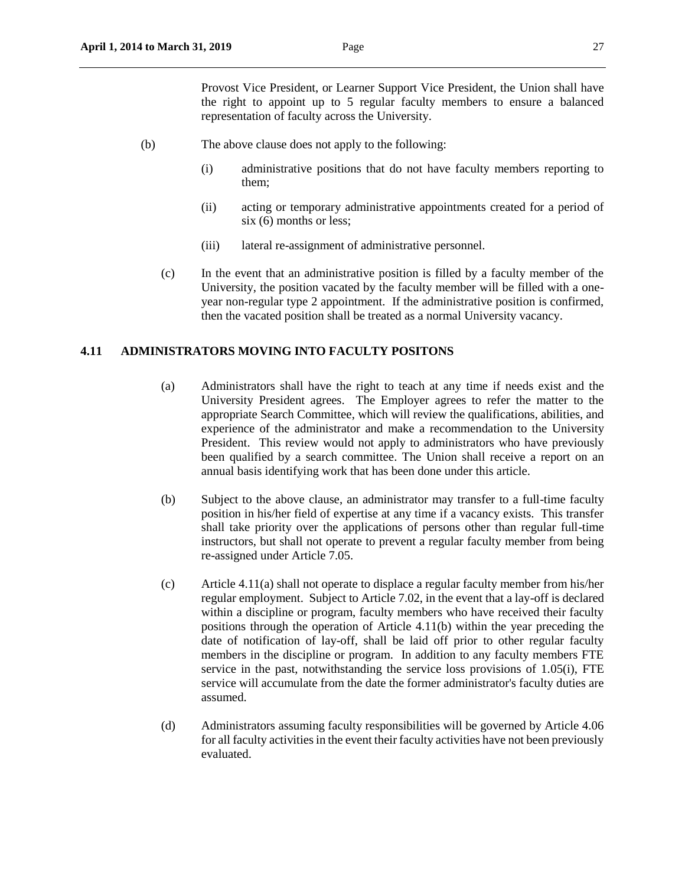Provost Vice President, or Learner Support Vice President, the Union shall have the right to appoint up to 5 regular faculty members to ensure a balanced representation of faculty across the University.

(b) The above clause does not apply to the following:

(i) administrative positions that do not have faculty members reporting to them;

(ii) acting or temporary administrative appointments created for a period of six (6) months or less;

(iii) lateral re-assignment of administrative personnel.

(c) In the event that an administrative position is filled by a faculty member of the University, the position vacated by the faculty member will be filled with a one-year non-regular type 2 appointment. If the administrative position is confirmed, then the vacated position shall be treated as a normal University vacancy.

### 4.11 ADMINISTRATORS MOVING INTO FACULTY POSITONS

(a) Administrators shall have the right to teach at any time if needs exist and the University President agrees. The Employer agrees to refer the matter to the appropriate Search Committee, which will review the qualifications, abilities, and experience of the administrator and make a recommendation to the University President. This review would not apply to administrators who have previously been qualified by a search committee. The Union shall receive a report on an annual basis identifying work that has been done under this article.

(b) Subject to the above clause, an administrator may transfer to a full-time faculty position in his/her field of expertise at any time if a vacancy exists. This transfer shall take priority over the applications of persons other than regular full-time instructors, but shall not operate to prevent a regular faculty member from being re-assigned under Article 7.05.

(c) Article 4.11(a) shall not operate to displace a regular faculty member from his/her regular employment. Subject to Article 7.02, in the event that a lay-off is declared within a discipline or program, faculty members who have received their faculty positions through the operation of Article 4.11(b) within the year preceding the date of notification of lay-off, shall be laid off prior to other regular faculty members in the discipline or program. In addition to any faculty members FTE service in the past, notwithstanding the service loss provisions of 1.05(i), FTE service will accumulate from the date the former administrator's faculty duties are assumed.

(d) Administrators assuming faculty responsibilities will be governed by Article 4.06 for all faculty activities in the event their faculty activities have not been previously evaluated.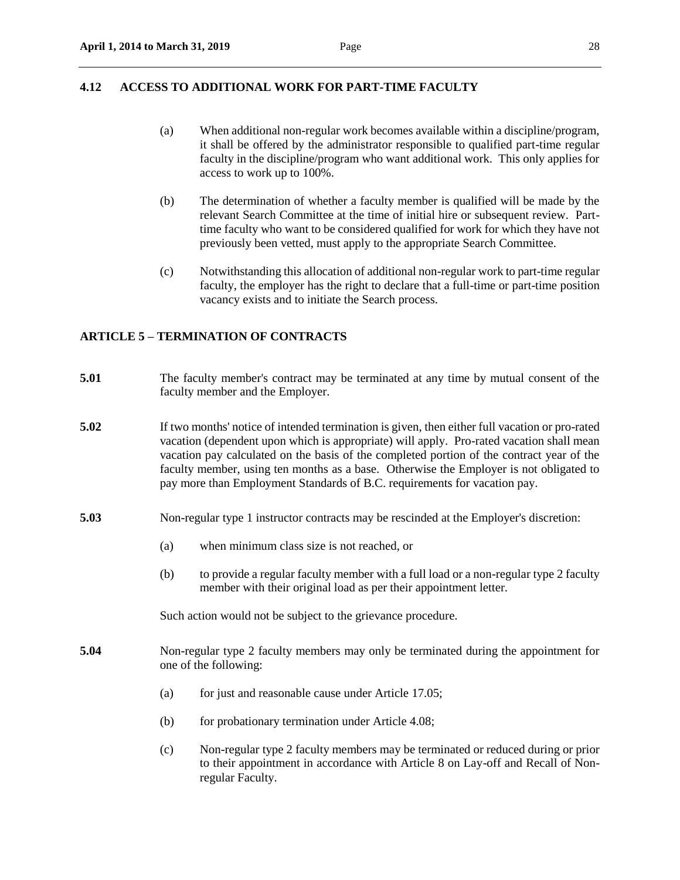### 4.12 ACCESS TO ADDITIONAL WORK FOR PART-TIME FACULTY

(a) When additional non-regular work becomes available within a discipline/program, it shall be offered by the administrator responsible to qualified part-time regular faculty in the discipline/program who want additional work. This only applies for access to work up to 100%.

(b) The determination of whether a faculty member is qualified will be made by the relevant Search Committee at the time of initial hire or subsequent review. Part-time faculty who want to be considered qualified for work for which they have not previously been vetted, must apply to the appropriate Search Committee.

(c) Notwithstanding this allocation of additional non-regular work to part-time regular faculty, the employer has the right to declare that a full-time or part-time position vacancy exists and to initiate the Search process.

## ARTICLE 5 – TERMINATION OF CONTRACTS

**5.01** The faculty member's contract may be terminated at any time by mutual consent of the faculty member and the Employer.

**5.02** If two months' notice of intended termination is given, then either full vacation or pro-rated vacation (dependent upon which is appropriate) will apply. Pro-rated vacation shall mean vacation pay calculated on the basis of the completed portion of the contract year of the faculty member, using ten months as a base. Otherwise the Employer is not obligated to pay more than Employment Standards of B.C. requirements for vacation pay.

**5.03** Non-regular type 1 instructor contracts may be rescinded at the Employer's discretion:

(a) when minimum class size is not reached, or

(b) to provide a regular faculty member with a full load or a non-regular type 2 faculty member with their original load as per their appointment letter.

Such action would not be subject to the grievance procedure.

**5.04** Non-regular type 2 faculty members may only be terminated during the appointment for one of the following:

(a) for just and reasonable cause under Article 17.05;

(b) for probationary termination under Article 4.08;

(c) Non-regular type 2 faculty members may be terminated or reduced during or prior to their appointment in accordance with Article 8 on Lay-off and Recall of Non-regular Faculty.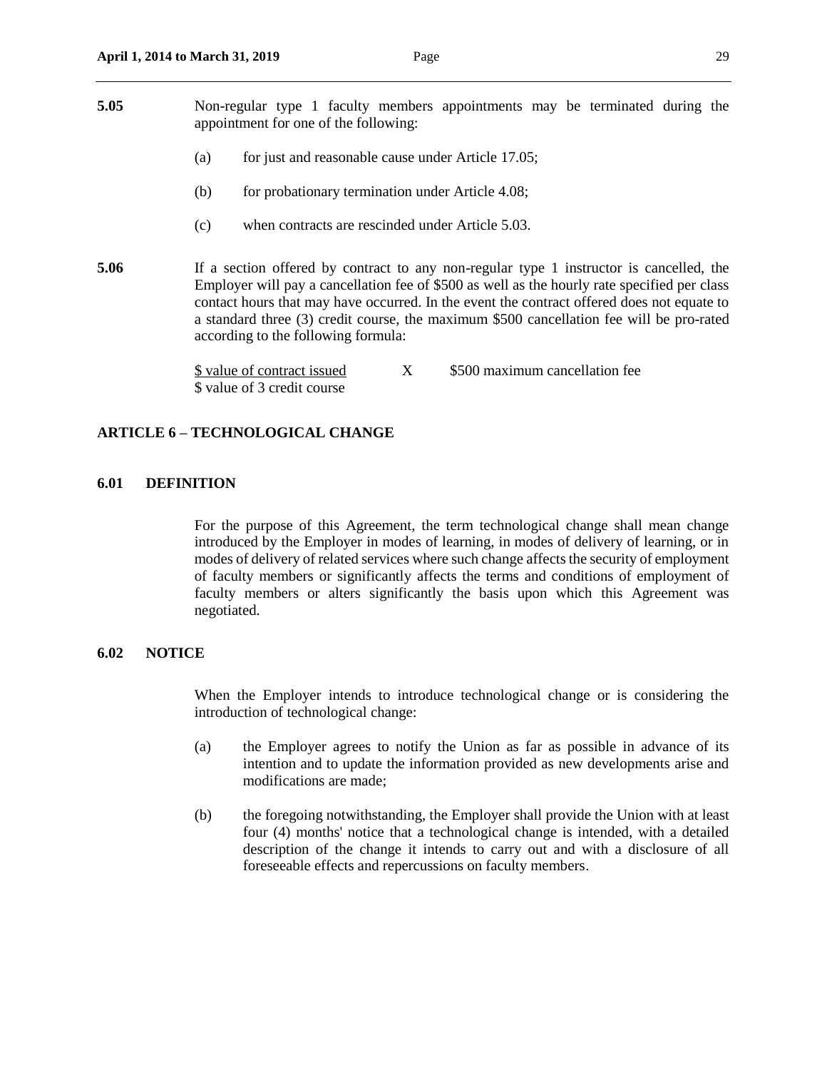**5.05** Non-regular type 1 faculty members appointments may be terminated during the appointment for one of the following:

(a) for just and reasonable cause under Article 17.05;

(b) for probationary termination under Article 4.08;

(c) when contracts are rescinded under Article 5.03.

**5.06** If a section offered by contract to any non-regular type 1 instructor is cancelled, the Employer will pay a cancellation fee of $500 as well as the hourly rate specified per class contact hours that may have occurred. In the event the contract offered does not equate to a standard three (3) credit course, the maximum $500 cancellation fee will be pro-rated according to the following formula:

$$\frac{\text{\$ value of contract issued}}{\text{\$ value of 3 credit course}} \times \text{\$500 maximum cancellation fee}$$

## ARTICLE 6 – TECHNOLOGICAL CHANGE

### 6.01 DEFINITION

For the purpose of this Agreement, the term technological change shall mean change introduced by the Employer in modes of learning, in modes of delivery of learning, or in modes of delivery of related services where such change affects the security of employment of faculty members or significantly affects the terms and conditions of employment of faculty members or alters significantly the basis upon which this Agreement was negotiated.

### 6.02 NOTICE

When the Employer intends to introduce technological change or is considering the introduction of technological change:

(a) the Employer agrees to notify the Union as far as possible in advance of its intention and to update the information provided as new developments arise and modifications are made;

(b) the foregoing notwithstanding, the Employer shall provide the Union with at least four (4) months' notice that a technological change is intended, with a detailed description of the change it intends to carry out and with a disclosure of all foreseeable effects and repercussions on faculty members.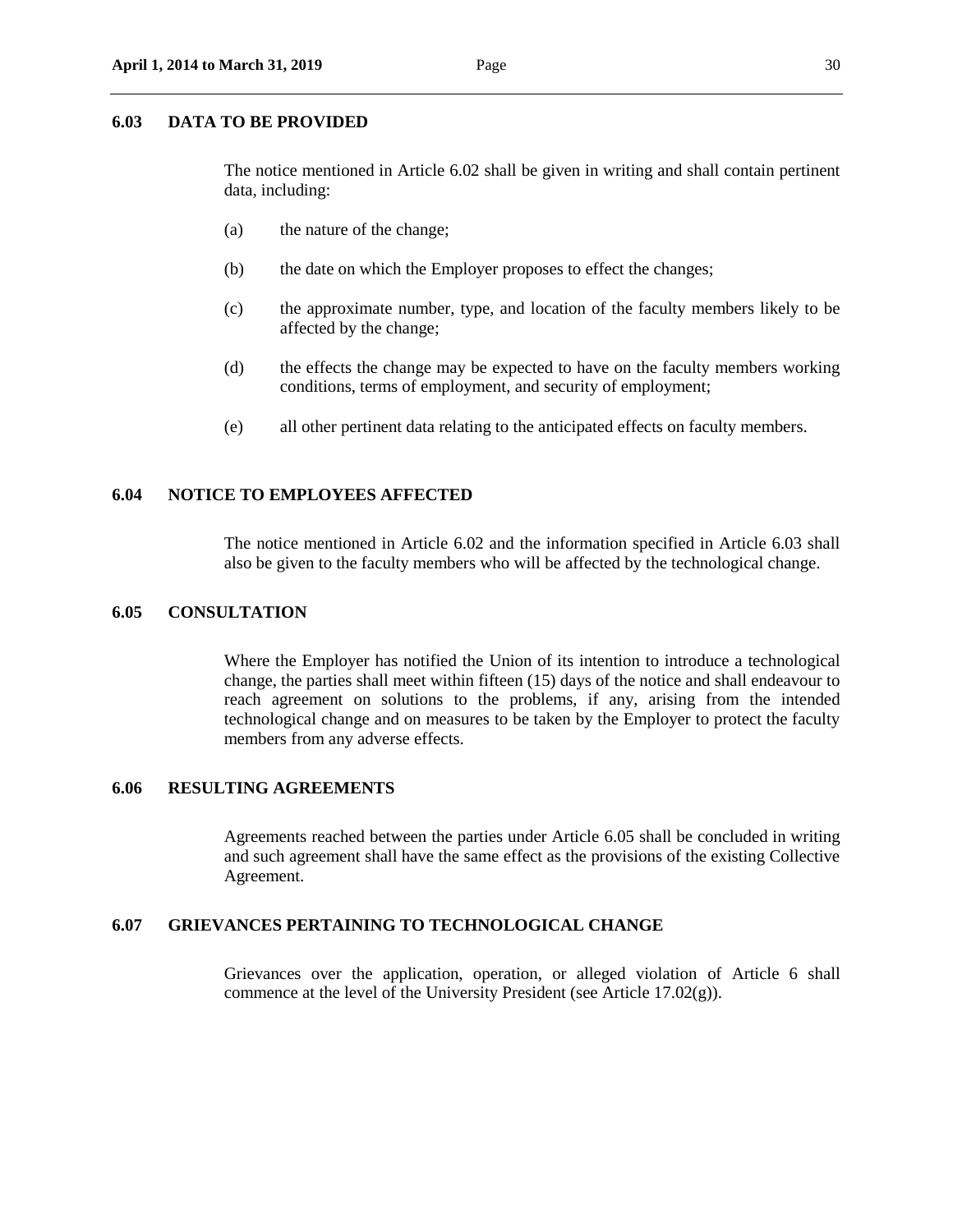### 6.03 DATA TO BE PROVIDED

The notice mentioned in Article 6.02 shall be given in writing and shall contain pertinent data, including:

(a) the nature of the change;

(b) the date on which the Employer proposes to effect the changes;

(c) the approximate number, type, and location of the faculty members likely to be affected by the change;

(d) the effects the change may be expected to have on the faculty members working conditions, terms of employment, and security of employment;

(e) all other pertinent data relating to the anticipated effects on faculty members.

### 6.04 NOTICE TO EMPLOYEES AFFECTED

The notice mentioned in Article 6.02 and the information specified in Article 6.03 shall also be given to the faculty members who will be affected by the technological change.

### 6.05 CONSULTATION

Where the Employer has notified the Union of its intention to introduce a technological change, the parties shall meet within fifteen (15) days of the notice and shall endeavour to reach agreement on solutions to the problems, if any, arising from the intended technological change and on measures to be taken by the Employer to protect the faculty members from any adverse effects.

### 6.06 RESULTING AGREEMENTS

Agreements reached between the parties under Article 6.05 shall be concluded in writing and such agreement shall have the same effect as the provisions of the existing Collective Agreement.

### 6.07 GRIEVANCES PERTAINING TO TECHNOLOGICAL CHANGE

Grievances over the application, operation, or alleged violation of Article 6 shall commence at the level of the University President (see Article 17.02(g)).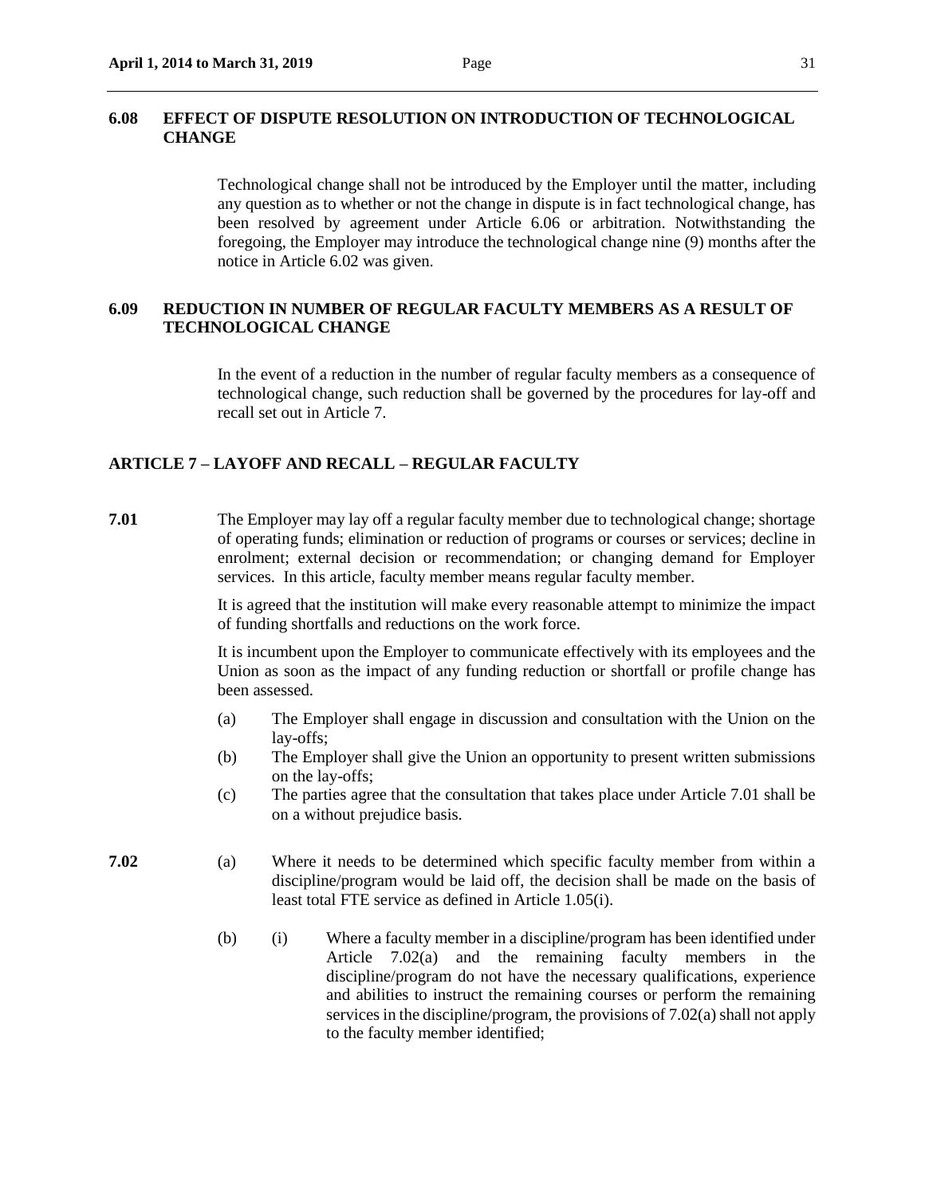### 6.08 EFFECT OF DISPUTE RESOLUTION ON INTRODUCTION OF TECHNOLOGICAL CHANGE

Technological change shall not be introduced by the Employer until the matter, including any question as to whether or not the change in dispute is in fact technological change, has been resolved by agreement under Article 6.06 or arbitration. Notwithstanding the foregoing, the Employer may introduce the technological change nine (9) months after the notice in Article 6.02 was given.

### 6.09 REDUCTION IN NUMBER OF REGULAR FACULTY MEMBERS AS A RESULT OF TECHNOLOGICAL CHANGE

In the event of a reduction in the number of regular faculty members as a consequence of technological change, such reduction shall be governed by the procedures for lay-off and recall set out in Article 7.

## ARTICLE 7 – LAYOFF AND RECALL – REGULAR FACULTY

**7.01** The Employer may lay off a regular faculty member due to technological change; shortage of operating funds; elimination or reduction of programs or courses or services; decline in enrolment; external decision or recommendation; or changing demand for Employer services. In this article, faculty member means regular faculty member.

It is agreed that the institution will make every reasonable attempt to minimize the impact of funding shortfalls and reductions on the work force.

It is incumbent upon the Employer to communicate effectively with its employees and the Union as soon as the impact of any funding reduction or shortfall or profile change has been assessed.

(a) The Employer shall engage in discussion and consultation with the Union on the lay-offs;

(b) The Employer shall give the Union an opportunity to present written submissions on the lay-offs;

(c) The parties agree that the consultation that takes place under Article 7.01 shall be on a without prejudice basis.

**7.02** (a) Where it needs to be determined which specific faculty member from within a discipline/program would be laid off, the decision shall be made on the basis of least total FTE service as defined in Article 1.05(i).

(b) (i) Where a faculty member in a discipline/program has been identified under Article 7.02(a) and the remaining faculty members in the discipline/program do not have the necessary qualifications, experience and abilities to instruct the remaining courses or perform the remaining services in the discipline/program, the provisions of 7.02(a) shall not apply to the faculty member identified;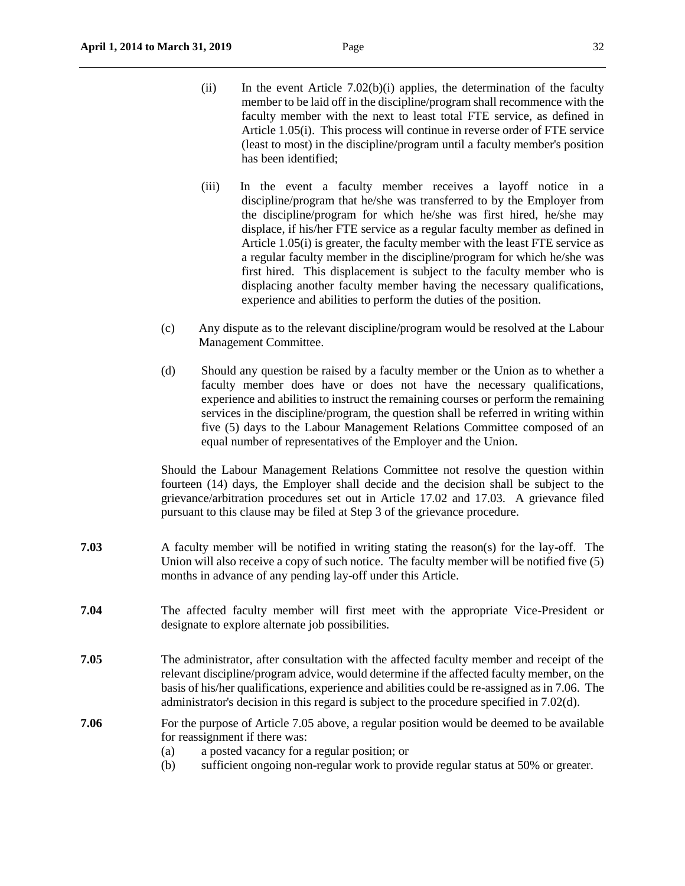(ii) In the event Article 7.02(b)(i) applies, the determination of the faculty member to be laid off in the discipline/program shall recommence with the faculty member with the next to least total FTE service, as defined in Article 1.05(i). This process will continue in reverse order of FTE service (least to most) in the discipline/program until a faculty member's position has been identified;

(iii) In the event a faculty member receives a layoff notice in a discipline/program that he/she was transferred to by the Employer from the discipline/program for which he/she was first hired, he/she may displace, if his/her FTE service as a regular faculty member as defined in Article 1.05(i) is greater, the faculty member with the least FTE service as a regular faculty member in the discipline/program for which he/she was first hired. This displacement is subject to the faculty member who is displacing another faculty member having the necessary qualifications, experience and abilities to perform the duties of the position.

(c) Any dispute as to the relevant discipline/program would be resolved at the Labour Management Committee.

(d) Should any question be raised by a faculty member or the Union as to whether a faculty member does have or does not have the necessary qualifications, experience and abilities to instruct the remaining courses or perform the remaining services in the discipline/program, the question shall be referred in writing within five (5) days to the Labour Management Relations Committee composed of an equal number of representatives of the Employer and the Union.

Should the Labour Management Relations Committee not resolve the question within fourteen (14) days, the Employer shall decide and the decision shall be subject to the grievance/arbitration procedures set out in Article 17.02 and 17.03. A grievance filed pursuant to this clause may be filed at Step 3 of the grievance procedure.

**7.03** A faculty member will be notified in writing stating the reason(s) for the lay-off. The Union will also receive a copy of such notice. The faculty member will be notified five (5) months in advance of any pending lay-off under this Article.

**7.04** The affected faculty member will first meet with the appropriate Vice-President or designate to explore alternate job possibilities.

**7.05** The administrator, after consultation with the affected faculty member and receipt of the relevant discipline/program advice, would determine if the affected faculty member, on the basis of his/her qualifications, experience and abilities could be re-assigned as in 7.06. The administrator's decision in this regard is subject to the procedure specified in 7.02(d).

**7.06** For the purpose of Article 7.05 above, a regular position would be deemed to be available for reassignment if there was:

(a) a posted vacancy for a regular position; or

(b) sufficient ongoing non-regular work to provide regular status at 50% or greater.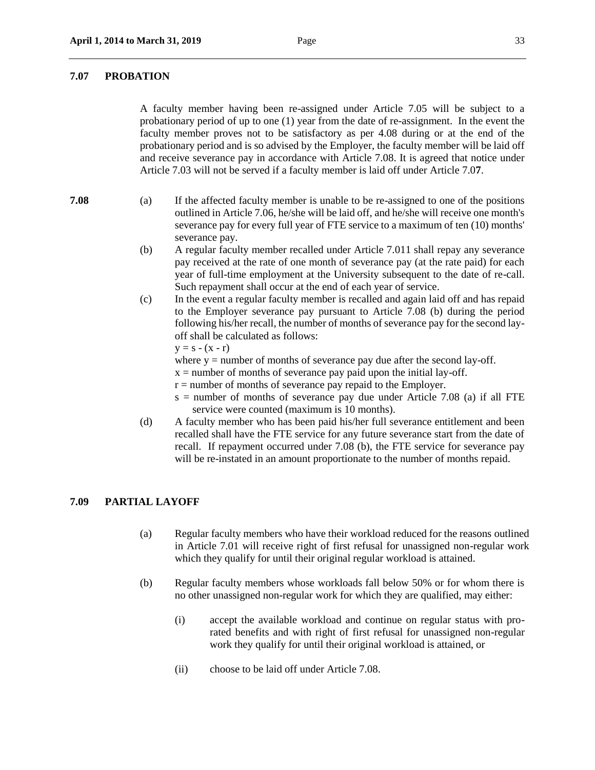### 7.07 PROBATION

A faculty member having been re-assigned under Article 7.05 will be subject to a probationary period of up to one (1) year from the date of re-assignment. In the event the faculty member proves not to be satisfactory as per 4.08 during or at the end of the probationary period and is so advised by the Employer, the faculty member will be laid off and receive severance pay in accordance with Article 7.08. It is agreed that notice under Article 7.03 will not be served if a faculty member is laid off under Article 7.0**7**.

### 7.08

(a) If the affected faculty member is unable to be re-assigned to one of the positions outlined in Article 7.06, he/she will be laid off, and he/she will receive one month's severance pay for every full year of FTE service to a maximum of ten (10) months' severance pay.

(b) A regular faculty member recalled under Article 7.011 shall repay any severance pay received at the rate of one month of severance pay (at the rate paid) for each year of full-time employment at the University subsequent to the date of re-call. Such repayment shall occur at the end of each year of service.

(c) In the event a regular faculty member is recalled and again laid off and has repaid to the Employer severance pay pursuant to Article 7.08 (b) during the period following his/her recall, the number of months of severance pay for the second lay-off shall be calculated as follows:

$y = s - (x - r)$

where $y$ = number of months of severance pay due after the second lay-off.
$x$ = number of months of severance pay paid upon the initial lay-off.
$r$ = number of months of severance pay repaid to the Employer.
$s$ = number of months of severance pay due under Article 7.08 (a) if all FTE service were counted (maximum is 10 months).

(d) A faculty member who has been paid his/her full severance entitlement and been recalled shall have the FTE service for any future severance start from the date of recall. If repayment occurred under 7.08 (b), the FTE service for severance pay will be re-instated in an amount proportionate to the number of months repaid.

### 7.09 PARTIAL LAYOFF

(a) Regular faculty members who have their workload reduced for the reasons outlined in Article 7.01 will receive right of first refusal for unassigned non-regular work which they qualify for until their original regular workload is attained.

(b) Regular faculty members whose workloads fall below 50% or for whom there is no other unassigned non-regular work for which they are qualified, may either:

(i) accept the available workload and continue on regular status with pro-rated benefits and with right of first refusal for unassigned non-regular work they qualify for until their original workload is attained, or

(ii) choose to be laid off under Article 7.08.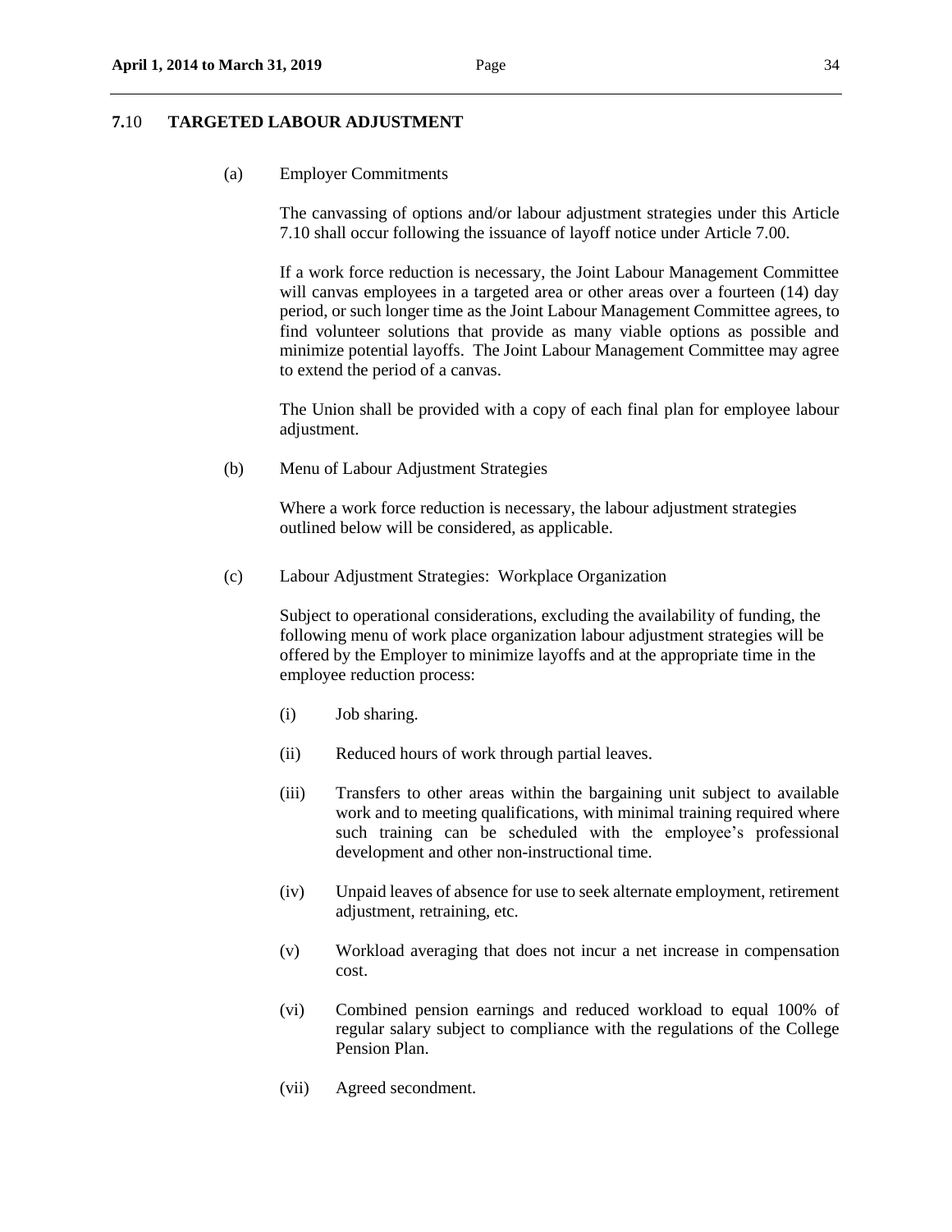## 7.10 TARGETED LABOUR ADJUSTMENT

(a) Employer Commitments

The canvassing of options and/or labour adjustment strategies under this Article 7.10 shall occur following the issuance of layoff notice under Article 7.00.

If a work force reduction is necessary, the Joint Labour Management Committee will canvas employees in a targeted area or other areas over a fourteen (14) day period, or such longer time as the Joint Labour Management Committee agrees, to find volunteer solutions that provide as many viable options as possible and minimize potential layoffs. The Joint Labour Management Committee may agree to extend the period of a canvas.

The Union shall be provided with a copy of each final plan for employee labour adjustment.

(b) Menu of Labour Adjustment Strategies

Where a work force reduction is necessary, the labour adjustment strategies outlined below will be considered, as applicable.

(c) Labour Adjustment Strategies: Workplace Organization

Subject to operational considerations, excluding the availability of funding, the following menu of work place organization labour adjustment strategies will be offered by the Employer to minimize layoffs and at the appropriate time in the employee reduction process:

(i) Job sharing.

(ii) Reduced hours of work through partial leaves.

(iii) Transfers to other areas within the bargaining unit subject to available work and to meeting qualifications, with minimal training required where such training can be scheduled with the employee's professional development and other non-instructional time.

(iv) Unpaid leaves of absence for use to seek alternate employment, retirement adjustment, retraining, etc.

(v) Workload averaging that does not incur a net increase in compensation cost.

(vi) Combined pension earnings and reduced workload to equal 100% of regular salary subject to compliance with the regulations of the College Pension Plan.

(vii) Agreed secondment.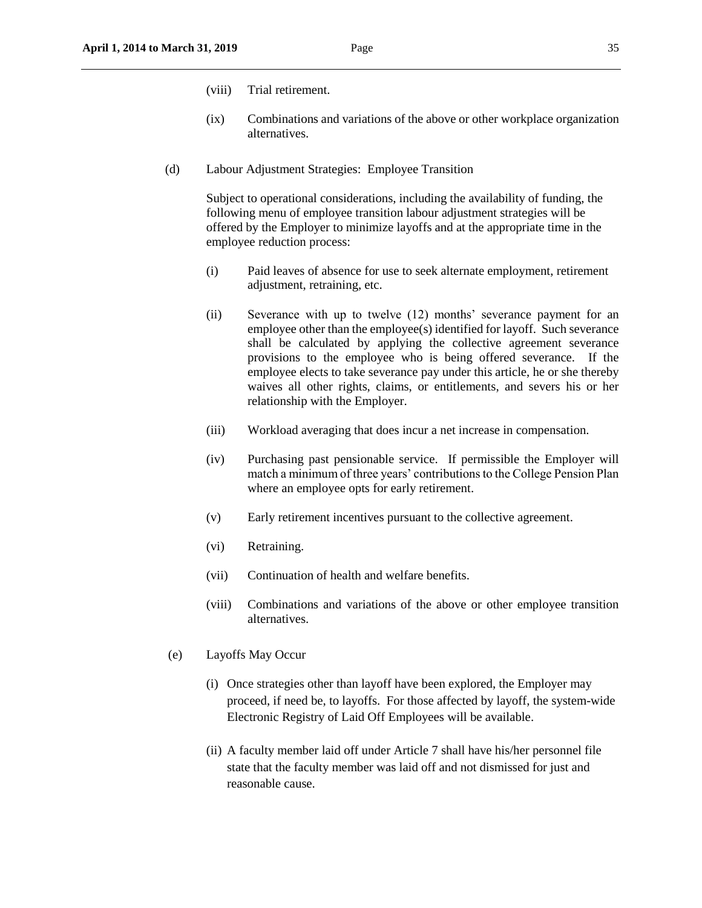(viii) Trial retirement.

(ix) Combinations and variations of the above or other workplace organization alternatives.

(d) Labour Adjustment Strategies: Employee Transition

Subject to operational considerations, including the availability of funding, the following menu of employee transition labour adjustment strategies will be offered by the Employer to minimize layoffs and at the appropriate time in the employee reduction process:

(i) Paid leaves of absence for use to seek alternate employment, retirement adjustment, retraining, etc.

(ii) Severance with up to twelve (12) months' severance payment for an employee other than the employee(s) identified for layoff. Such severance shall be calculated by applying the collective agreement severance provisions to the employee who is being offered severance. If the employee elects to take severance pay under this article, he or she thereby waives all other rights, claims, or entitlements, and severs his or her relationship with the Employer.

(iii) Workload averaging that does incur a net increase in compensation.

(iv) Purchasing past pensionable service. If permissible the Employer will match a minimum of three years' contributions to the College Pension Plan where an employee opts for early retirement.

(v) Early retirement incentives pursuant to the collective agreement.

(vi) Retraining.

(vii) Continuation of health and welfare benefits.

(viii) Combinations and variations of the above or other employee transition alternatives.

(e) Layoffs May Occur

(i) Once strategies other than layoff have been explored, the Employer may proceed, if need be, to layoffs. For those affected by layoff, the system-wide Electronic Registry of Laid Off Employees will be available.

(ii) A faculty member laid off under Article 7 shall have his/her personnel file state that the faculty member was laid off and not dismissed for just and reasonable cause.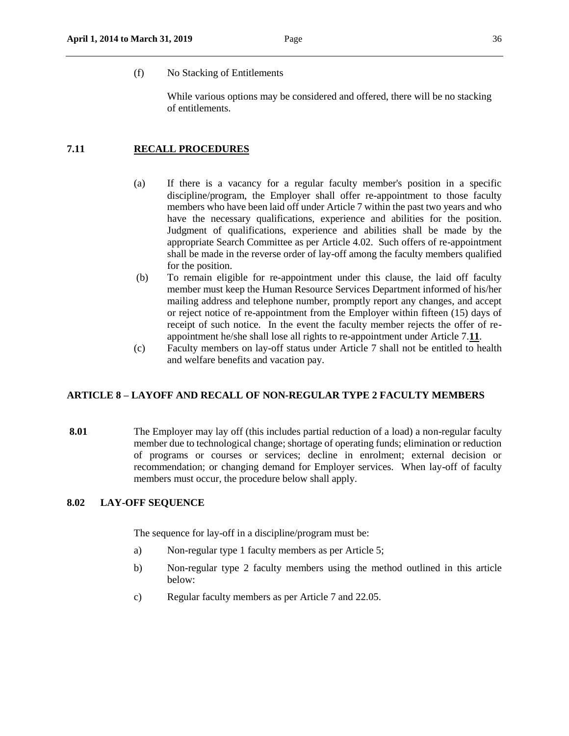(f) No Stacking of Entitlements

While various options may be considered and offered, there will be no stacking of entitlements.

## 7.11 RECALL PROCEDURES

(a) If there is a vacancy for a regular faculty member's position in a specific discipline/program, the Employer shall offer re-appointment to those faculty members who have been laid off under Article 7 within the past two years and who have the necessary qualifications, experience and abilities for the position. Judgment of qualifications, experience and abilities shall be made by the appropriate Search Committee as per Article 4.02. Such offers of re-appointment shall be made in the reverse order of lay-off among the faculty members qualified for the position.

(b) To remain eligible for re-appointment under this clause, the laid off faculty member must keep the Human Resource Services Department informed of his/her mailing address and telephone number, promptly report any changes, and accept or reject notice of re-appointment from the Employer within fifteen (15) days of receipt of such notice. In the event the faculty member rejects the offer of re-appointment he/she shall lose all rights to re-appointment under Article 7.**11**.

(c) Faculty members on lay-off status under Article 7 shall not be entitled to health and welfare benefits and vacation pay.

# ARTICLE 8 – LAYOFF AND RECALL OF NON-REGULAR TYPE 2 FACULTY MEMBERS

**8.01** The Employer may lay off (this includes partial reduction of a load) a non-regular faculty member due to technological change; shortage of operating funds; elimination or reduction of programs or courses or services; decline in enrolment; external decision or recommendation; or changing demand for Employer services. When lay-off of faculty members must occur, the procedure below shall apply.

## 8.02 LAY-OFF SEQUENCE

The sequence for lay-off in a discipline/program must be:

a) Non-regular type 1 faculty members as per Article 5;

b) Non-regular type 2 faculty members using the method outlined in this article below:

c) Regular faculty members as per Article 7 and 22.05.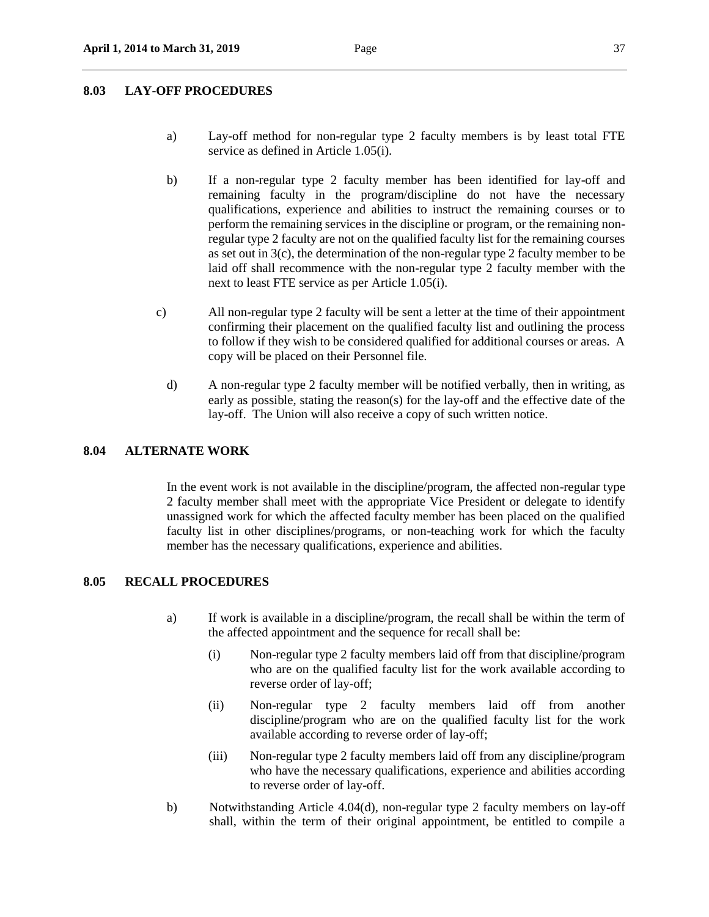## 8.03 LAY-OFF PROCEDURES

a) Lay-off method for non-regular type 2 faculty members is by least total FTE service as defined in Article 1.05(i).

b) If a non-regular type 2 faculty member has been identified for lay-off and remaining faculty in the program/discipline do not have the necessary qualifications, experience and abilities to instruct the remaining courses or to perform the remaining services in the discipline or program, or the remaining non-regular type 2 faculty are not on the qualified faculty list for the remaining courses as set out in 3(c), the determination of the non-regular type 2 faculty member to be laid off shall recommence with the non-regular type 2 faculty member with the next to least FTE service as per Article 1.05(i).

c) All non-regular type 2 faculty will be sent a letter at the time of their appointment confirming their placement on the qualified faculty list and outlining the process to follow if they wish to be considered qualified for additional courses or areas. A copy will be placed on their Personnel file.

d) A non-regular type 2 faculty member will be notified verbally, then in writing, as early as possible, stating the reason(s) for the lay-off and the effective date of the lay-off. The Union will also receive a copy of such written notice.

## 8.04 ALTERNATE WORK

In the event work is not available in the discipline/program, the affected non-regular type 2 faculty member shall meet with the appropriate Vice President or delegate to identify unassigned work for which the affected faculty member has been placed on the qualified faculty list in other disciplines/programs, or non-teaching work for which the faculty member has the necessary qualifications, experience and abilities.

## 8.05 RECALL PROCEDURES

a) If work is available in a discipline/program, the recall shall be within the term of the affected appointment and the sequence for recall shall be:

   (i) Non-regular type 2 faculty members laid off from that discipline/program who are on the qualified faculty list for the work available according to reverse order of lay-off;

   (ii) Non-regular type 2 faculty members laid off from another discipline/program who are on the qualified faculty list for the work available according to reverse order of lay-off;

   (iii) Non-regular type 2 faculty members laid off from any discipline/program who have the necessary qualifications, experience and abilities according to reverse order of lay-off.

b) Notwithstanding Article 4.04(d), non-regular type 2 faculty members on lay-off shall, within the term of their original appointment, be entitled to compile a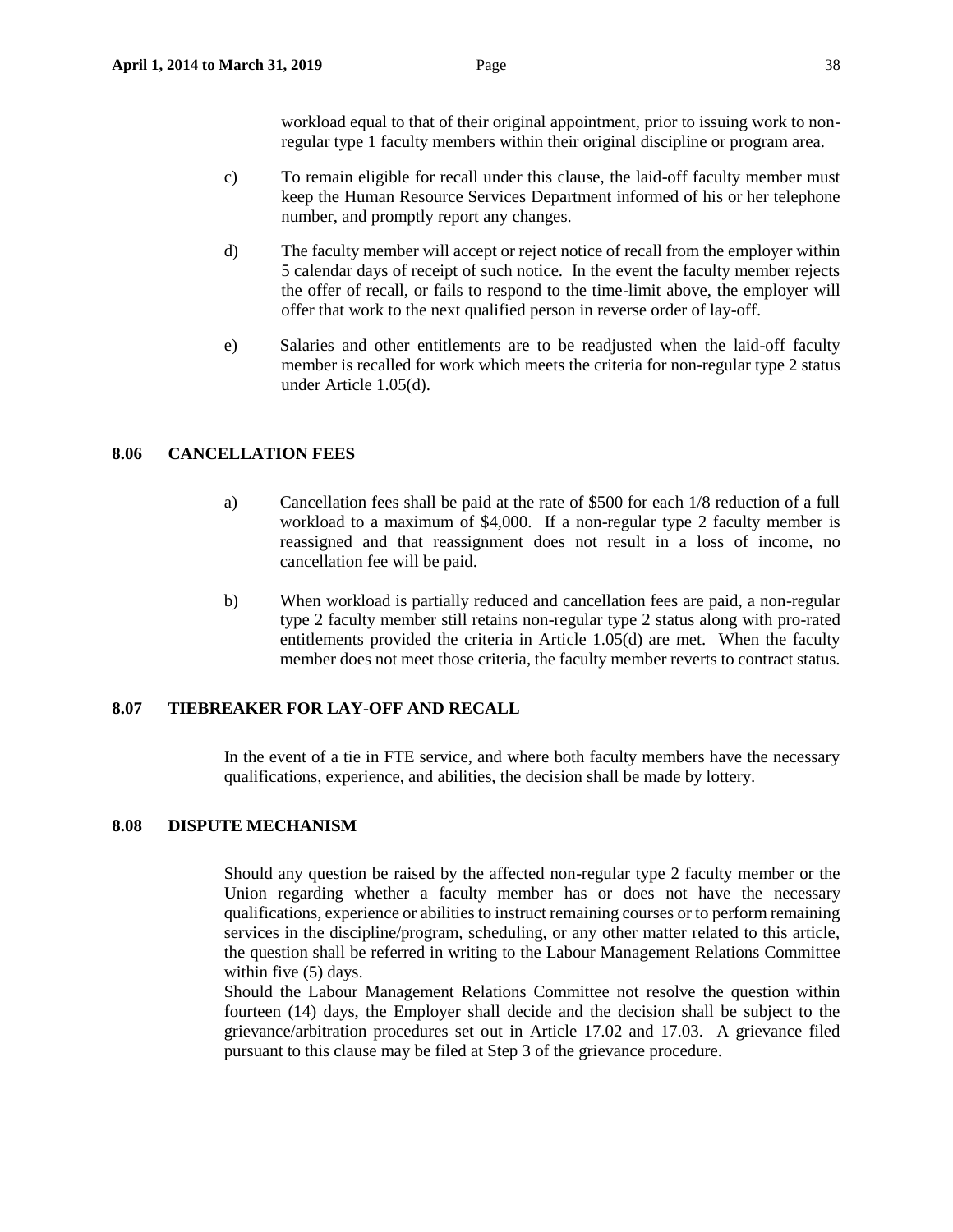workload equal to that of their original appointment, prior to issuing work to non-regular type 1 faculty members within their original discipline or program area.

c) To remain eligible for recall under this clause, the laid-off faculty member must keep the Human Resource Services Department informed of his or her telephone number, and promptly report any changes.

d) The faculty member will accept or reject notice of recall from the employer within 5 calendar days of receipt of such notice. In the event the faculty member rejects the offer of recall, or fails to respond to the time-limit above, the employer will offer that work to the next qualified person in reverse order of lay-off.

e) Salaries and other entitlements are to be readjusted when the laid-off faculty member is recalled for work which meets the criteria for non-regular type 2 status under Article 1.05(d).

## 8.06 CANCELLATION FEES

a) Cancellation fees shall be paid at the rate of $500 for each 1/8 reduction of a full workload to a maximum of $4,000. If a non-regular type 2 faculty member is reassigned and that reassignment does not result in a loss of income, no cancellation fee will be paid.

b) When workload is partially reduced and cancellation fees are paid, a non-regular type 2 faculty member still retains non-regular type 2 status along with pro-rated entitlements provided the criteria in Article 1.05(d) are met. When the faculty member does not meet those criteria, the faculty member reverts to contract status.

## 8.07 TIEBREAKER FOR LAY-OFF AND RECALL

In the event of a tie in FTE service, and where both faculty members have the necessary qualifications, experience, and abilities, the decision shall be made by lottery.

## 8.08 DISPUTE MECHANISM

Should any question be raised by the affected non-regular type 2 faculty member or the Union regarding whether a faculty member has or does not have the necessary qualifications, experience or abilities to instruct remaining courses or to perform remaining services in the discipline/program, scheduling, or any other matter related to this article, the question shall be referred in writing to the Labour Management Relations Committee within five (5) days.

Should the Labour Management Relations Committee not resolve the question within fourteen (14) days, the Employer shall decide and the decision shall be subject to the grievance/arbitration procedures set out in Article 17.02 and 17.03. A grievance filed pursuant to this clause may be filed at Step 3 of the grievance procedure.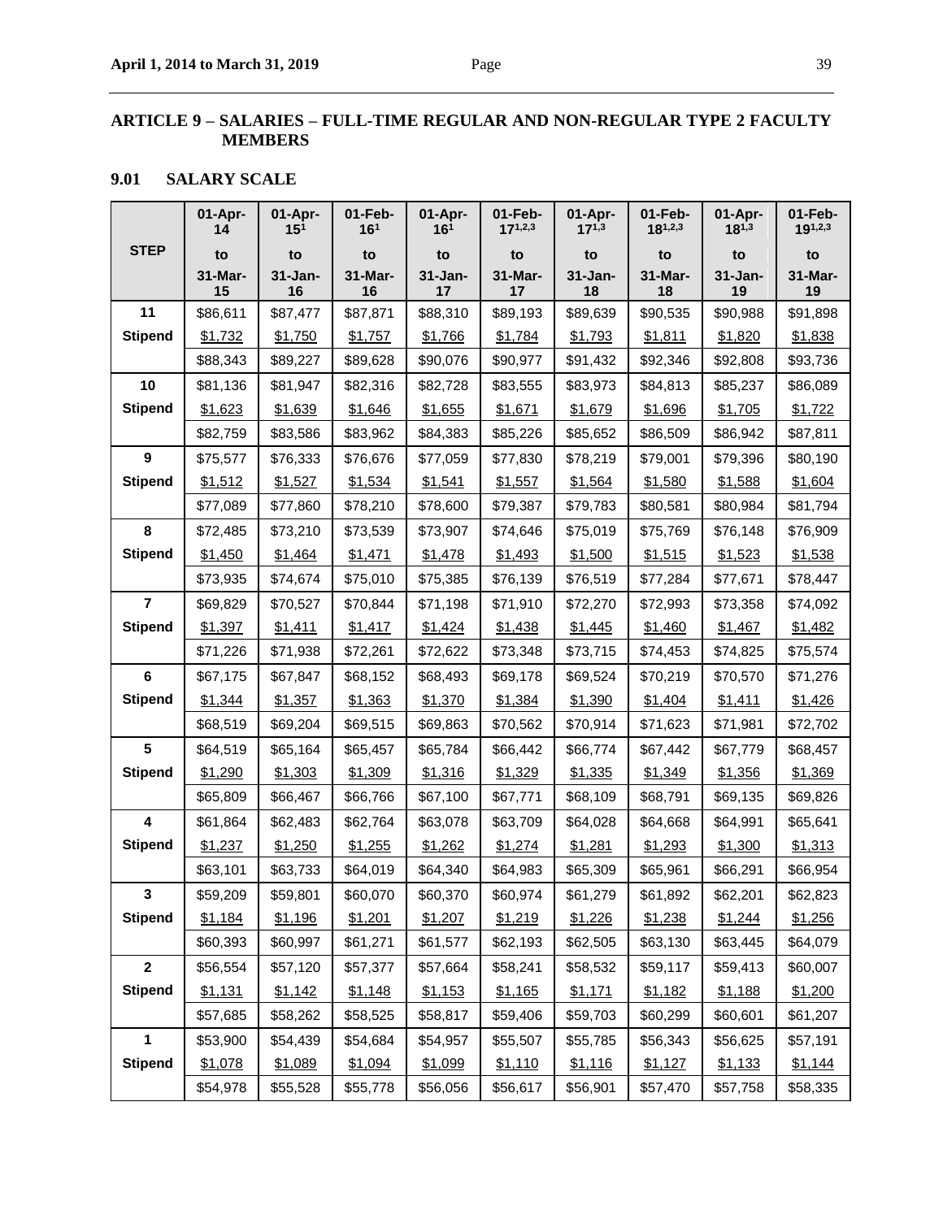## ARTICLE 9 – SALARIES – FULL-TIME REGULAR AND NON-REGULAR TYPE 2 FACULTY MEMBERS

### 9.01 SALARY SCALE

| STEP | 01-Apr-14 to 31-Mar-15 | 01-Apr-15[1] to 31-Jan-16 | 01-Feb-16[1] to 31-Mar-16 | 01-Apr-16[1] to 31-Jan-17 | 01-Feb-17[1,2,3] to 31-Mar-17 | 01-Apr-17[1,3] to 31-Jan-18 | 01-Feb-18[1,2,3] to 31-Mar-18 | 01-Apr-18[1,3] to 31-Jan-19 | 01-Feb-19[1,2,3] to 31-Mar-19 |
|---|---|---|---|---|---|---|---|---|---|
| 11 | $86,611 | $87,477 | $87,871 | $88,310 | $89,193 | $89,639 | $90,535 | $90,988 | $91,898 |
| Stipend | $1,732 | $1,750 | $1,757 | $1,766 | $1,784 | $1,793 | $1,811 | $1,820 | $1,838 |
| | $88,343 | $89,227 | $89,628 | $90,076 | $90,977 | $91,432 | $92,346 | $92,808 | $93,736 |
| 10 | $81,136 | $81,947 | $82,316 | $82,728 | $83,555 | $83,973 | $84,813 | $85,237 | $86,089 |
| Stipend | $1,623 | $1,639 | $1,646 | $1,655 | $1,671 | $1,679 | $1,696 | $1,705 | $1,722 |
| | $82,759 | $83,586 | $83,962 | $84,383 | $85,226 | $85,652 | $86,509 | $86,942 | $87,811 |
| 9 | $75,577 | $76,333 | $76,676 | $77,059 | $77,830 | $78,219 | $79,001 | $79,396 | $80,190 |
| Stipend | $1,512 | $1,527 | $1,534 | $1,541 | $1,557 | $1,564 | $1,580 | $1,588 | $1,604 |
| | $77,089 | $77,860 | $78,210 | $78,600 | $79,387 | $79,783 | $80,581 | $80,984 | $81,794 |
| 8 | $72,485 | $73,210 | $73,539 | $73,907 | $74,646 | $75,019 | $75,769 | $76,148 | $76,909 |
| Stipend | $1,450 | $1,464 | $1,471 | $1,478 | $1,493 | $1,500 | $1,515 | $1,523 | $1,538 |
| | $73,935 | $74,674 | $75,010 | $75,385 | $76,139 | $76,519 | $77,284 | $77,671 | $78,447 |
| 7 | $69,829 | $70,527 | $70,844 | $71,198 | $71,910 | $72,270 | $72,993 | $73,358 | $74,092 |
| Stipend | $1,397 | $1,411 | $1,417 | $1,424 | $1,438 | $1,445 | $1,460 | $1,467 | $1,482 |
| | $71,226 | $71,938 | $72,261 | $72,622 | $73,348 | $73,715 | $74,453 | $74,825 | $75,574 |
| 6 | $67,175 | $67,847 | $68,152 | $68,493 | $69,178 | $69,524 | $70,219 | $70,570 | $71,276 |
| Stipend | $1,344 | $1,357 | $1,363 | $1,370 | $1,384 | $1,390 | $1,404 | $1,411 | $1,426 |
| | $68,519 | $69,204 | $69,515 | $69,863 | $70,562 | $70,914 | $71,623 | $71,981 | $72,702 |
| 5 | $64,519 | $65,164 | $65,457 | $65,784 | $66,442 | $66,774 | $67,442 | $67,779 | $68,457 |
| Stipend | $1,290 | $1,303 | $1,309 | $1,316 | $1,329 | $1,335 | $1,349 | $1,356 | $1,369 |
| | $65,809 | $66,467 | $66,766 | $67,100 | $67,771 | $68,109 | $68,791 | $69,135 | $69,826 |
| 4 | $61,864 | $62,483 | $62,764 | $63,078 | $63,709 | $64,028 | $64,668 | $64,991 | $65,641 |
| Stipend | $1,237 | $1,250 | $1,255 | $1,262 | $1,274 | $1,281 | $1,293 | $1,300 | $1,313 |
| | $63,101 | $63,733 | $64,019 | $64,340 | $64,983 | $65,309 | $65,961 | $66,291 | $66,954 |
| 3 | $59,209 | $59,801 | $60,070 | $60,370 | $60,974 | $61,279 | $61,892 | $62,201 | $62,823 |
| Stipend | $1,184 | $1,196 | $1,201 | $1,207 | $1,219 | $1,226 | $1,238 | $1,244 | $1,256 |
| | $60,393 | $60,997 | $61,271 | $61,577 | $62,193 | $62,505 | $63,130 | $63,445 | $64,079 |
| 2 | $56,554 | $57,120 | $57,377 | $57,664 | $58,241 | $58,532 | $59,117 | $59,413 | $60,007 |
| Stipend | $1,131 | $1,142 | $1,148 | $1,153 | $1,165 | $1,171 | $1,182 | $1,188 | $1,200 |
| | $57,685 | $58,262 | $58,525 | $58,817 | $59,406 | $59,703 | $60,299 | $60,601 | $61,207 |
| 1 | $53,900 | $54,439 | $54,684 | $54,957 | $55,507 | $55,785 | $56,343 | $56,625 | $57,191 |
| Stipend | $1,078 | $1,089 | $1,094 | $1,099 | $1,110 | $1,116 | $1,127 | $1,133 | $1,144 |
| | $54,978 | $55,528 | $55,778 | $56,056 | $56,617 | $56,901 | $57,470 | $57,758 | $58,335 |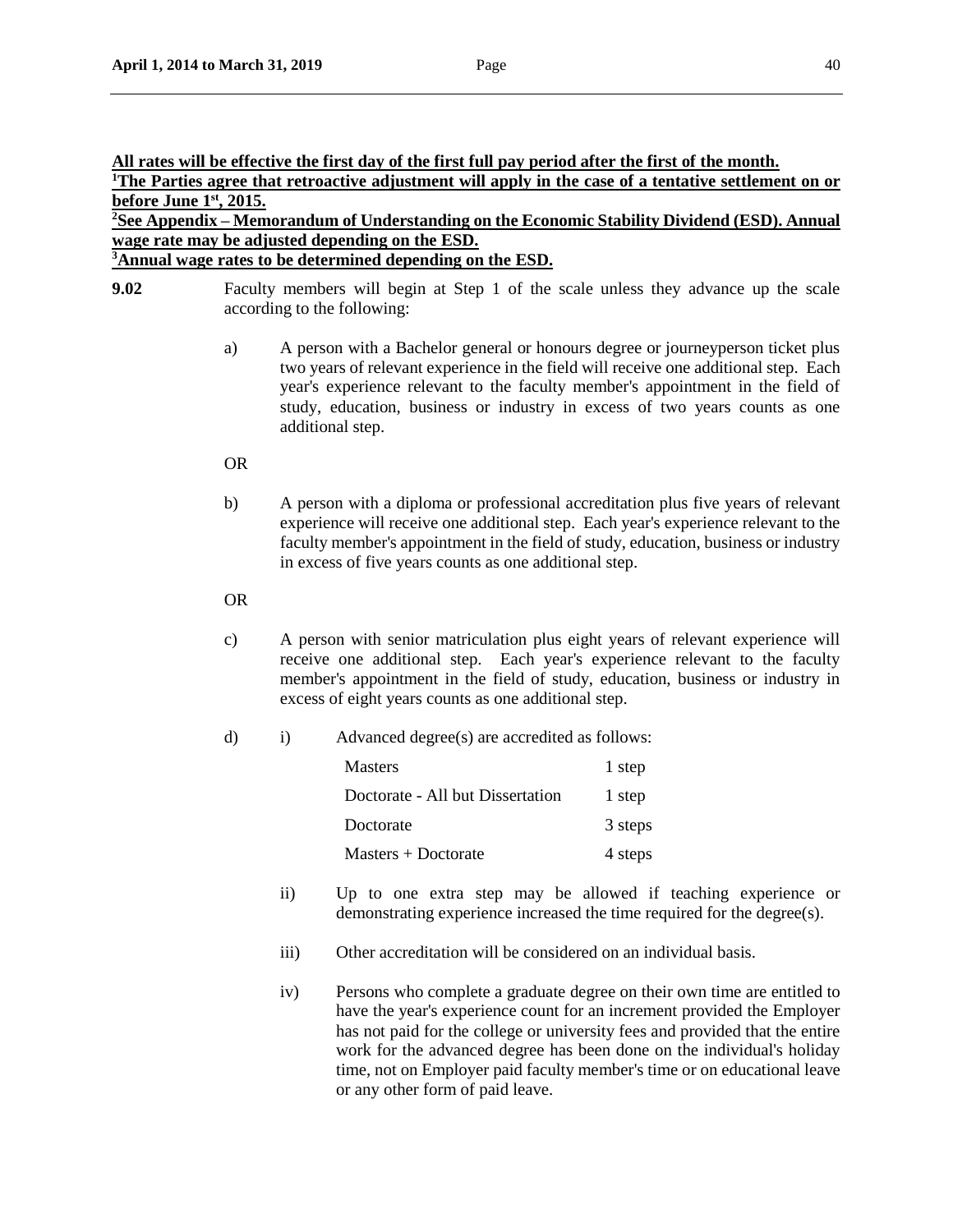**All rates will be effective the first day of the first full pay period after the first of the month.**
**[1]The Parties agree that retroactive adjustment will apply in the case of a tentative settlement on or before June 1st, 2015.**
**[2]See Appendix – Memorandum of Understanding on the Economic Stability Dividend (ESD). Annual wage rate may be adjusted depending on the ESD.**
**[3]Annual wage rates to be determined depending on the ESD.**

**9.02** Faculty members will begin at Step 1 of the scale unless they advance up the scale according to the following:

a) A person with a Bachelor general or honours degree or journeyperson ticket plus two years of relevant experience in the field will receive one additional step. Each year's experience relevant to the faculty member's appointment in the field of study, education, business or industry in excess of two years counts as one additional step.

OR

b) A person with a diploma or professional accreditation plus five years of relevant experience will receive one additional step. Each year's experience relevant to the faculty member's appointment in the field of study, education, business or industry in excess of five years counts as one additional step.

OR

c) A person with senior matriculation plus eight years of relevant experience will receive one additional step. Each year's experience relevant to the faculty member's appointment in the field of study, education, business or industry in excess of eight years counts as one additional step.

d) i) Advanced degree(s) are accredited as follows:

| Degree | Steps |
|---|---|
| Masters | 1 step |
| Doctorate - All but Dissertation | 1 step |
| Doctorate | 3 steps |
| Masters + Doctorate | 4 steps |

ii) Up to one extra step may be allowed if teaching experience or demonstrating experience increased the time required for the degree(s).

iii) Other accreditation will be considered on an individual basis.

iv) Persons who complete a graduate degree on their own time are entitled to have the year's experience count for an increment provided the Employer has not paid for the college or university fees and provided that the entire work for the advanced degree has been done on the individual's holiday time, not on Employer paid faculty member's time or on educational leave or any other form of paid leave.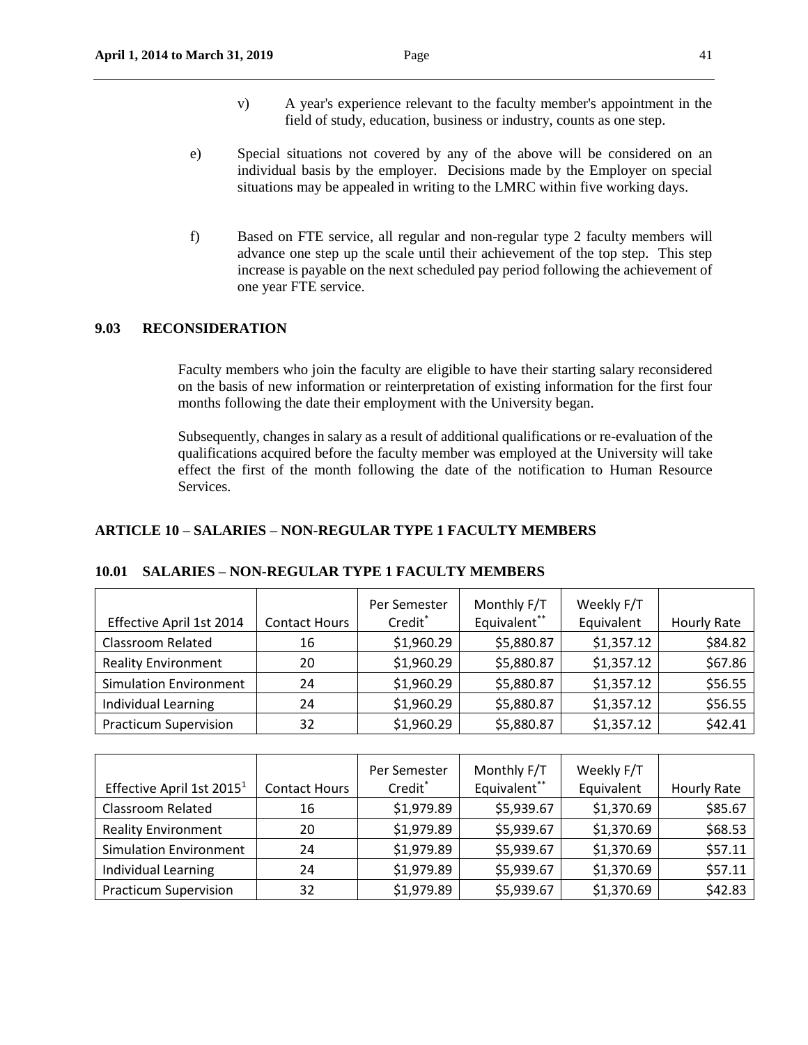v) A year's experience relevant to the faculty member's appointment in the field of study, education, business or industry, counts as one step.

e) Special situations not covered by any of the above will be considered on an individual basis by the employer. Decisions made by the Employer on special situations may be appealed in writing to the LMRC within five working days.

f) Based on FTE service, all regular and non-regular type 2 faculty members will advance one step up the scale until their achievement of the top step. This step increase is payable on the next scheduled pay period following the achievement of one year FTE service.

### 9.03 RECONSIDERATION

Faculty members who join the faculty are eligible to have their starting salary reconsidered on the basis of new information or reinterpretation of existing information for the first four months following the date their employment with the University began.

Subsequently, changes in salary as a result of additional qualifications or re-evaluation of the qualifications acquired before the faculty member was employed at the University will take effect the first of the month following the date of the notification to Human Resource Services.

## ARTICLE 10 – SALARIES – NON-REGULAR TYPE 1 FACULTY MEMBERS

### 10.01 SALARIES – NON-REGULAR TYPE 1 FACULTY MEMBERS

| Effective April 1st 2014 | Contact Hours | Per Semester Credit* | Monthly F/T Equivalent** | Weekly F/T Equivalent | Hourly Rate |
|---|---|---|---|---|---|
| Classroom Related | 16 | $1,960.29 | $5,880.87 | $1,357.12 | $84.82 |
| Reality Environment | 20 | $1,960.29 | $5,880.87 | $1,357.12 | $67.86 |
| Simulation Environment | 24 | $1,960.29 | $5,880.87 | $1,357.12 | $56.55 |
| Individual Learning | 24 | $1,960.29 | $5,880.87 | $1,357.12 | $56.55 |
| Practicum Supervision | 32 | $1,960.29 | $5,880.87 | $1,357.12 | $42.41 |

| Effective April 1st 2015[1] | Contact Hours | Per Semester Credit* | Monthly F/T Equivalent** | Weekly F/T Equivalent | Hourly Rate |
|---|---|---|---|---|---|
| Classroom Related | 16 | $1,979.89 | $5,939.67 | $1,370.69 | $85.67 |
| Reality Environment | 20 | $1,979.89 | $5,939.67 | $1,370.69 | $68.53 |
| Simulation Environment | 24 | $1,979.89 | $5,939.67 | $1,370.69 | $57.11 |
| Individual Learning | 24 | $1,979.89 | $5,939.67 | $1,370.69 | $57.11 |
| Practicum Supervision | 32 | $1,979.89 | $5,939.67 | $1,370.69 | $42.83 |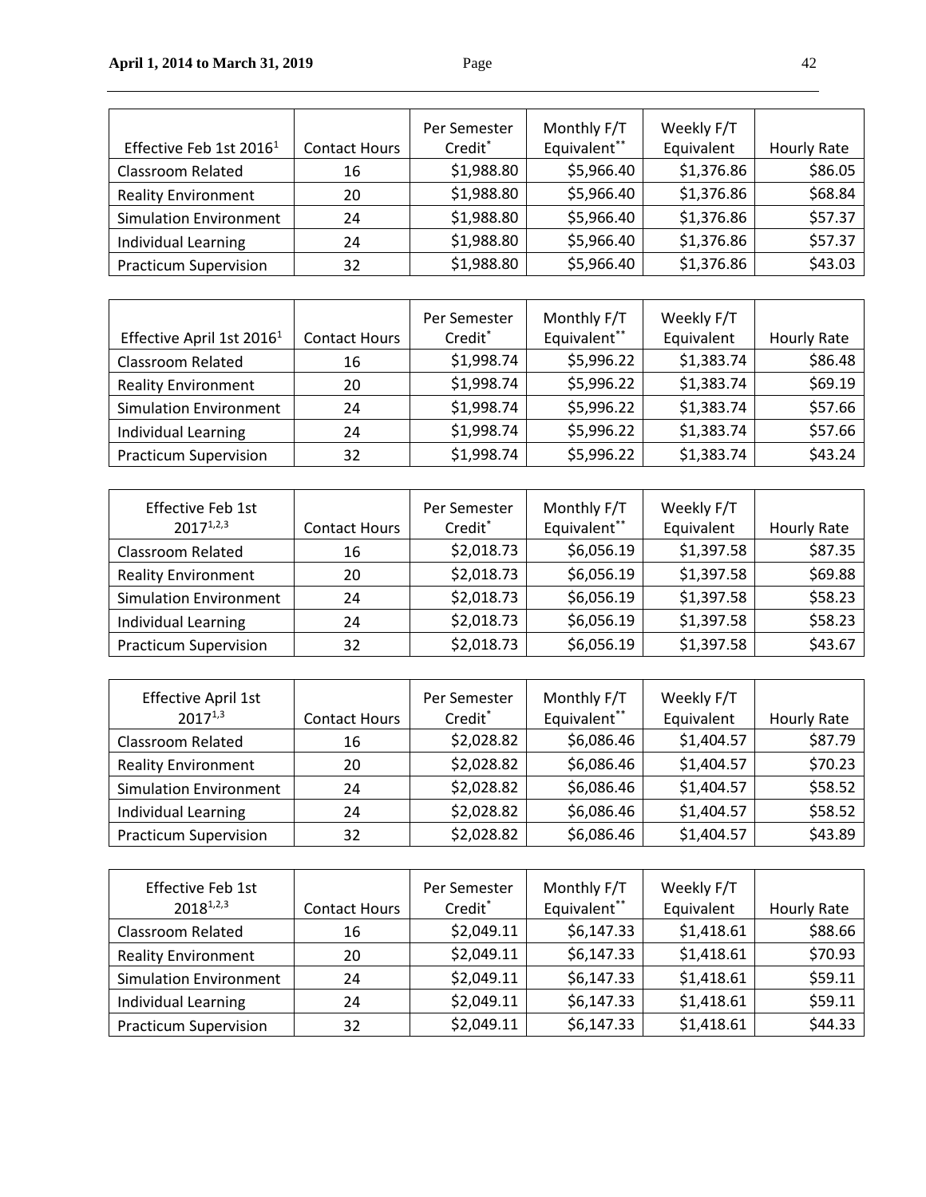| Effective Feb 1st 2016[1] | Contact Hours | Per Semester Credit* | Monthly F/T Equivalent** | Weekly F/T Equivalent | Hourly Rate |
|---|---|---|---|---|---|
| Classroom Related | 16 | $1,988.80 | $5,966.40 | $1,376.86 | $86.05 |
| Reality Environment | 20 | $1,988.80 | $5,966.40 | $1,376.86 | $68.84 |
| Simulation Environment | 24 | $1,988.80 | $5,966.40 | $1,376.86 | $57.37 |
| Individual Learning | 24 | $1,988.80 | $5,966.40 | $1,376.86 | $57.37 |
| Practicum Supervision | 32 | $1,988.80 | $5,966.40 | $1,376.86 | $43.03 |

| Effective April 1st 2016[1] | Contact Hours | Per Semester Credit* | Monthly F/T Equivalent** | Weekly F/T Equivalent | Hourly Rate |
|---|---|---|---|---|---|
| Classroom Related | 16 | $1,998.74 | $5,996.22 | $1,383.74 | $86.48 |
| Reality Environment | 20 | $1,998.74 | $5,996.22 | $1,383.74 | $69.19 |
| Simulation Environment | 24 | $1,998.74 | $5,996.22 | $1,383.74 | $57.66 |
| Individual Learning | 24 | $1,998.74 | $5,996.22 | $1,383.74 | $57.66 |
| Practicum Supervision | 32 | $1,998.74 | $5,996.22 | $1,383.74 | $43.24 |

| Effective Feb 1st 2017[1,2,3] | Contact Hours | Per Semester Credit* | Monthly F/T Equivalent** | Weekly F/T Equivalent | Hourly Rate |
|---|---|---|---|---|---|
| Classroom Related | 16 | $2,018.73 | $6,056.19 | $1,397.58 | $87.35 |
| Reality Environment | 20 | $2,018.73 | $6,056.19 | $1,397.58 | $69.88 |
| Simulation Environment | 24 | $2,018.73 | $6,056.19 | $1,397.58 | $58.23 |
| Individual Learning | 24 | $2,018.73 | $6,056.19 | $1,397.58 | $58.23 |
| Practicum Supervision | 32 | $2,018.73 | $6,056.19 | $1,397.58 | $43.67 |

| Effective April 1st 2017[1,3] | Contact Hours | Per Semester Credit* | Monthly F/T Equivalent** | Weekly F/T Equivalent | Hourly Rate |
|---|---|---|---|---|---|
| Classroom Related | 16 | $2,028.82 | $6,086.46 | $1,404.57 | $87.79 |
| Reality Environment | 20 | $2,028.82 | $6,086.46 | $1,404.57 | $70.23 |
| Simulation Environment | 24 | $2,028.82 | $6,086.46 | $1,404.57 | $58.52 |
| Individual Learning | 24 | $2,028.82 | $6,086.46 | $1,404.57 | $58.52 |
| Practicum Supervision | 32 | $2,028.82 | $6,086.46 | $1,404.57 | $43.89 |

| Effective Feb 1st 2018[1,2,3] | Contact Hours | Per Semester Credit* | Monthly F/T Equivalent** | Weekly F/T Equivalent | Hourly Rate |
|---|---|---|---|---|---|
| Classroom Related | 16 | $2,049.11 | $6,147.33 | $1,418.61 | $88.66 |
| Reality Environment | 20 | $2,049.11 | $6,147.33 | $1,418.61 | $70.93 |
| Simulation Environment | 24 | $2,049.11 | $6,147.33 | $1,418.61 | $59.11 |
| Individual Learning | 24 | $2,049.11 | $6,147.33 | $1,418.61 | $59.11 |
| Practicum Supervision | 32 | $2,049.11 | $6,147.33 | $1,418.61 | $44.33 |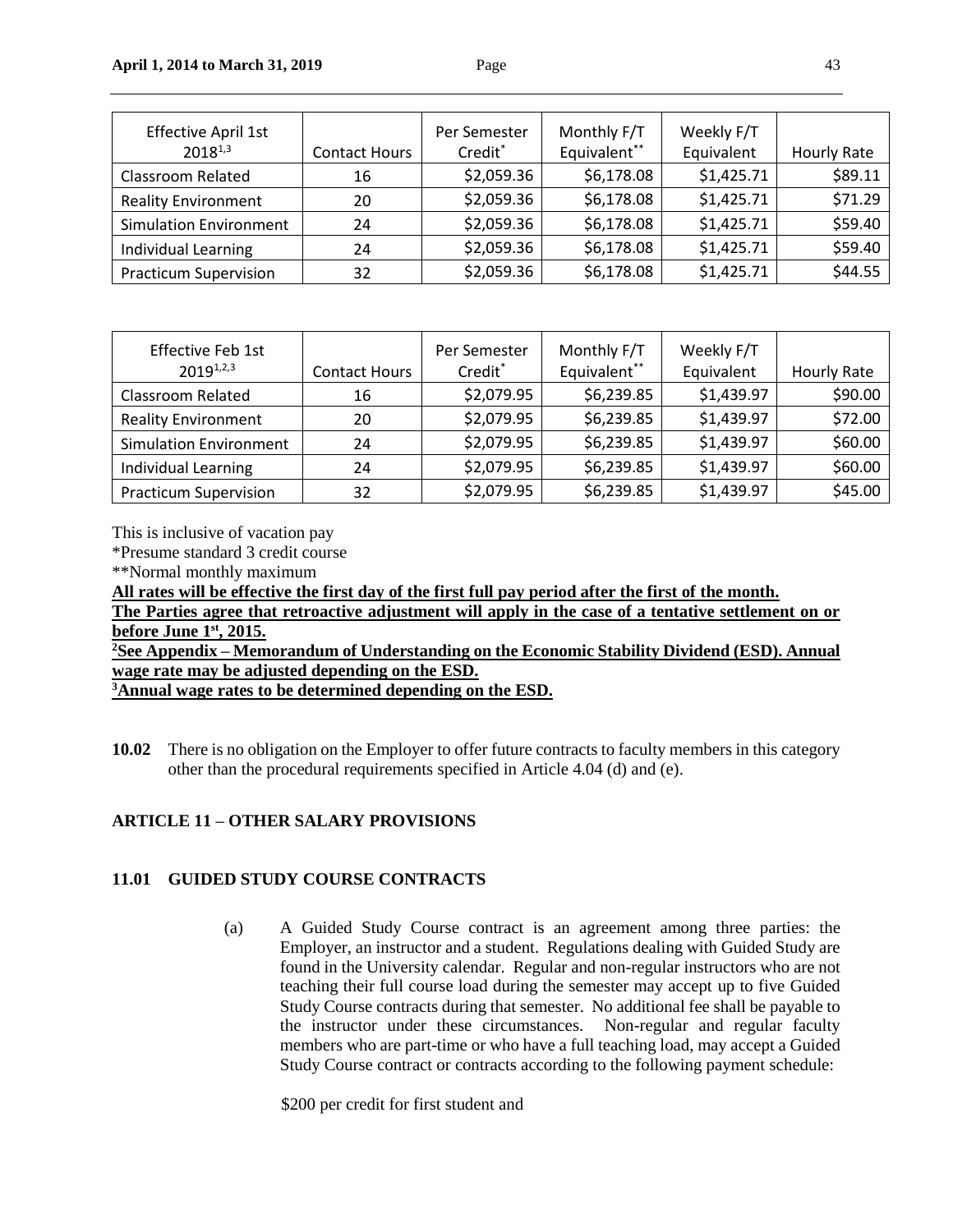| Effective April 1st 2018[1,3] | Contact Hours | Per Semester Credit* | Monthly F/T Equivalent** | Weekly F/T Equivalent | Hourly Rate |
|---|---|---|---|---|---|
| Classroom Related | 16 | $2,059.36 | $6,178.08 | $1,425.71 | $89.11 |
| Reality Environment | 20 | $2,059.36 | $6,178.08 | $1,425.71 | $71.29 |
| Simulation Environment | 24 | $2,059.36 | $6,178.08 | $1,425.71 | $59.40 |
| Individual Learning | 24 | $2,059.36 | $6,178.08 | $1,425.71 | $59.40 |
| Practicum Supervision | 32 | $2,059.36 | $6,178.08 | $1,425.71 | $44.55 |

| Effective Feb 1st 2019[1,2,3] | Contact Hours | Per Semester Credit* | Monthly F/T Equivalent** | Weekly F/T Equivalent | Hourly Rate |
|---|---|---|---|---|---|
| Classroom Related | 16 | $2,079.95 | $6,239.85 | $1,439.97 | $90.00 |
| Reality Environment | 20 | $2,079.95 | $6,239.85 | $1,439.97 | $72.00 |
| Simulation Environment | 24 | $2,079.95 | $6,239.85 | $1,439.97 | $60.00 |
| Individual Learning | 24 | $2,079.95 | $6,239.85 | $1,439.97 | $60.00 |
| Practicum Supervision | 32 | $2,079.95 | $6,239.85 | $1,439.97 | $45.00 |

This is inclusive of vacation pay

*Presume standard 3 credit course

**Normal monthly maximum

**All rates will be effective the first day of the first full pay period after the first of the month.**

**The Parties agree that retroactive adjustment will apply in the case of a tentative settlement on or before June 1st, 2015.**

**[2]See Appendix – Memorandum of Understanding on the Economic Stability Dividend (ESD). Annual wage rate may be adjusted depending on the ESD.**

**[3]Annual wage rates to be determined depending on the ESD.**

**10.02** There is no obligation on the Employer to offer future contracts to faculty members in this category other than the procedural requirements specified in Article 4.04 (d) and (e).

## ARTICLE 11 – OTHER SALARY PROVISIONS

### 11.01 GUIDED STUDY COURSE CONTRACTS

(a) A Guided Study Course contract is an agreement among three parties: the Employer, an instructor and a student. Regulations dealing with Guided Study are found in the University calendar. Regular and non-regular instructors who are not teaching their full course load during the semester may accept up to five Guided Study Course contracts during that semester. No additional fee shall be payable to the instructor under these circumstances. Non-regular and regular faculty members who are part-time or who have a full teaching load, may accept a Guided Study Course contract or contracts according to the following payment schedule:

$200 per credit for first student and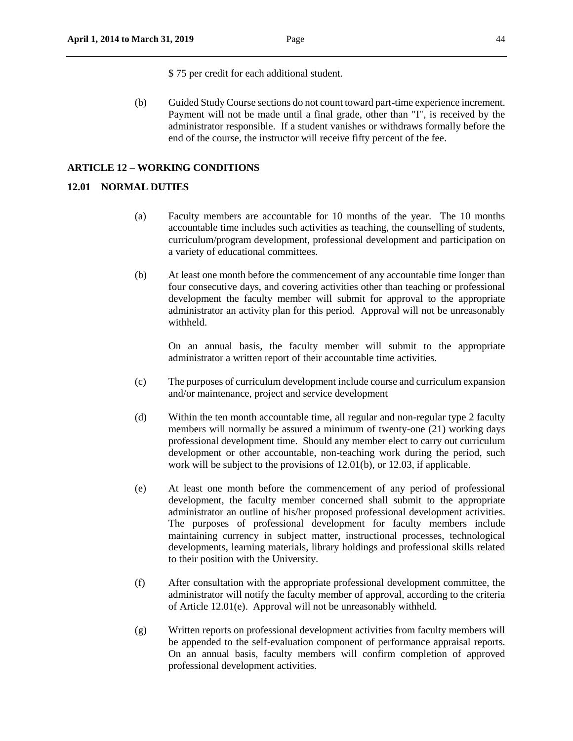$ 75 per credit for each additional student.

(b) Guided Study Course sections do not count toward part-time experience increment. Payment will not be made until a final grade, other than "I", is received by the administrator responsible. If a student vanishes or withdraws formally before the end of the course, the instructor will receive fifty percent of the fee.

## ARTICLE 12 – WORKING CONDITIONS

### 12.01 NORMAL DUTIES

(a) Faculty members are accountable for 10 months of the year. The 10 months accountable time includes such activities as teaching, the counselling of students, curriculum/program development, professional development and participation on a variety of educational committees.

(b) At least one month before the commencement of any accountable time longer than four consecutive days, and covering activities other than teaching or professional development the faculty member will submit for approval to the appropriate administrator an activity plan for this period. Approval will not be unreasonably withheld.

On an annual basis, the faculty member will submit to the appropriate administrator a written report of their accountable time activities.

(c) The purposes of curriculum development include course and curriculum expansion and/or maintenance, project and service development

(d) Within the ten month accountable time, all regular and non-regular type 2 faculty members will normally be assured a minimum of twenty-one (21) working days professional development time. Should any member elect to carry out curriculum development or other accountable, non-teaching work during the period, such work will be subject to the provisions of 12.01(b), or 12.03, if applicable.

(e) At least one month before the commencement of any period of professional development, the faculty member concerned shall submit to the appropriate administrator an outline of his/her proposed professional development activities. The purposes of professional development for faculty members include maintaining currency in subject matter, instructional processes, technological developments, learning materials, library holdings and professional skills related to their position with the University.

(f) After consultation with the appropriate professional development committee, the administrator will notify the faculty member of approval, according to the criteria of Article 12.01(e). Approval will not be unreasonably withheld.

(g) Written reports on professional development activities from faculty members will be appended to the self-evaluation component of performance appraisal reports. On an annual basis, faculty members will confirm completion of approved professional development activities.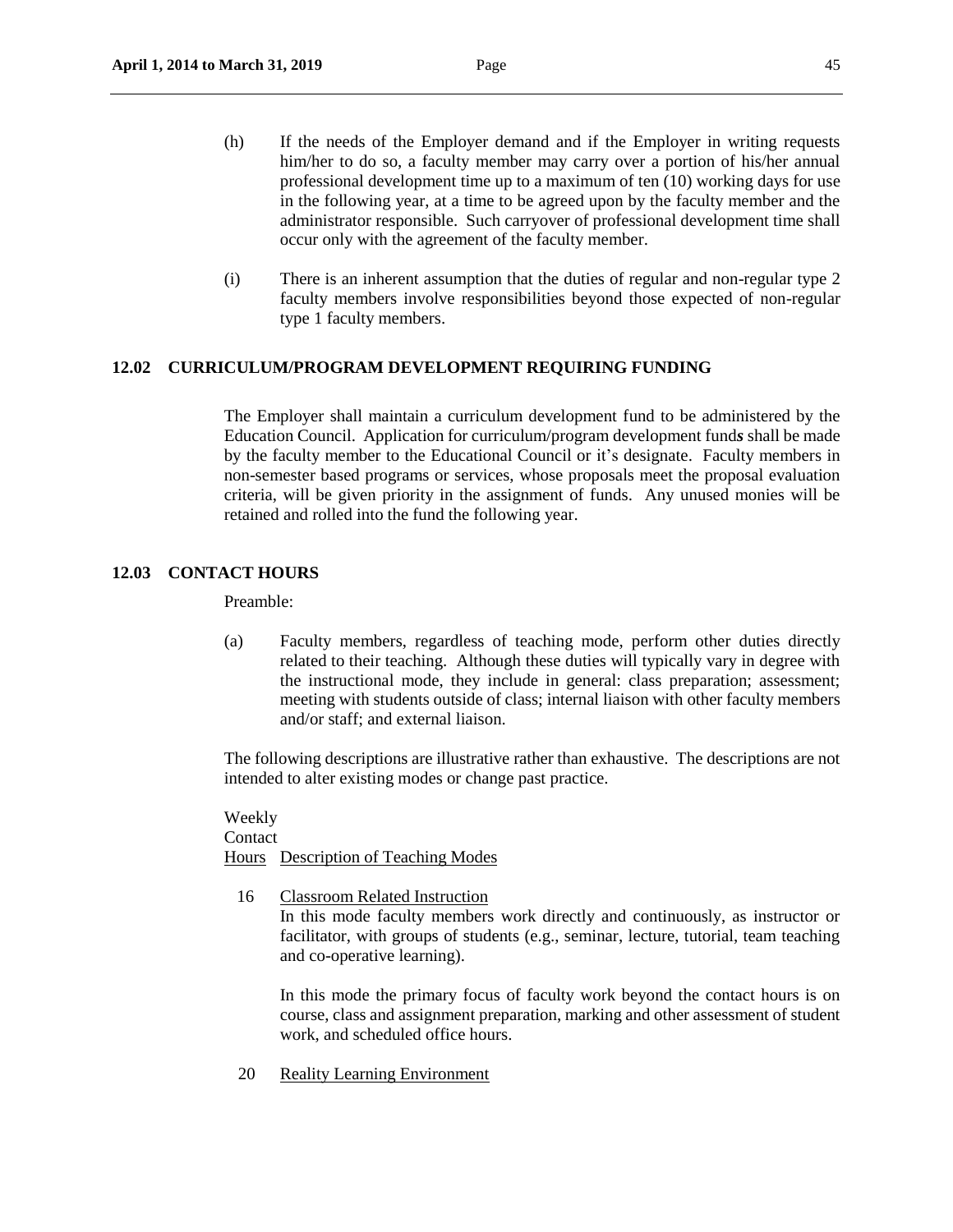(h) If the needs of the Employer demand and if the Employer in writing requests him/her to do so, a faculty member may carry over a portion of his/her annual professional development time up to a maximum of ten (10) working days for use in the following year, at a time to be agreed upon by the faculty member and the administrator responsible. Such carryover of professional development time shall occur only with the agreement of the faculty member.

(i) There is an inherent assumption that the duties of regular and non-regular type 2 faculty members involve responsibilities beyond those expected of non-regular type 1 faculty members.

### 12.02 CURRICULUM/PROGRAM DEVELOPMENT REQUIRING FUNDING

The Employer shall maintain a curriculum development fund to be administered by the Education Council. Application for curriculum/program development fund*s* shall be made by the faculty member to the Educational Council or it's designate. Faculty members in non-semester based programs or services, whose proposals meet the proposal evaluation criteria, will be given priority in the assignment of funds. Any unused monies will be retained and rolled into the fund the following year.

### 12.03 CONTACT HOURS

Preamble:

(a) Faculty members, regardless of teaching mode, perform other duties directly related to their teaching. Although these duties will typically vary in degree with the instructional mode, they include in general: class preparation; assessment; meeting with students outside of class; internal liaison with other faculty members and/or staff; and external liaison.

The following descriptions are illustrative rather than exhaustive. The descriptions are not intended to alter existing modes or change past practice.

Weekly Contact Hours — Description of Teaching Modes

16 — Classroom Related Instruction

In this mode faculty members work directly and continuously, as instructor or facilitator, with groups of students (e.g., seminar, lecture, tutorial, team teaching and co-operative learning).

In this mode the primary focus of faculty work beyond the contact hours is on course, class and assignment preparation, marking and other assessment of student work, and scheduled office hours.

20 — Reality Learning Environment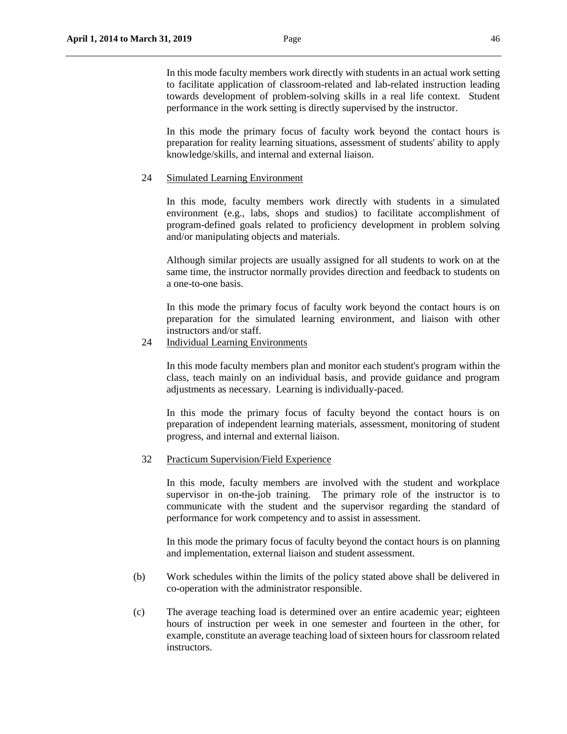In this mode faculty members work directly with students in an actual work setting to facilitate application of classroom-related and lab-related instruction leading towards development of problem-solving skills in a real life context. Student performance in the work setting is directly supervised by the instructor.

In this mode the primary focus of faculty work beyond the contact hours is preparation for reality learning situations, assessment of students' ability to apply knowledge/skills, and internal and external liaison.

24 Simulated Learning Environment

In this mode, faculty members work directly with students in a simulated environment (e.g., labs, shops and studios) to facilitate accomplishment of program-defined goals related to proficiency development in problem solving and/or manipulating objects and materials.

Although similar projects are usually assigned for all students to work on at the same time, the instructor normally provides direction and feedback to students on a one-to-one basis.

In this mode the primary focus of faculty work beyond the contact hours is on preparation for the simulated learning environment, and liaison with other instructors and/or staff.

24 Individual Learning Environments

In this mode faculty members plan and monitor each student's program within the class, teach mainly on an individual basis, and provide guidance and program adjustments as necessary. Learning is individually-paced.

In this mode the primary focus of faculty beyond the contact hours is on preparation of independent learning materials, assessment, monitoring of student progress, and internal and external liaison.

32 Practicum Supervision/Field Experience

In this mode, faculty members are involved with the student and workplace supervisor in on-the-job training. The primary role of the instructor is to communicate with the student and the supervisor regarding the standard of performance for work competency and to assist in assessment.

In this mode the primary focus of faculty beyond the contact hours is on planning and implementation, external liaison and student assessment.

(b) Work schedules within the limits of the policy stated above shall be delivered in co-operation with the administrator responsible.

(c) The average teaching load is determined over an entire academic year; eighteen hours of instruction per week in one semester and fourteen in the other, for example, constitute an average teaching load of sixteen hours for classroom related instructors.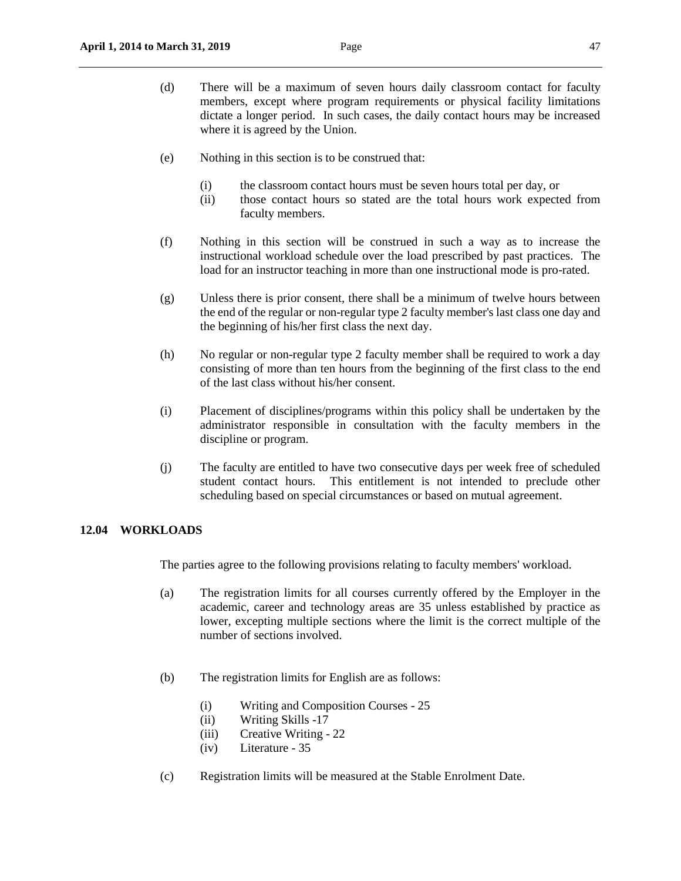(d) There will be a maximum of seven hours daily classroom contact for faculty members, except where program requirements or physical facility limitations dictate a longer period. In such cases, the daily contact hours may be increased where it is agreed by the Union.

(e) Nothing in this section is to be construed that:

  (i) the classroom contact hours must be seven hours total per day, or
  (ii) those contact hours so stated are the total hours work expected from faculty members.

(f) Nothing in this section will be construed in such a way as to increase the instructional workload schedule over the load prescribed by past practices. The load for an instructor teaching in more than one instructional mode is pro-rated.

(g) Unless there is prior consent, there shall be a minimum of twelve hours between the end of the regular or non-regular type 2 faculty member's last class one day and the beginning of his/her first class the next day.

(h) No regular or non-regular type 2 faculty member shall be required to work a day consisting of more than ten hours from the beginning of the first class to the end of the last class without his/her consent.

(i) Placement of disciplines/programs within this policy shall be undertaken by the administrator responsible in consultation with the faculty members in the discipline or program.

(j) The faculty are entitled to have two consecutive days per week free of scheduled student contact hours. This entitlement is not intended to preclude other scheduling based on special circumstances or based on mutual agreement.

## 12.04 WORKLOADS

The parties agree to the following provisions relating to faculty members' workload.

(a) The registration limits for all courses currently offered by the Employer in the academic, career and technology areas are 35 unless established by practice as lower, excepting multiple sections where the limit is the correct multiple of the number of sections involved.

(b) The registration limits for English are as follows:

  (i) Writing and Composition Courses - 25
  (ii) Writing Skills -17
  (iii) Creative Writing - 22
  (iv) Literature - 35

(c) Registration limits will be measured at the Stable Enrolment Date.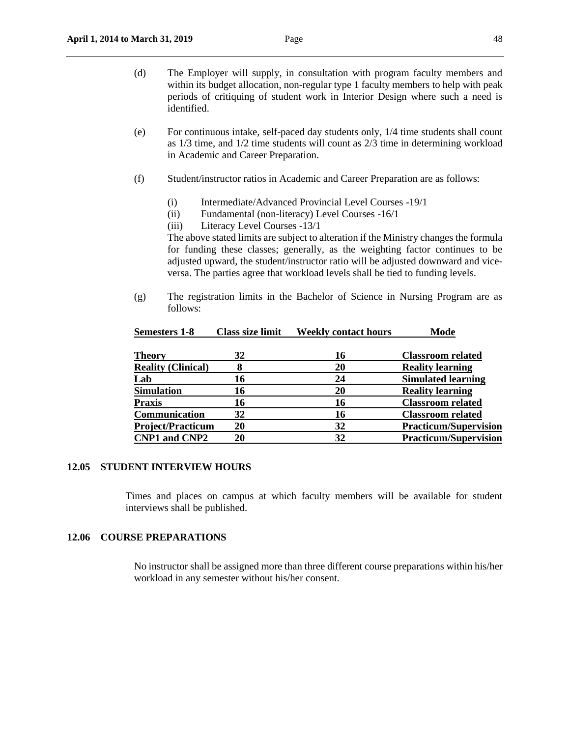(d) The Employer will supply, in consultation with program faculty members and within its budget allocation, non-regular type 1 faculty members to help with peak periods of critiquing of student work in Interior Design where such a need is identified.

(e) For continuous intake, self-paced day students only, 1/4 time students shall count as 1/3 time, and 1/2 time students will count as 2/3 time in determining workload in Academic and Career Preparation.

(f) Student/instructor ratios in Academic and Career Preparation are as follows:

(i) Intermediate/Advanced Provincial Level Courses -19/1
(ii) Fundamental (non-literacy) Level Courses -16/1
(iii) Literacy Level Courses -13/1

The above stated limits are subject to alteration if the Ministry changes the formula for funding these classes; generally, as the weighting factor continues to be adjusted upward, the student/instructor ratio will be adjusted downward and vice-versa. The parties agree that workload levels shall be tied to funding levels.

(g) The registration limits in the Bachelor of Science in Nursing Program are as follows:

| Semesters 1-8 | Class size limit | Weekly contact hours | Mode |
|---|---|---|---|
| **Theory** | **32** | **16** | **Classroom related** |
| **Reality (Clinical)** | **8** | **20** | **Reality learning** |
| **Lab** | **16** | **24** | **Simulated learning** |
| **Simulation** | **16** | **20** | **Reality learning** |
| **Praxis** | **16** | **16** | **Classroom related** |
| **Communication** | **32** | **16** | **Classroom related** |
| **Project/Practicum** | **20** | **32** | **Practicum/Supervision** |
| **CNP1 and CNP2** | **20** | **32** | **Practicum/Supervision** |

## 12.05 STUDENT INTERVIEW HOURS

Times and places on campus at which faculty members will be available for student interviews shall be published.

## 12.06 COURSE PREPARATIONS

No instructor shall be assigned more than three different course preparations within his/her workload in any semester without his/her consent.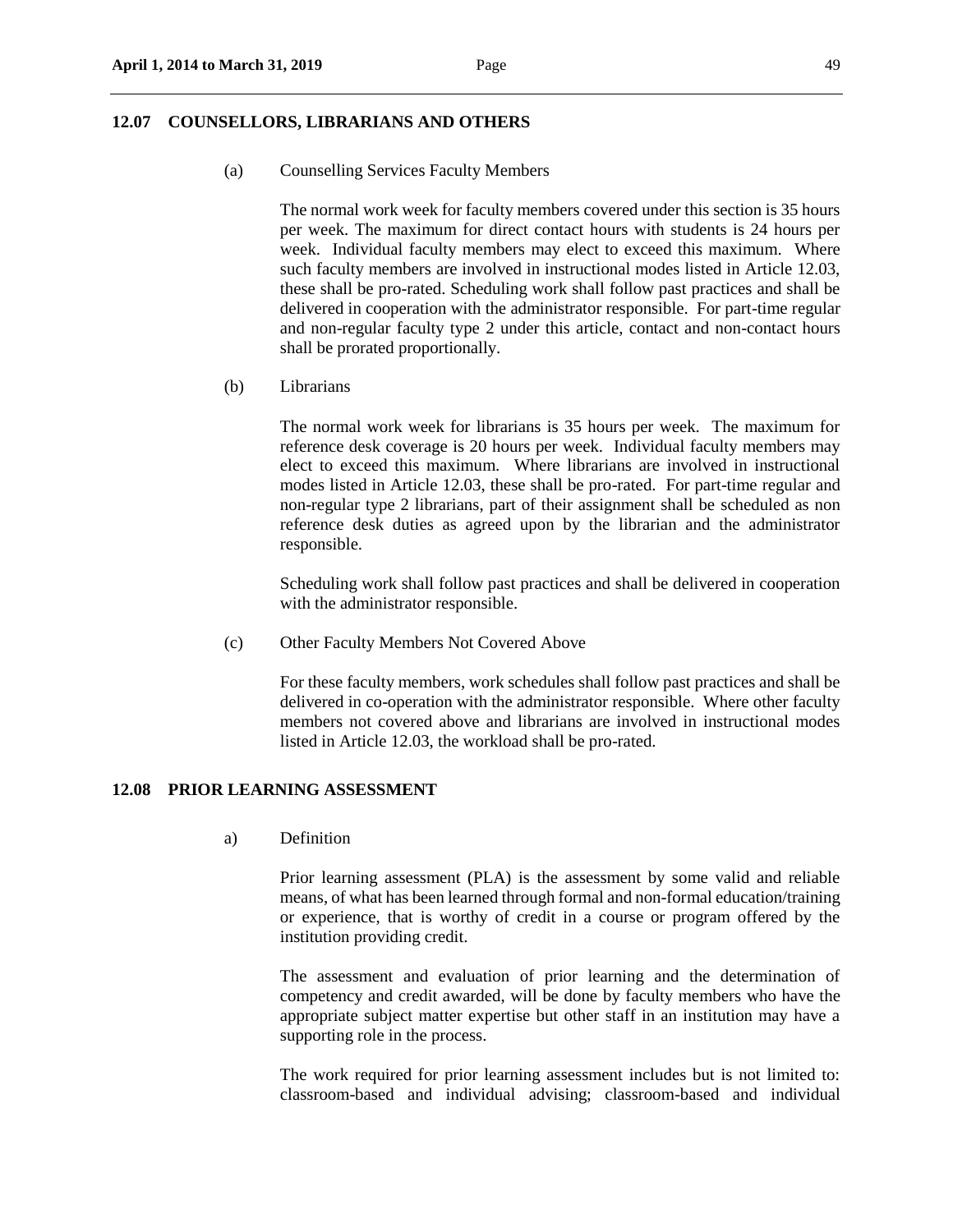### 12.07 COUNSELLORS, LIBRARIANS AND OTHERS

(a) Counselling Services Faculty Members

The normal work week for faculty members covered under this section is 35 hours per week. The maximum for direct contact hours with students is 24 hours per week. Individual faculty members may elect to exceed this maximum. Where such faculty members are involved in instructional modes listed in Article 12.03, these shall be pro-rated. Scheduling work shall follow past practices and shall be delivered in cooperation with the administrator responsible. For part-time regular and non-regular faculty type 2 under this article, contact and non-contact hours shall be prorated proportionally.

(b) Librarians

The normal work week for librarians is 35 hours per week. The maximum for reference desk coverage is 20 hours per week. Individual faculty members may elect to exceed this maximum. Where librarians are involved in instructional modes listed in Article 12.03, these shall be pro-rated. For part-time regular and non-regular type 2 librarians, part of their assignment shall be scheduled as non reference desk duties as agreed upon by the librarian and the administrator responsible.

Scheduling work shall follow past practices and shall be delivered in cooperation with the administrator responsible.

(c) Other Faculty Members Not Covered Above

For these faculty members, work schedules shall follow past practices and shall be delivered in co-operation with the administrator responsible. Where other faculty members not covered above and librarians are involved in instructional modes listed in Article 12.03, the workload shall be pro-rated.

### 12.08 PRIOR LEARNING ASSESSMENT

a) Definition

Prior learning assessment (PLA) is the assessment by some valid and reliable means, of what has been learned through formal and non-formal education/training or experience, that is worthy of credit in a course or program offered by the institution providing credit.

The assessment and evaluation of prior learning and the determination of competency and credit awarded, will be done by faculty members who have the appropriate subject matter expertise but other staff in an institution may have a supporting role in the process.

The work required for prior learning assessment includes but is not limited to: classroom-based and individual advising; classroom-based and individual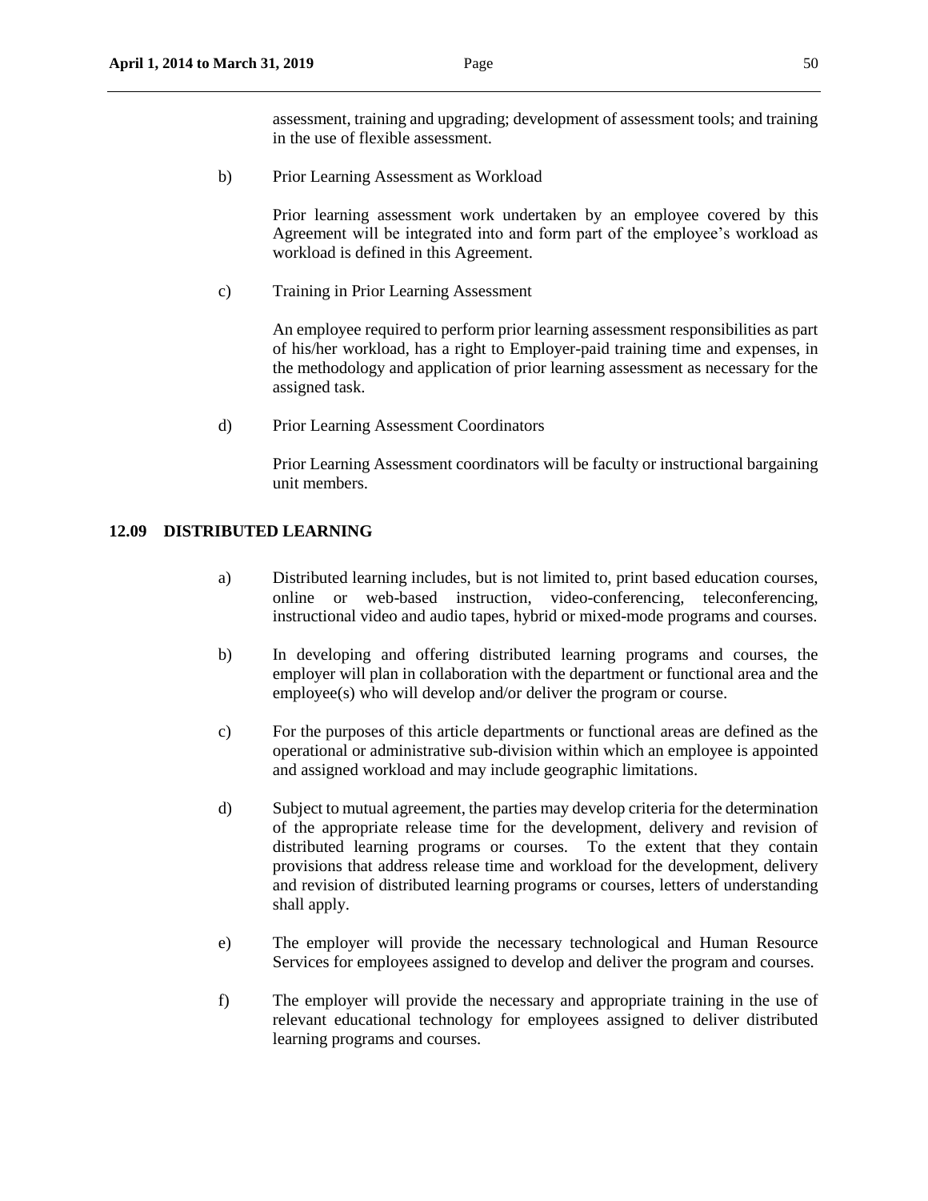assessment, training and upgrading; development of assessment tools; and training in the use of flexible assessment.

b) Prior Learning Assessment as Workload

Prior learning assessment work undertaken by an employee covered by this Agreement will be integrated into and form part of the employee's workload as workload is defined in this Agreement.

c) Training in Prior Learning Assessment

An employee required to perform prior learning assessment responsibilities as part of his/her workload, has a right to Employer-paid training time and expenses, in the methodology and application of prior learning assessment as necessary for the assigned task.

d) Prior Learning Assessment Coordinators

Prior Learning Assessment coordinators will be faculty or instructional bargaining unit members.

## 12.09 DISTRIBUTED LEARNING

a) Distributed learning includes, but is not limited to, print based education courses, online or web-based instruction, video-conferencing, teleconferencing, instructional video and audio tapes, hybrid or mixed-mode programs and courses.

b) In developing and offering distributed learning programs and courses, the employer will plan in collaboration with the department or functional area and the employee(s) who will develop and/or deliver the program or course.

c) For the purposes of this article departments or functional areas are defined as the operational or administrative sub-division within which an employee is appointed and assigned workload and may include geographic limitations.

d) Subject to mutual agreement, the parties may develop criteria for the determination of the appropriate release time for the development, delivery and revision of distributed learning programs or courses. To the extent that they contain provisions that address release time and workload for the development, delivery and revision of distributed learning programs or courses, letters of understanding shall apply.

e) The employer will provide the necessary technological and Human Resource Services for employees assigned to develop and deliver the program and courses.

f) The employer will provide the necessary and appropriate training in the use of relevant educational technology for employees assigned to deliver distributed learning programs and courses.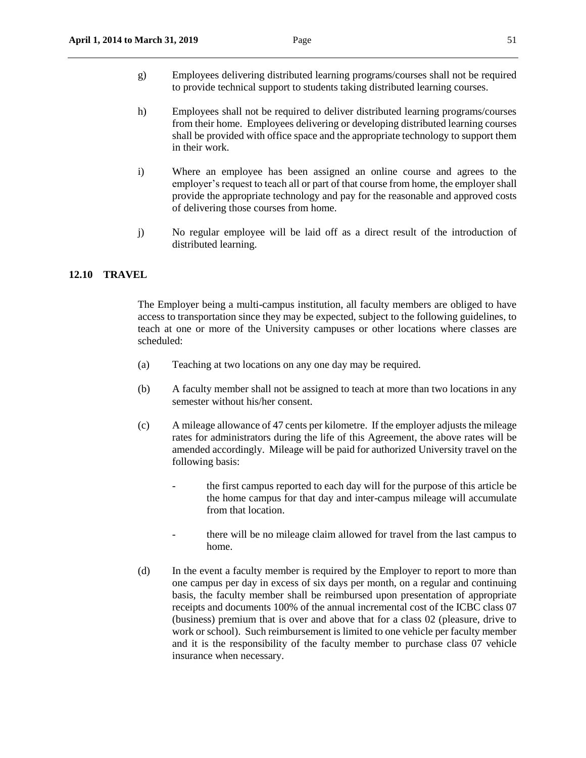g) Employees delivering distributed learning programs/courses shall not be required to provide technical support to students taking distributed learning courses.

h) Employees shall not be required to deliver distributed learning programs/courses from their home. Employees delivering or developing distributed learning courses shall be provided with office space and the appropriate technology to support them in their work.

i) Where an employee has been assigned an online course and agrees to the employer's request to teach all or part of that course from home, the employer shall provide the appropriate technology and pay for the reasonable and approved costs of delivering those courses from home.

j) No regular employee will be laid off as a direct result of the introduction of distributed learning.

## 12.10 TRAVEL

The Employer being a multi-campus institution, all faculty members are obliged to have access to transportation since they may be expected, subject to the following guidelines, to teach at one or more of the University campuses or other locations where classes are scheduled:

(a) Teaching at two locations on any one day may be required.

(b) A faculty member shall not be assigned to teach at more than two locations in any semester without his/her consent.

(c) A mileage allowance of 47 cents per kilometre. If the employer adjusts the mileage rates for administrators during the life of this Agreement, the above rates will be amended accordingly. Mileage will be paid for authorized University travel on the following basis:

- the first campus reported to each day will for the purpose of this article be the home campus for that day and inter-campus mileage will accumulate from that location.
- there will be no mileage claim allowed for travel from the last campus to home.

(d) In the event a faculty member is required by the Employer to report to more than one campus per day in excess of six days per month, on a regular and continuing basis, the faculty member shall be reimbursed upon presentation of appropriate receipts and documents 100% of the annual incremental cost of the ICBC class 07 (business) premium that is over and above that for a class 02 (pleasure, drive to work or school). Such reimbursement is limited to one vehicle per faculty member and it is the responsibility of the faculty member to purchase class 07 vehicle insurance when necessary.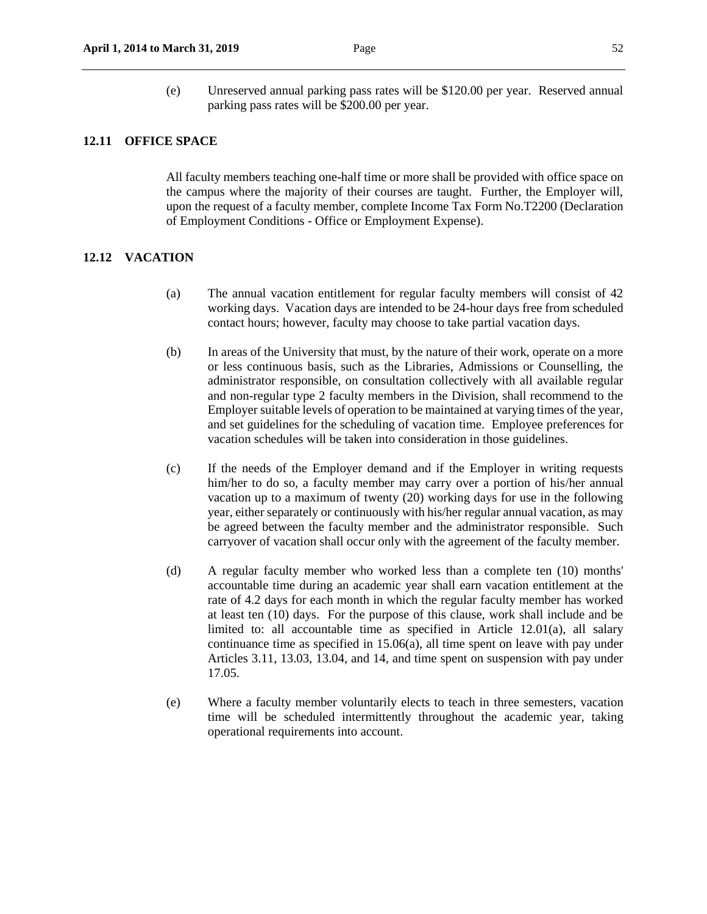(e) Unreserved annual parking pass rates will be $120.00 per year. Reserved annual parking pass rates will be $200.00 per year.

## 12.11 OFFICE SPACE

All faculty members teaching one-half time or more shall be provided with office space on the campus where the majority of their courses are taught. Further, the Employer will, upon the request of a faculty member, complete Income Tax Form No.T2200 (Declaration of Employment Conditions - Office or Employment Expense).

## 12.12 VACATION

(a) The annual vacation entitlement for regular faculty members will consist of 42 working days. Vacation days are intended to be 24-hour days free from scheduled contact hours; however, faculty may choose to take partial vacation days.

(b) In areas of the University that must, by the nature of their work, operate on a more or less continuous basis, such as the Libraries, Admissions or Counselling, the administrator responsible, on consultation collectively with all available regular and non-regular type 2 faculty members in the Division, shall recommend to the Employer suitable levels of operation to be maintained at varying times of the year, and set guidelines for the scheduling of vacation time. Employee preferences for vacation schedules will be taken into consideration in those guidelines.

(c) If the needs of the Employer demand and if the Employer in writing requests him/her to do so, a faculty member may carry over a portion of his/her annual vacation up to a maximum of twenty (20) working days for use in the following year, either separately or continuously with his/her regular annual vacation, as may be agreed between the faculty member and the administrator responsible. Such carryover of vacation shall occur only with the agreement of the faculty member.

(d) A regular faculty member who worked less than a complete ten (10) months' accountable time during an academic year shall earn vacation entitlement at the rate of 4.2 days for each month in which the regular faculty member has worked at least ten (10) days. For the purpose of this clause, work shall include and be limited to: all accountable time as specified in Article 12.01(a), all salary continuance time as specified in 15.06(a), all time spent on leave with pay under Articles 3.11, 13.03, 13.04, and 14, and time spent on suspension with pay under 17.05.

(e) Where a faculty member voluntarily elects to teach in three semesters, vacation time will be scheduled intermittently throughout the academic year, taking operational requirements into account.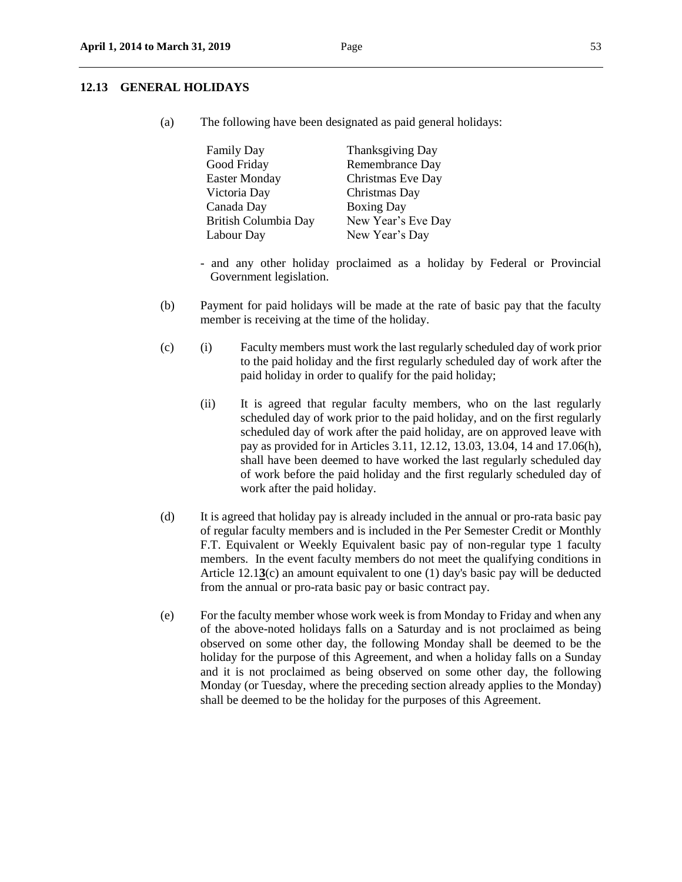### 12.13 GENERAL HOLIDAYS

(a) The following have been designated as paid general holidays:

| | |
|---|---|
| Family Day | Thanksgiving Day |
| Good Friday | Remembrance Day |
| Easter Monday | Christmas Eve Day |
| Victoria Day | Christmas Day |
| Canada Day | Boxing Day |
| British Columbia Day | New Year's Eve Day |
| Labour Day | New Year's Day |

- and any other holiday proclaimed as a holiday by Federal or Provincial Government legislation.

(b) Payment for paid holidays will be made at the rate of basic pay that the faculty member is receiving at the time of the holiday.

(c) (i) Faculty members must work the last regularly scheduled day of work prior to the paid holiday and the first regularly scheduled day of work after the paid holiday in order to qualify for the paid holiday;

(ii) It is agreed that regular faculty members, who on the last regularly scheduled day of work prior to the paid holiday, and on the first regularly scheduled day of work after the paid holiday, are on approved leave with pay as provided for in Articles 3.11, 12.12, 13.03, 13.04, 14 and 17.06(h), shall have been deemed to have worked the last regularly scheduled day of work before the paid holiday and the first regularly scheduled day of work after the paid holiday.

(d) It is agreed that holiday pay is already included in the annual or pro-rata basic pay of regular faculty members and is included in the Per Semester Credit or Monthly F.T. Equivalent or Weekly Equivalent basic pay of non-regular type 1 faculty members. In the event faculty members do not meet the qualifying conditions in Article 12.1**3**(c) an amount equivalent to one (1) day's basic pay will be deducted from the annual or pro-rata basic pay or basic contract pay.

(e) For the faculty member whose work week is from Monday to Friday and when any of the above-noted holidays falls on a Saturday and is not proclaimed as being observed on some other day, the following Monday shall be deemed to be the holiday for the purpose of this Agreement, and when a holiday falls on a Sunday and it is not proclaimed as being observed on some other day, the following Monday (or Tuesday, where the preceding section already applies to the Monday) shall be deemed to be the holiday for the purposes of this Agreement.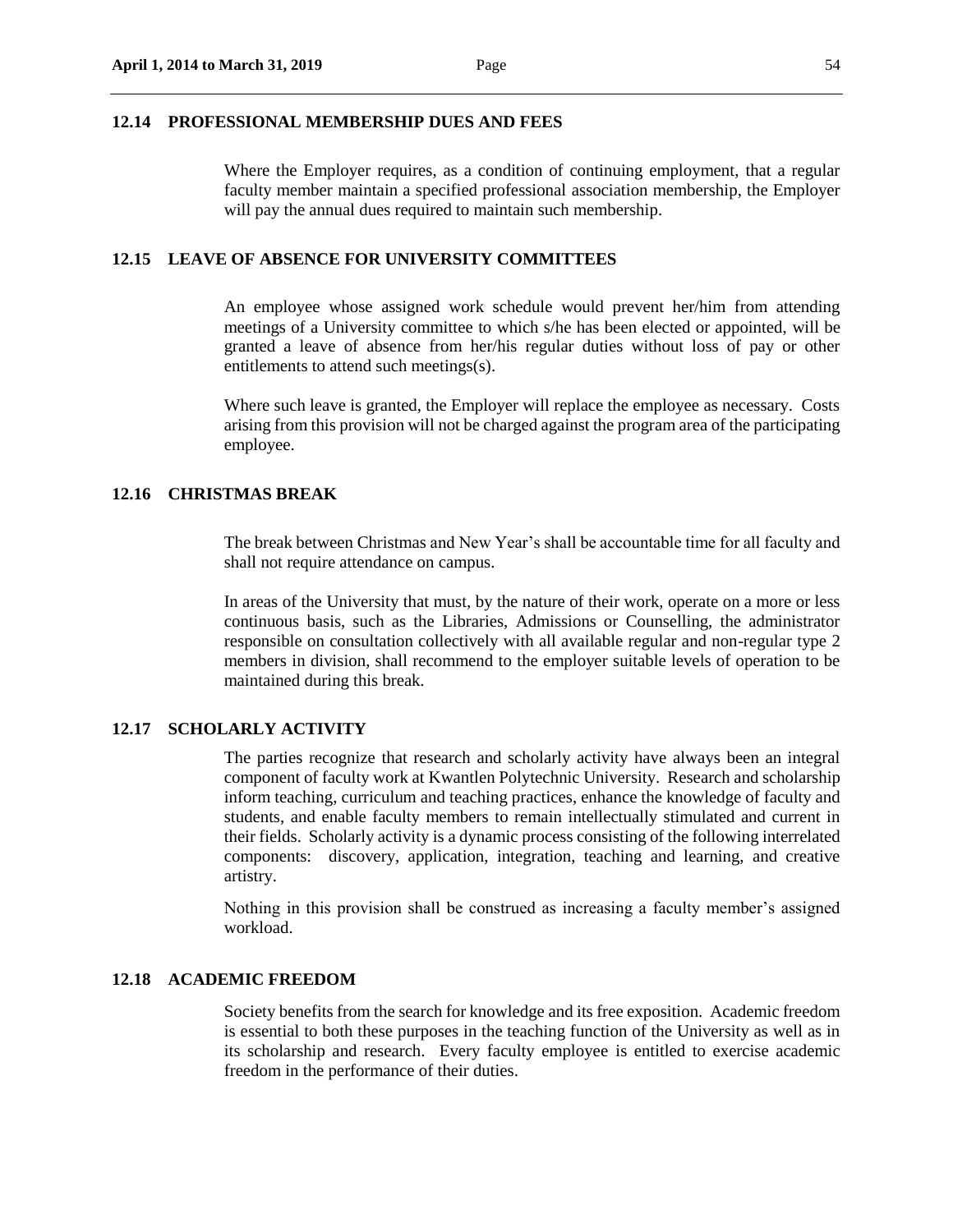### 12.14 PROFESSIONAL MEMBERSHIP DUES AND FEES

Where the Employer requires, as a condition of continuing employment, that a regular faculty member maintain a specified professional association membership, the Employer will pay the annual dues required to maintain such membership.

### 12.15 LEAVE OF ABSENCE FOR UNIVERSITY COMMITTEES

An employee whose assigned work schedule would prevent her/him from attending meetings of a University committee to which s/he has been elected or appointed, will be granted a leave of absence from her/his regular duties without loss of pay or other entitlements to attend such meetings(s).

Where such leave is granted, the Employer will replace the employee as necessary. Costs arising from this provision will not be charged against the program area of the participating employee.

### 12.16 CHRISTMAS BREAK

The break between Christmas and New Year's shall be accountable time for all faculty and shall not require attendance on campus.

In areas of the University that must, by the nature of their work, operate on a more or less continuous basis, such as the Libraries, Admissions or Counselling, the administrator responsible on consultation collectively with all available regular and non-regular type 2 members in division, shall recommend to the employer suitable levels of operation to be maintained during this break.

### 12.17 SCHOLARLY ACTIVITY

The parties recognize that research and scholarly activity have always been an integral component of faculty work at Kwantlen Polytechnic University. Research and scholarship inform teaching, curriculum and teaching practices, enhance the knowledge of faculty and students, and enable faculty members to remain intellectually stimulated and current in their fields. Scholarly activity is a dynamic process consisting of the following interrelated components: discovery, application, integration, teaching and learning, and creative artistry.

Nothing in this provision shall be construed as increasing a faculty member's assigned workload.

### 12.18 ACADEMIC FREEDOM

Society benefits from the search for knowledge and its free exposition. Academic freedom is essential to both these purposes in the teaching function of the University as well as in its scholarship and research. Every faculty employee is entitled to exercise academic freedom in the performance of their duties.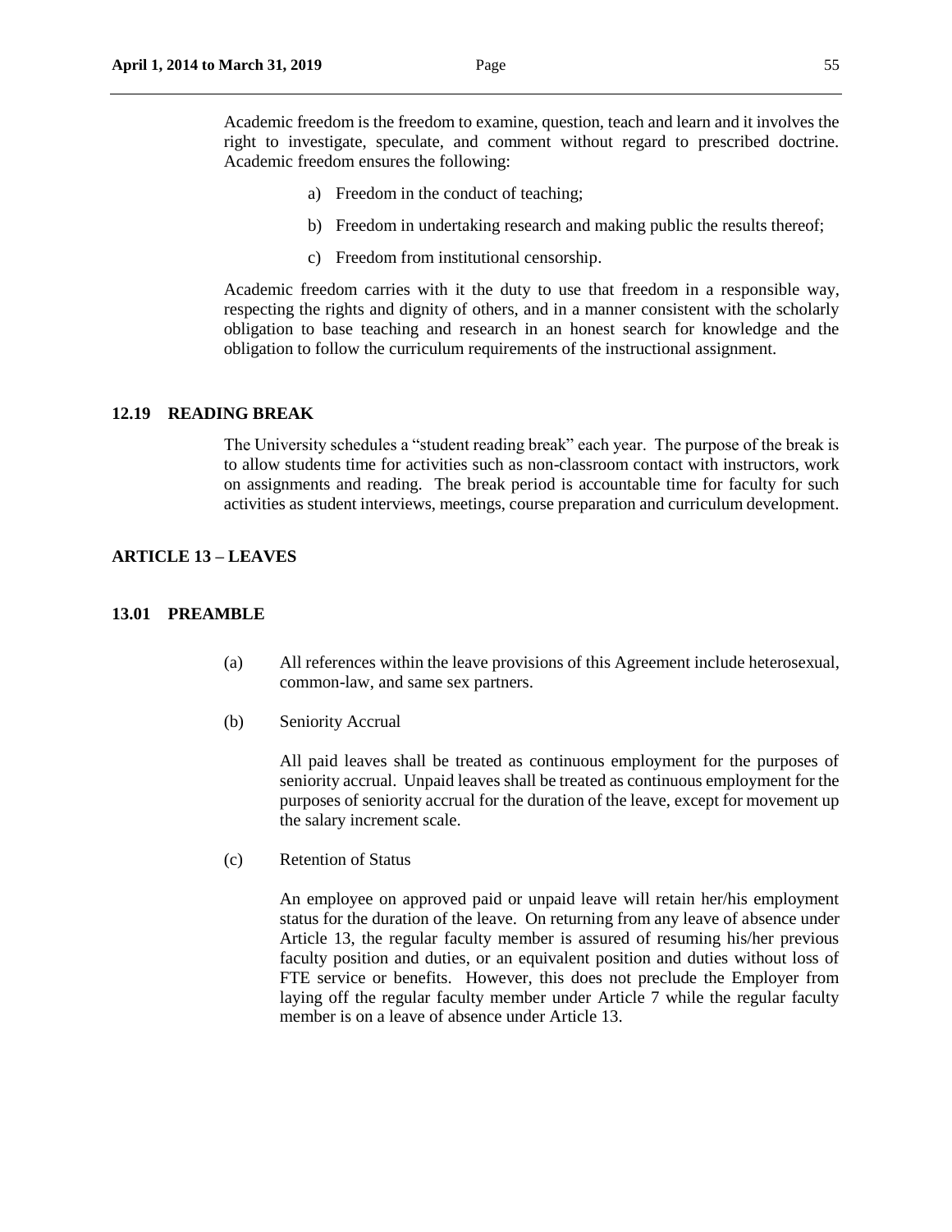Academic freedom is the freedom to examine, question, teach and learn and it involves the right to investigate, speculate, and comment without regard to prescribed doctrine. Academic freedom ensures the following:

a) Freedom in the conduct of teaching;

b) Freedom in undertaking research and making public the results thereof;

c) Freedom from institutional censorship.

Academic freedom carries with it the duty to use that freedom in a responsible way, respecting the rights and dignity of others, and in a manner consistent with the scholarly obligation to base teaching and research in an honest search for knowledge and the obligation to follow the curriculum requirements of the instructional assignment.

### 12.19 READING BREAK

The University schedules a "student reading break" each year. The purpose of the break is to allow students time for activities such as non-classroom contact with instructors, work on assignments and reading. The break period is accountable time for faculty for such activities as student interviews, meetings, course preparation and curriculum development.

## ARTICLE 13 – LEAVES

### 13.01 PREAMBLE

(a) All references within the leave provisions of this Agreement include heterosexual, common-law, and same sex partners.

(b) Seniority Accrual

All paid leaves shall be treated as continuous employment for the purposes of seniority accrual. Unpaid leaves shall be treated as continuous employment for the purposes of seniority accrual for the duration of the leave, except for movement up the salary increment scale.

(c) Retention of Status

An employee on approved paid or unpaid leave will retain her/his employment status for the duration of the leave. On returning from any leave of absence under Article 13, the regular faculty member is assured of resuming his/her previous faculty position and duties, or an equivalent position and duties without loss of FTE service or benefits. However, this does not preclude the Employer from laying off the regular faculty member under Article 7 while the regular faculty member is on a leave of absence under Article 13.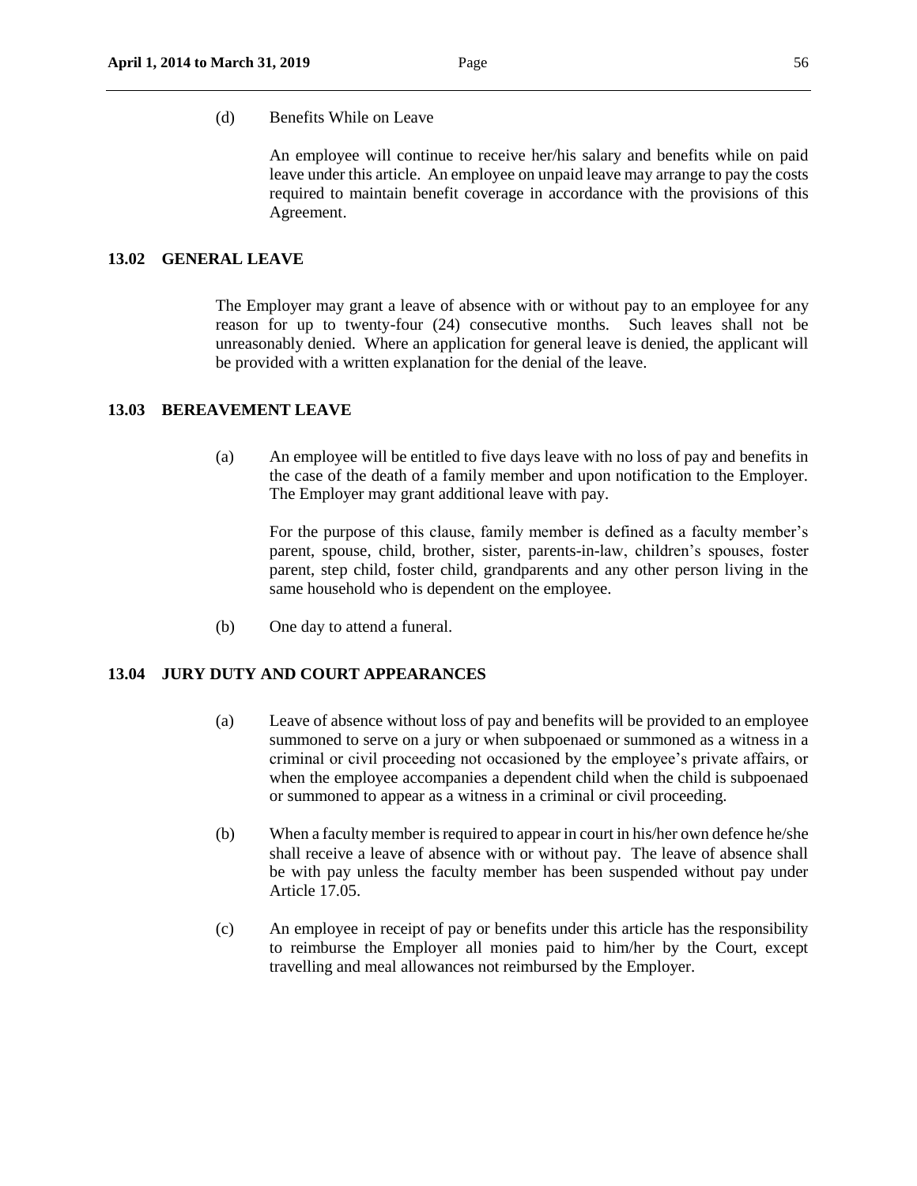(d) Benefits While on Leave

An employee will continue to receive her/his salary and benefits while on paid leave under this article. An employee on unpaid leave may arrange to pay the costs required to maintain benefit coverage in accordance with the provisions of this Agreement.

## 13.02 GENERAL LEAVE

The Employer may grant a leave of absence with or without pay to an employee for any reason for up to twenty-four (24) consecutive months. Such leaves shall not be unreasonably denied. Where an application for general leave is denied, the applicant will be provided with a written explanation for the denial of the leave.

## 13.03 BEREAVEMENT LEAVE

(a) An employee will be entitled to five days leave with no loss of pay and benefits in the case of the death of a family member and upon notification to the Employer. The Employer may grant additional leave with pay.

For the purpose of this clause, family member is defined as a faculty member's parent, spouse, child, brother, sister, parents-in-law, children's spouses, foster parent, step child, foster child, grandparents and any other person living in the same household who is dependent on the employee.

(b) One day to attend a funeral.

## 13.04 JURY DUTY AND COURT APPEARANCES

(a) Leave of absence without loss of pay and benefits will be provided to an employee summoned to serve on a jury or when subpoenaed or summoned as a witness in a criminal or civil proceeding not occasioned by the employee's private affairs, or when the employee accompanies a dependent child when the child is subpoenaed or summoned to appear as a witness in a criminal or civil proceeding.

(b) When a faculty member is required to appear in court in his/her own defence he/she shall receive a leave of absence with or without pay. The leave of absence shall be with pay unless the faculty member has been suspended without pay under Article 17.05.

(c) An employee in receipt of pay or benefits under this article has the responsibility to reimburse the Employer all monies paid to him/her by the Court, except travelling and meal allowances not reimbursed by the Employer.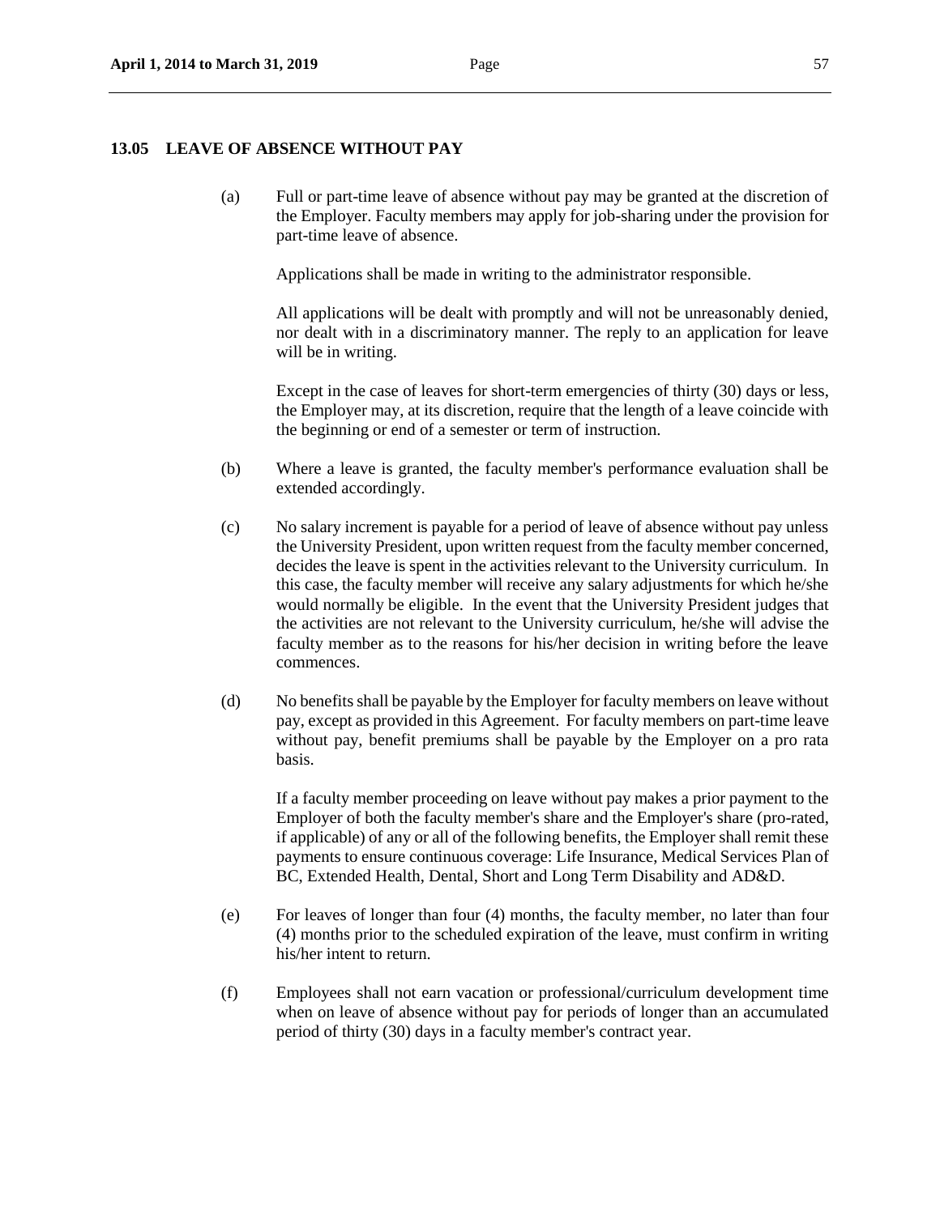## 13.05 LEAVE OF ABSENCE WITHOUT PAY

(a) Full or part-time leave of absence without pay may be granted at the discretion of the Employer. Faculty members may apply for job-sharing under the provision for part-time leave of absence.

Applications shall be made in writing to the administrator responsible.

All applications will be dealt with promptly and will not be unreasonably denied, nor dealt with in a discriminatory manner. The reply to an application for leave will be in writing.

Except in the case of leaves for short-term emergencies of thirty (30) days or less, the Employer may, at its discretion, require that the length of a leave coincide with the beginning or end of a semester or term of instruction.

(b) Where a leave is granted, the faculty member's performance evaluation shall be extended accordingly.

(c) No salary increment is payable for a period of leave of absence without pay unless the University President, upon written request from the faculty member concerned, decides the leave is spent in the activities relevant to the University curriculum. In this case, the faculty member will receive any salary adjustments for which he/she would normally be eligible. In the event that the University President judges that the activities are not relevant to the University curriculum, he/she will advise the faculty member as to the reasons for his/her decision in writing before the leave commences.

(d) No benefits shall be payable by the Employer for faculty members on leave without pay, except as provided in this Agreement. For faculty members on part-time leave without pay, benefit premiums shall be payable by the Employer on a pro rata basis.

If a faculty member proceeding on leave without pay makes a prior payment to the Employer of both the faculty member's share and the Employer's share (pro-rated, if applicable) of any or all of the following benefits, the Employer shall remit these payments to ensure continuous coverage: Life Insurance, Medical Services Plan of BC, Extended Health, Dental, Short and Long Term Disability and AD&D.

(e) For leaves of longer than four (4) months, the faculty member, no later than four (4) months prior to the scheduled expiration of the leave, must confirm in writing his/her intent to return.

(f) Employees shall not earn vacation or professional/curriculum development time when on leave of absence without pay for periods of longer than an accumulated period of thirty (30) days in a faculty member's contract year.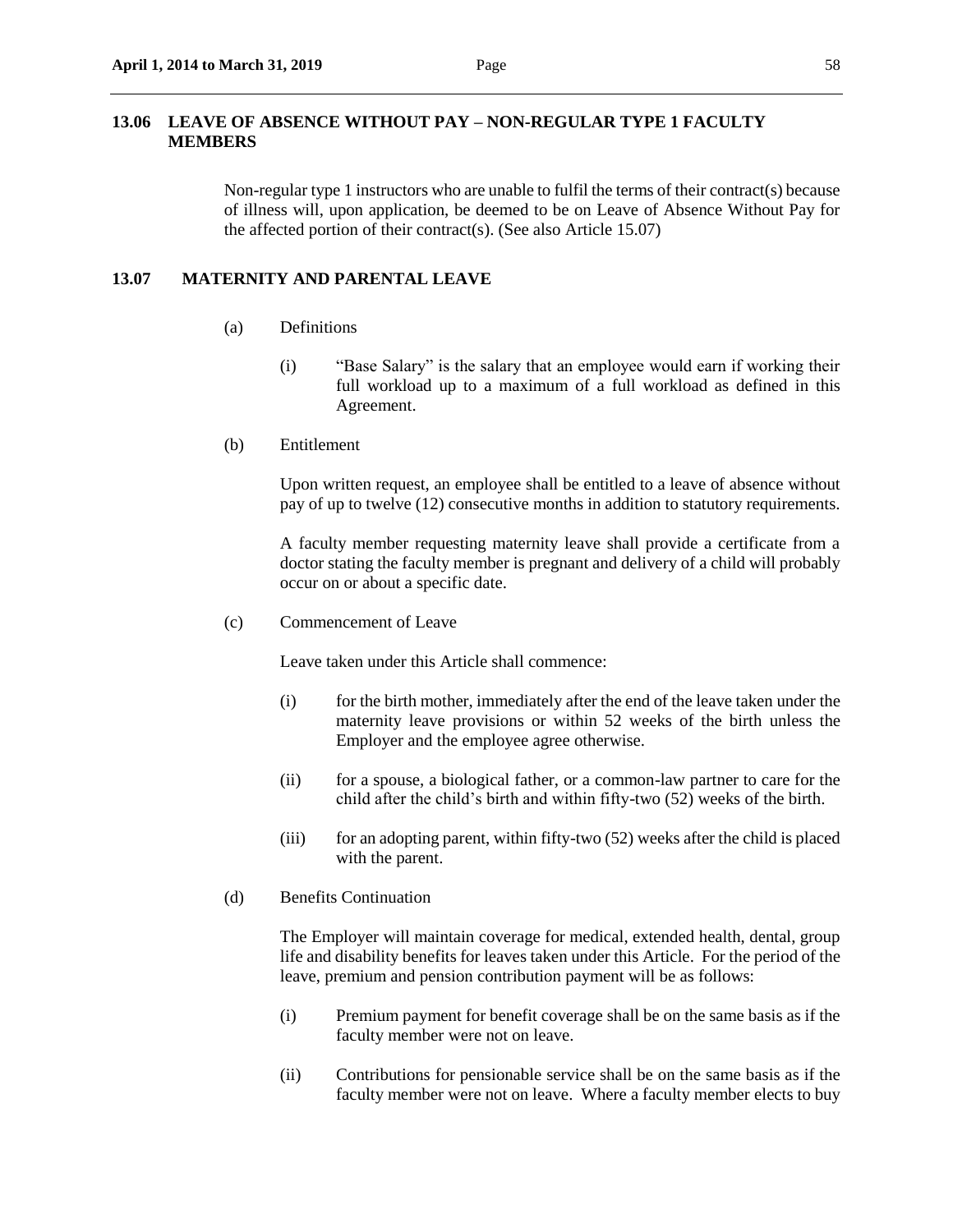### 13.06 LEAVE OF ABSENCE WITHOUT PAY – NON-REGULAR TYPE 1 FACULTY MEMBERS

Non-regular type 1 instructors who are unable to fulfil the terms of their contract(s) because of illness will, upon application, be deemed to be on Leave of Absence Without Pay for the affected portion of their contract(s). (See also Article 15.07)

### 13.07 MATERNITY AND PARENTAL LEAVE

(a) Definitions

(i) "Base Salary" is the salary that an employee would earn if working their full workload up to a maximum of a full workload as defined in this Agreement.

(b) Entitlement

Upon written request, an employee shall be entitled to a leave of absence without pay of up to twelve (12) consecutive months in addition to statutory requirements.

A faculty member requesting maternity leave shall provide a certificate from a doctor stating the faculty member is pregnant and delivery of a child will probably occur on or about a specific date.

(c) Commencement of Leave

Leave taken under this Article shall commence:

(i) for the birth mother, immediately after the end of the leave taken under the maternity leave provisions or within 52 weeks of the birth unless the Employer and the employee agree otherwise.

(ii) for a spouse, a biological father, or a common-law partner to care for the child after the child's birth and within fifty-two (52) weeks of the birth.

(iii) for an adopting parent, within fifty-two (52) weeks after the child is placed with the parent.

(d) Benefits Continuation

The Employer will maintain coverage for medical, extended health, dental, group life and disability benefits for leaves taken under this Article. For the period of the leave, premium and pension contribution payment will be as follows:

(i) Premium payment for benefit coverage shall be on the same basis as if the faculty member were not on leave.

(ii) Contributions for pensionable service shall be on the same basis as if the faculty member were not on leave. Where a faculty member elects to buy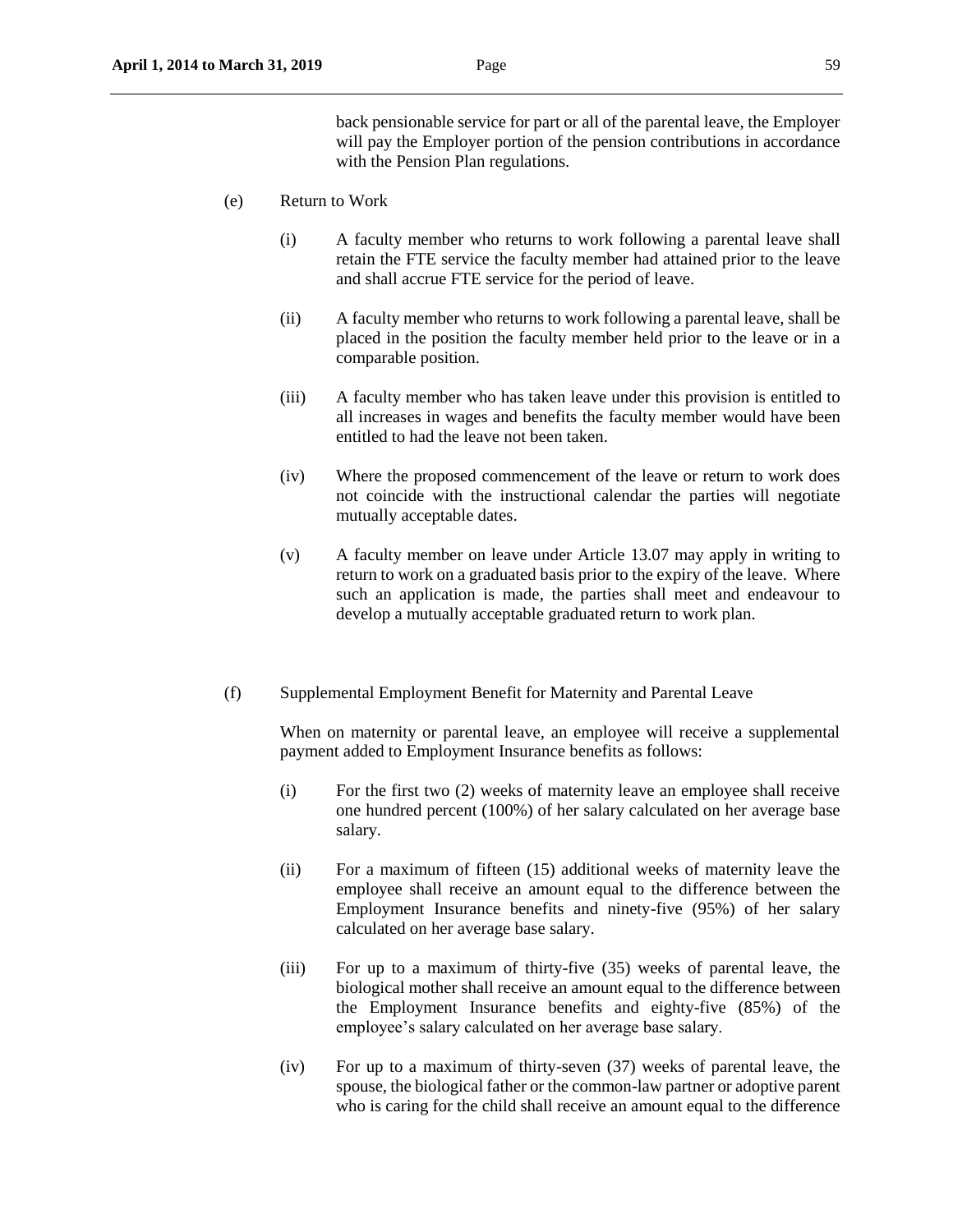back pensionable service for part or all of the parental leave, the Employer will pay the Employer portion of the pension contributions in accordance with the Pension Plan regulations.

(e) Return to Work

(i) A faculty member who returns to work following a parental leave shall retain the FTE service the faculty member had attained prior to the leave and shall accrue FTE service for the period of leave.

(ii) A faculty member who returns to work following a parental leave, shall be placed in the position the faculty member held prior to the leave or in a comparable position.

(iii) A faculty member who has taken leave under this provision is entitled to all increases in wages and benefits the faculty member would have been entitled to had the leave not been taken.

(iv) Where the proposed commencement of the leave or return to work does not coincide with the instructional calendar the parties will negotiate mutually acceptable dates.

(v) A faculty member on leave under Article 13.07 may apply in writing to return to work on a graduated basis prior to the expiry of the leave. Where such an application is made, the parties shall meet and endeavour to develop a mutually acceptable graduated return to work plan.

(f) Supplemental Employment Benefit for Maternity and Parental Leave

When on maternity or parental leave, an employee will receive a supplemental payment added to Employment Insurance benefits as follows:

(i) For the first two (2) weeks of maternity leave an employee shall receive one hundred percent (100%) of her salary calculated on her average base salary.

(ii) For a maximum of fifteen (15) additional weeks of maternity leave the employee shall receive an amount equal to the difference between the Employment Insurance benefits and ninety-five (95%) of her salary calculated on her average base salary.

(iii) For up to a maximum of thirty-five (35) weeks of parental leave, the biological mother shall receive an amount equal to the difference between the Employment Insurance benefits and eighty-five (85%) of the employee's salary calculated on her average base salary.

(iv) For up to a maximum of thirty-seven (37) weeks of parental leave, the spouse, the biological father or the common-law partner or adoptive parent who is caring for the child shall receive an amount equal to the difference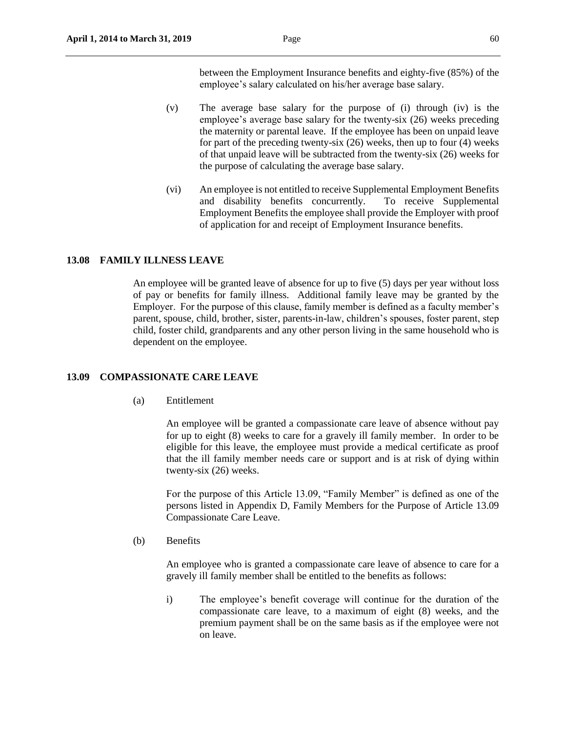between the Employment Insurance benefits and eighty-five (85%) of the employee's salary calculated on his/her average base salary.

(v) The average base salary for the purpose of (i) through (iv) is the employee's average base salary for the twenty-six (26) weeks preceding the maternity or parental leave. If the employee has been on unpaid leave for part of the preceding twenty-six (26) weeks, then up to four (4) weeks of that unpaid leave will be subtracted from the twenty-six (26) weeks for the purpose of calculating the average base salary.

(vi) An employee is not entitled to receive Supplemental Employment Benefits and disability benefits concurrently. To receive Supplemental Employment Benefits the employee shall provide the Employer with proof of application for and receipt of Employment Insurance benefits.

## 13.08 FAMILY ILLNESS LEAVE

An employee will be granted leave of absence for up to five (5) days per year without loss of pay or benefits for family illness. Additional family leave may be granted by the Employer. For the purpose of this clause, family member is defined as a faculty member's parent, spouse, child, brother, sister, parents-in-law, children's spouses, foster parent, step child, foster child, grandparents and any other person living in the same household who is dependent on the employee.

## 13.09 COMPASSIONATE CARE LEAVE

(a) Entitlement

An employee will be granted a compassionate care leave of absence without pay for up to eight (8) weeks to care for a gravely ill family member. In order to be eligible for this leave, the employee must provide a medical certificate as proof that the ill family member needs care or support and is at risk of dying within twenty-six (26) weeks.

For the purpose of this Article 13.09, "Family Member" is defined as one of the persons listed in Appendix D, Family Members for the Purpose of Article 13.09 Compassionate Care Leave.

(b) Benefits

An employee who is granted a compassionate care leave of absence to care for a gravely ill family member shall be entitled to the benefits as follows:

i) The employee's benefit coverage will continue for the duration of the compassionate care leave, to a maximum of eight (8) weeks, and the premium payment shall be on the same basis as if the employee were not on leave.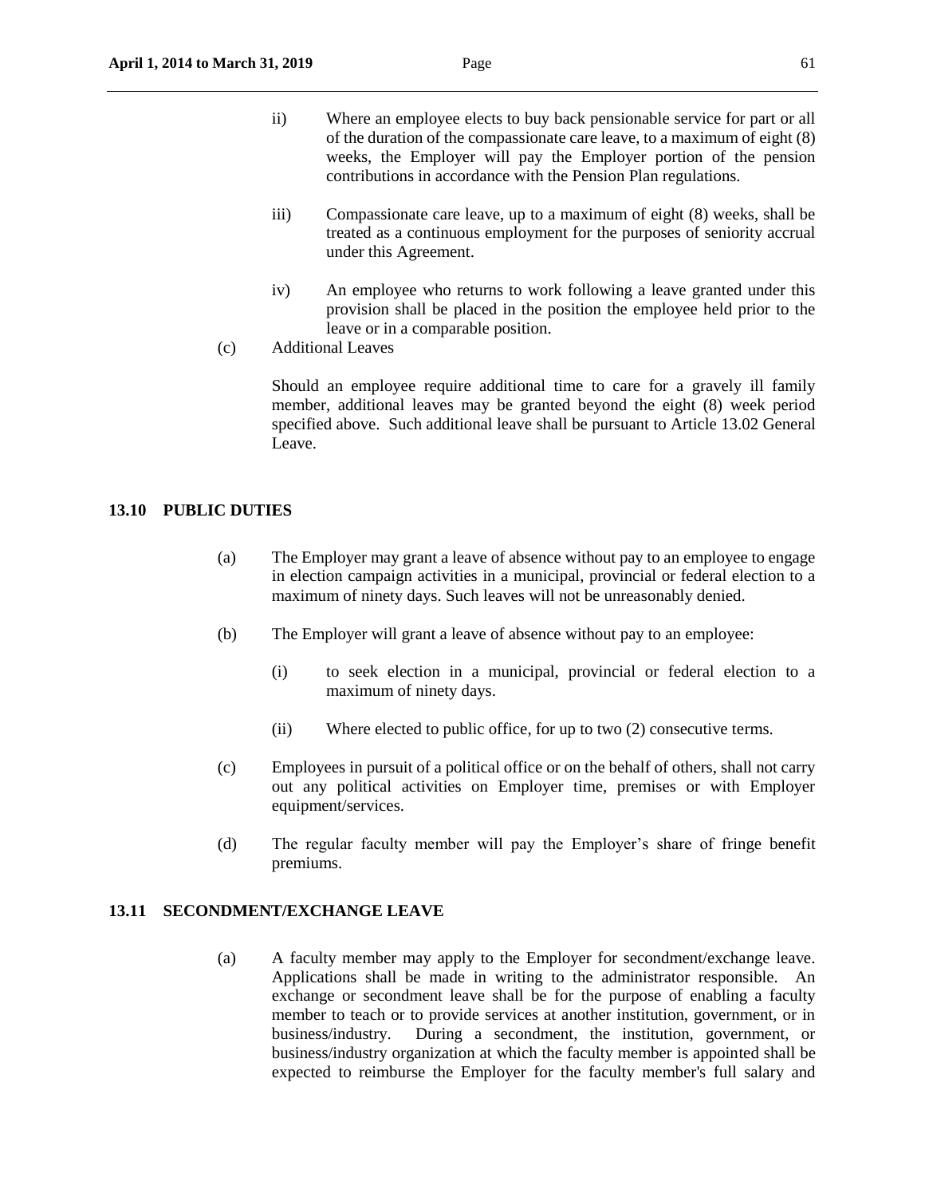ii) Where an employee elects to buy back pensionable service for part or all of the duration of the compassionate care leave, to a maximum of eight (8) weeks, the Employer will pay the Employer portion of the pension contributions in accordance with the Pension Plan regulations.

iii) Compassionate care leave, up to a maximum of eight (8) weeks, shall be treated as a continuous employment for the purposes of seniority accrual under this Agreement.

iv) An employee who returns to work following a leave granted under this provision shall be placed in the position the employee held prior to the leave or in a comparable position.

(c) Additional Leaves

Should an employee require additional time to care for a gravely ill family member, additional leaves may be granted beyond the eight (8) week period specified above. Such additional leave shall be pursuant to Article 13.02 General Leave.

## 13.10 PUBLIC DUTIES

(a) The Employer may grant a leave of absence without pay to an employee to engage in election campaign activities in a municipal, provincial or federal election to a maximum of ninety days. Such leaves will not be unreasonably denied.

(b) The Employer will grant a leave of absence without pay to an employee:

(i) to seek election in a municipal, provincial or federal election to a maximum of ninety days.

(ii) Where elected to public office, for up to two (2) consecutive terms.

(c) Employees in pursuit of a political office or on the behalf of others, shall not carry out any political activities on Employer time, premises or with Employer equipment/services.

(d) The regular faculty member will pay the Employer's share of fringe benefit premiums.

## 13.11 SECONDMENT/EXCHANGE LEAVE

(a) A faculty member may apply to the Employer for secondment/exchange leave. Applications shall be made in writing to the administrator responsible. An exchange or secondment leave shall be for the purpose of enabling a faculty member to teach or to provide services at another institution, government, or in business/industry. During a secondment, the institution, government, or business/industry organization at which the faculty member is appointed shall be expected to reimburse the Employer for the faculty member's full salary and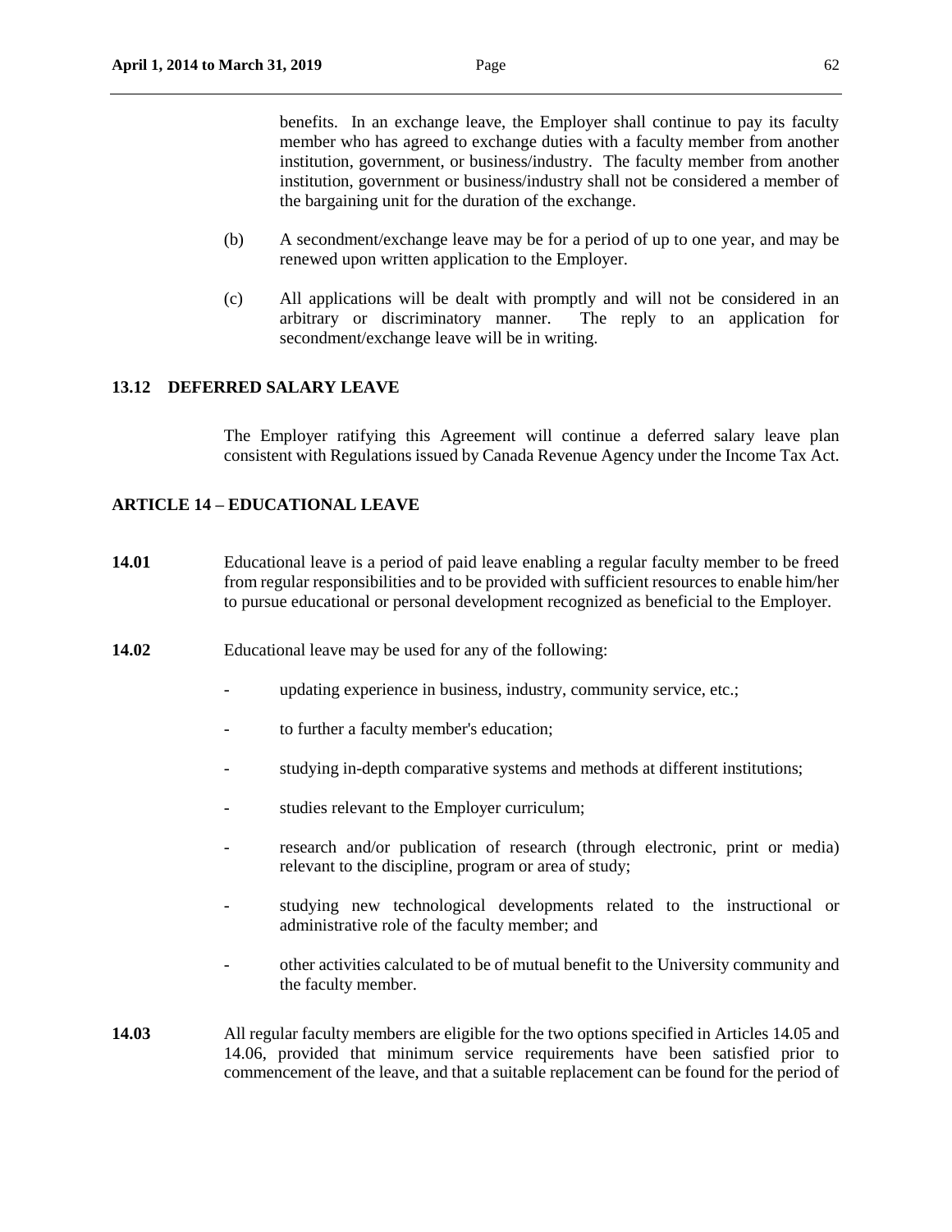benefits. In an exchange leave, the Employer shall continue to pay its faculty member who has agreed to exchange duties with a faculty member from another institution, government, or business/industry. The faculty member from another institution, government or business/industry shall not be considered a member of the bargaining unit for the duration of the exchange.

(b) A secondment/exchange leave may be for a period of up to one year, and may be renewed upon written application to the Employer.

(c) All applications will be dealt with promptly and will not be considered in an arbitrary or discriminatory manner. The reply to an application for secondment/exchange leave will be in writing.

### 13.12 DEFERRED SALARY LEAVE

The Employer ratifying this Agreement will continue a deferred salary leave plan consistent with Regulations issued by Canada Revenue Agency under the Income Tax Act.

## ARTICLE 14 – EDUCATIONAL LEAVE

**14.01** Educational leave is a period of paid leave enabling a regular faculty member to be freed from regular responsibilities and to be provided with sufficient resources to enable him/her to pursue educational or personal development recognized as beneficial to the Employer.

**14.02** Educational leave may be used for any of the following:

- updating experience in business, industry, community service, etc.;
- to further a faculty member's education;
- studying in-depth comparative systems and methods at different institutions;
- studies relevant to the Employer curriculum;
- research and/or publication of research (through electronic, print or media) relevant to the discipline, program or area of study;
- studying new technological developments related to the instructional or administrative role of the faculty member; and
- other activities calculated to be of mutual benefit to the University community and the faculty member.

**14.03** All regular faculty members are eligible for the two options specified in Articles 14.05 and 14.06, provided that minimum service requirements have been satisfied prior to commencement of the leave, and that a suitable replacement can be found for the period of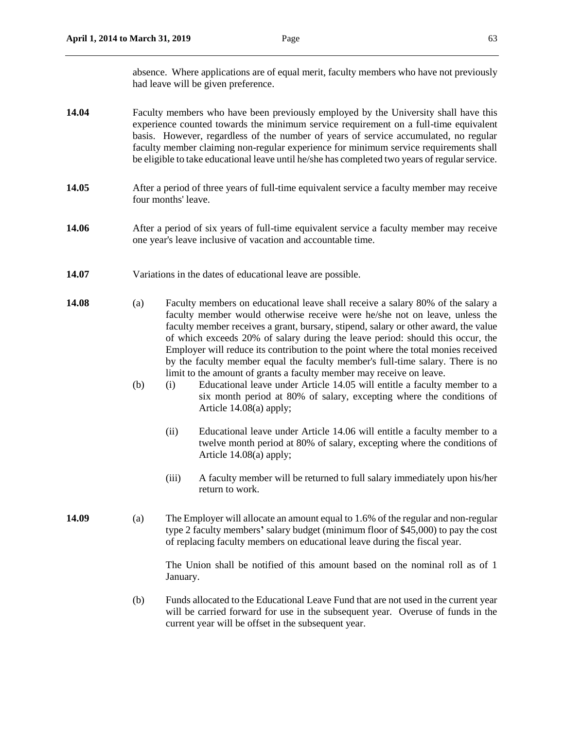absence. Where applications are of equal merit, faculty members who have not previously had leave will be given preference.

**14.04** Faculty members who have been previously employed by the University shall have this experience counted towards the minimum service requirement on a full-time equivalent basis. However, regardless of the number of years of service accumulated, no regular faculty member claiming non-regular experience for minimum service requirements shall be eligible to take educational leave until he/she has completed two years of regular service.

**14.05** After a period of three years of full-time equivalent service a faculty member may receive four months' leave.

**14.06** After a period of six years of full-time equivalent service a faculty member may receive one year's leave inclusive of vacation and accountable time.

**14.07** Variations in the dates of educational leave are possible.

**14.08**

(a) Faculty members on educational leave shall receive a salary 80% of the salary a faculty member would otherwise receive were he/she not on leave, unless the faculty member receives a grant, bursary, stipend, salary or other award, the value of which exceeds 20% of salary during the leave period: should this occur, the Employer will reduce its contribution to the point where the total monies received by the faculty member equal the faculty member's full-time salary. There is no limit to the amount of grants a faculty member may receive on leave.

(b)

(i) Educational leave under Article 14.05 will entitle a faculty member to a six month period at 80% of salary, excepting where the conditions of Article 14.08(a) apply;

(ii) Educational leave under Article 14.06 will entitle a faculty member to a twelve month period at 80% of salary, excepting where the conditions of Article 14.08(a) apply;

(iii) A faculty member will be returned to full salary immediately upon his/her return to work.

**14.09**

(a) The Employer will allocate an amount equal to 1.6% of the regular and non-regular type 2 faculty members**'** salary budget (minimum floor of $45,000) to pay the cost of replacing faculty members on educational leave during the fiscal year.

The Union shall be notified of this amount based on the nominal roll as of 1 January.

(b) Funds allocated to the Educational Leave Fund that are not used in the current year will be carried forward for use in the subsequent year. Overuse of funds in the current year will be offset in the subsequent year.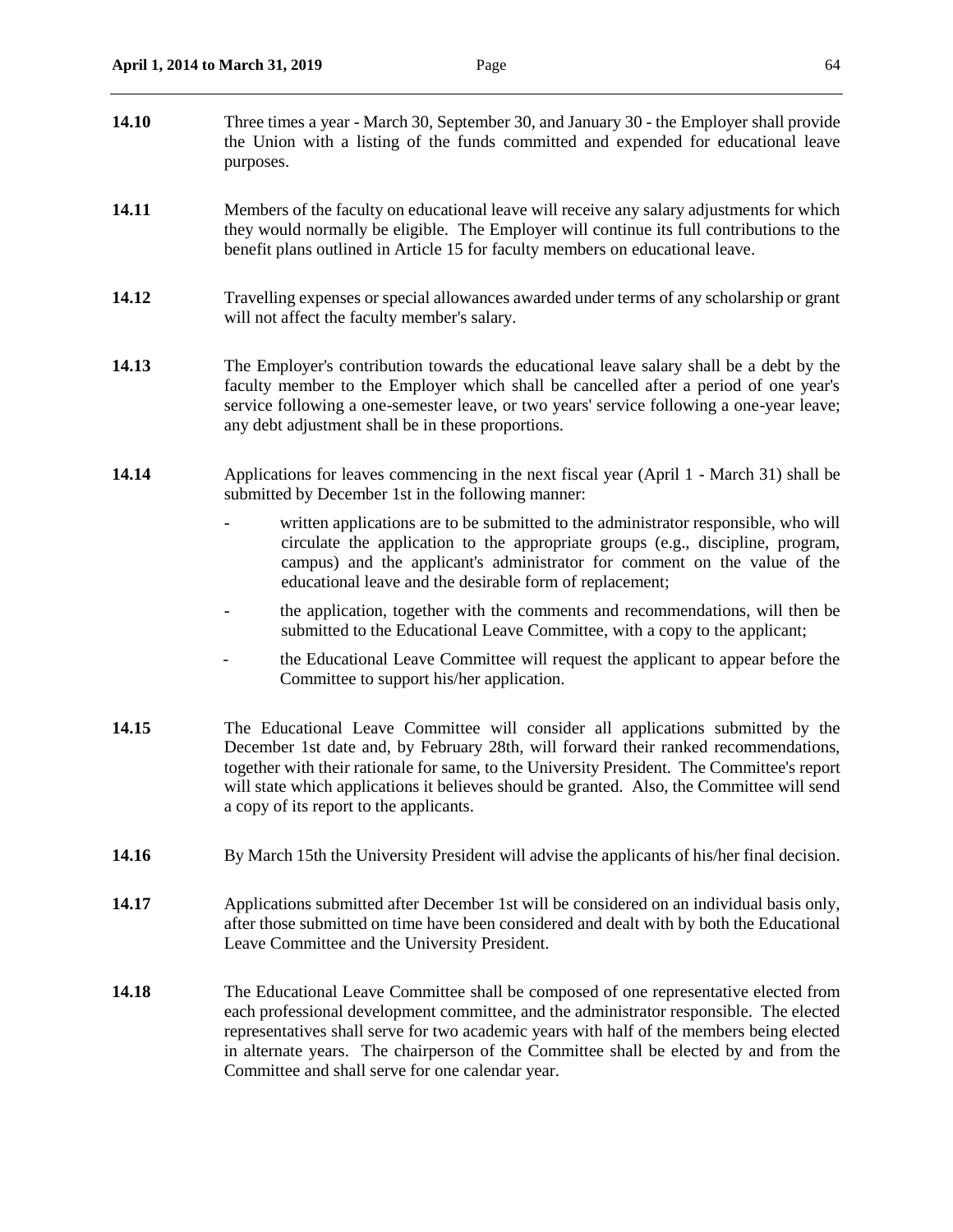**14.10** Three times a year - March 30, September 30, and January 30 - the Employer shall provide the Union with a listing of the funds committed and expended for educational leave purposes.

**14.11** Members of the faculty on educational leave will receive any salary adjustments for which they would normally be eligible. The Employer will continue its full contributions to the benefit plans outlined in Article 15 for faculty members on educational leave.

**14.12** Travelling expenses or special allowances awarded under terms of any scholarship or grant will not affect the faculty member's salary.

**14.13** The Employer's contribution towards the educational leave salary shall be a debt by the faculty member to the Employer which shall be cancelled after a period of one year's service following a one-semester leave, or two years' service following a one-year leave; any debt adjustment shall be in these proportions.

**14.14** Applications for leaves commencing in the next fiscal year (April 1 - March 31) shall be submitted by December 1st in the following manner:

- written applications are to be submitted to the administrator responsible, who will circulate the application to the appropriate groups (e.g., discipline, program, campus) and the applicant's administrator for comment on the value of the educational leave and the desirable form of replacement;
- the application, together with the comments and recommendations, will then be submitted to the Educational Leave Committee, with a copy to the applicant;
- the Educational Leave Committee will request the applicant to appear before the Committee to support his/her application.

**14.15** The Educational Leave Committee will consider all applications submitted by the December 1st date and, by February 28th, will forward their ranked recommendations, together with their rationale for same, to the University President. The Committee's report will state which applications it believes should be granted. Also, the Committee will send a copy of its report to the applicants.

**14.16** By March 15th the University President will advise the applicants of his/her final decision.

**14.17** Applications submitted after December 1st will be considered on an individual basis only, after those submitted on time have been considered and dealt with by both the Educational Leave Committee and the University President.

**14.18** The Educational Leave Committee shall be composed of one representative elected from each professional development committee, and the administrator responsible. The elected representatives shall serve for two academic years with half of the members being elected in alternate years. The chairperson of the Committee shall be elected by and from the Committee and shall serve for one calendar year.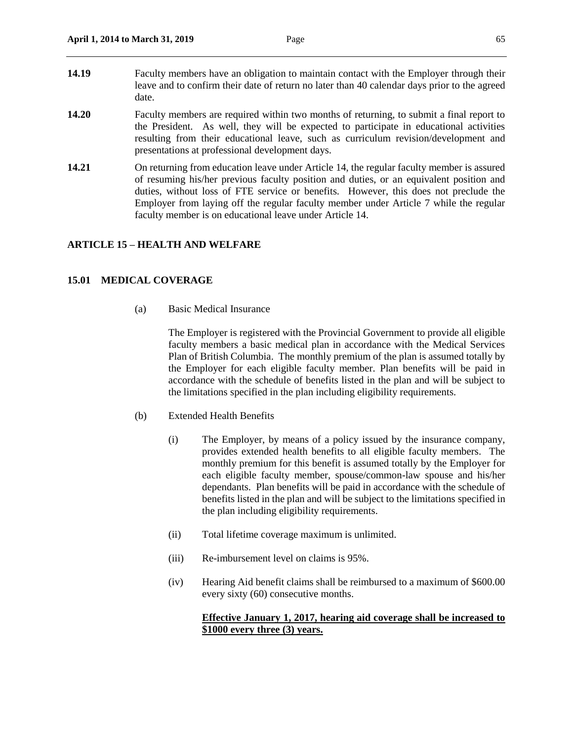**14.19** Faculty members have an obligation to maintain contact with the Employer through their leave and to confirm their date of return no later than 40 calendar days prior to the agreed date.

**14.20** Faculty members are required within two months of returning, to submit a final report to the President. As well, they will be expected to participate in educational activities resulting from their educational leave, such as curriculum revision/development and presentations at professional development days.

**14.21** On returning from education leave under Article 14, the regular faculty member is assured of resuming his/her previous faculty position and duties, or an equivalent position and duties, without loss of FTE service or benefits. However, this does not preclude the Employer from laying off the regular faculty member under Article 7 while the regular faculty member is on educational leave under Article 14.

## ARTICLE 15 – HEALTH AND WELFARE

### 15.01 MEDICAL COVERAGE

(a) Basic Medical Insurance

The Employer is registered with the Provincial Government to provide all eligible faculty members a basic medical plan in accordance with the Medical Services Plan of British Columbia. The monthly premium of the plan is assumed totally by the Employer for each eligible faculty member. Plan benefits will be paid in accordance with the schedule of benefits listed in the plan and will be subject to the limitations specified in the plan including eligibility requirements.

(b) Extended Health Benefits

(i) The Employer, by means of a policy issued by the insurance company, provides extended health benefits to all eligible faculty members. The monthly premium for this benefit is assumed totally by the Employer for each eligible faculty member, spouse/common-law spouse and his/her dependants. Plan benefits will be paid in accordance with the schedule of benefits listed in the plan and will be subject to the limitations specified in the plan including eligibility requirements.

(ii) Total lifetime coverage maximum is unlimited.

(iii) Re-imbursement level on claims is 95%.

(iv) Hearing Aid benefit claims shall be reimbursed to a maximum of $600.00 every sixty (60) consecutive months.

**Effective January 1, 2017, hearing aid coverage shall be increased to $1000 every three (3) years.**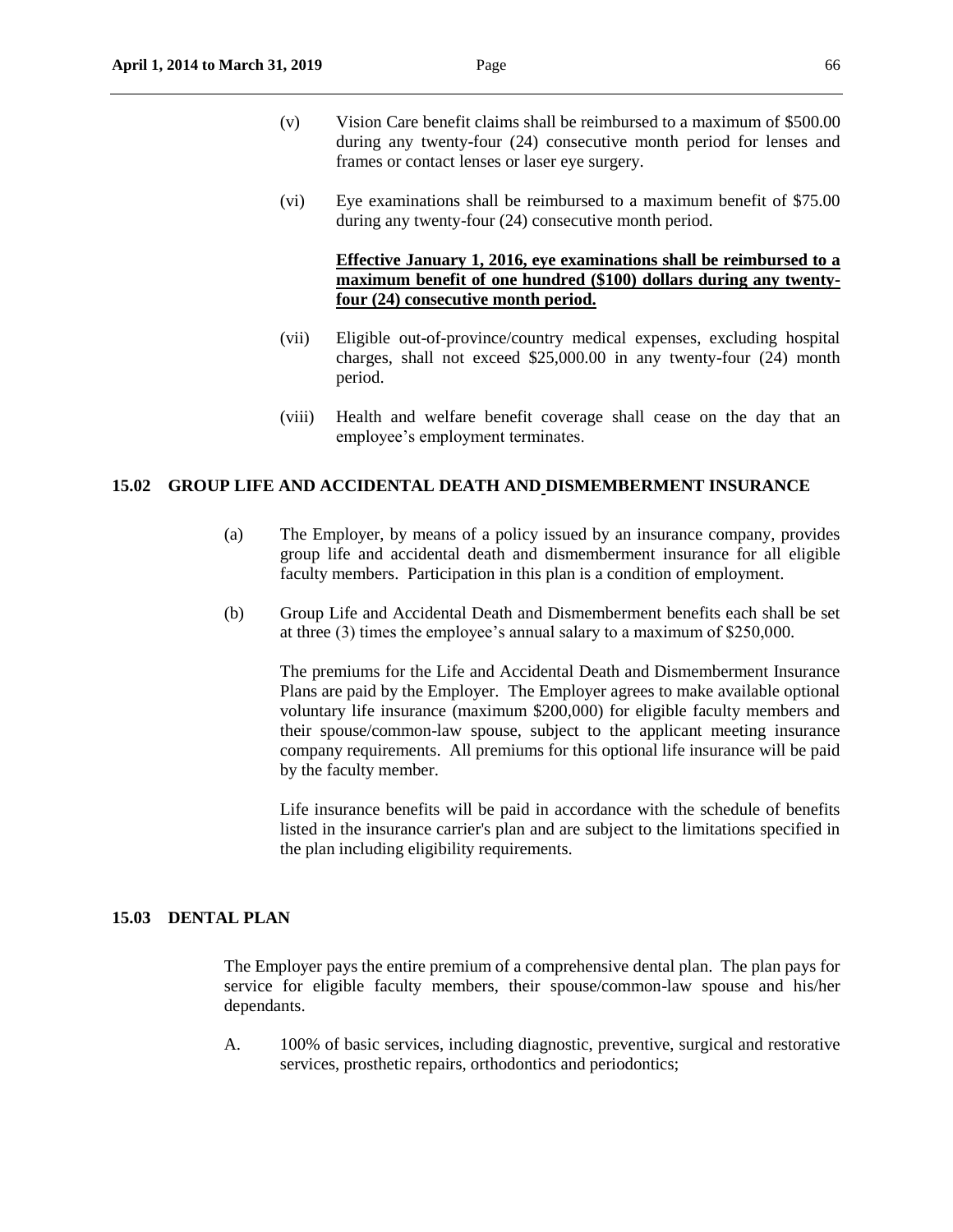(v) Vision Care benefit claims shall be reimbursed to a maximum of $500.00 during any twenty-four (24) consecutive month period for lenses and frames or contact lenses or laser eye surgery.

(vi) Eye examinations shall be reimbursed to a maximum benefit of $75.00 during any twenty-four (24) consecutive month period.

**<u>Effective January 1, 2016, eye examinations shall be reimbursed to a maximum benefit of one hundred ($100) dollars during any twenty-four (24) consecutive month period.</u>**

(vii) Eligible out-of-province/country medical expenses, excluding hospital charges, shall not exceed $25,000.00 in any twenty-four (24) month period.

(viii) Health and welfare benefit coverage shall cease on the day that an employee's employment terminates.

## 15.02 GROUP LIFE AND ACCIDENTAL DEATH AND DISMEMBERMENT INSURANCE

(a) The Employer, by means of a policy issued by an insurance company, provides group life and accidental death and dismemberment insurance for all eligible faculty members. Participation in this plan is a condition of employment.

(b) Group Life and Accidental Death and Dismemberment benefits each shall be set at three (3) times the employee's annual salary to a maximum of $250,000.

The premiums for the Life and Accidental Death and Dismemberment Insurance Plans are paid by the Employer. The Employer agrees to make available optional voluntary life insurance (maximum $200,000) for eligible faculty members and their spouse/common-law spouse, subject to the applicant meeting insurance company requirements. All premiums for this optional life insurance will be paid by the faculty member.

Life insurance benefits will be paid in accordance with the schedule of benefits listed in the insurance carrier's plan and are subject to the limitations specified in the plan including eligibility requirements.

## 15.03 DENTAL PLAN

The Employer pays the entire premium of a comprehensive dental plan. The plan pays for service for eligible faculty members, their spouse/common-law spouse and his/her dependants.

A. 100% of basic services, including diagnostic, preventive, surgical and restorative services, prosthetic repairs, orthodontics and periodontics;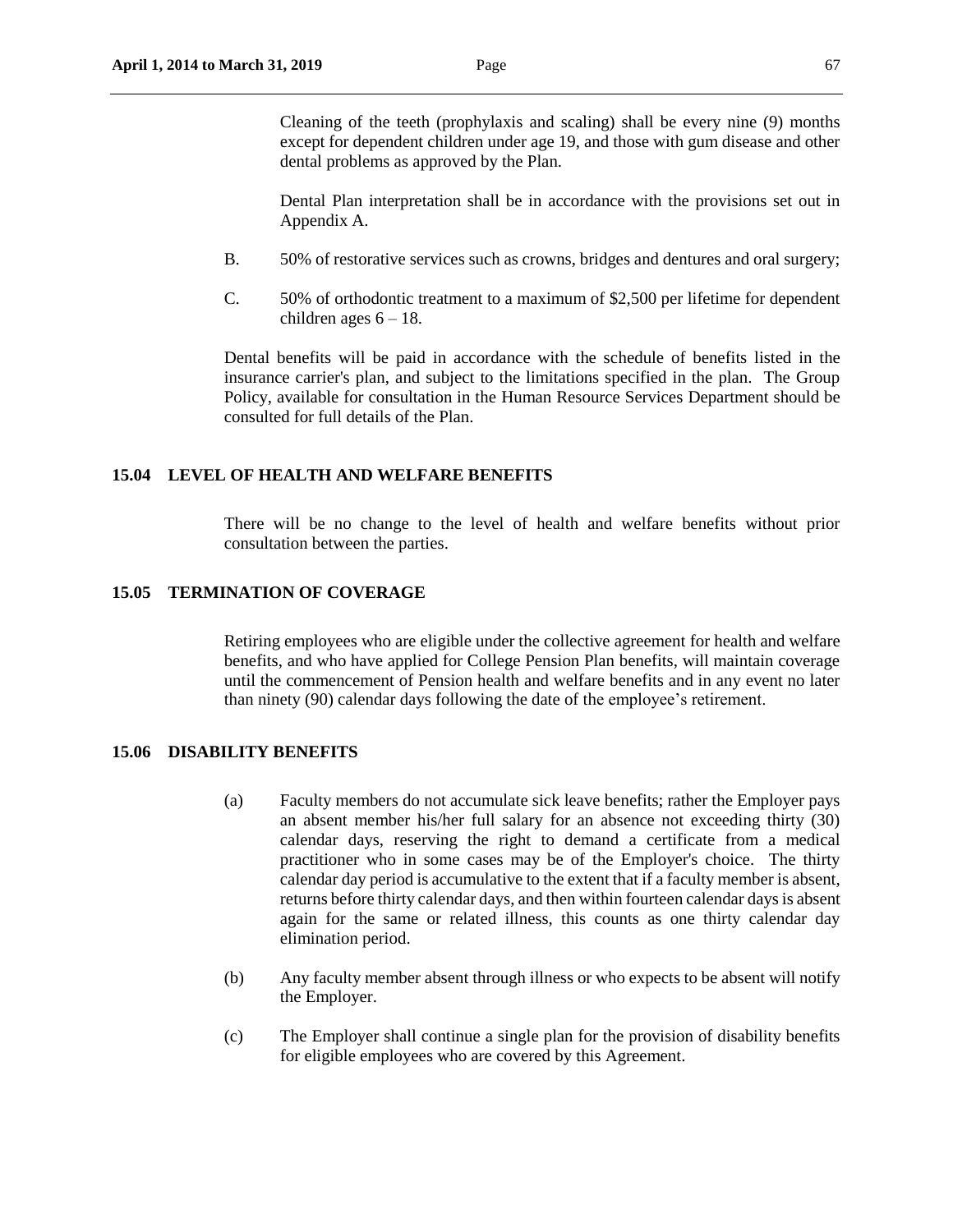Cleaning of the teeth (prophylaxis and scaling) shall be every nine (9) months except for dependent children under age 19, and those with gum disease and other dental problems as approved by the Plan.

Dental Plan interpretation shall be in accordance with the provisions set out in Appendix A.

B. 50% of restorative services such as crowns, bridges and dentures and oral surgery;

C. 50% of orthodontic treatment to a maximum of $2,500 per lifetime for dependent children ages 6 – 18.

Dental benefits will be paid in accordance with the schedule of benefits listed in the insurance carrier's plan, and subject to the limitations specified in the plan. The Group Policy, available for consultation in the Human Resource Services Department should be consulted for full details of the Plan.

## 15.04 LEVEL OF HEALTH AND WELFARE BENEFITS

There will be no change to the level of health and welfare benefits without prior consultation between the parties.

## 15.05 TERMINATION OF COVERAGE

Retiring employees who are eligible under the collective agreement for health and welfare benefits, and who have applied for College Pension Plan benefits, will maintain coverage until the commencement of Pension health and welfare benefits and in any event no later than ninety (90) calendar days following the date of the employee's retirement.

## 15.06 DISABILITY BENEFITS

(a) Faculty members do not accumulate sick leave benefits; rather the Employer pays an absent member his/her full salary for an absence not exceeding thirty (30) calendar days, reserving the right to demand a certificate from a medical practitioner who in some cases may be of the Employer's choice. The thirty calendar day period is accumulative to the extent that if a faculty member is absent, returns before thirty calendar days, and then within fourteen calendar days is absent again for the same or related illness, this counts as one thirty calendar day elimination period.

(b) Any faculty member absent through illness or who expects to be absent will notify the Employer.

(c) The Employer shall continue a single plan for the provision of disability benefits for eligible employees who are covered by this Agreement.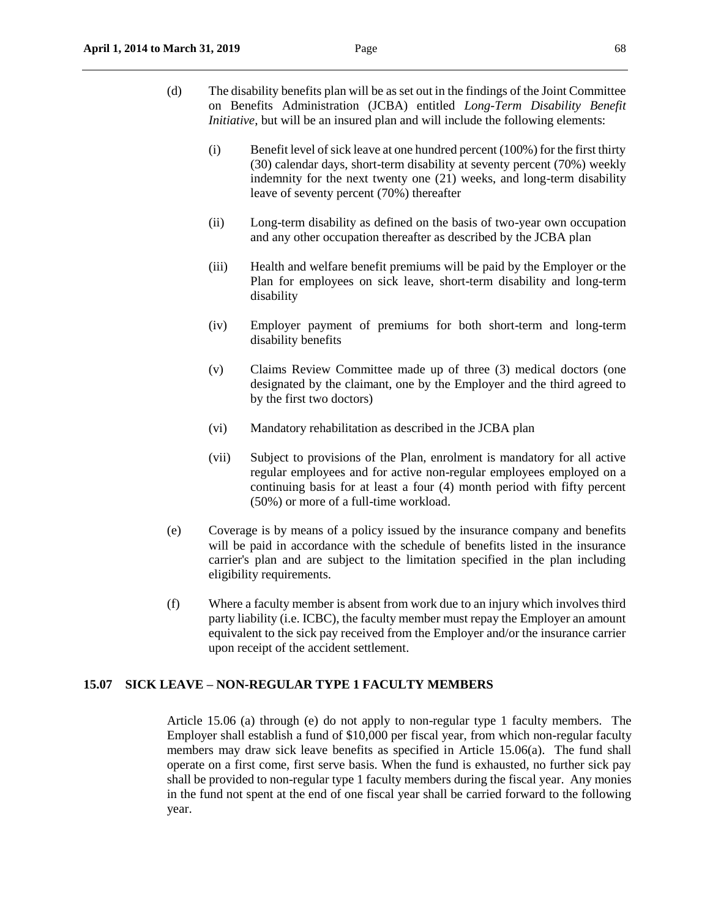(d) The disability benefits plan will be as set out in the findings of the Joint Committee on Benefits Administration (JCBA) entitled *Long-Term Disability Benefit Initiative*, but will be an insured plan and will include the following elements:

   (i) Benefit level of sick leave at one hundred percent (100%) for the first thirty (30) calendar days, short-term disability at seventy percent (70%) weekly indemnity for the next twenty one (21) weeks, and long-term disability leave of seventy percent (70%) thereafter

   (ii) Long-term disability as defined on the basis of two-year own occupation and any other occupation thereafter as described by the JCBA plan

   (iii) Health and welfare benefit premiums will be paid by the Employer or the Plan for employees on sick leave, short-term disability and long-term disability

   (iv) Employer payment of premiums for both short-term and long-term disability benefits

   (v) Claims Review Committee made up of three (3) medical doctors (one designated by the claimant, one by the Employer and the third agreed to by the first two doctors)

   (vi) Mandatory rehabilitation as described in the JCBA plan

   (vii) Subject to provisions of the Plan, enrolment is mandatory for all active regular employees and for active non-regular employees employed on a continuing basis for at least a four (4) month period with fifty percent (50%) or more of a full-time workload.

(e) Coverage is by means of a policy issued by the insurance company and benefits will be paid in accordance with the schedule of benefits listed in the insurance carrier's plan and are subject to the limitation specified in the plan including eligibility requirements.

(f) Where a faculty member is absent from work due to an injury which involves third party liability (i.e. ICBC), the faculty member must repay the Employer an amount equivalent to the sick pay received from the Employer and/or the insurance carrier upon receipt of the accident settlement.

## 15.07 SICK LEAVE – NON-REGULAR TYPE 1 FACULTY MEMBERS

Article 15.06 (a) through (e) do not apply to non-regular type 1 faculty members. The Employer shall establish a fund of $10,000 per fiscal year, from which non-regular faculty members may draw sick leave benefits as specified in Article 15.06(a). The fund shall operate on a first come, first serve basis. When the fund is exhausted, no further sick pay shall be provided to non-regular type 1 faculty members during the fiscal year. Any monies in the fund not spent at the end of one fiscal year shall be carried forward to the following year.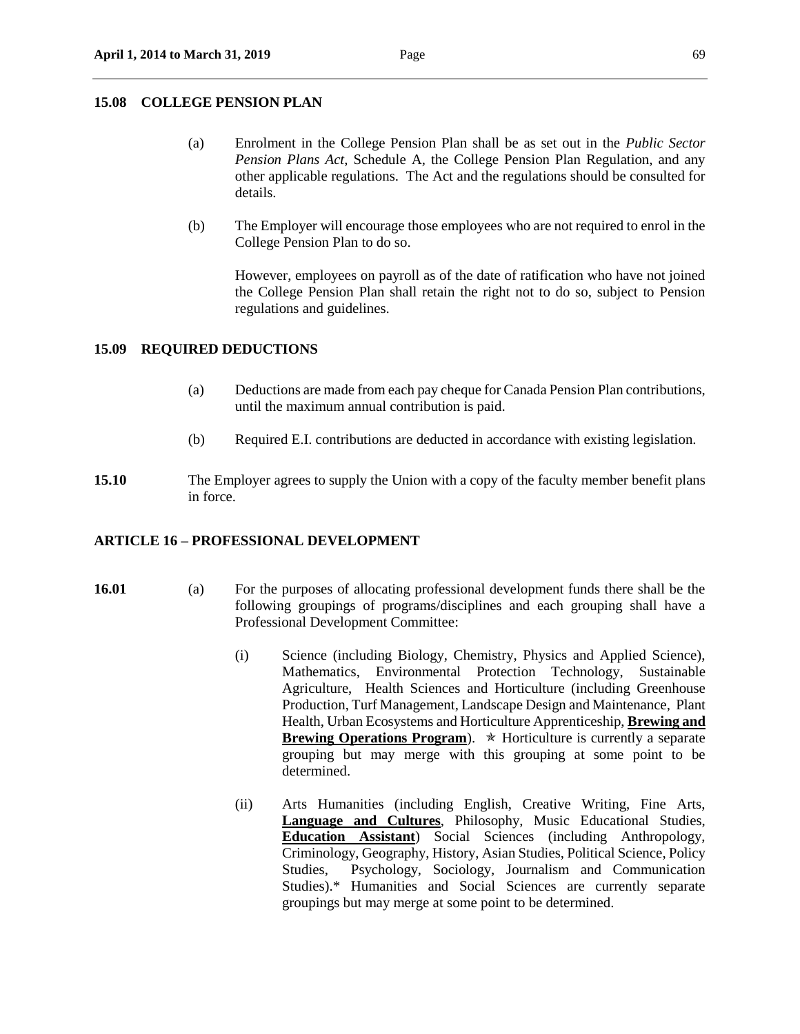### 15.08 COLLEGE PENSION PLAN

(a) Enrolment in the College Pension Plan shall be as set out in the *Public Sector Pension Plans Act*, Schedule A, the College Pension Plan Regulation, and any other applicable regulations. The Act and the regulations should be consulted for details.

(b) The Employer will encourage those employees who are not required to enrol in the College Pension Plan to do so.

However, employees on payroll as of the date of ratification who have not joined the College Pension Plan shall retain the right not to do so, subject to Pension regulations and guidelines.

### 15.09 REQUIRED DEDUCTIONS

(a) Deductions are made from each pay cheque for Canada Pension Plan contributions, until the maximum annual contribution is paid.

(b) Required E.I. contributions are deducted in accordance with existing legislation.

**15.10** The Employer agrees to supply the Union with a copy of the faculty member benefit plans in force.

## ARTICLE 16 – PROFESSIONAL DEVELOPMENT

**16.01** (a) For the purposes of allocating professional development funds there shall be the following groupings of programs/disciplines and each grouping shall have a Professional Development Committee:

(i) Science (including Biology, Chemistry, Physics and Applied Science), Mathematics, Environmental Protection Technology, Sustainable Agriculture, Health Sciences and Horticulture (including Greenhouse Production, Turf Management, Landscape Design and Maintenance, Plant Health, Urban Ecosystems and Horticulture Apprenticeship, **Brewing and Brewing Operations Program**). * Horticulture is currently a separate grouping but may merge with this grouping at some point to be determined.

(ii) Arts Humanities (including English, Creative Writing, Fine Arts, **Language and Cultures**, Philosophy, Music Educational Studies, **Education Assistant**) Social Sciences (including Anthropology, Criminology, Geography, History, Asian Studies, Political Science, Policy Studies, Psychology, Sociology, Journalism and Communication Studies).* Humanities and Social Sciences are currently separate groupings but may merge at some point to be determined.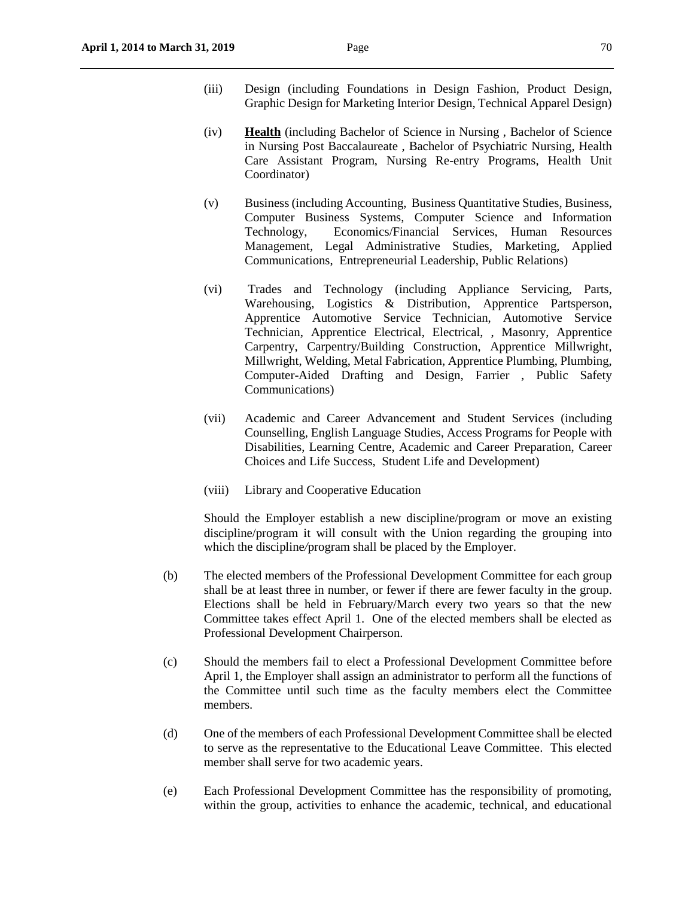(iii) Design (including Foundations in Design Fashion, Product Design, Graphic Design for Marketing Interior Design, Technical Apparel Design)

(iv) **Health** (including Bachelor of Science in Nursing , Bachelor of Science in Nursing Post Baccalaureate , Bachelor of Psychiatric Nursing, Health Care Assistant Program, Nursing Re-entry Programs, Health Unit Coordinator)

(v) Business (including Accounting, Business Quantitative Studies, Business, Computer Business Systems, Computer Science and Information Technology, Economics/Financial Services, Human Resources Management, Legal Administrative Studies, Marketing, Applied Communications, Entrepreneurial Leadership, Public Relations)

(vi) Trades and Technology (including Appliance Servicing, Parts, Warehousing, Logistics & Distribution, Apprentice Partsperson, Apprentice Automotive Service Technician, Automotive Service Technician, Apprentice Electrical, Electrical, , Masonry, Apprentice Carpentry, Carpentry/Building Construction, Apprentice Millwright, Millwright, Welding, Metal Fabrication, Apprentice Plumbing, Plumbing, Computer-Aided Drafting and Design, Farrier , Public Safety Communications)

(vii) Academic and Career Advancement and Student Services (including Counselling, English Language Studies, Access Programs for People with Disabilities, Learning Centre, Academic and Career Preparation, Career Choices and Life Success, Student Life and Development)

(viii) Library and Cooperative Education

Should the Employer establish a new discipline/program or move an existing discipline/program it will consult with the Union regarding the grouping into which the discipline/program shall be placed by the Employer.

(b) The elected members of the Professional Development Committee for each group shall be at least three in number, or fewer if there are fewer faculty in the group. Elections shall be held in February/March every two years so that the new Committee takes effect April 1. One of the elected members shall be elected as Professional Development Chairperson.

(c) Should the members fail to elect a Professional Development Committee before April 1, the Employer shall assign an administrator to perform all the functions of the Committee until such time as the faculty members elect the Committee members.

(d) One of the members of each Professional Development Committee shall be elected to serve as the representative to the Educational Leave Committee. This elected member shall serve for two academic years.

(e) Each Professional Development Committee has the responsibility of promoting, within the group, activities to enhance the academic, technical, and educational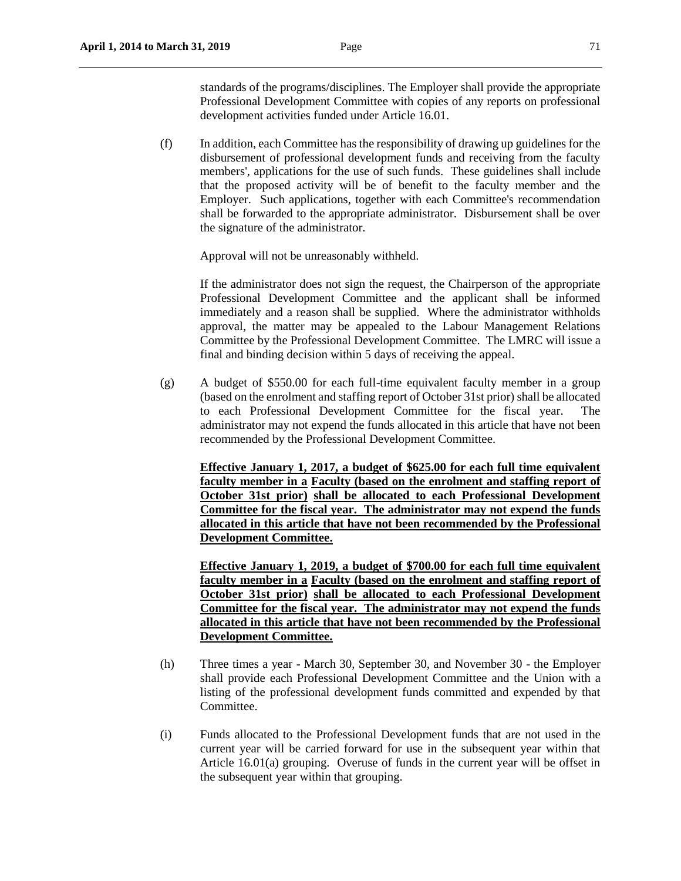standards of the programs/disciplines. The Employer shall provide the appropriate Professional Development Committee with copies of any reports on professional development activities funded under Article 16.01.

(f) In addition, each Committee has the responsibility of drawing up guidelines for the disbursement of professional development funds and receiving from the faculty members', applications for the use of such funds. These guidelines shall include that the proposed activity will be of benefit to the faculty member and the Employer. Such applications, together with each Committee's recommendation shall be forwarded to the appropriate administrator. Disbursement shall be over the signature of the administrator.

Approval will not be unreasonably withheld.

If the administrator does not sign the request, the Chairperson of the appropriate Professional Development Committee and the applicant shall be informed immediately and a reason shall be supplied. Where the administrator withholds approval, the matter may be appealed to the Labour Management Relations Committee by the Professional Development Committee. The LMRC will issue a final and binding decision within 5 days of receiving the appeal.

(g) A budget of $550.00 for each full-time equivalent faculty member in a group (based on the enrolment and staffing report of October 31st prior) shall be allocated to each Professional Development Committee for the fiscal year. The administrator may not expend the funds allocated in this article that have not been recommended by the Professional Development Committee.

**Effective January 1, 2017, a budget of $625.00 for each full time equivalent faculty member in a Faculty (based on the enrolment and staffing report of October 31st prior) shall be allocated to each Professional Development Committee for the fiscal year. The administrator may not expend the funds allocated in this article that have not been recommended by the Professional Development Committee.**

**Effective January 1, 2019, a budget of $700.00 for each full time equivalent faculty member in a Faculty (based on the enrolment and staffing report of October 31st prior) shall be allocated to each Professional Development Committee for the fiscal year. The administrator may not expend the funds allocated in this article that have not been recommended by the Professional Development Committee.**

(h) Three times a year - March 30, September 30, and November 30 - the Employer shall provide each Professional Development Committee and the Union with a listing of the professional development funds committed and expended by that Committee.

(i) Funds allocated to the Professional Development funds that are not used in the current year will be carried forward for use in the subsequent year within that Article 16.01(a) grouping. Overuse of funds in the current year will be offset in the subsequent year within that grouping.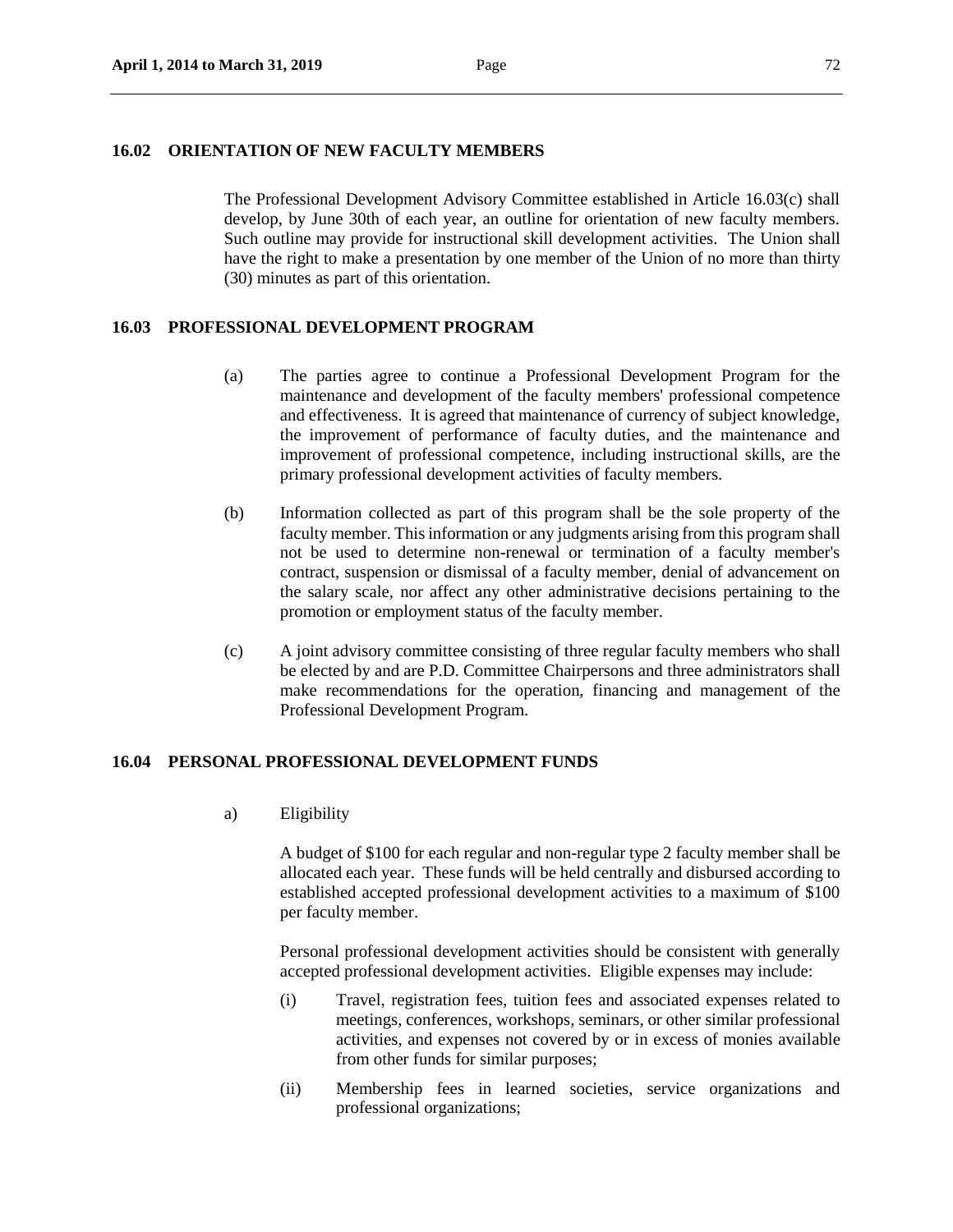### 16.02 ORIENTATION OF NEW FACULTY MEMBERS

The Professional Development Advisory Committee established in Article 16.03(c) shall develop, by June 30th of each year, an outline for orientation of new faculty members. Such outline may provide for instructional skill development activities. The Union shall have the right to make a presentation by one member of the Union of no more than thirty (30) minutes as part of this orientation.

### 16.03 PROFESSIONAL DEVELOPMENT PROGRAM

(a) The parties agree to continue a Professional Development Program for the maintenance and development of the faculty members' professional competence and effectiveness. It is agreed that maintenance of currency of subject knowledge, the improvement of performance of faculty duties, and the maintenance and improvement of professional competence, including instructional skills, are the primary professional development activities of faculty members.

(b) Information collected as part of this program shall be the sole property of the faculty member. This information or any judgments arising from this program shall not be used to determine non-renewal or termination of a faculty member's contract, suspension or dismissal of a faculty member, denial of advancement on the salary scale, nor affect any other administrative decisions pertaining to the promotion or employment status of the faculty member.

(c) A joint advisory committee consisting of three regular faculty members who shall be elected by and are P.D. Committee Chairpersons and three administrators shall make recommendations for the operation, financing and management of the Professional Development Program.

### 16.04 PERSONAL PROFESSIONAL DEVELOPMENT FUNDS

a) Eligibility

A budget of $100 for each regular and non-regular type 2 faculty member shall be allocated each year. These funds will be held centrally and disbursed according to established accepted professional development activities to a maximum of $100 per faculty member.

Personal professional development activities should be consistent with generally accepted professional development activities. Eligible expenses may include:

(i) Travel, registration fees, tuition fees and associated expenses related to meetings, conferences, workshops, seminars, or other similar professional activities, and expenses not covered by or in excess of monies available from other funds for similar purposes;

(ii) Membership fees in learned societies, service organizations and professional organizations;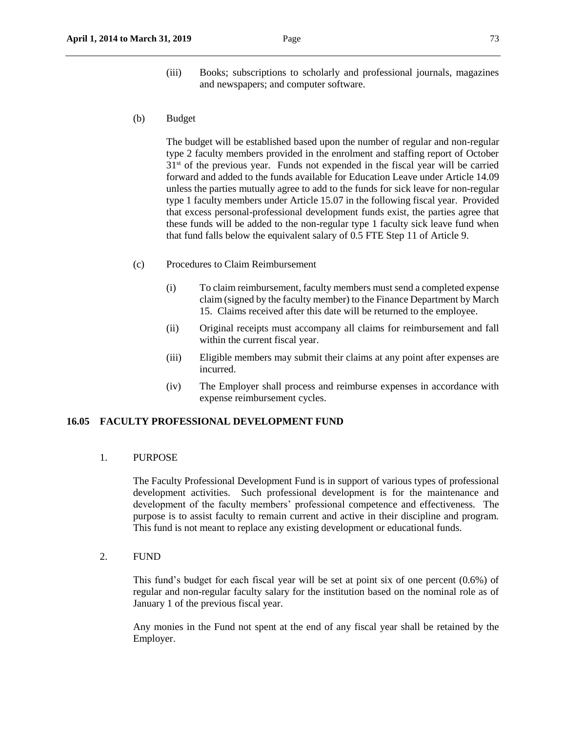(iii) Books; subscriptions to scholarly and professional journals, magazines and newspapers; and computer software.

(b) Budget

The budget will be established based upon the number of regular and non-regular type 2 faculty members provided in the enrolment and staffing report of October 31st of the previous year. Funds not expended in the fiscal year will be carried forward and added to the funds available for Education Leave under Article 14.09 unless the parties mutually agree to add to the funds for sick leave for non-regular type 1 faculty members under Article 15.07 in the following fiscal year. Provided that excess personal-professional development funds exist, the parties agree that these funds will be added to the non-regular type 1 faculty sick leave fund when that fund falls below the equivalent salary of 0.5 FTE Step 11 of Article 9.

(c) Procedures to Claim Reimbursement

(i) To claim reimbursement, faculty members must send a completed expense claim (signed by the faculty member) to the Finance Department by March 15. Claims received after this date will be returned to the employee.

(ii) Original receipts must accompany all claims for reimbursement and fall within the current fiscal year.

(iii) Eligible members may submit their claims at any point after expenses are incurred.

(iv) The Employer shall process and reimburse expenses in accordance with expense reimbursement cycles.

## 16.05 FACULTY PROFESSIONAL DEVELOPMENT FUND

1. PURPOSE

The Faculty Professional Development Fund is in support of various types of professional development activities. Such professional development is for the maintenance and development of the faculty members' professional competence and effectiveness. The purpose is to assist faculty to remain current and active in their discipline and program. This fund is not meant to replace any existing development or educational funds.

2. FUND

This fund's budget for each fiscal year will be set at point six of one percent (0.6%) of regular and non-regular faculty salary for the institution based on the nominal role as of January 1 of the previous fiscal year.

Any monies in the Fund not spent at the end of any fiscal year shall be retained by the Employer.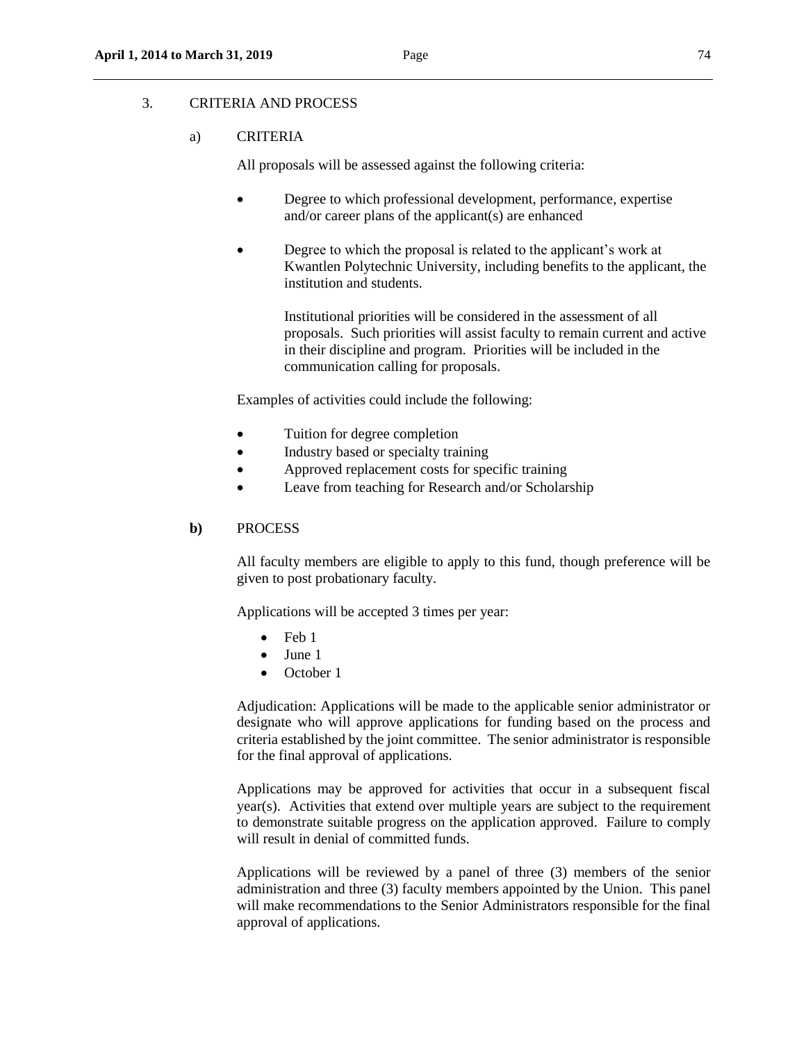3. CRITERIA AND PROCESS

a) CRITERIA

All proposals will be assessed against the following criteria:

- Degree to which professional development, performance, expertise and/or career plans of the applicant(s) are enhanced
- Degree to which the proposal is related to the applicant's work at Kwantlen Polytechnic University, including benefits to the applicant, the institution and students.

  Institutional priorities will be considered in the assessment of all proposals. Such priorities will assist faculty to remain current and active in their discipline and program. Priorities will be included in the communication calling for proposals.

Examples of activities could include the following:

- Tuition for degree completion
- Industry based or specialty training
- Approved replacement costs for specific training
- Leave from teaching for Research and/or Scholarship

**b)** PROCESS

All faculty members are eligible to apply to this fund, though preference will be given to post probationary faculty.

Applications will be accepted 3 times per year:

- Feb 1
- June 1
- October 1

Adjudication: Applications will be made to the applicable senior administrator or designate who will approve applications for funding based on the process and criteria established by the joint committee. The senior administrator is responsible for the final approval of applications.

Applications may be approved for activities that occur in a subsequent fiscal year(s). Activities that extend over multiple years are subject to the requirement to demonstrate suitable progress on the application approved. Failure to comply will result in denial of committed funds.

Applications will be reviewed by a panel of three (3) members of the senior administration and three (3) faculty members appointed by the Union. This panel will make recommendations to the Senior Administrators responsible for the final approval of applications.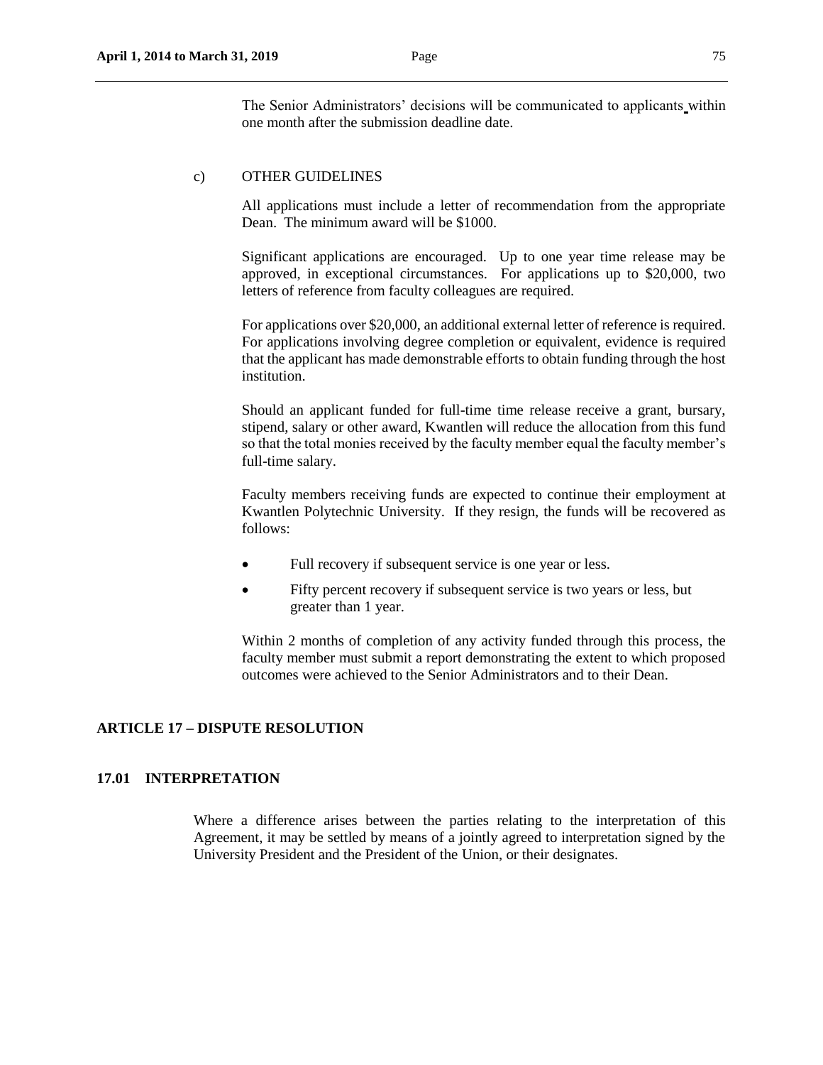The Senior Administrators' decisions will be communicated to applicants within one month after the submission deadline date.

c) OTHER GUIDELINES

All applications must include a letter of recommendation from the appropriate Dean. The minimum award will be $1000.

Significant applications are encouraged. Up to one year time release may be approved, in exceptional circumstances. For applications up to $20,000, two letters of reference from faculty colleagues are required.

For applications over $20,000, an additional external letter of reference is required. For applications involving degree completion or equivalent, evidence is required that the applicant has made demonstrable efforts to obtain funding through the host institution.

Should an applicant funded for full-time time release receive a grant, bursary, stipend, salary or other award, Kwantlen will reduce the allocation from this fund so that the total monies received by the faculty member equal the faculty member's full-time salary.

Faculty members receiving funds are expected to continue their employment at Kwantlen Polytechnic University. If they resign, the funds will be recovered as follows:

- Full recovery if subsequent service is one year or less.
- Fifty percent recovery if subsequent service is two years or less, but greater than 1 year.

Within 2 months of completion of any activity funded through this process, the faculty member must submit a report demonstrating the extent to which proposed outcomes were achieved to the Senior Administrators and to their Dean.

## ARTICLE 17 – DISPUTE RESOLUTION

### 17.01 INTERPRETATION

Where a difference arises between the parties relating to the interpretation of this Agreement, it may be settled by means of a jointly agreed to interpretation signed by the University President and the President of the Union, or their designates.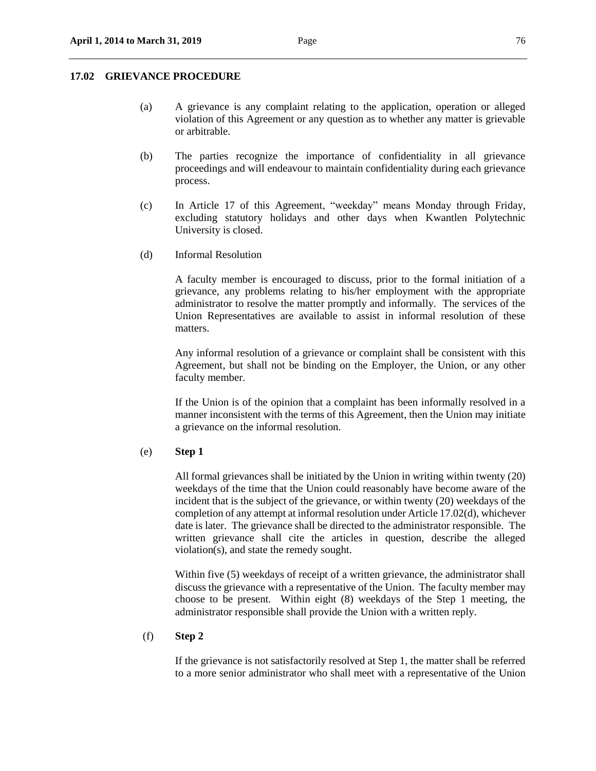## 17.02 GRIEVANCE PROCEDURE

(a) A grievance is any complaint relating to the application, operation or alleged violation of this Agreement or any question as to whether any matter is grievable or arbitrable.

(b) The parties recognize the importance of confidentiality in all grievance proceedings and will endeavour to maintain confidentiality during each grievance process.

(c) In Article 17 of this Agreement, "weekday" means Monday through Friday, excluding statutory holidays and other days when Kwantlen Polytechnic University is closed.

(d) Informal Resolution

A faculty member is encouraged to discuss, prior to the formal initiation of a grievance, any problems relating to his/her employment with the appropriate administrator to resolve the matter promptly and informally. The services of the Union Representatives are available to assist in informal resolution of these matters.

Any informal resolution of a grievance or complaint shall be consistent with this Agreement, but shall not be binding on the Employer, the Union, or any other faculty member.

If the Union is of the opinion that a complaint has been informally resolved in a manner inconsistent with the terms of this Agreement, then the Union may initiate a grievance on the informal resolution.

(e) **Step 1**

All formal grievances shall be initiated by the Union in writing within twenty (20) weekdays of the time that the Union could reasonably have become aware of the incident that is the subject of the grievance, or within twenty (20) weekdays of the completion of any attempt at informal resolution under Article 17.02(d), whichever date is later. The grievance shall be directed to the administrator responsible. The written grievance shall cite the articles in question, describe the alleged violation(s), and state the remedy sought.

Within five (5) weekdays of receipt of a written grievance, the administrator shall discuss the grievance with a representative of the Union. The faculty member may choose to be present. Within eight (8) weekdays of the Step 1 meeting, the administrator responsible shall provide the Union with a written reply.

(f) **Step 2**

If the grievance is not satisfactorily resolved at Step 1, the matter shall be referred to a more senior administrator who shall meet with a representative of the Union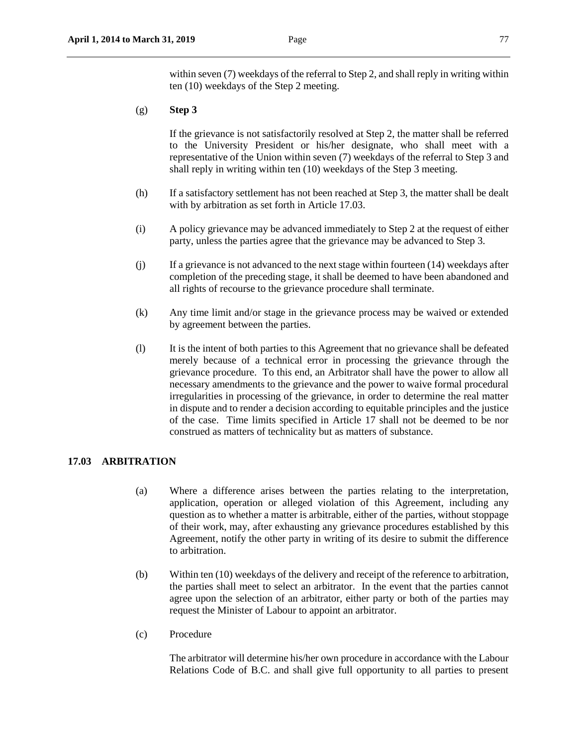within seven (7) weekdays of the referral to Step 2, and shall reply in writing within ten (10) weekdays of the Step 2 meeting.

(g) **Step 3**

If the grievance is not satisfactorily resolved at Step 2, the matter shall be referred to the University President or his/her designate, who shall meet with a representative of the Union within seven (7) weekdays of the referral to Step 3 and shall reply in writing within ten (10) weekdays of the Step 3 meeting.

(h) If a satisfactory settlement has not been reached at Step 3, the matter shall be dealt with by arbitration as set forth in Article 17.03.

(i) A policy grievance may be advanced immediately to Step 2 at the request of either party, unless the parties agree that the grievance may be advanced to Step 3.

(j) If a grievance is not advanced to the next stage within fourteen (14) weekdays after completion of the preceding stage, it shall be deemed to have been abandoned and all rights of recourse to the grievance procedure shall terminate.

(k) Any time limit and/or stage in the grievance process may be waived or extended by agreement between the parties.

(l) It is the intent of both parties to this Agreement that no grievance shall be defeated merely because of a technical error in processing the grievance through the grievance procedure. To this end, an Arbitrator shall have the power to allow all necessary amendments to the grievance and the power to waive formal procedural irregularities in processing of the grievance, in order to determine the real matter in dispute and to render a decision according to equitable principles and the justice of the case. Time limits specified in Article 17 shall not be deemed to be nor construed as matters of technicality but as matters of substance.

## 17.03 ARBITRATION

(a) Where a difference arises between the parties relating to the interpretation, application, operation or alleged violation of this Agreement, including any question as to whether a matter is arbitrable, either of the parties, without stoppage of their work, may, after exhausting any grievance procedures established by this Agreement, notify the other party in writing of its desire to submit the difference to arbitration.

(b) Within ten (10) weekdays of the delivery and receipt of the reference to arbitration, the parties shall meet to select an arbitrator. In the event that the parties cannot agree upon the selection of an arbitrator, either party or both of the parties may request the Minister of Labour to appoint an arbitrator.

(c) Procedure

The arbitrator will determine his/her own procedure in accordance with the Labour Relations Code of B.C. and shall give full opportunity to all parties to present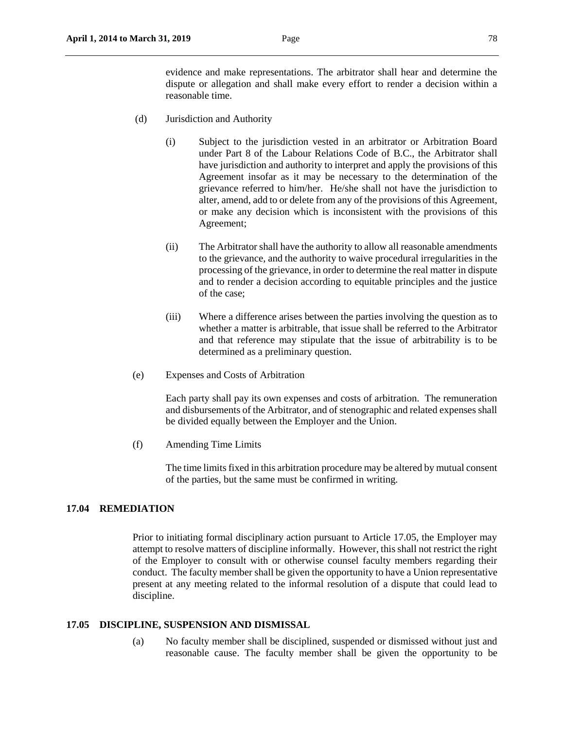evidence and make representations. The arbitrator shall hear and determine the dispute or allegation and shall make every effort to render a decision within a reasonable time.

(d) Jurisdiction and Authority

(i) Subject to the jurisdiction vested in an arbitrator or Arbitration Board under Part 8 of the Labour Relations Code of B.C., the Arbitrator shall have jurisdiction and authority to interpret and apply the provisions of this Agreement insofar as it may be necessary to the determination of the grievance referred to him/her. He/she shall not have the jurisdiction to alter, amend, add to or delete from any of the provisions of this Agreement, or make any decision which is inconsistent with the provisions of this Agreement;

(ii) The Arbitrator shall have the authority to allow all reasonable amendments to the grievance, and the authority to waive procedural irregularities in the processing of the grievance, in order to determine the real matter in dispute and to render a decision according to equitable principles and the justice of the case;

(iii) Where a difference arises between the parties involving the question as to whether a matter is arbitrable, that issue shall be referred to the Arbitrator and that reference may stipulate that the issue of arbitrability is to be determined as a preliminary question.

(e) Expenses and Costs of Arbitration

Each party shall pay its own expenses and costs of arbitration. The remuneration and disbursements of the Arbitrator, and of stenographic and related expenses shall be divided equally between the Employer and the Union.

(f) Amending Time Limits

The time limits fixed in this arbitration procedure may be altered by mutual consent of the parties, but the same must be confirmed in writing.

## 17.04 REMEDIATION

Prior to initiating formal disciplinary action pursuant to Article 17.05, the Employer may attempt to resolve matters of discipline informally. However, this shall not restrict the right of the Employer to consult with or otherwise counsel faculty members regarding their conduct. The faculty member shall be given the opportunity to have a Union representative present at any meeting related to the informal resolution of a dispute that could lead to discipline.

## 17.05 DISCIPLINE, SUSPENSION AND DISMISSAL

(a) No faculty member shall be disciplined, suspended or dismissed without just and reasonable cause. The faculty member shall be given the opportunity to be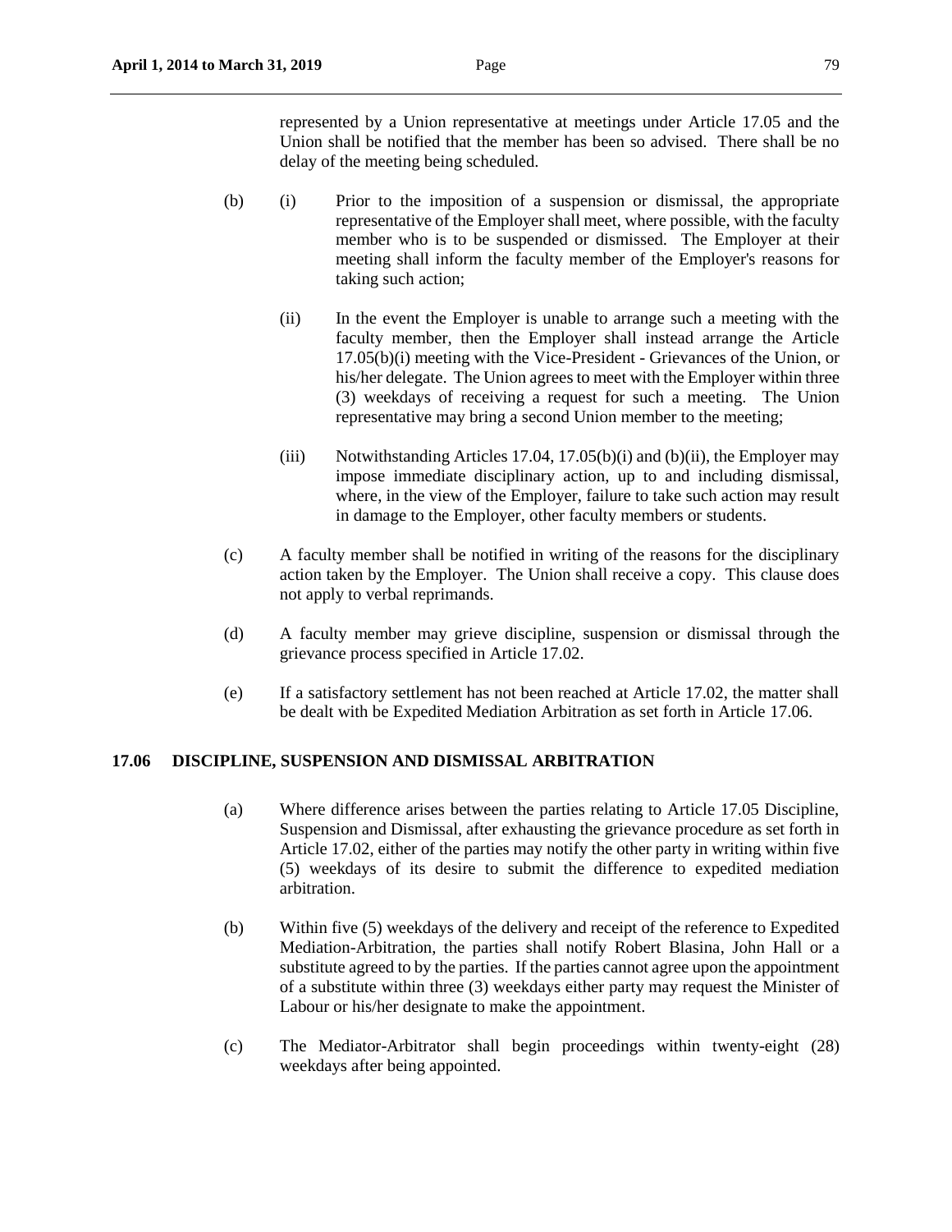represented by a Union representative at meetings under Article 17.05 and the Union shall be notified that the member has been so advised. There shall be no delay of the meeting being scheduled.

(b) (i) Prior to the imposition of a suspension or dismissal, the appropriate representative of the Employer shall meet, where possible, with the faculty member who is to be suspended or dismissed. The Employer at their meeting shall inform the faculty member of the Employer's reasons for taking such action;

(ii) In the event the Employer is unable to arrange such a meeting with the faculty member, then the Employer shall instead arrange the Article 17.05(b)(i) meeting with the Vice-President - Grievances of the Union, or his/her delegate. The Union agrees to meet with the Employer within three (3) weekdays of receiving a request for such a meeting. The Union representative may bring a second Union member to the meeting;

(iii) Notwithstanding Articles 17.04, 17.05(b)(i) and (b)(ii), the Employer may impose immediate disciplinary action, up to and including dismissal, where, in the view of the Employer, failure to take such action may result in damage to the Employer, other faculty members or students.

(c) A faculty member shall be notified in writing of the reasons for the disciplinary action taken by the Employer. The Union shall receive a copy. This clause does not apply to verbal reprimands.

(d) A faculty member may grieve discipline, suspension or dismissal through the grievance process specified in Article 17.02.

(e) If a satisfactory settlement has not been reached at Article 17.02, the matter shall be dealt with be Expedited Mediation Arbitration as set forth in Article 17.06.

**17.06 DISCIPLINE, SUSPENSION AND DISMISSAL ARBITRATION**

(a) Where difference arises between the parties relating to Article 17.05 Discipline, Suspension and Dismissal, after exhausting the grievance procedure as set forth in Article 17.02, either of the parties may notify the other party in writing within five (5) weekdays of its desire to submit the difference to expedited mediation arbitration.

(b) Within five (5) weekdays of the delivery and receipt of the reference to Expedited Mediation-Arbitration, the parties shall notify Robert Blasina, John Hall or a substitute agreed to by the parties. If the parties cannot agree upon the appointment of a substitute within three (3) weekdays either party may request the Minister of Labour or his/her designate to make the appointment.

(c) The Mediator-Arbitrator shall begin proceedings within twenty-eight (28) weekdays after being appointed.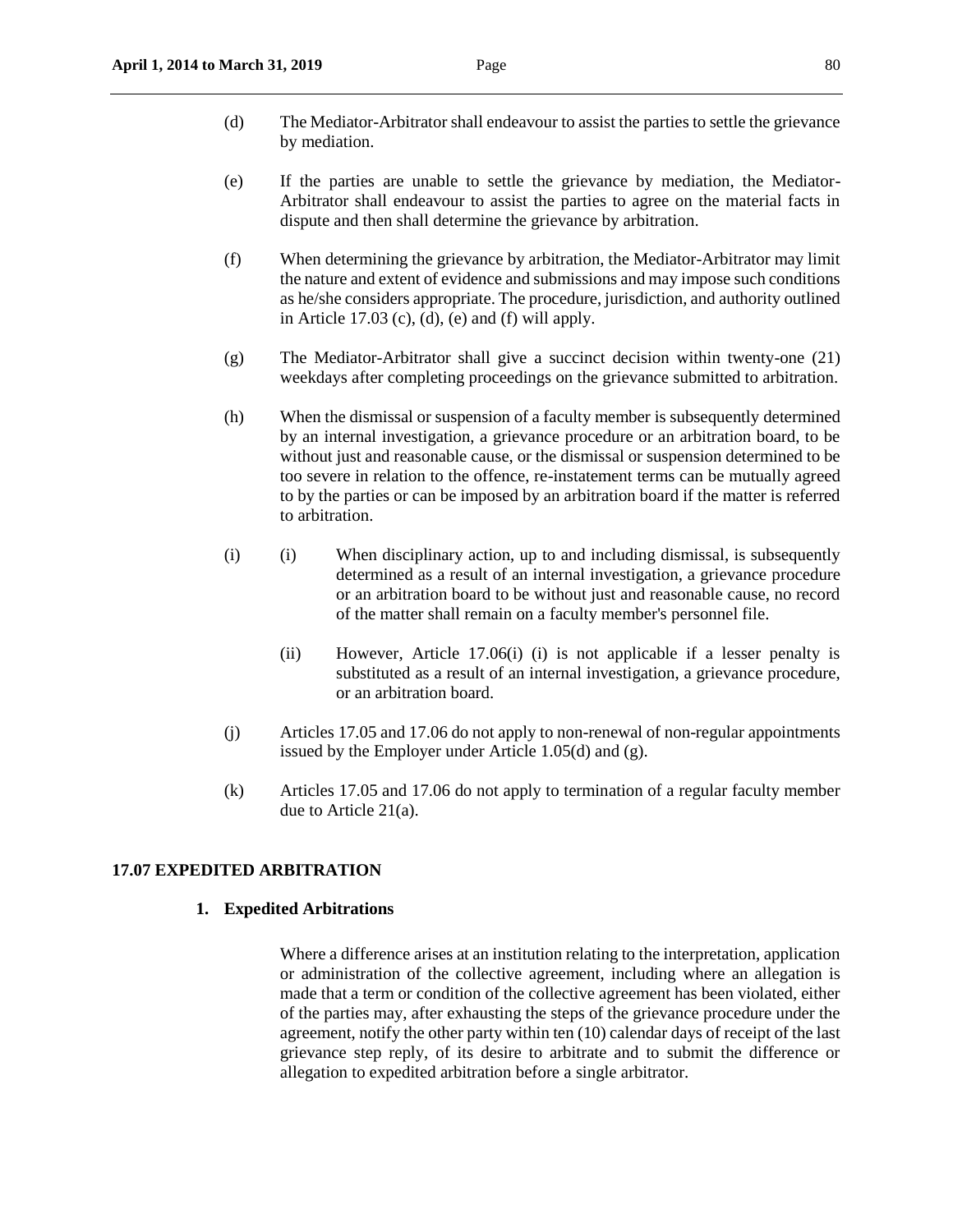(d) The Mediator-Arbitrator shall endeavour to assist the parties to settle the grievance by mediation.

(e) If the parties are unable to settle the grievance by mediation, the Mediator-Arbitrator shall endeavour to assist the parties to agree on the material facts in dispute and then shall determine the grievance by arbitration.

(f) When determining the grievance by arbitration, the Mediator-Arbitrator may limit the nature and extent of evidence and submissions and may impose such conditions as he/she considers appropriate. The procedure, jurisdiction, and authority outlined in Article 17.03 (c), (d), (e) and (f) will apply.

(g) The Mediator-Arbitrator shall give a succinct decision within twenty-one (21) weekdays after completing proceedings on the grievance submitted to arbitration.

(h) When the dismissal or suspension of a faculty member is subsequently determined by an internal investigation, a grievance procedure or an arbitration board, to be without just and reasonable cause, or the dismissal or suspension determined to be too severe in relation to the offence, re-instatement terms can be mutually agreed to by the parties or can be imposed by an arbitration board if the matter is referred to arbitration.

(i)
- (i) When disciplinary action, up to and including dismissal, is subsequently determined as a result of an internal investigation, a grievance procedure or an arbitration board to be without just and reasonable cause, no record of the matter shall remain on a faculty member's personnel file.
- (ii) However, Article 17.06(i) (i) is not applicable if a lesser penalty is substituted as a result of an internal investigation, a grievance procedure, or an arbitration board.

(j) Articles 17.05 and 17.06 do not apply to non-renewal of non-regular appointments issued by the Employer under Article 1.05(d) and (g).

(k) Articles 17.05 and 17.06 do not apply to termination of a regular faculty member due to Article 21(a).

## 17.07 EXPEDITED ARBITRATION

### 1. Expedited Arbitrations

Where a difference arises at an institution relating to the interpretation, application or administration of the collective agreement, including where an allegation is made that a term or condition of the collective agreement has been violated, either of the parties may, after exhausting the steps of the grievance procedure under the agreement, notify the other party within ten (10) calendar days of receipt of the last grievance step reply, of its desire to arbitrate and to submit the difference or allegation to expedited arbitration before a single arbitrator.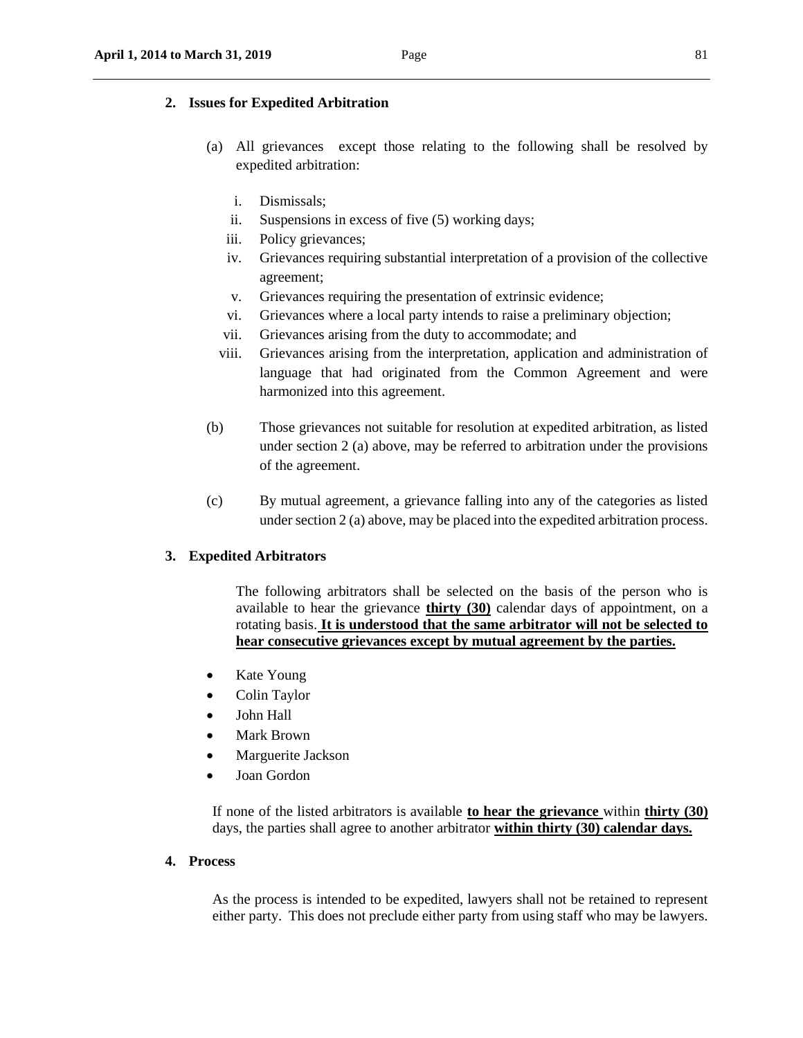## 2. Issues for Expedited Arbitration

(a) All grievances except those relating to the following shall be resolved by expedited arbitration:

   i. Dismissals;
   ii. Suspensions in excess of five (5) working days;
   iii. Policy grievances;
   iv. Grievances requiring substantial interpretation of a provision of the collective agreement;
   v. Grievances requiring the presentation of extrinsic evidence;
   vi. Grievances where a local party intends to raise a preliminary objection;
   vii. Grievances arising from the duty to accommodate; and
   viii. Grievances arising from the interpretation, application and administration of language that had originated from the Common Agreement and were harmonized into this agreement.

(b) Those grievances not suitable for resolution at expedited arbitration, as listed under section 2 (a) above, may be referred to arbitration under the provisions of the agreement.

(c) By mutual agreement, a grievance falling into any of the categories as listed under section 2 (a) above, may be placed into the expedited arbitration process.

## 3. Expedited Arbitrators

The following arbitrators shall be selected on the basis of the person who is available to hear the grievance **thirty (30)** calendar days of appointment, on a rotating basis. **It is understood that the same arbitrator will not be selected to hear consecutive grievances except by mutual agreement by the parties.**

- Kate Young
- Colin Taylor
- John Hall
- Mark Brown
- Marguerite Jackson
- Joan Gordon

If none of the listed arbitrators is available **to hear the grievance** within **thirty (30)** days, the parties shall agree to another arbitrator **within thirty (30) calendar days.**

## 4. Process

As the process is intended to be expedited, lawyers shall not be retained to represent either party. This does not preclude either party from using staff who may be lawyers.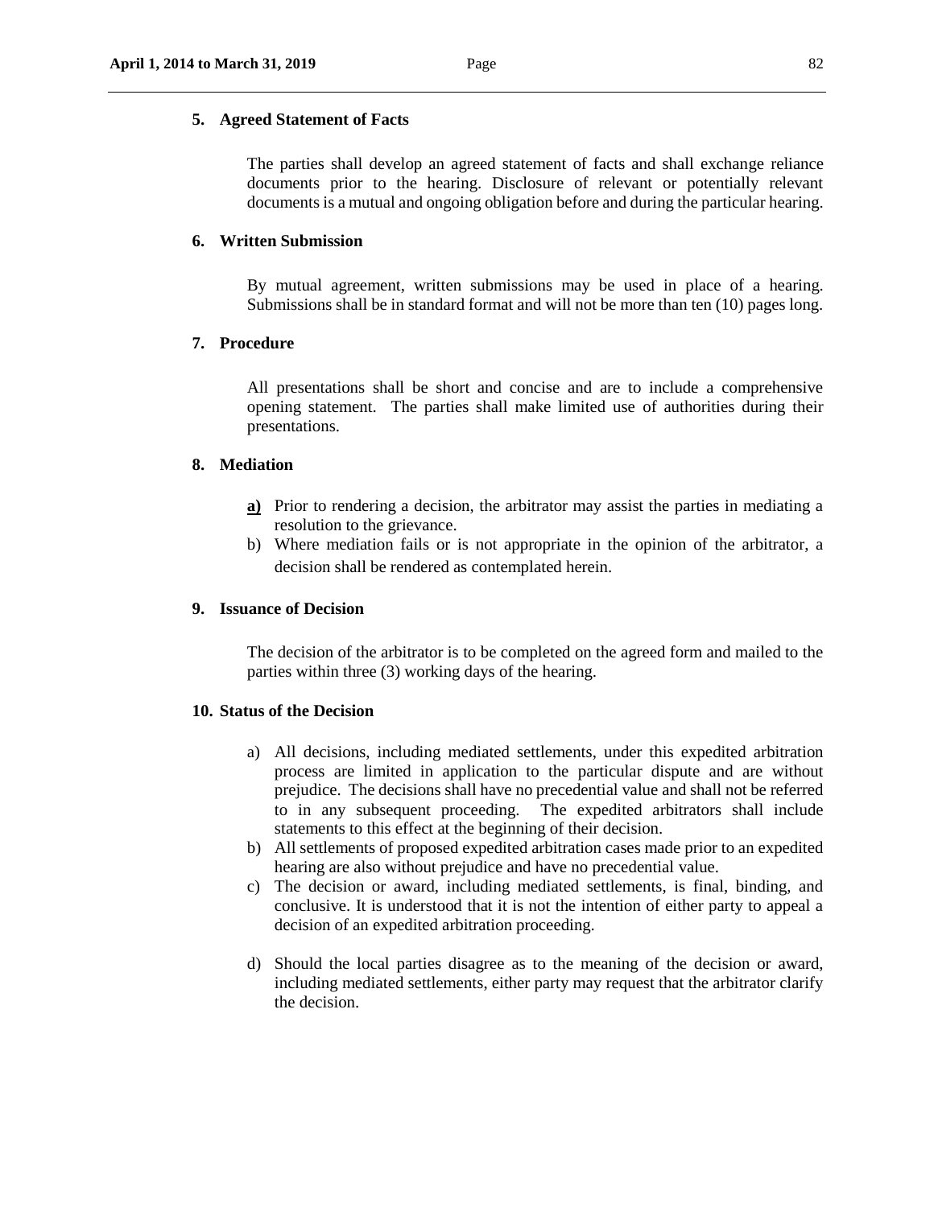**5. Agreed Statement of Facts**

The parties shall develop an agreed statement of facts and shall exchange reliance documents prior to the hearing. Disclosure of relevant or potentially relevant documents is a mutual and ongoing obligation before and during the particular hearing.

**6. Written Submission**

By mutual agreement, written submissions may be used in place of a hearing. Submissions shall be in standard format and will not be more than ten (10) pages long.

**7. Procedure**

All presentations shall be short and concise and are to include a comprehensive opening statement. The parties shall make limited use of authorities during their presentations.

**8. Mediation**

a) Prior to rendering a decision, the arbitrator may assist the parties in mediating a resolution to the grievance.
b) Where mediation fails or is not appropriate in the opinion of the arbitrator, a decision shall be rendered as contemplated herein.

**9. Issuance of Decision**

The decision of the arbitrator is to be completed on the agreed form and mailed to the parties within three (3) working days of the hearing.

**10. Status of the Decision**

a) All decisions, including mediated settlements, under this expedited arbitration process are limited in application to the particular dispute and are without prejudice. The decisions shall have no precedential value and shall not be referred to in any subsequent proceeding. The expedited arbitrators shall include statements to this effect at the beginning of their decision.
b) All settlements of proposed expedited arbitration cases made prior to an expedited hearing are also without prejudice and have no precedential value.
c) The decision or award, including mediated settlements, is final, binding, and conclusive. It is understood that it is not the intention of either party to appeal a decision of an expedited arbitration proceeding.
d) Should the local parties disagree as to the meaning of the decision or award, including mediated settlements, either party may request that the arbitrator clarify the decision.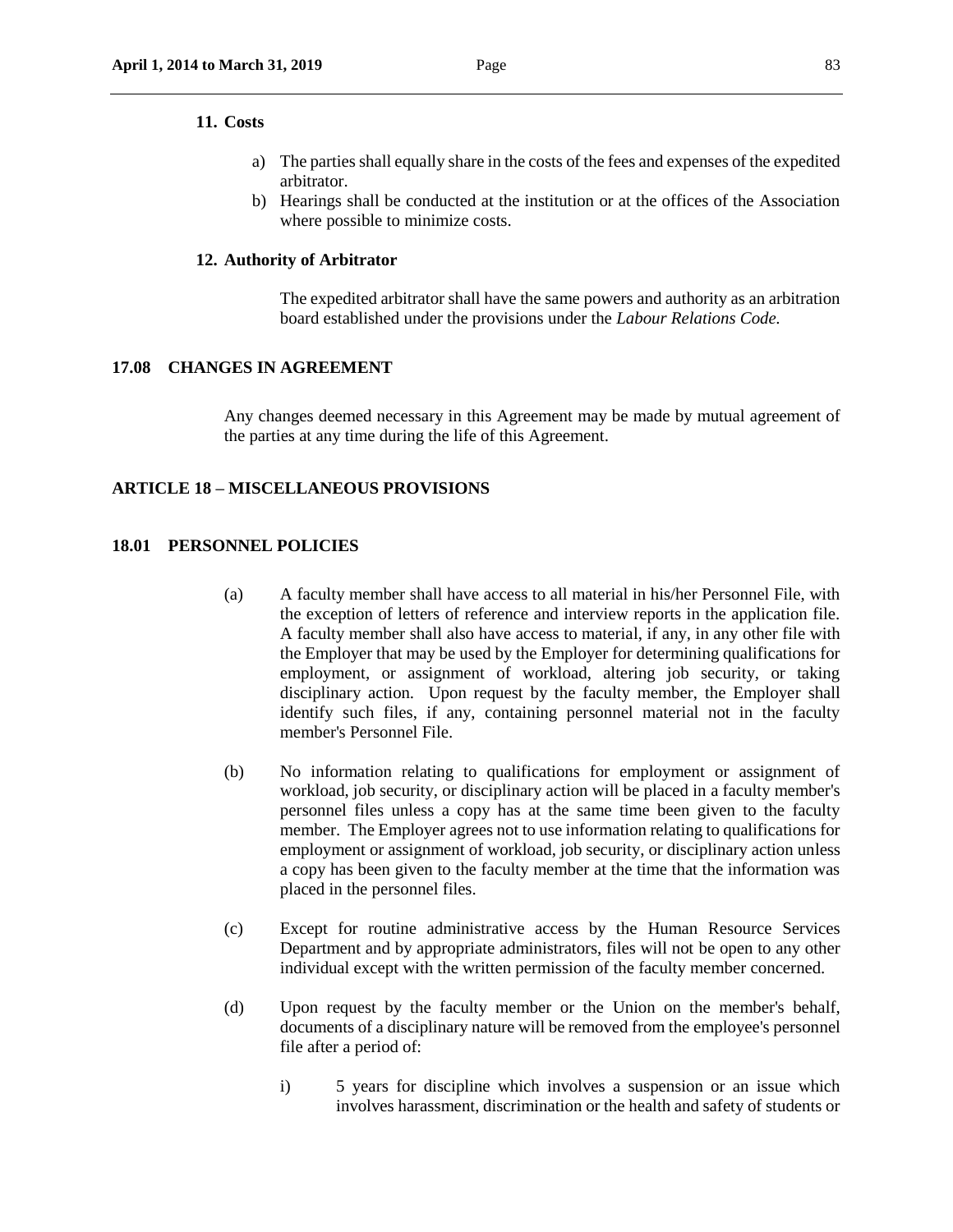**11. Costs**

a) The parties shall equally share in the costs of the fees and expenses of the expedited arbitrator.
b) Hearings shall be conducted at the institution or at the offices of the Association where possible to minimize costs.

**12. Authority of Arbitrator**

The expedited arbitrator shall have the same powers and authority as an arbitration board established under the provisions under the *Labour Relations Code.*

## 17.08 CHANGES IN AGREEMENT

Any changes deemed necessary in this Agreement may be made by mutual agreement of the parties at any time during the life of this Agreement.

# ARTICLE 18 – MISCELLANEOUS PROVISIONS

## 18.01 PERSONNEL POLICIES

(a) A faculty member shall have access to all material in his/her Personnel File, with the exception of letters of reference and interview reports in the application file. A faculty member shall also have access to material, if any, in any other file with the Employer that may be used by the Employer for determining qualifications for employment, or assignment of workload, altering job security, or taking disciplinary action. Upon request by the faculty member, the Employer shall identify such files, if any, containing personnel material not in the faculty member's Personnel File.

(b) No information relating to qualifications for employment or assignment of workload, job security, or disciplinary action will be placed in a faculty member's personnel files unless a copy has at the same time been given to the faculty member. The Employer agrees not to use information relating to qualifications for employment or assignment of workload, job security, or disciplinary action unless a copy has been given to the faculty member at the time that the information was placed in the personnel files.

(c) Except for routine administrative access by the Human Resource Services Department and by appropriate administrators, files will not be open to any other individual except with the written permission of the faculty member concerned.

(d) Upon request by the faculty member or the Union on the member's behalf, documents of a disciplinary nature will be removed from the employee's personnel file after a period of:

i) 5 years for discipline which involves a suspension or an issue which involves harassment, discrimination or the health and safety of students or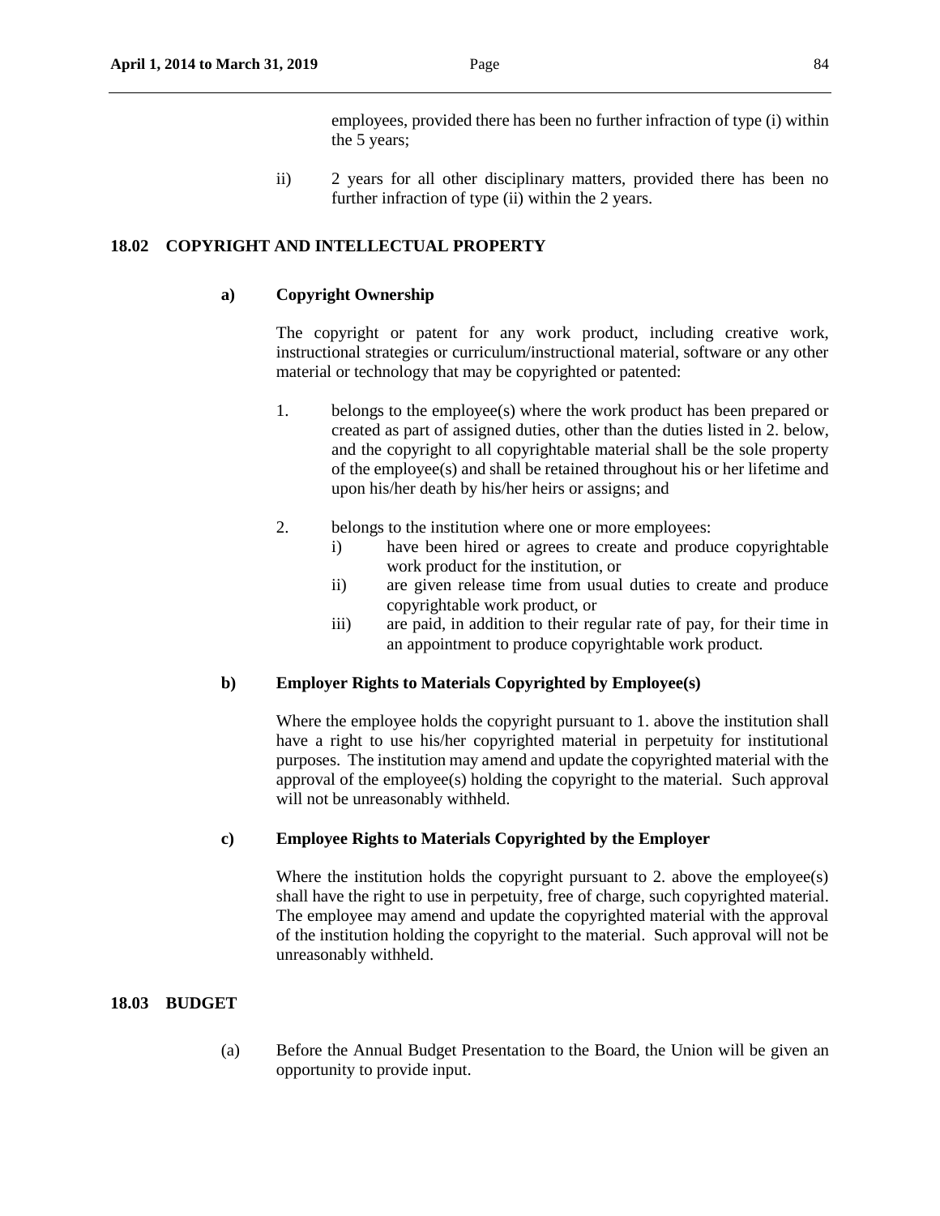employees, provided there has been no further infraction of type (i) within the 5 years;

ii) 2 years for all other disciplinary matters, provided there has been no further infraction of type (ii) within the 2 years.

## 18.02 COPYRIGHT AND INTELLECTUAL PROPERTY

### a) Copyright Ownership

The copyright or patent for any work product, including creative work, instructional strategies or curriculum/instructional material, software or any other material or technology that may be copyrighted or patented:

1. belongs to the employee(s) where the work product has been prepared or created as part of assigned duties, other than the duties listed in 2. below, and the copyright to all copyrightable material shall be the sole property of the employee(s) and shall be retained throughout his or her lifetime and upon his/her death by his/her heirs or assigns; and

2. belongs to the institution where one or more employees:
   i) have been hired or agrees to create and produce copyrightable work product for the institution, or
   ii) are given release time from usual duties to create and produce copyrightable work product, or
   iii) are paid, in addition to their regular rate of pay, for their time in an appointment to produce copyrightable work product.

### b) Employer Rights to Materials Copyrighted by Employee(s)

Where the employee holds the copyright pursuant to 1. above the institution shall have a right to use his/her copyrighted material in perpetuity for institutional purposes. The institution may amend and update the copyrighted material with the approval of the employee(s) holding the copyright to the material. Such approval will not be unreasonably withheld.

### c) Employee Rights to Materials Copyrighted by the Employer

Where the institution holds the copyright pursuant to 2. above the employee(s) shall have the right to use in perpetuity, free of charge, such copyrighted material. The employee may amend and update the copyrighted material with the approval of the institution holding the copyright to the material. Such approval will not be unreasonably withheld.

## 18.03 BUDGET

(a) Before the Annual Budget Presentation to the Board, the Union will be given an opportunity to provide input.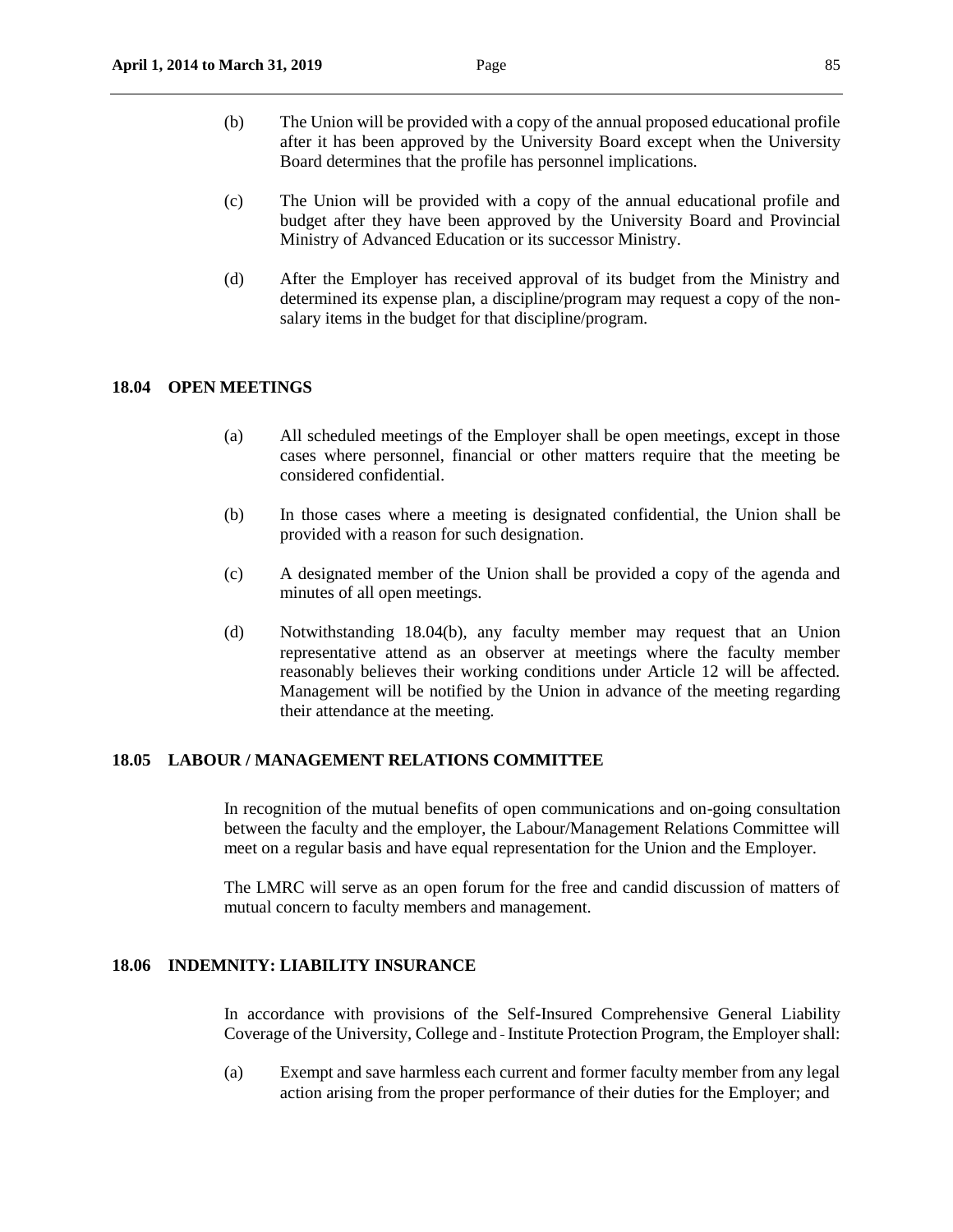(b) The Union will be provided with a copy of the annual proposed educational profile after it has been approved by the University Board except when the University Board determines that the profile has personnel implications.

(c) The Union will be provided with a copy of the annual educational profile and budget after they have been approved by the University Board and Provincial Ministry of Advanced Education or its successor Ministry.

(d) After the Employer has received approval of its budget from the Ministry and determined its expense plan, a discipline/program may request a copy of the non-salary items in the budget for that discipline/program.

## 18.04 OPEN MEETINGS

(a) All scheduled meetings of the Employer shall be open meetings, except in those cases where personnel, financial or other matters require that the meeting be considered confidential.

(b) In those cases where a meeting is designated confidential, the Union shall be provided with a reason for such designation.

(c) A designated member of the Union shall be provided a copy of the agenda and minutes of all open meetings.

(d) Notwithstanding 18.04(b), any faculty member may request that an Union representative attend as an observer at meetings where the faculty member reasonably believes their working conditions under Article 12 will be affected. Management will be notified by the Union in advance of the meeting regarding their attendance at the meeting.

## 18.05 LABOUR / MANAGEMENT RELATIONS COMMITTEE

In recognition of the mutual benefits of open communications and on-going consultation between the faculty and the employer, the Labour/Management Relations Committee will meet on a regular basis and have equal representation for the Union and the Employer.

The LMRC will serve as an open forum for the free and candid discussion of matters of mutual concern to faculty members and management.

## 18.06 INDEMNITY: LIABILITY INSURANCE

In accordance with provisions of the Self-Insured Comprehensive General Liability Coverage of the University, College and Institute Protection Program, the Employer shall:

(a) Exempt and save harmless each current and former faculty member from any legal action arising from the proper performance of their duties for the Employer; and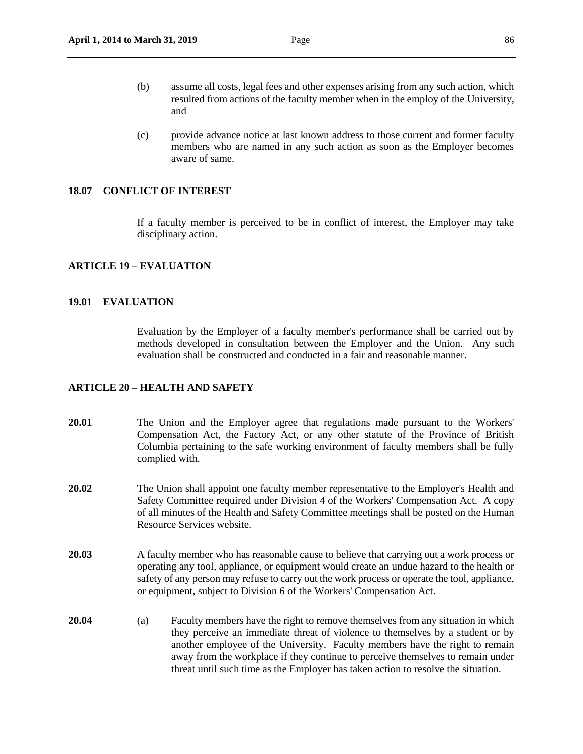(b) assume all costs, legal fees and other expenses arising from any such action, which resulted from actions of the faculty member when in the employ of the University, and

(c) provide advance notice at last known address to those current and former faculty members who are named in any such action as soon as the Employer becomes aware of same.

### 18.07 CONFLICT OF INTEREST

If a faculty member is perceived to be in conflict of interest, the Employer may take disciplinary action.

## ARTICLE 19 – EVALUATION

### 19.01 EVALUATION

Evaluation by the Employer of a faculty member's performance shall be carried out by methods developed in consultation between the Employer and the Union. Any such evaluation shall be constructed and conducted in a fair and reasonable manner.

## ARTICLE 20 – HEALTH AND SAFETY

**20.01** The Union and the Employer agree that regulations made pursuant to the Workers' Compensation Act, the Factory Act, or any other statute of the Province of British Columbia pertaining to the safe working environment of faculty members shall be fully complied with.

**20.02** The Union shall appoint one faculty member representative to the Employer's Health and Safety Committee required under Division 4 of the Workers' Compensation Act. A copy of all minutes of the Health and Safety Committee meetings shall be posted on the Human Resource Services website.

**20.03** A faculty member who has reasonable cause to believe that carrying out a work process or operating any tool, appliance, or equipment would create an undue hazard to the health or safety of any person may refuse to carry out the work process or operate the tool, appliance, or equipment, subject to Division 6 of the Workers' Compensation Act.

**20.04** (a) Faculty members have the right to remove themselves from any situation in which they perceive an immediate threat of violence to themselves by a student or by another employee of the University. Faculty members have the right to remain away from the workplace if they continue to perceive themselves to remain under threat until such time as the Employer has taken action to resolve the situation.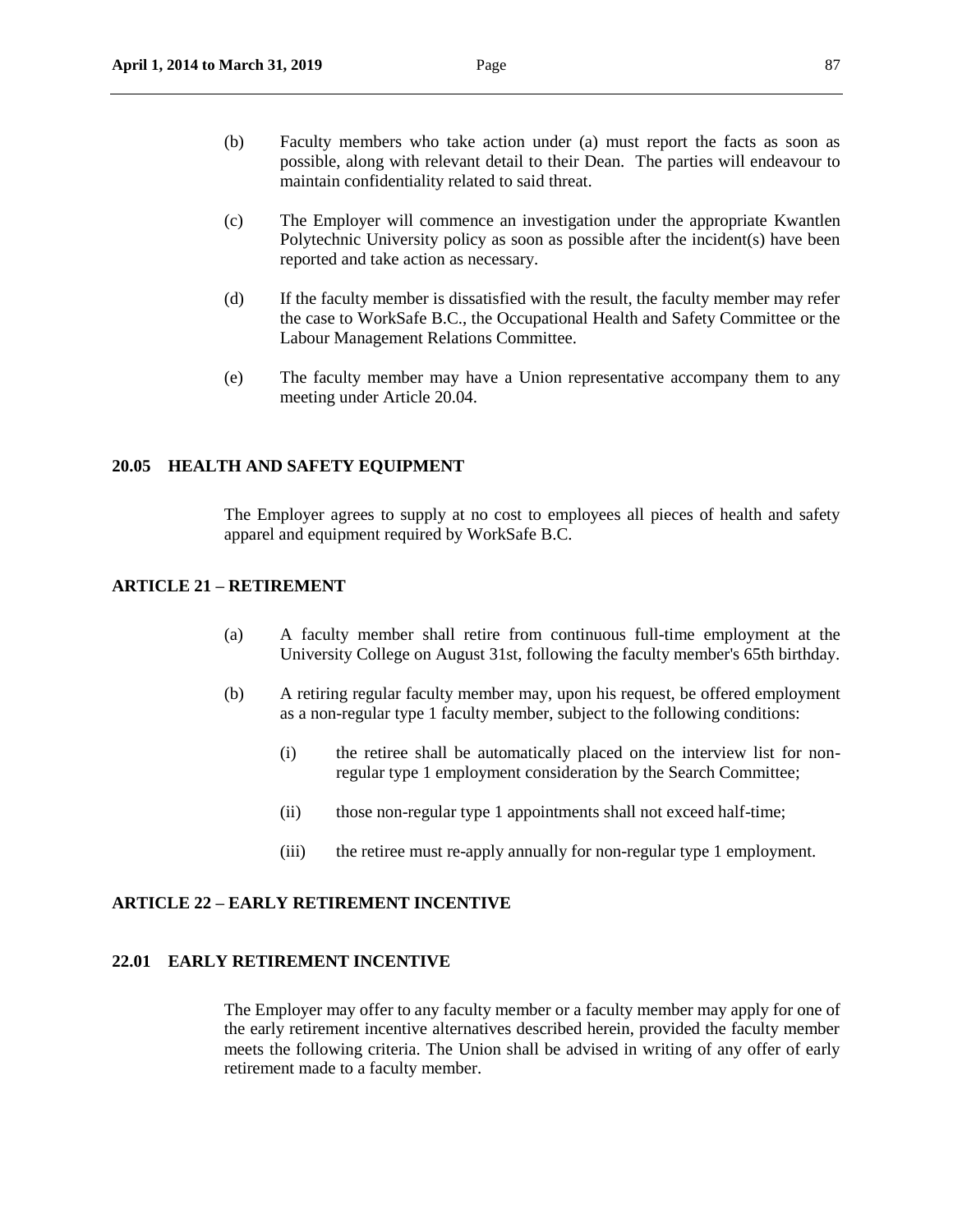(b) Faculty members who take action under (a) must report the facts as soon as possible, along with relevant detail to their Dean. The parties will endeavour to maintain confidentiality related to said threat.

(c) The Employer will commence an investigation under the appropriate Kwantlen Polytechnic University policy as soon as possible after the incident(s) have been reported and take action as necessary.

(d) If the faculty member is dissatisfied with the result, the faculty member may refer the case to WorkSafe B.C., the Occupational Health and Safety Committee or the Labour Management Relations Committee.

(e) The faculty member may have a Union representative accompany them to any meeting under Article 20.04.

### 20.05 HEALTH AND SAFETY EQUIPMENT

The Employer agrees to supply at no cost to employees all pieces of health and safety apparel and equipment required by WorkSafe B.C.

## ARTICLE 21 – RETIREMENT

(a) A faculty member shall retire from continuous full-time employment at the University College on August 31st, following the faculty member's 65th birthday.

(b) A retiring regular faculty member may, upon his request, be offered employment as a non-regular type 1 faculty member, subject to the following conditions:

- (i) the retiree shall be automatically placed on the interview list for non-regular type 1 employment consideration by the Search Committee;
- (ii) those non-regular type 1 appointments shall not exceed half-time;
- (iii) the retiree must re-apply annually for non-regular type 1 employment.

## ARTICLE 22 – EARLY RETIREMENT INCENTIVE

### 22.01 EARLY RETIREMENT INCENTIVE

The Employer may offer to any faculty member or a faculty member may apply for one of the early retirement incentive alternatives described herein, provided the faculty member meets the following criteria. The Union shall be advised in writing of any offer of early retirement made to a faculty member.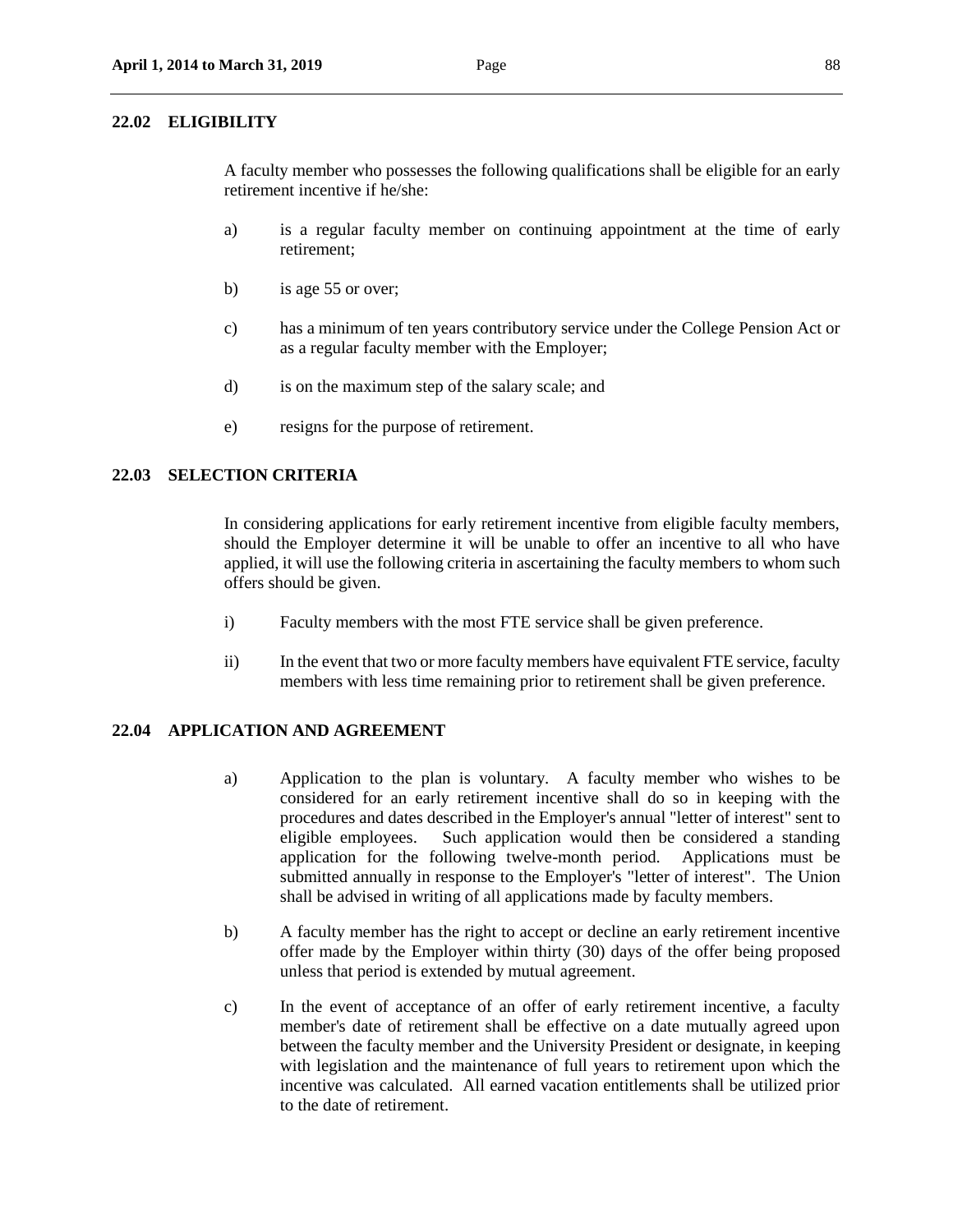## 22.02 ELIGIBILITY

A faculty member who possesses the following qualifications shall be eligible for an early retirement incentive if he/she:

a) is a regular faculty member on continuing appointment at the time of early retirement;

b) is age 55 or over;

c) has a minimum of ten years contributory service under the College Pension Act or as a regular faculty member with the Employer;

d) is on the maximum step of the salary scale; and

e) resigns for the purpose of retirement.

## 22.03 SELECTION CRITERIA

In considering applications for early retirement incentive from eligible faculty members, should the Employer determine it will be unable to offer an incentive to all who have applied, it will use the following criteria in ascertaining the faculty members to whom such offers should be given.

i) Faculty members with the most FTE service shall be given preference.

ii) In the event that two or more faculty members have equivalent FTE service, faculty members with less time remaining prior to retirement shall be given preference.

## 22.04 APPLICATION AND AGREEMENT

a) Application to the plan is voluntary. A faculty member who wishes to be considered for an early retirement incentive shall do so in keeping with the procedures and dates described in the Employer's annual "letter of interest" sent to eligible employees. Such application would then be considered a standing application for the following twelve-month period. Applications must be submitted annually in response to the Employer's "letter of interest". The Union shall be advised in writing of all applications made by faculty members.

b) A faculty member has the right to accept or decline an early retirement incentive offer made by the Employer within thirty (30) days of the offer being proposed unless that period is extended by mutual agreement.

c) In the event of acceptance of an offer of early retirement incentive, a faculty member's date of retirement shall be effective on a date mutually agreed upon between the faculty member and the University President or designate, in keeping with legislation and the maintenance of full years to retirement upon which the incentive was calculated. All earned vacation entitlements shall be utilized prior to the date of retirement.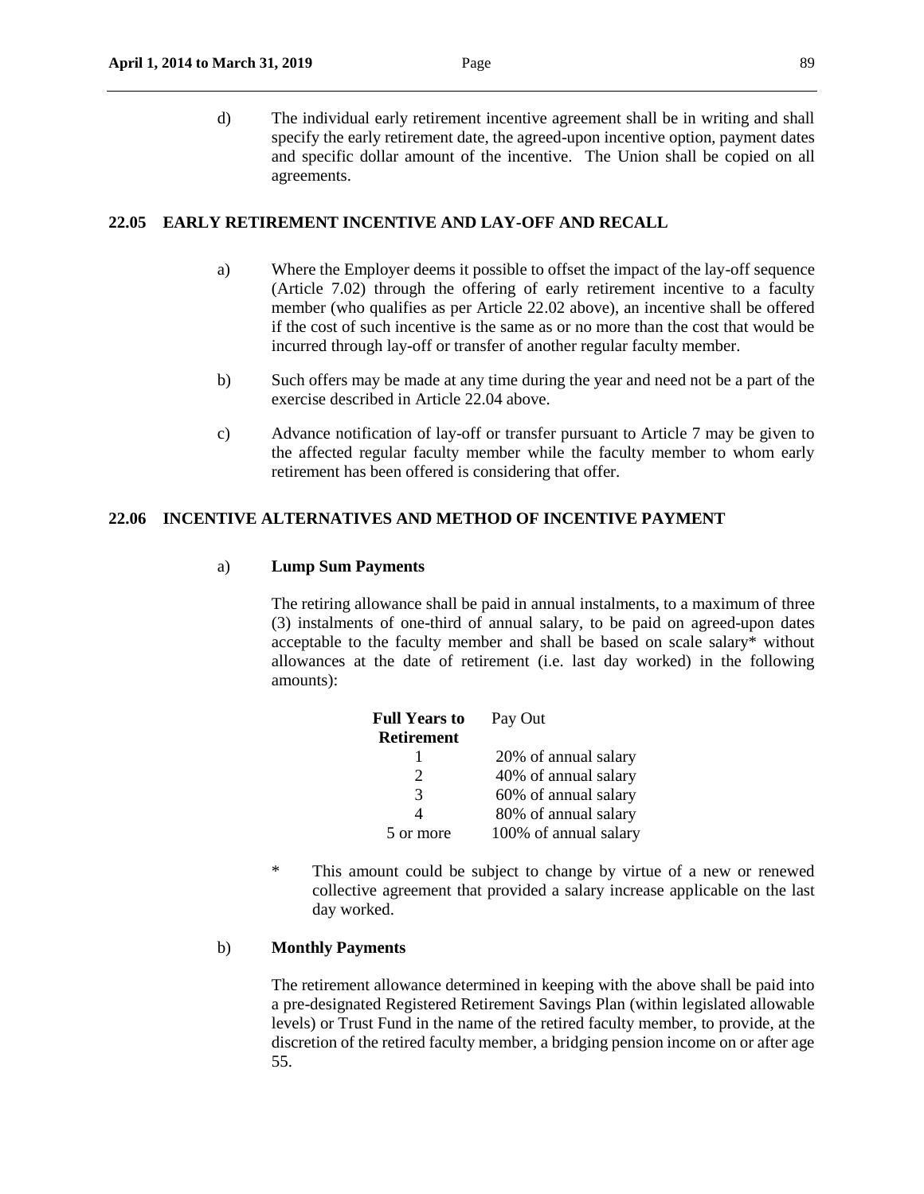d) The individual early retirement incentive agreement shall be in writing and shall specify the early retirement date, the agreed-upon incentive option, payment dates and specific dollar amount of the incentive. The Union shall be copied on all agreements.

### 22.05 EARLY RETIREMENT INCENTIVE AND LAY-OFF AND RECALL

a) Where the Employer deems it possible to offset the impact of the lay-off sequence (Article 7.02) through the offering of early retirement incentive to a faculty member (who qualifies as per Article 22.02 above), an incentive shall be offered if the cost of such incentive is the same as or no more than the cost that would be incurred through lay-off or transfer of another regular faculty member.

b) Such offers may be made at any time during the year and need not be a part of the exercise described in Article 22.04 above.

c) Advance notification of lay-off or transfer pursuant to Article 7 may be given to the affected regular faculty member while the faculty member to whom early retirement has been offered is considering that offer.

### 22.06 INCENTIVE ALTERNATIVES AND METHOD OF INCENTIVE PAYMENT

a) **Lump Sum Payments**

The retiring allowance shall be paid in annual instalments, to a maximum of three (3) instalments of one-third of annual salary, to be paid on agreed-upon dates acceptable to the faculty member and shall be based on scale salary* without allowances at the date of retirement (i.e. last day worked) in the following amounts):

| **Full Years to Retirement** | Pay Out |
|---|---|
| 1 | 20% of annual salary |
| 2 | 40% of annual salary |
| 3 | 60% of annual salary |
| 4 | 80% of annual salary |
| 5 or more | 100% of annual salary |

\* This amount could be subject to change by virtue of a new or renewed collective agreement that provided a salary increase applicable on the last day worked.

b) **Monthly Payments**

The retirement allowance determined in keeping with the above shall be paid into a pre-designated Registered Retirement Savings Plan (within legislated allowable levels) or Trust Fund in the name of the retired faculty member, to provide, at the discretion of the retired faculty member, a bridging pension income on or after age 55.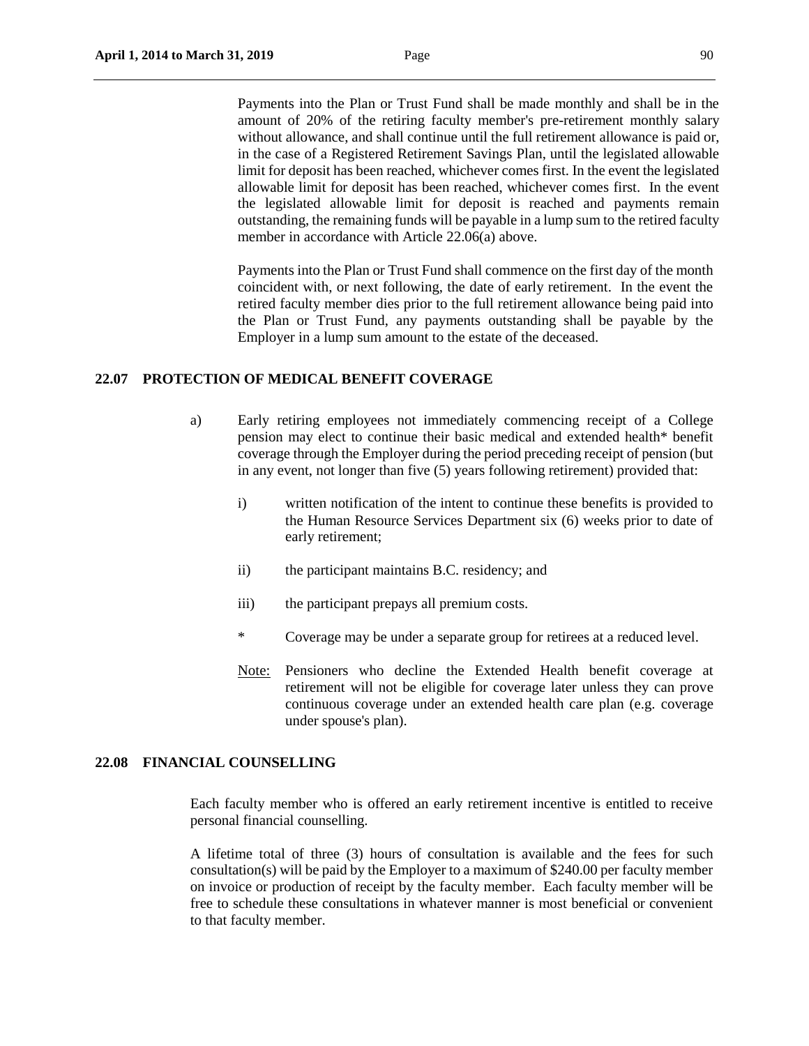Payments into the Plan or Trust Fund shall be made monthly and shall be in the amount of 20% of the retiring faculty member's pre-retirement monthly salary without allowance, and shall continue until the full retirement allowance is paid or, in the case of a Registered Retirement Savings Plan, until the legislated allowable limit for deposit has been reached, whichever comes first. In the event the legislated allowable limit for deposit has been reached, whichever comes first. In the event the legislated allowable limit for deposit is reached and payments remain outstanding, the remaining funds will be payable in a lump sum to the retired faculty member in accordance with Article 22.06(a) above.

Payments into the Plan or Trust Fund shall commence on the first day of the month coincident with, or next following, the date of early retirement. In the event the retired faculty member dies prior to the full retirement allowance being paid into the Plan or Trust Fund, any payments outstanding shall be payable by the Employer in a lump sum amount to the estate of the deceased.

### 22.07 PROTECTION OF MEDICAL BENEFIT COVERAGE

a) Early retiring employees not immediately commencing receipt of a College pension may elect to continue their basic medical and extended health* benefit coverage through the Employer during the period preceding receipt of pension (but in any event, not longer than five (5) years following retirement) provided that:

   i) written notification of the intent to continue these benefits is provided to the Human Resource Services Department six (6) weeks prior to date of early retirement;

   ii) the participant maintains B.C. residency; and

   iii) the participant prepays all premium costs.

   \* Coverage may be under a separate group for retirees at a reduced level.

   Note: Pensioners who decline the Extended Health benefit coverage at retirement will not be eligible for coverage later unless they can prove continuous coverage under an extended health care plan (e.g. coverage under spouse's plan).

### 22.08 FINANCIAL COUNSELLING

Each faculty member who is offered an early retirement incentive is entitled to receive personal financial counselling.

A lifetime total of three (3) hours of consultation is available and the fees for such consultation(s) will be paid by the Employer to a maximum of $240.00 per faculty member on invoice or production of receipt by the faculty member. Each faculty member will be free to schedule these consultations in whatever manner is most beneficial or convenient to that faculty member.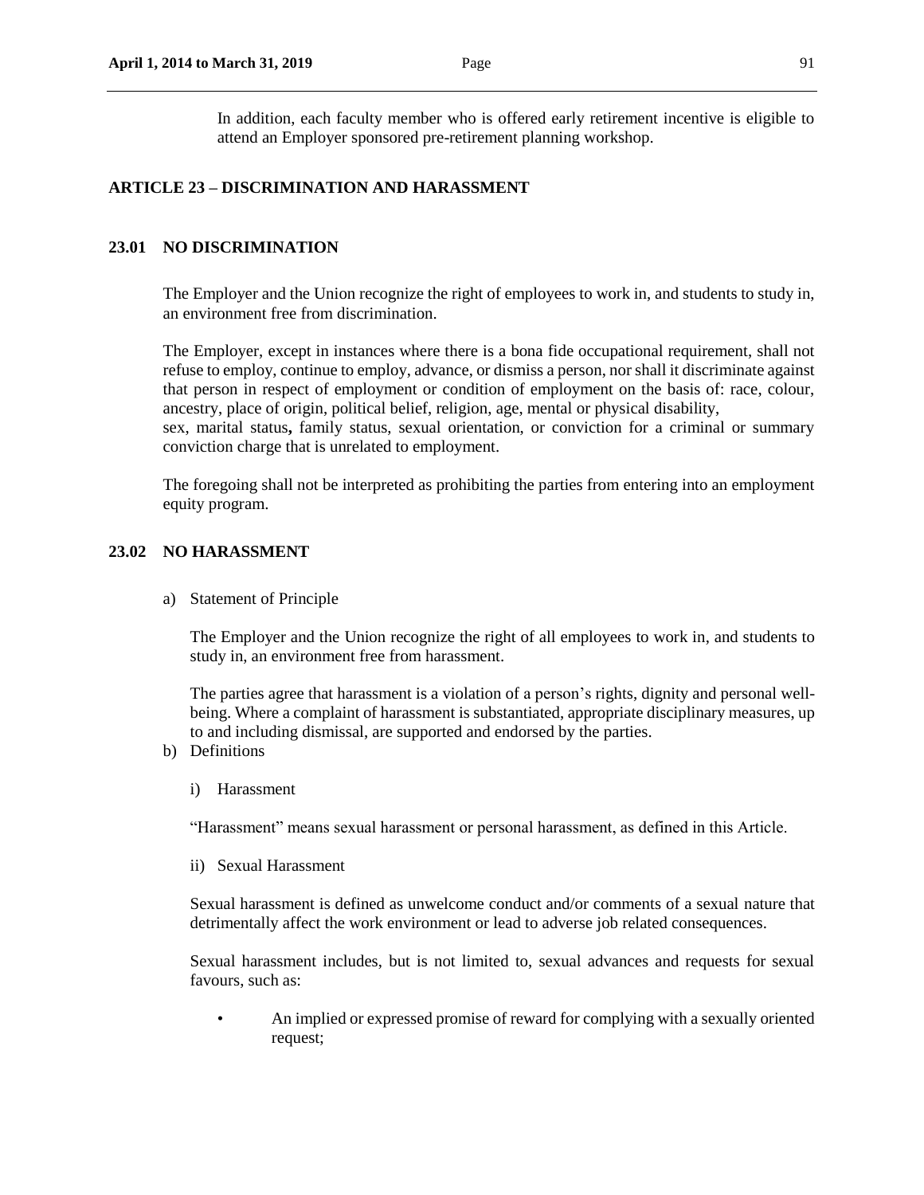In addition, each faculty member who is offered early retirement incentive is eligible to attend an Employer sponsored pre-retirement planning workshop.

## ARTICLE 23 – DISCRIMINATION AND HARASSMENT

### 23.01 NO DISCRIMINATION

The Employer and the Union recognize the right of employees to work in, and students to study in, an environment free from discrimination.

The Employer, except in instances where there is a bona fide occupational requirement, shall not refuse to employ, continue to employ, advance, or dismiss a person, nor shall it discriminate against that person in respect of employment or condition of employment on the basis of: race, colour, ancestry, place of origin, political belief, religion, age, mental or physical disability, sex, marital status**,** family status, sexual orientation, or conviction for a criminal or summary conviction charge that is unrelated to employment.

The foregoing shall not be interpreted as prohibiting the parties from entering into an employment equity program.

### 23.02 NO HARASSMENT

a) Statement of Principle

The Employer and the Union recognize the right of all employees to work in, and students to study in, an environment free from harassment.

The parties agree that harassment is a violation of a person's rights, dignity and personal well-being. Where a complaint of harassment is substantiated, appropriate disciplinary measures, up to and including dismissal, are supported and endorsed by the parties.

b) Definitions

i) Harassment

"Harassment" means sexual harassment or personal harassment, as defined in this Article.

ii) Sexual Harassment

Sexual harassment is defined as unwelcome conduct and/or comments of a sexual nature that detrimentally affect the work environment or lead to adverse job related consequences.

Sexual harassment includes, but is not limited to, sexual advances and requests for sexual favours, such as:

- An implied or expressed promise of reward for complying with a sexually oriented request;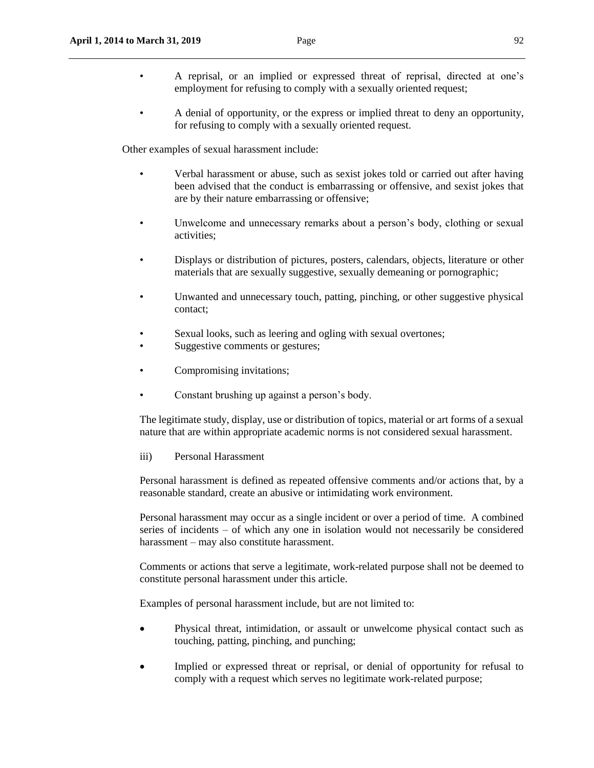- A reprisal, or an implied or expressed threat of reprisal, directed at one's employment for refusing to comply with a sexually oriented request;

- A denial of opportunity, or the express or implied threat to deny an opportunity, for refusing to comply with a sexually oriented request.

Other examples of sexual harassment include:

- Verbal harassment or abuse, such as sexist jokes told or carried out after having been advised that the conduct is embarrassing or offensive, and sexist jokes that are by their nature embarrassing or offensive;

- Unwelcome and unnecessary remarks about a person's body, clothing or sexual activities;

- Displays or distribution of pictures, posters, calendars, objects, literature or other materials that are sexually suggestive, sexually demeaning or pornographic;

- Unwanted and unnecessary touch, patting, pinching, or other suggestive physical contact;

- Sexual looks, such as leering and ogling with sexual overtones;
- Suggestive comments or gestures;

- Compromising invitations;

- Constant brushing up against a person's body.

The legitimate study, display, use or distribution of topics, material or art forms of a sexual nature that are within appropriate academic norms is not considered sexual harassment.

iii) Personal Harassment

Personal harassment is defined as repeated offensive comments and/or actions that, by a reasonable standard, create an abusive or intimidating work environment.

Personal harassment may occur as a single incident or over a period of time. A combined series of incidents – of which any one in isolation would not necessarily be considered harassment – may also constitute harassment.

Comments or actions that serve a legitimate, work-related purpose shall not be deemed to constitute personal harassment under this article.

Examples of personal harassment include, but are not limited to:

- Physical threat, intimidation, or assault or unwelcome physical contact such as touching, patting, pinching, and punching;

- Implied or expressed threat or reprisal, or denial of opportunity for refusal to comply with a request which serves no legitimate work-related purpose;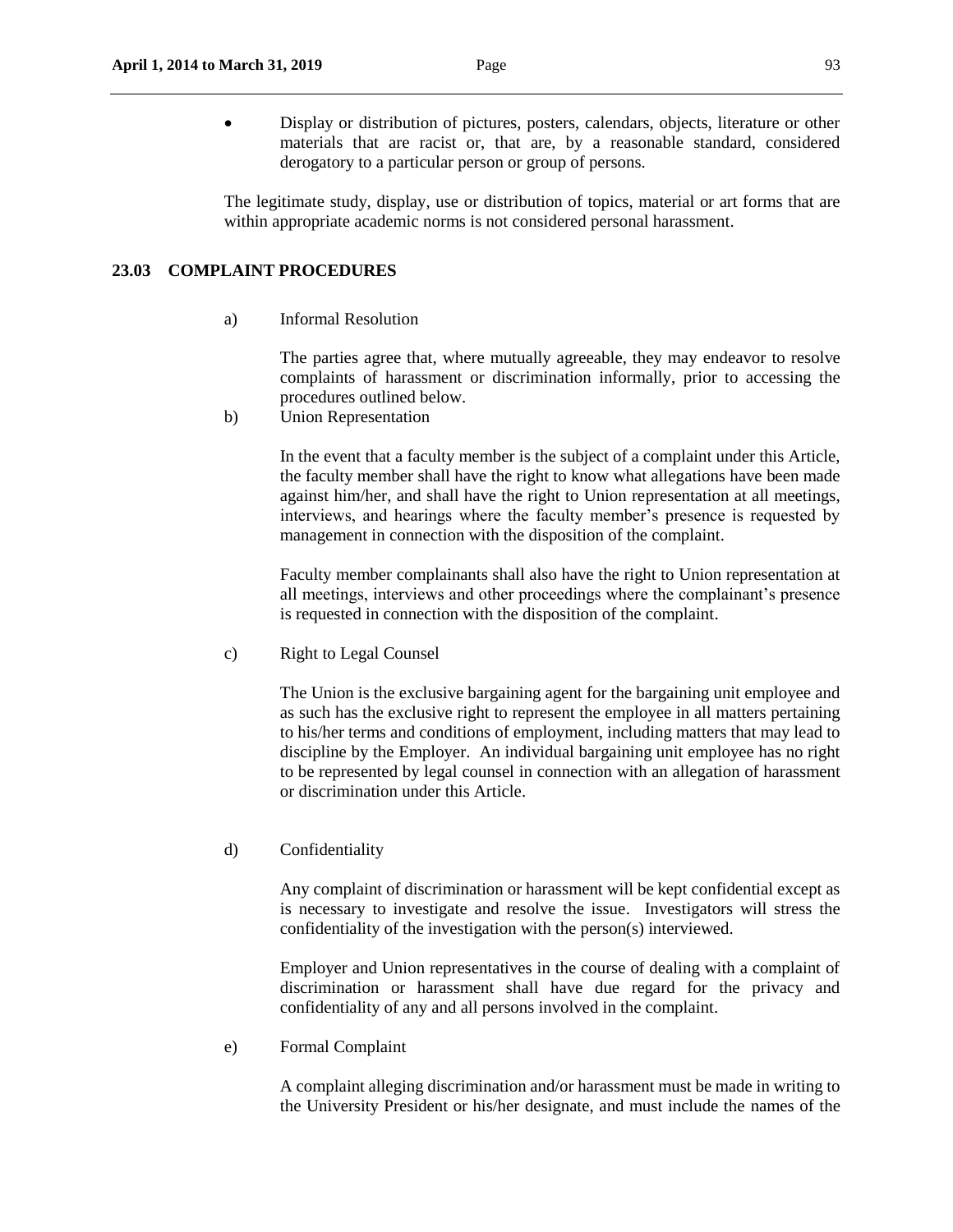- Display or distribution of pictures, posters, calendars, objects, literature or other materials that are racist or, that are, by a reasonable standard, considered derogatory to a particular person or group of persons.

The legitimate study, display, use or distribution of topics, material or art forms that are within appropriate academic norms is not considered personal harassment.

## 23.03 COMPLAINT PROCEDURES

a) Informal Resolution

The parties agree that, where mutually agreeable, they may endeavor to resolve complaints of harassment or discrimination informally, prior to accessing the procedures outlined below.

b) Union Representation

In the event that a faculty member is the subject of a complaint under this Article, the faculty member shall have the right to know what allegations have been made against him/her, and shall have the right to Union representation at all meetings, interviews, and hearings where the faculty member's presence is requested by management in connection with the disposition of the complaint.

Faculty member complainants shall also have the right to Union representation at all meetings, interviews and other proceedings where the complainant's presence is requested in connection with the disposition of the complaint.

c) Right to Legal Counsel

The Union is the exclusive bargaining agent for the bargaining unit employee and as such has the exclusive right to represent the employee in all matters pertaining to his/her terms and conditions of employment, including matters that may lead to discipline by the Employer. An individual bargaining unit employee has no right to be represented by legal counsel in connection with an allegation of harassment or discrimination under this Article.

d) Confidentiality

Any complaint of discrimination or harassment will be kept confidential except as is necessary to investigate and resolve the issue. Investigators will stress the confidentiality of the investigation with the person(s) interviewed.

Employer and Union representatives in the course of dealing with a complaint of discrimination or harassment shall have due regard for the privacy and confidentiality of any and all persons involved in the complaint.

e) Formal Complaint

A complaint alleging discrimination and/or harassment must be made in writing to the University President or his/her designate, and must include the names of the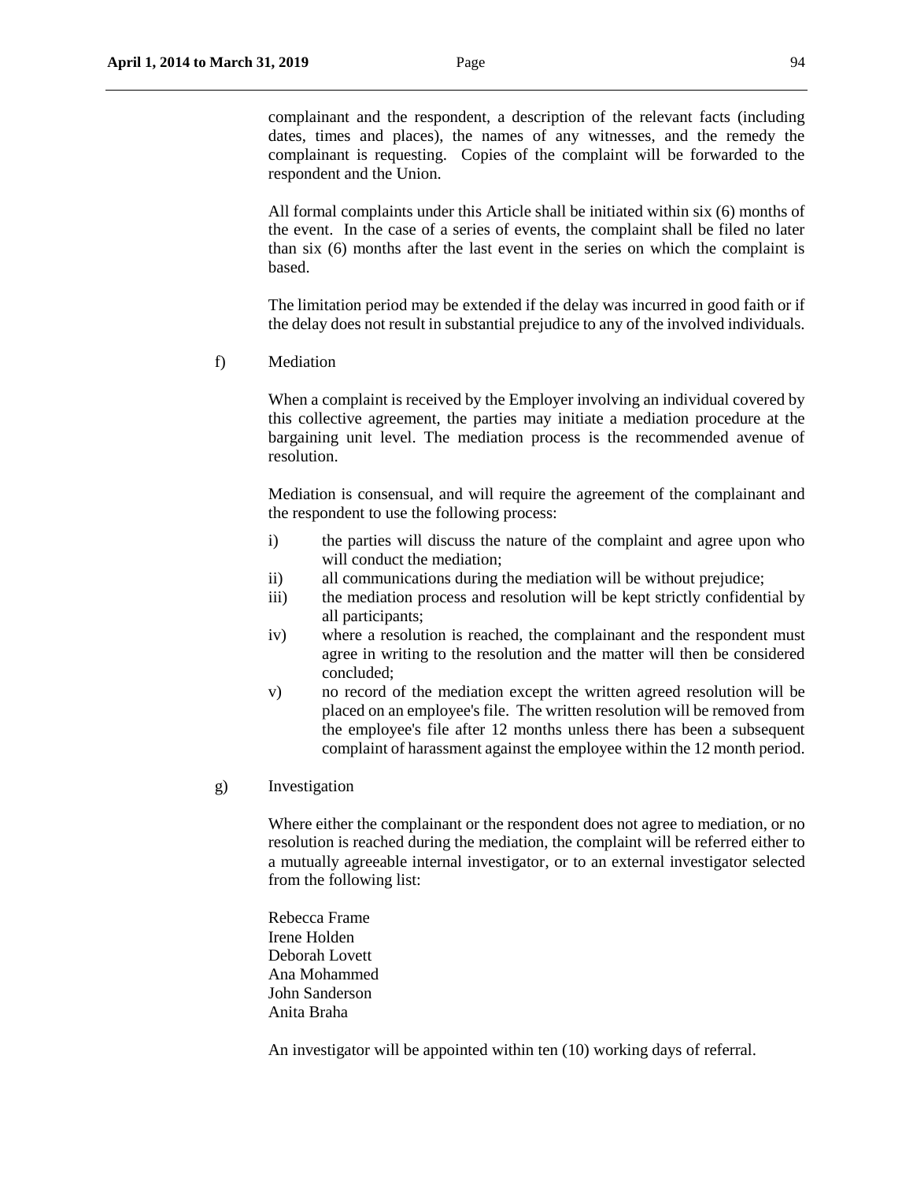complainant and the respondent, a description of the relevant facts (including dates, times and places), the names of any witnesses, and the remedy the complainant is requesting. Copies of the complaint will be forwarded to the respondent and the Union.

All formal complaints under this Article shall be initiated within six (6) months of the event. In the case of a series of events, the complaint shall be filed no later than six (6) months after the last event in the series on which the complaint is based.

The limitation period may be extended if the delay was incurred in good faith or if the delay does not result in substantial prejudice to any of the involved individuals.

f) Mediation

When a complaint is received by the Employer involving an individual covered by this collective agreement, the parties may initiate a mediation procedure at the bargaining unit level. The mediation process is the recommended avenue of resolution.

Mediation is consensual, and will require the agreement of the complainant and the respondent to use the following process:

i) the parties will discuss the nature of the complaint and agree upon who will conduct the mediation;

ii) all communications during the mediation will be without prejudice;

iii) the mediation process and resolution will be kept strictly confidential by all participants;

iv) where a resolution is reached, the complainant and the respondent must agree in writing to the resolution and the matter will then be considered concluded;

v) no record of the mediation except the written agreed resolution will be placed on an employee's file. The written resolution will be removed from the employee's file after 12 months unless there has been a subsequent complaint of harassment against the employee within the 12 month period.

g) Investigation

Where either the complainant or the respondent does not agree to mediation, or no resolution is reached during the mediation, the complaint will be referred either to a mutually agreeable internal investigator, or to an external investigator selected from the following list:

Rebecca Frame
Irene Holden
Deborah Lovett
Ana Mohammed
John Sanderson
Anita Braha

An investigator will be appointed within ten (10) working days of referral.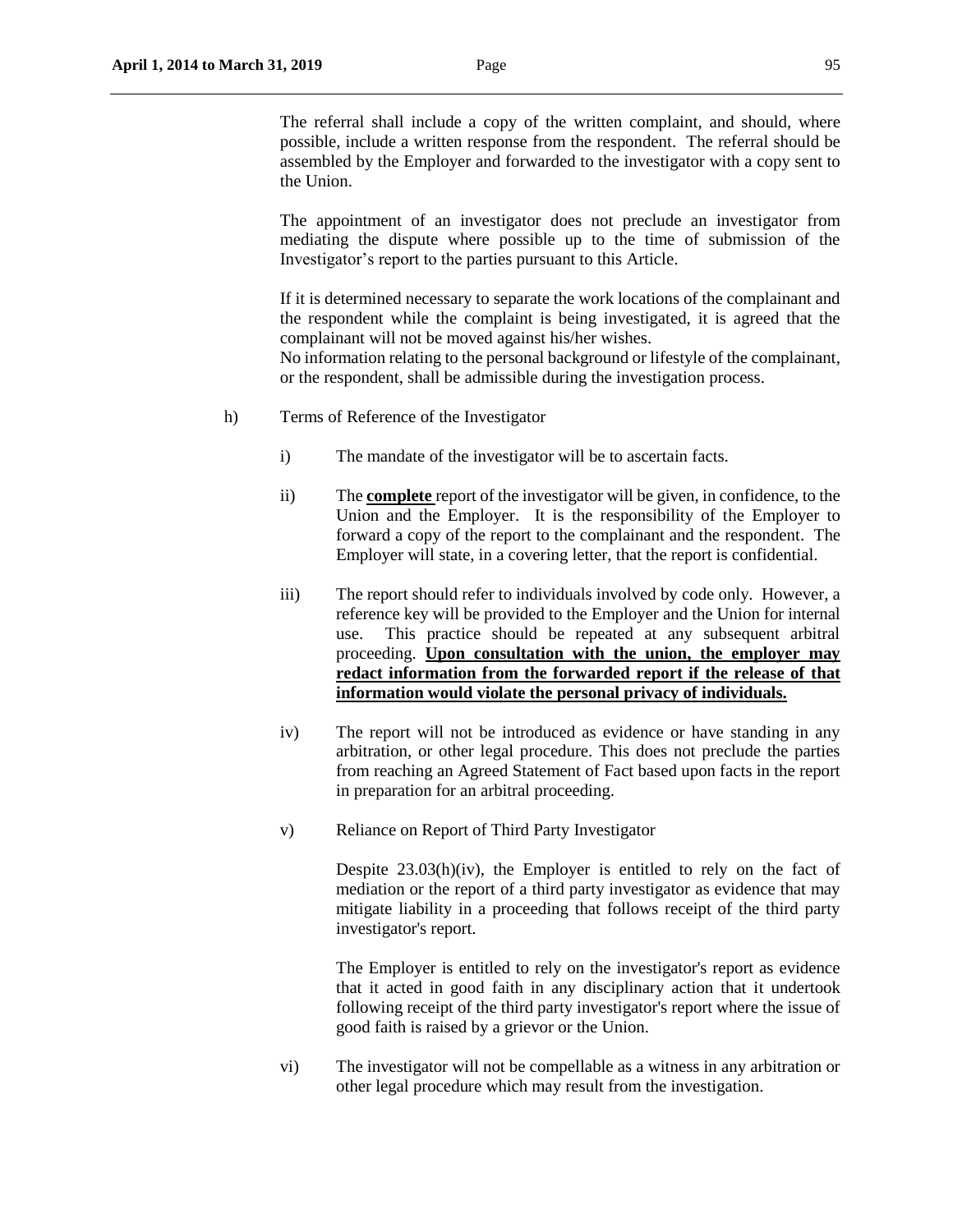The referral shall include a copy of the written complaint, and should, where possible, include a written response from the respondent. The referral should be assembled by the Employer and forwarded to the investigator with a copy sent to the Union.

The appointment of an investigator does not preclude an investigator from mediating the dispute where possible up to the time of submission of the Investigator's report to the parties pursuant to this Article.

If it is determined necessary to separate the work locations of the complainant and the respondent while the complaint is being investigated, it is agreed that the complainant will not be moved against his/her wishes.
No information relating to the personal background or lifestyle of the complainant, or the respondent, shall be admissible during the investigation process.

h) Terms of Reference of the Investigator

i) The mandate of the investigator will be to ascertain facts.

ii) The **complete** report of the investigator will be given, in confidence, to the Union and the Employer. It is the responsibility of the Employer to forward a copy of the report to the complainant and the respondent. The Employer will state, in a covering letter, that the report is confidential.

iii) The report should refer to individuals involved by code only. However, a reference key will be provided to the Employer and the Union for internal use. This practice should be repeated at any subsequent arbitral proceeding. **Upon consultation with the union, the employer may redact information from the forwarded report if the release of that information would violate the personal privacy of individuals.**

iv) The report will not be introduced as evidence or have standing in any arbitration, or other legal procedure. This does not preclude the parties from reaching an Agreed Statement of Fact based upon facts in the report in preparation for an arbitral proceeding.

v) Reliance on Report of Third Party Investigator

Despite 23.03(h)(iv), the Employer is entitled to rely on the fact of mediation or the report of a third party investigator as evidence that may mitigate liability in a proceeding that follows receipt of the third party investigator's report.

The Employer is entitled to rely on the investigator's report as evidence that it acted in good faith in any disciplinary action that it undertook following receipt of the third party investigator's report where the issue of good faith is raised by a grievor or the Union.

vi) The investigator will not be compellable as a witness in any arbitration or other legal procedure which may result from the investigation.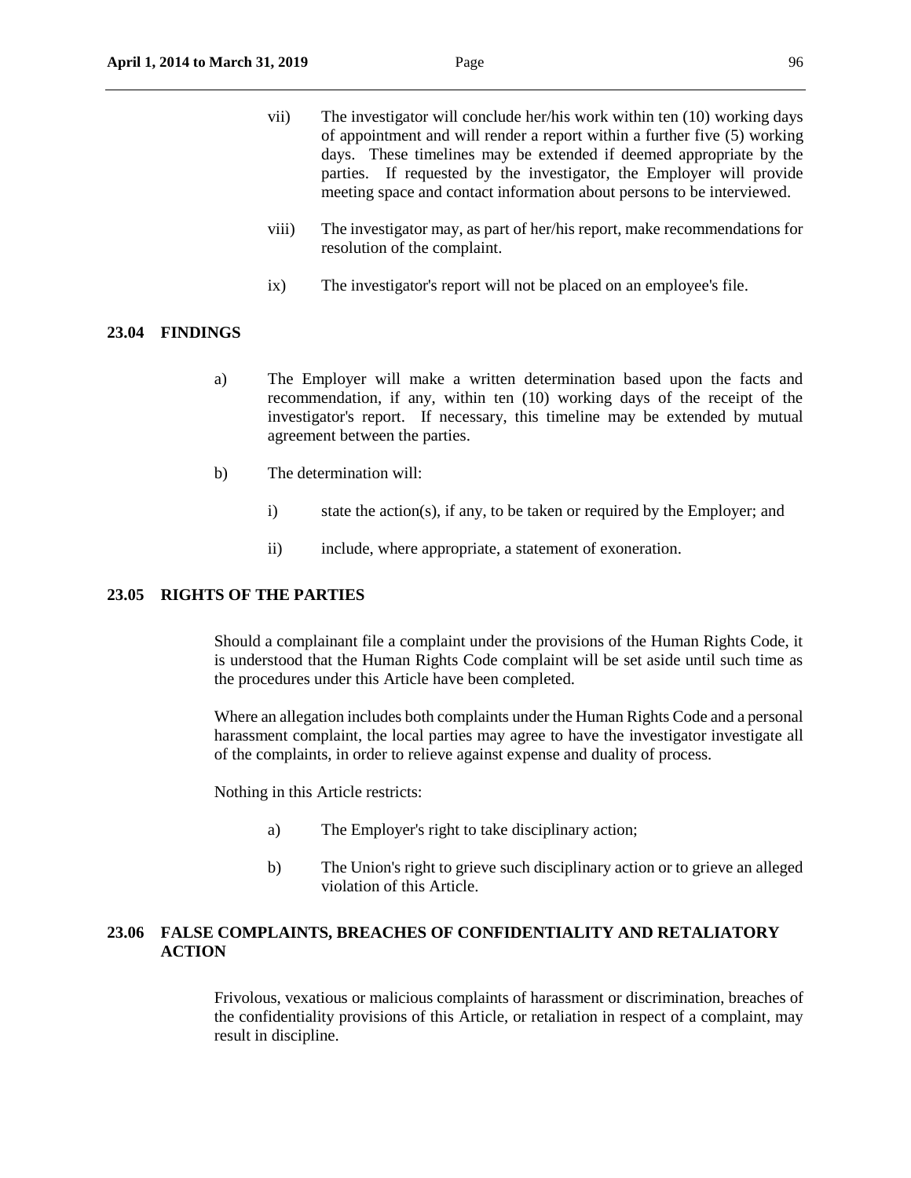vii) The investigator will conclude her/his work within ten (10) working days of appointment and will render a report within a further five (5) working days. These timelines may be extended if deemed appropriate by the parties. If requested by the investigator, the Employer will provide meeting space and contact information about persons to be interviewed.

viii) The investigator may, as part of her/his report, make recommendations for resolution of the complaint.

ix) The investigator's report will not be placed on an employee's file.

### 23.04 FINDINGS

a) The Employer will make a written determination based upon the facts and recommendation, if any, within ten (10) working days of the receipt of the investigator's report. If necessary, this timeline may be extended by mutual agreement between the parties.

b) The determination will:

   i) state the action(s), if any, to be taken or required by the Employer; and

   ii) include, where appropriate, a statement of exoneration.

### 23.05 RIGHTS OF THE PARTIES

Should a complainant file a complaint under the provisions of the Human Rights Code, it is understood that the Human Rights Code complaint will be set aside until such time as the procedures under this Article have been completed.

Where an allegation includes both complaints under the Human Rights Code and a personal harassment complaint, the local parties may agree to have the investigator investigate all of the complaints, in order to relieve against expense and duality of process.

Nothing in this Article restricts:

a) The Employer's right to take disciplinary action;

b) The Union's right to grieve such disciplinary action or to grieve an alleged violation of this Article.

### 23.06 FALSE COMPLAINTS, BREACHES OF CONFIDENTIALITY AND RETALIATORY ACTION

Frivolous, vexatious or malicious complaints of harassment or discrimination, breaches of the confidentiality provisions of this Article, or retaliation in respect of a complaint, may result in discipline.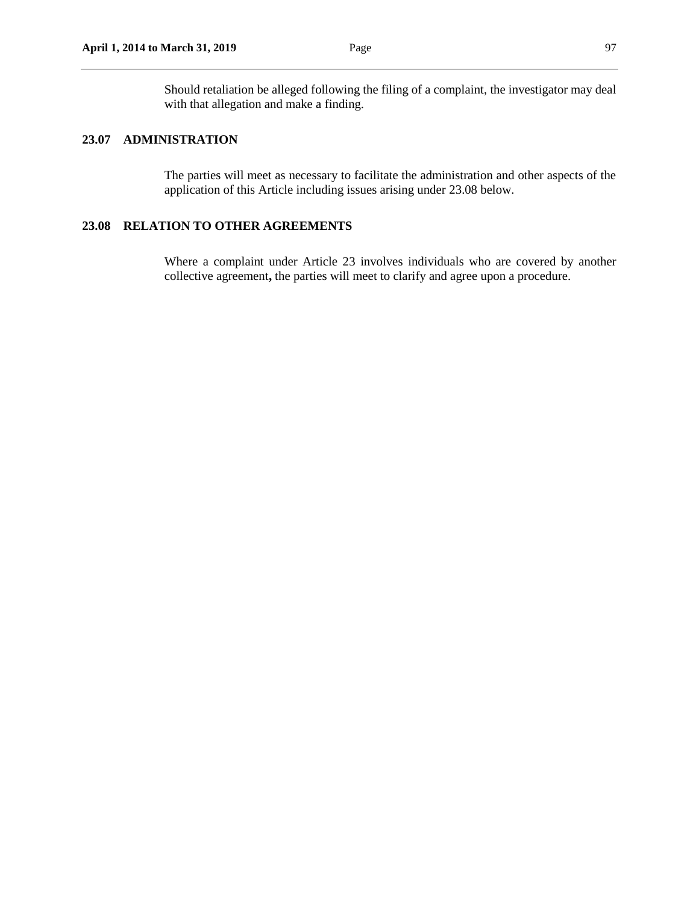Should retaliation be alleged following the filing of a complaint, the investigator may deal with that allegation and make a finding.

### 23.07 ADMINISTRATION

The parties will meet as necessary to facilitate the administration and other aspects of the application of this Article including issues arising under 23.08 below.

### 23.08 RELATION TO OTHER AGREEMENTS

Where a complaint under Article 23 involves individuals who are covered by another collective agreement**,** the parties will meet to clarify and agree upon a procedure.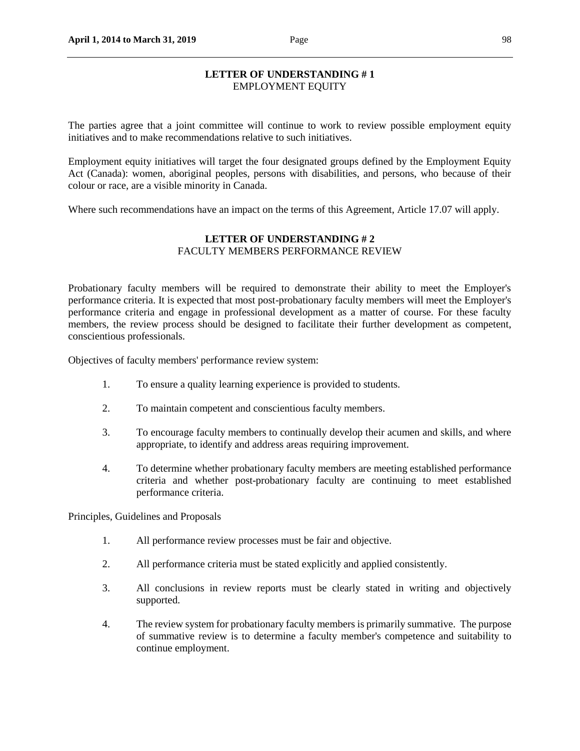## LETTER OF UNDERSTANDING # 1
EMPLOYMENT EQUITY

The parties agree that a joint committee will continue to work to review possible employment equity initiatives and to make recommendations relative to such initiatives.

Employment equity initiatives will target the four designated groups defined by the Employment Equity Act (Canada): women, aboriginal peoples, persons with disabilities, and persons, who because of their colour or race, are a visible minority in Canada.

Where such recommendations have an impact on the terms of this Agreement, Article 17.07 will apply.

## LETTER OF UNDERSTANDING # 2
FACULTY MEMBERS PERFORMANCE REVIEW

Probationary faculty members will be required to demonstrate their ability to meet the Employer's performance criteria. It is expected that most post-probationary faculty members will meet the Employer's performance criteria and engage in professional development as a matter of course. For these faculty members, the review process should be designed to facilitate their further development as competent, conscientious professionals.

Objectives of faculty members' performance review system:

1. To ensure a quality learning experience is provided to students.
2. To maintain competent and conscientious faculty members.
3. To encourage faculty members to continually develop their acumen and skills, and where appropriate, to identify and address areas requiring improvement.
4. To determine whether probationary faculty members are meeting established performance criteria and whether post-probationary faculty are continuing to meet established performance criteria.

Principles, Guidelines and Proposals

1. All performance review processes must be fair and objective.
2. All performance criteria must be stated explicitly and applied consistently.
3. All conclusions in review reports must be clearly stated in writing and objectively supported.
4. The review system for probationary faculty members is primarily summative. The purpose of summative review is to determine a faculty member's competence and suitability to continue employment.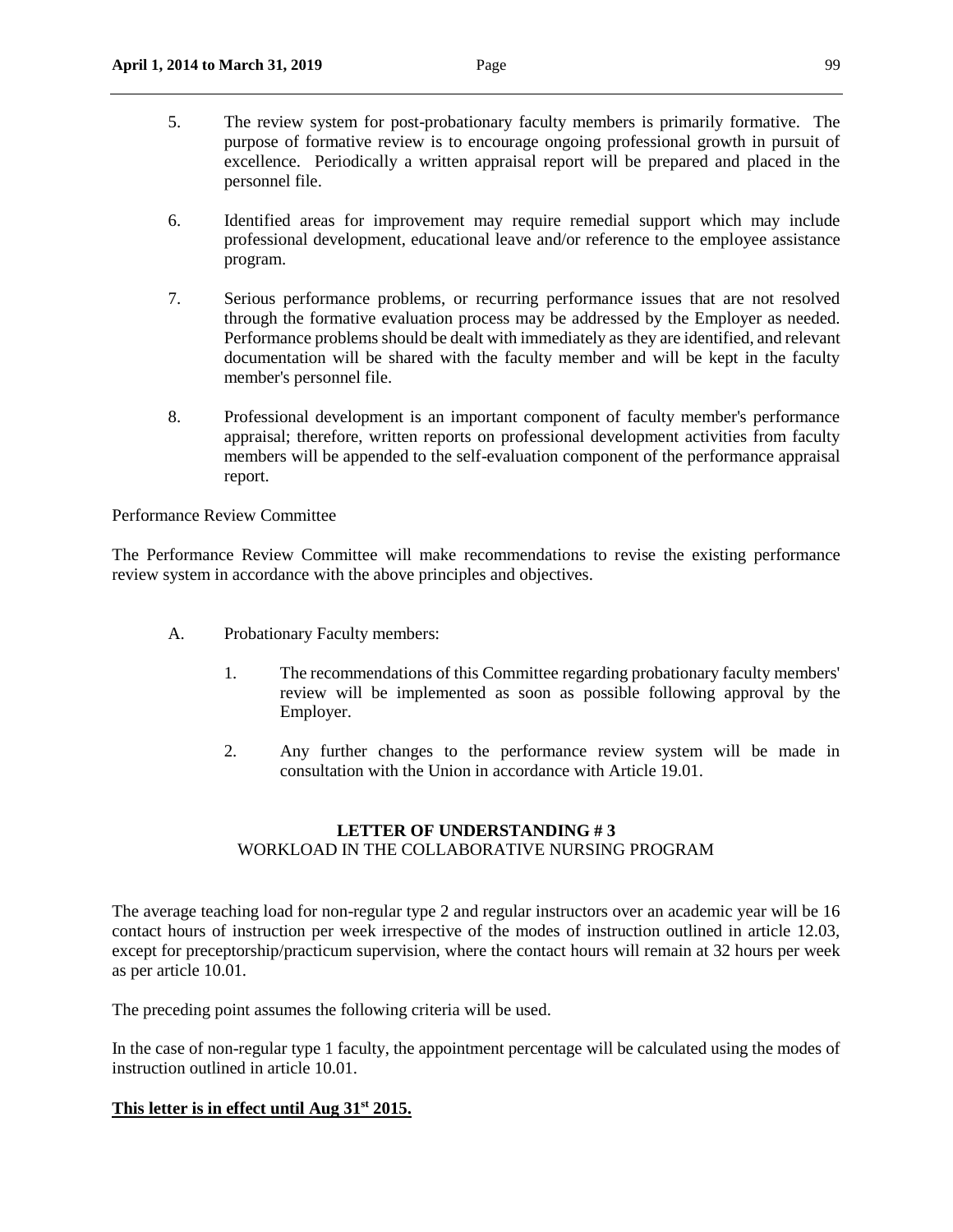5. The review system for post-probationary faculty members is primarily formative. The purpose of formative review is to encourage ongoing professional growth in pursuit of excellence. Periodically a written appraisal report will be prepared and placed in the personnel file.

6. Identified areas for improvement may require remedial support which may include professional development, educational leave and/or reference to the employee assistance program.

7. Serious performance problems, or recurring performance issues that are not resolved through the formative evaluation process may be addressed by the Employer as needed. Performance problems should be dealt with immediately as they are identified, and relevant documentation will be shared with the faculty member and will be kept in the faculty member's personnel file.

8. Professional development is an important component of faculty member's performance appraisal; therefore, written reports on professional development activities from faculty members will be appended to the self-evaluation component of the performance appraisal report.

Performance Review Committee

The Performance Review Committee will make recommendations to revise the existing performance review system in accordance with the above principles and objectives.

A. Probationary Faculty members:

   1. The recommendations of this Committee regarding probationary faculty members' review will be implemented as soon as possible following approval by the Employer.

   2. Any further changes to the performance review system will be made in consultation with the Union in accordance with Article 19.01.

## LETTER OF UNDERSTANDING # 3
WORKLOAD IN THE COLLABORATIVE NURSING PROGRAM

The average teaching load for non-regular type 2 and regular instructors over an academic year will be 16 contact hours of instruction per week irrespective of the modes of instruction outlined in article 12.03, except for preceptorship/practicum supervision, where the contact hours will remain at 32 hours per week as per article 10.01.

The preceding point assumes the following criteria will be used.

In the case of non-regular type 1 faculty, the appointment percentage will be calculated using the modes of instruction outlined in article 10.01.

**This letter is in effect until Aug 31st 2015.**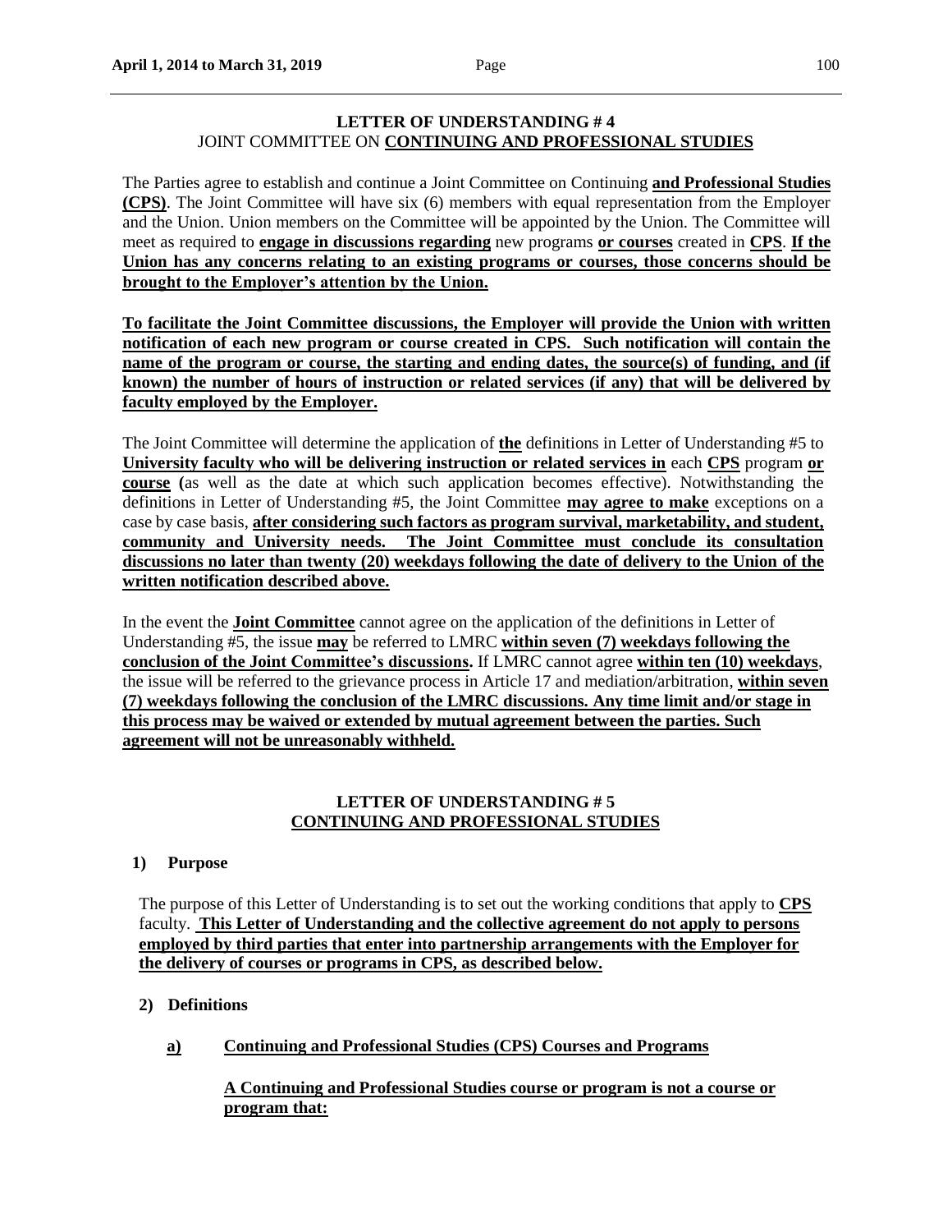**LETTER OF UNDERSTANDING # 4**
JOINT COMMITTEE ON **CONTINUING AND PROFESSIONAL STUDIES**

The Parties agree to establish and continue a Joint Committee on Continuing **and Professional Studies (CPS)**. The Joint Committee will have six (6) members with equal representation from the Employer and the Union. Union members on the Committee will be appointed by the Union. The Committee will meet as required to **engage in discussions regarding** new programs **or courses** created in **CPS**. **If the Union has any concerns relating to an existing programs or courses, those concerns should be brought to the Employer's attention by the Union.**

**To facilitate the Joint Committee discussions, the Employer will provide the Union with written notification of each new program or course created in CPS. Such notification will contain the name of the program or course, the starting and ending dates, the source(s) of funding, and (if known) the number of hours of instruction or related services (if any) that will be delivered by faculty employed by the Employer.**

The Joint Committee will determine the application of **the** definitions in Letter of Understanding #5 to **University faculty who will be delivering instruction or related services in** each **CPS** program **or course (**as well as the date at which such application becomes effective). Notwithstanding the definitions in Letter of Understanding #5, the Joint Committee **may agree to make** exceptions on a case by case basis, **after considering such factors as program survival, marketability, and student, community and University needs. The Joint Committee must conclude its consultation discussions no later than twenty (20) weekdays following the date of delivery to the Union of the written notification described above.**

In the event the **Joint Committee** cannot agree on the application of the definitions in Letter of Understanding #5, the issue **may** be referred to LMRC **within seven (7) weekdays following the conclusion of the Joint Committee's discussions.** If LMRC cannot agree **within ten (10) weekdays**, the issue will be referred to the grievance process in Article 17 and mediation/arbitration, **within seven (7) weekdays following the conclusion of the LMRC discussions. Any time limit and/or stage in this process may be waived or extended by mutual agreement between the parties. Such agreement will not be unreasonably withheld.**

**LETTER OF UNDERSTANDING # 5**
**CONTINUING AND PROFESSIONAL STUDIES**

**1) Purpose**

The purpose of this Letter of Understanding is to set out the working conditions that apply to **CPS** faculty. **This Letter of Understanding and the collective agreement do not apply to persons employed by third parties that enter into partnership arrangements with the Employer for the delivery of courses or programs in CPS, as described below.**

**2) Definitions**

**a) Continuing and Professional Studies (CPS) Courses and Programs**

**A Continuing and Professional Studies course or program is not a course or program that:**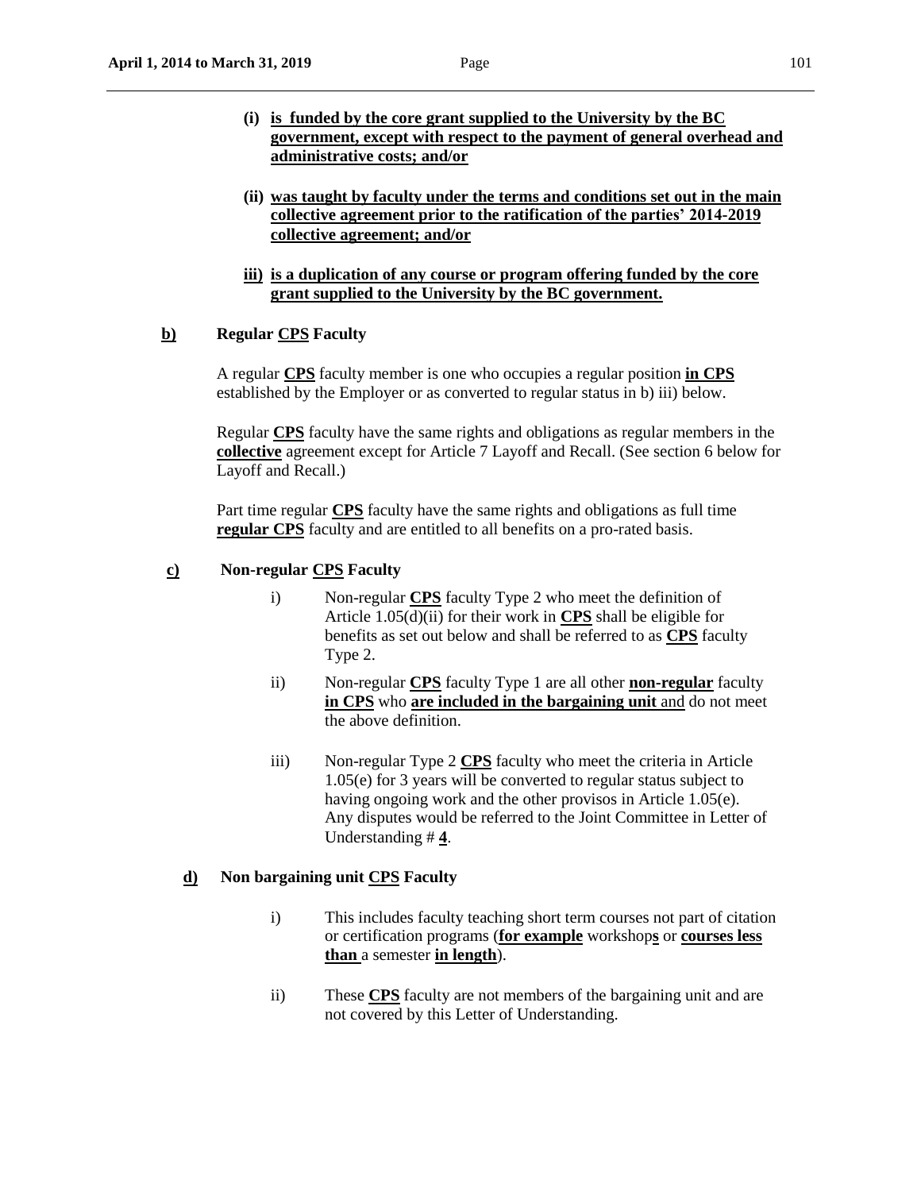**(i) is funded by the core grant supplied to the University by the BC government, except with respect to the payment of general overhead and administrative costs; and/or**

**(ii) was taught by faculty under the terms and conditions set out in the main collective agreement prior to the ratification of the parties' 2014-2019 collective agreement; and/or**

**iii) is a duplication of any course or program offering funded by the core grant supplied to the University by the BC government.**

**b) Regular CPS Faculty**

A regular **CPS** faculty member is one who occupies a regular position **in CPS** established by the Employer or as converted to regular status in b) iii) below.

Regular **CPS** faculty have the same rights and obligations as regular members in the **collective** agreement except for Article 7 Layoff and Recall. (See section 6 below for Layoff and Recall.)

Part time regular **CPS** faculty have the same rights and obligations as full time **regular CPS** faculty and are entitled to all benefits on a pro-rated basis.

**c) Non-regular CPS Faculty**

i) Non-regular **CPS** faculty Type 2 who meet the definition of Article 1.05(d)(ii) for their work in **CPS** shall be eligible for benefits as set out below and shall be referred to as **CPS** faculty Type 2.

ii) Non-regular **CPS** faculty Type 1 are all other **non-regular** faculty **in CPS** who **are included in the bargaining unit** and do not meet the above definition.

iii) Non-regular Type 2 **CPS** faculty who meet the criteria in Article 1.05(e) for 3 years will be converted to regular status subject to having ongoing work and the other provisos in Article 1.05(e). Any disputes would be referred to the Joint Committee in Letter of Understanding # **4**.

**d) Non bargaining unit CPS Faculty**

i) This includes faculty teaching short term courses not part of citation or certification programs (**for example** workshop**s** or **courses less than** a semester **in length**).

ii) These **CPS** faculty are not members of the bargaining unit and are not covered by this Letter of Understanding.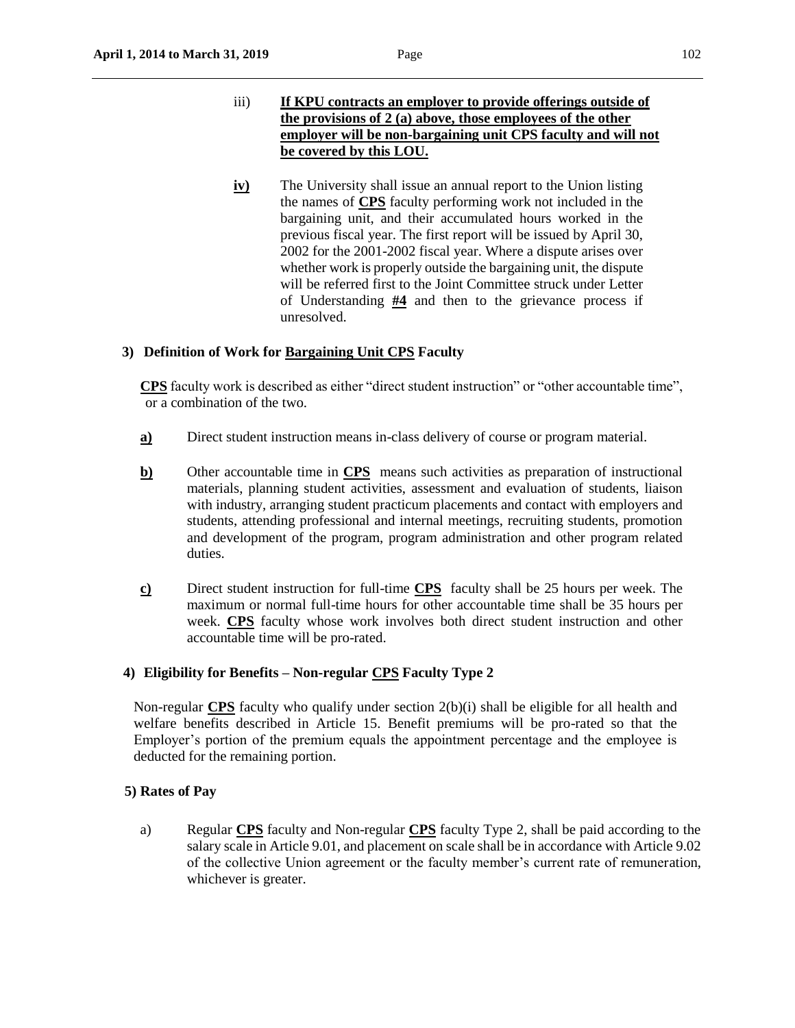iii) **If KPU contracts an employer to provide offerings outside of the provisions of 2 (a) above, those employees of the other employer will be non-bargaining unit CPS faculty and will not be covered by this LOU.**

**iv)** The University shall issue an annual report to the Union listing the names of **CPS** faculty performing work not included in the bargaining unit, and their accumulated hours worked in the previous fiscal year. The first report will be issued by April 30, 2002 for the 2001-2002 fiscal year. Where a dispute arises over whether work is properly outside the bargaining unit, the dispute will be referred first to the Joint Committee struck under Letter of Understanding **#4** and then to the grievance process if unresolved.

**3) Definition of Work for Bargaining Unit CPS Faculty**

**CPS** faculty work is described as either "direct student instruction" or "other accountable time", or a combination of the two.

**a)** Direct student instruction means in-class delivery of course or program material.

**b)** Other accountable time in **CPS** means such activities as preparation of instructional materials, planning student activities, assessment and evaluation of students, liaison with industry, arranging student practicum placements and contact with employers and students, attending professional and internal meetings, recruiting students, promotion and development of the program, program administration and other program related duties.

**c)** Direct student instruction for full-time **CPS** faculty shall be 25 hours per week. The maximum or normal full-time hours for other accountable time shall be 35 hours per week. **CPS** faculty whose work involves both direct student instruction and other accountable time will be pro-rated.

**4) Eligibility for Benefits – Non-regular CPS Faculty Type 2**

Non-regular **CPS** faculty who qualify under section 2(b)(i) shall be eligible for all health and welfare benefits described in Article 15. Benefit premiums will be pro-rated so that the Employer's portion of the premium equals the appointment percentage and the employee is deducted for the remaining portion.

**5) Rates of Pay**

a) Regular **CPS** faculty and Non-regular **CPS** faculty Type 2, shall be paid according to the salary scale in Article 9.01, and placement on scale shall be in accordance with Article 9.02 of the collective Union agreement or the faculty member's current rate of remuneration, whichever is greater.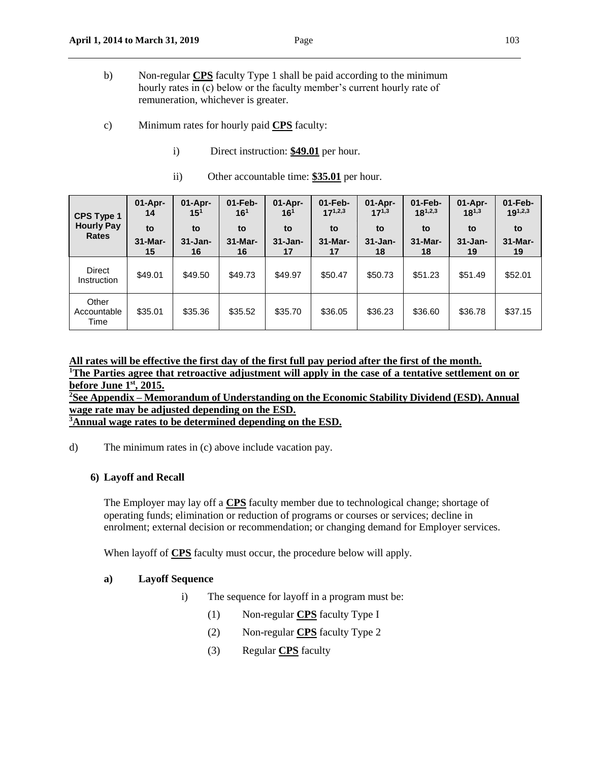b) Non-regular **CPS** faculty Type 1 shall be paid according to the minimum hourly rates in (c) below or the faculty member's current hourly rate of remuneration, whichever is greater.

c) Minimum rates for hourly paid **CPS** faculty:

i) Direct instruction: **$49.01** per hour.

ii) Other accountable time: **$35.01** per hour.

| CPS Type 1 Hourly Pay Rates | 01-Apr-14 to 31-Mar-15 | 01-Apr-15[1] to 31-Jan-16 | 01-Feb-16[1] to 31-Mar-16 | 01-Apr-16[1] to 31-Jan-17 | 01-Feb-17[1,2,3] to 31-Mar-17 | 01-Apr-17[1,3] to 31-Jan-18 | 01-Feb-18[1,2,3] to 31-Mar-18 | 01-Apr-18[1,3] to 31-Jan-19 | 01-Feb-19[1,2,3] to 31-Mar-19 |
|---|---|---|---|---|---|---|---|---|---|
| Direct Instruction | $49.01 | $49.50 | $49.73 | $49.97 | $50.47 | $50.73 | $51.23 | $51.49 | $52.01 |
| Other Accountable Time | $35.01 | $35.36 | $35.52 | $35.70 | $36.05 | $36.23 | $36.60 | $36.78 | $37.15 |

**All rates will be effective the first day of the first full pay period after the first of the month.**
**[1]The Parties agree that retroactive adjustment will apply in the case of a tentative settlement on or before June 1st, 2015.**
**[2]See Appendix – Memorandum of Understanding on the Economic Stability Dividend (ESD). Annual wage rate may be adjusted depending on the ESD.**
**[3]Annual wage rates to be determined depending on the ESD.**

d) The minimum rates in (c) above include vacation pay.

### 6) Layoff and Recall

The Employer may lay off a **CPS** faculty member due to technological change; shortage of operating funds; elimination or reduction of programs or courses or services; decline in enrolment; external decision or recommendation; or changing demand for Employer services.

When layoff of **CPS** faculty must occur, the procedure below will apply.

#### a) Layoff Sequence

i) The sequence for layoff in a program must be:

(1) Non-regular **CPS** faculty Type I

(2) Non-regular **CPS** faculty Type 2

(3) Regular **CPS** faculty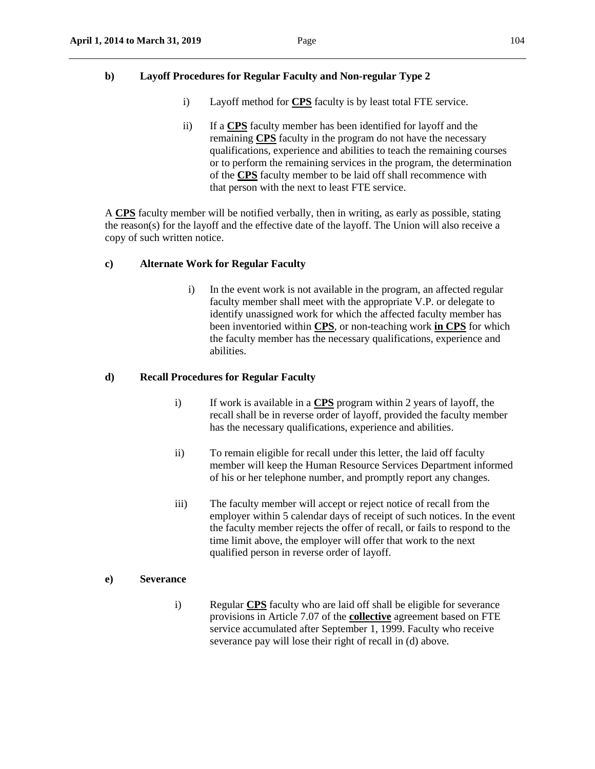**b) Layoff Procedures for Regular Faculty and Non-regular Type 2**

i) Layoff method for **CPS** faculty is by least total FTE service.

ii) If a **CPS** faculty member has been identified for layoff and the remaining **CPS** faculty in the program do not have the necessary qualifications, experience and abilities to teach the remaining courses or to perform the remaining services in the program, the determination of the **CPS** faculty member to be laid off shall recommence with that person with the next to least FTE service.

A **CPS** faculty member will be notified verbally, then in writing, as early as possible, stating the reason(s) for the layoff and the effective date of the layoff. The Union will also receive a copy of such written notice.

**c) Alternate Work for Regular Faculty**

i) In the event work is not available in the program, an affected regular faculty member shall meet with the appropriate V.P. or delegate to identify unassigned work for which the affected faculty member has been inventoried within **CPS**, or non-teaching work **in CPS** for which the faculty member has the necessary qualifications, experience and abilities.

**d) Recall Procedures for Regular Faculty**

i) If work is available in a **CPS** program within 2 years of layoff, the recall shall be in reverse order of layoff, provided the faculty member has the necessary qualifications, experience and abilities.

ii) To remain eligible for recall under this letter, the laid off faculty member will keep the Human Resource Services Department informed of his or her telephone number, and promptly report any changes.

iii) The faculty member will accept or reject notice of recall from the employer within 5 calendar days of receipt of such notices. In the event the faculty member rejects the offer of recall, or fails to respond to the time limit above, the employer will offer that work to the next qualified person in reverse order of layoff.

**e) Severance**

i) Regular **CPS** faculty who are laid off shall be eligible for severance provisions in Article 7.07 of the **collective** agreement based on FTE service accumulated after September 1, 1999. Faculty who receive severance pay will lose their right of recall in (d) above.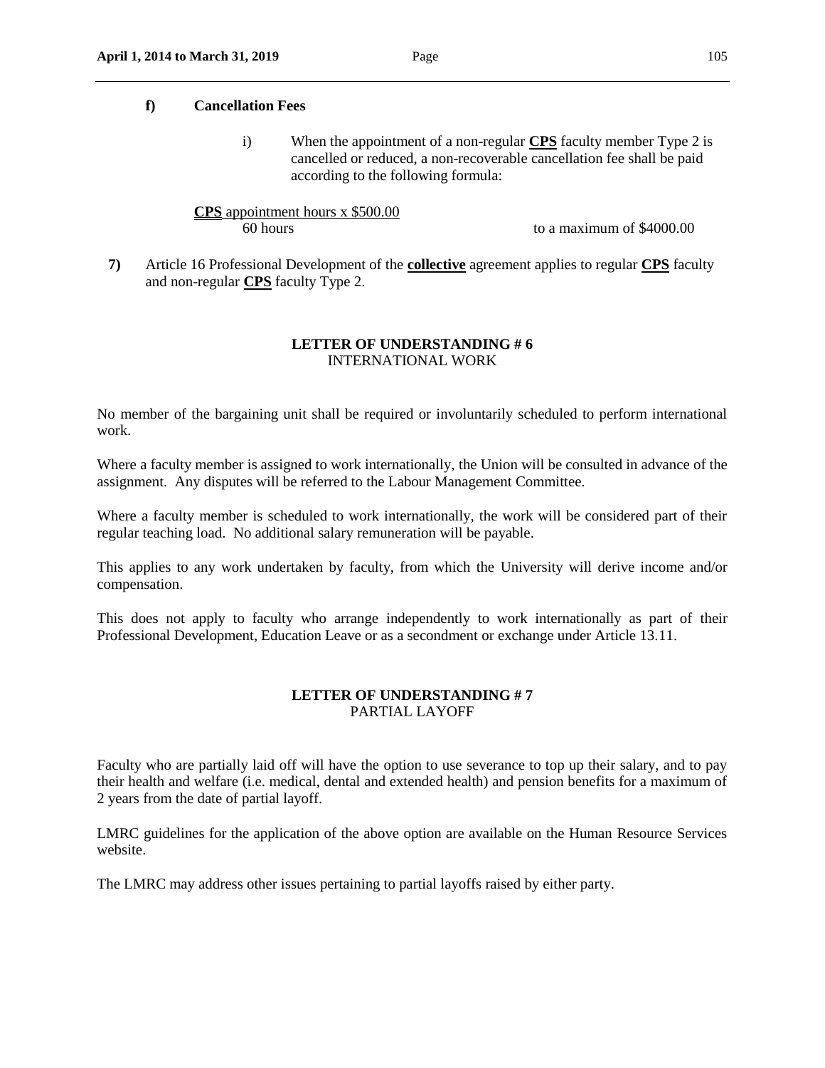**f) Cancellation Fees**

i) When the appointment of a non-regular **CPS** faculty member Type 2 is cancelled or reduced, a non-recoverable cancellation fee shall be paid according to the following formula:

$$\frac{\textbf{CPS}\text{ appointment hours} \times \$500.00}{60\text{ hours}} \quad \text{to a maximum of } \$4000.00$$

**7)** Article 16 Professional Development of the **collective** agreement applies to regular **CPS** faculty and non-regular **CPS** faculty Type 2.

## LETTER OF UNDERSTANDING # 6
INTERNATIONAL WORK

No member of the bargaining unit shall be required or involuntarily scheduled to perform international work.

Where a faculty member is assigned to work internationally, the Union will be consulted in advance of the assignment. Any disputes will be referred to the Labour Management Committee.

Where a faculty member is scheduled to work internationally, the work will be considered part of their regular teaching load. No additional salary remuneration will be payable.

This applies to any work undertaken by faculty, from which the University will derive income and/or compensation.

This does not apply to faculty who arrange independently to work internationally as part of their Professional Development, Education Leave or as a secondment or exchange under Article 13.11.

## LETTER OF UNDERSTANDING # 7
PARTIAL LAYOFF

Faculty who are partially laid off will have the option to use severance to top up their salary, and to pay their health and welfare (i.e. medical, dental and extended health) and pension benefits for a maximum of 2 years from the date of partial layoff.

LMRC guidelines for the application of the above option are available on the Human Resource Services website.

The LMRC may address other issues pertaining to partial layoffs raised by either party.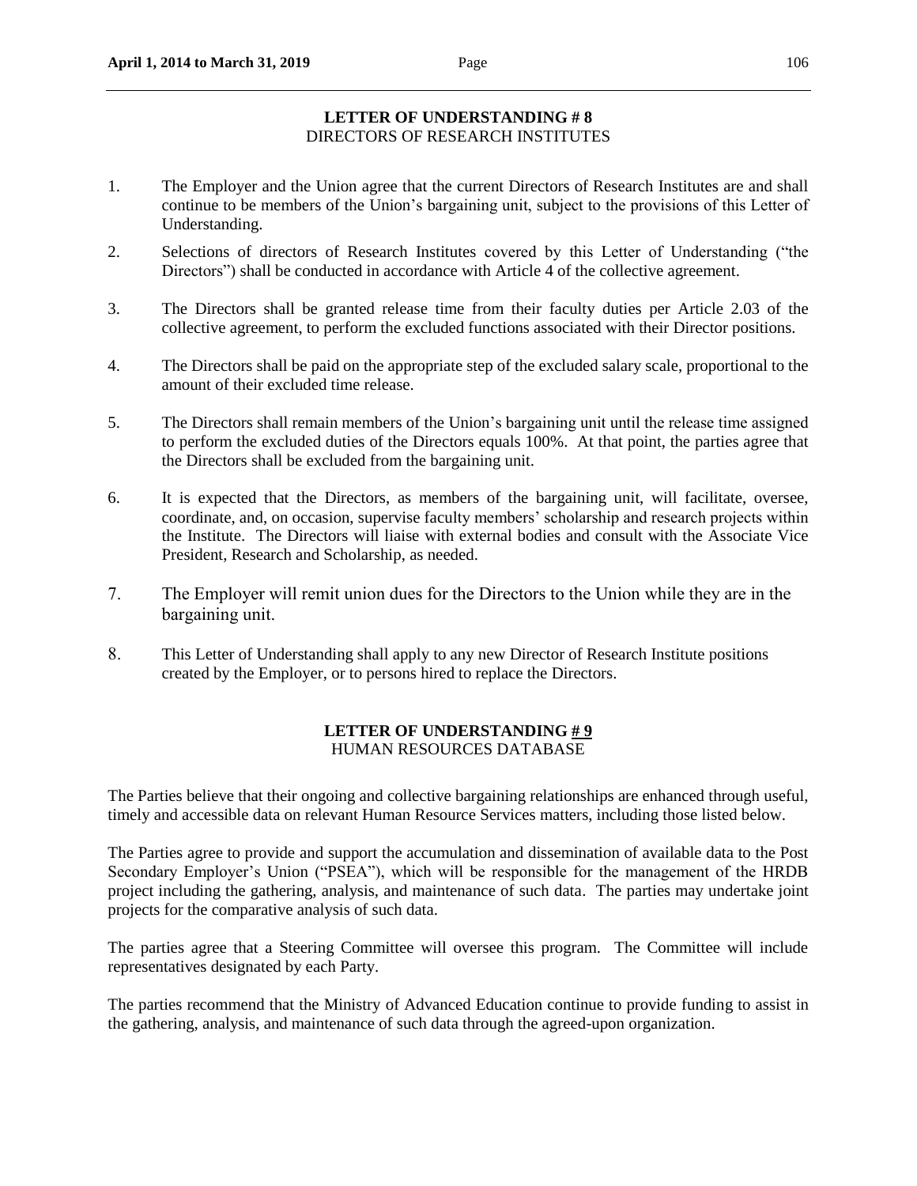## LETTER OF UNDERSTANDING # 8

DIRECTORS OF RESEARCH INSTITUTES

1. The Employer and the Union agree that the current Directors of Research Institutes are and shall continue to be members of the Union's bargaining unit, subject to the provisions of this Letter of Understanding.
2. Selections of directors of Research Institutes covered by this Letter of Understanding ("the Directors") shall be conducted in accordance with Article 4 of the collective agreement.
3. The Directors shall be granted release time from their faculty duties per Article 2.03 of the collective agreement, to perform the excluded functions associated with their Director positions.
4. The Directors shall be paid on the appropriate step of the excluded salary scale, proportional to the amount of their excluded time release.
5. The Directors shall remain members of the Union's bargaining unit until the release time assigned to perform the excluded duties of the Directors equals 100%. At that point, the parties agree that the Directors shall be excluded from the bargaining unit.
6. It is expected that the Directors, as members of the bargaining unit, will facilitate, oversee, coordinate, and, on occasion, supervise faculty members' scholarship and research projects within the Institute. The Directors will liaise with external bodies and consult with the Associate Vice President, Research and Scholarship, as needed.
7. The Employer will remit union dues for the Directors to the Union while they are in the bargaining unit.
8. This Letter of Understanding shall apply to any new Director of Research Institute positions created by the Employer, or to persons hired to replace the Directors.

## LETTER OF UNDERSTANDING # 9

HUMAN RESOURCES DATABASE

The Parties believe that their ongoing and collective bargaining relationships are enhanced through useful, timely and accessible data on relevant Human Resource Services matters, including those listed below.

The Parties agree to provide and support the accumulation and dissemination of available data to the Post Secondary Employer's Union ("PSEA"), which will be responsible for the management of the HRDB project including the gathering, analysis, and maintenance of such data. The parties may undertake joint projects for the comparative analysis of such data.

The parties agree that a Steering Committee will oversee this program. The Committee will include representatives designated by each Party.

The parties recommend that the Ministry of Advanced Education continue to provide funding to assist in the gathering, analysis, and maintenance of such data through the agreed-upon organization.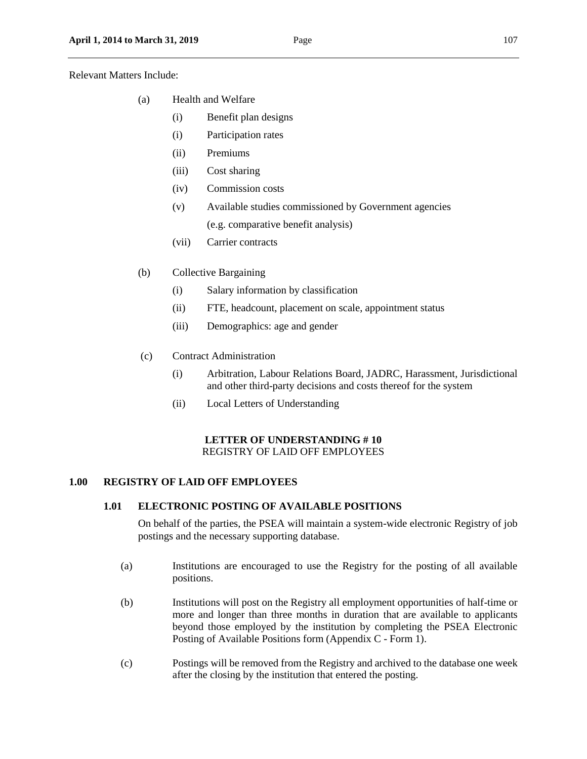Relevant Matters Include:

(a) Health and Welfare

- (i) Benefit plan designs
- (i) Participation rates
- (ii) Premiums
- (iii) Cost sharing
- (iv) Commission costs
- (v) Available studies commissioned by Government agencies (e.g. comparative benefit analysis)
- (vii) Carrier contracts

(b) Collective Bargaining

- (i) Salary information by classification
- (ii) FTE, headcount, placement on scale, appointment status
- (iii) Demographics: age and gender

(c) Contract Administration

- (i) Arbitration, Labour Relations Board, JADRC, Harassment, Jurisdictional and other third-party decisions and costs thereof for the system
- (ii) Local Letters of Understanding

## LETTER OF UNDERSTANDING # 10
REGISTRY OF LAID OFF EMPLOYEES

### 1.00 REGISTRY OF LAID OFF EMPLOYEES

#### 1.01 ELECTRONIC POSTING OF AVAILABLE POSITIONS

On behalf of the parties, the PSEA will maintain a system-wide electronic Registry of job postings and the necessary supporting database.

(a) Institutions are encouraged to use the Registry for the posting of all available positions.

(b) Institutions will post on the Registry all employment opportunities of half-time or more and longer than three months in duration that are available to applicants beyond those employed by the institution by completing the PSEA Electronic Posting of Available Positions form (Appendix C - Form 1).

(c) Postings will be removed from the Registry and archived to the database one week after the closing by the institution that entered the posting.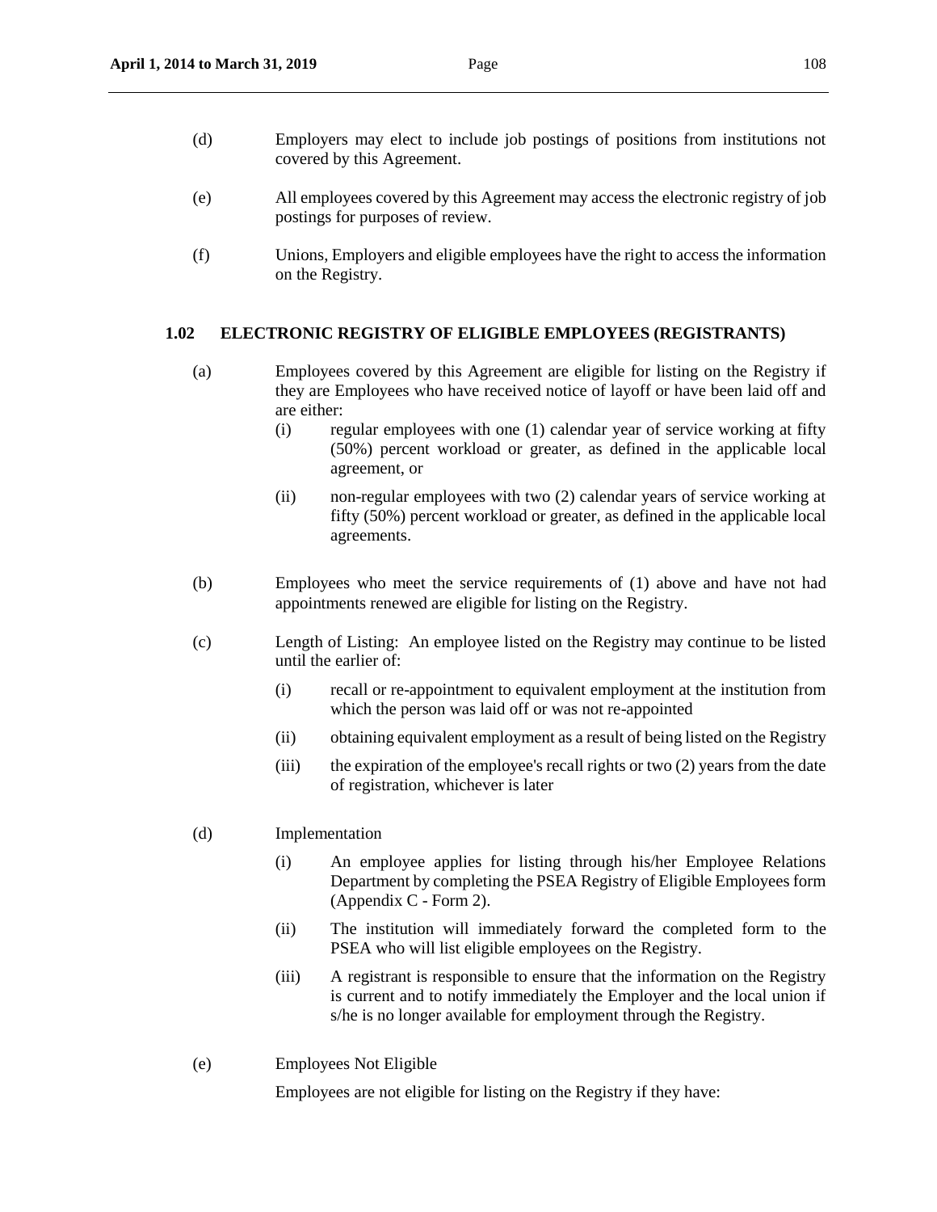(d) Employers may elect to include job postings of positions from institutions not covered by this Agreement.

(e) All employees covered by this Agreement may access the electronic registry of job postings for purposes of review.

(f) Unions, Employers and eligible employees have the right to access the information on the Registry.

### 1.02 ELECTRONIC REGISTRY OF ELIGIBLE EMPLOYEES (REGISTRANTS)

(a) Employees covered by this Agreement are eligible for listing on the Registry if they are Employees who have received notice of layoff or have been laid off and are either:

- (i) regular employees with one (1) calendar year of service working at fifty (50%) percent workload or greater, as defined in the applicable local agreement, or
- (ii) non-regular employees with two (2) calendar years of service working at fifty (50%) percent workload or greater, as defined in the applicable local agreements.

(b) Employees who meet the service requirements of (1) above and have not had appointments renewed are eligible for listing on the Registry.

(c) Length of Listing: An employee listed on the Registry may continue to be listed until the earlier of:

- (i) recall or re-appointment to equivalent employment at the institution from which the person was laid off or was not re-appointed
- (ii) obtaining equivalent employment as a result of being listed on the Registry
- (iii) the expiration of the employee's recall rights or two (2) years from the date of registration, whichever is later

(d) Implementation

- (i) An employee applies for listing through his/her Employee Relations Department by completing the PSEA Registry of Eligible Employees form (Appendix C - Form 2).
- (ii) The institution will immediately forward the completed form to the PSEA who will list eligible employees on the Registry.
- (iii) A registrant is responsible to ensure that the information on the Registry is current and to notify immediately the Employer and the local union if s/he is no longer available for employment through the Registry.

(e) Employees Not Eligible

Employees are not eligible for listing on the Registry if they have: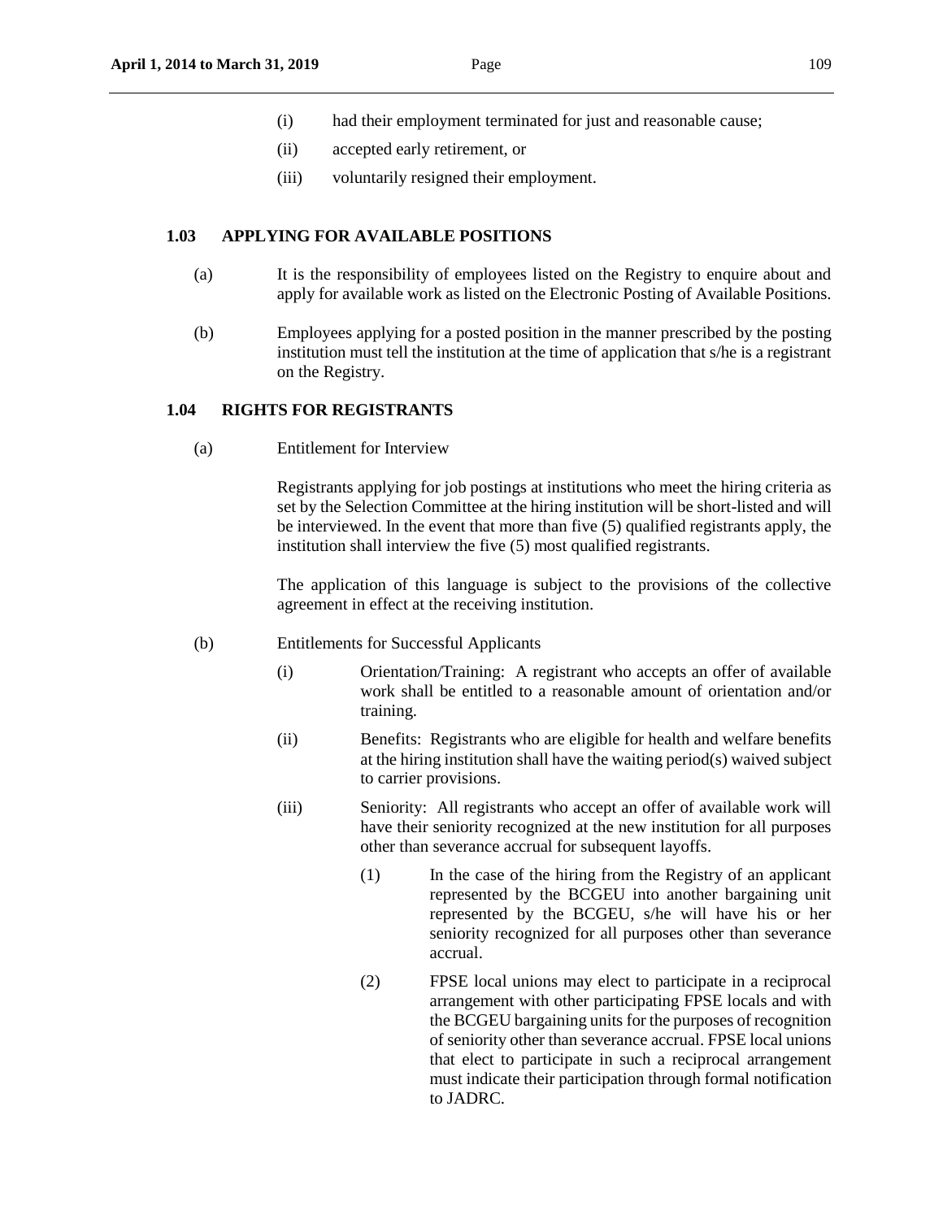(i) had their employment terminated for just and reasonable cause;

(ii) accepted early retirement, or

(iii) voluntarily resigned their employment.

### 1.03 APPLYING FOR AVAILABLE POSITIONS

(a) It is the responsibility of employees listed on the Registry to enquire about and apply for available work as listed on the Electronic Posting of Available Positions.

(b) Employees applying for a posted position in the manner prescribed by the posting institution must tell the institution at the time of application that s/he is a registrant on the Registry.

### 1.04 RIGHTS FOR REGISTRANTS

(a) Entitlement for Interview

Registrants applying for job postings at institutions who meet the hiring criteria as set by the Selection Committee at the hiring institution will be short-listed and will be interviewed. In the event that more than five (5) qualified registrants apply, the institution shall interview the five (5) most qualified registrants.

The application of this language is subject to the provisions of the collective agreement in effect at the receiving institution.

(b) Entitlements for Successful Applicants

(i) Orientation/Training: A registrant who accepts an offer of available work shall be entitled to a reasonable amount of orientation and/or training.

(ii) Benefits: Registrants who are eligible for health and welfare benefits at the hiring institution shall have the waiting period(s) waived subject to carrier provisions.

(iii) Seniority: All registrants who accept an offer of available work will have their seniority recognized at the new institution for all purposes other than severance accrual for subsequent layoffs.

(1) In the case of the hiring from the Registry of an applicant represented by the BCGEU into another bargaining unit represented by the BCGEU, s/he will have his or her seniority recognized for all purposes other than severance accrual.

(2) FPSE local unions may elect to participate in a reciprocal arrangement with other participating FPSE locals and with the BCGEU bargaining units for the purposes of recognition of seniority other than severance accrual. FPSE local unions that elect to participate in such a reciprocal arrangement must indicate their participation through formal notification to JADRC.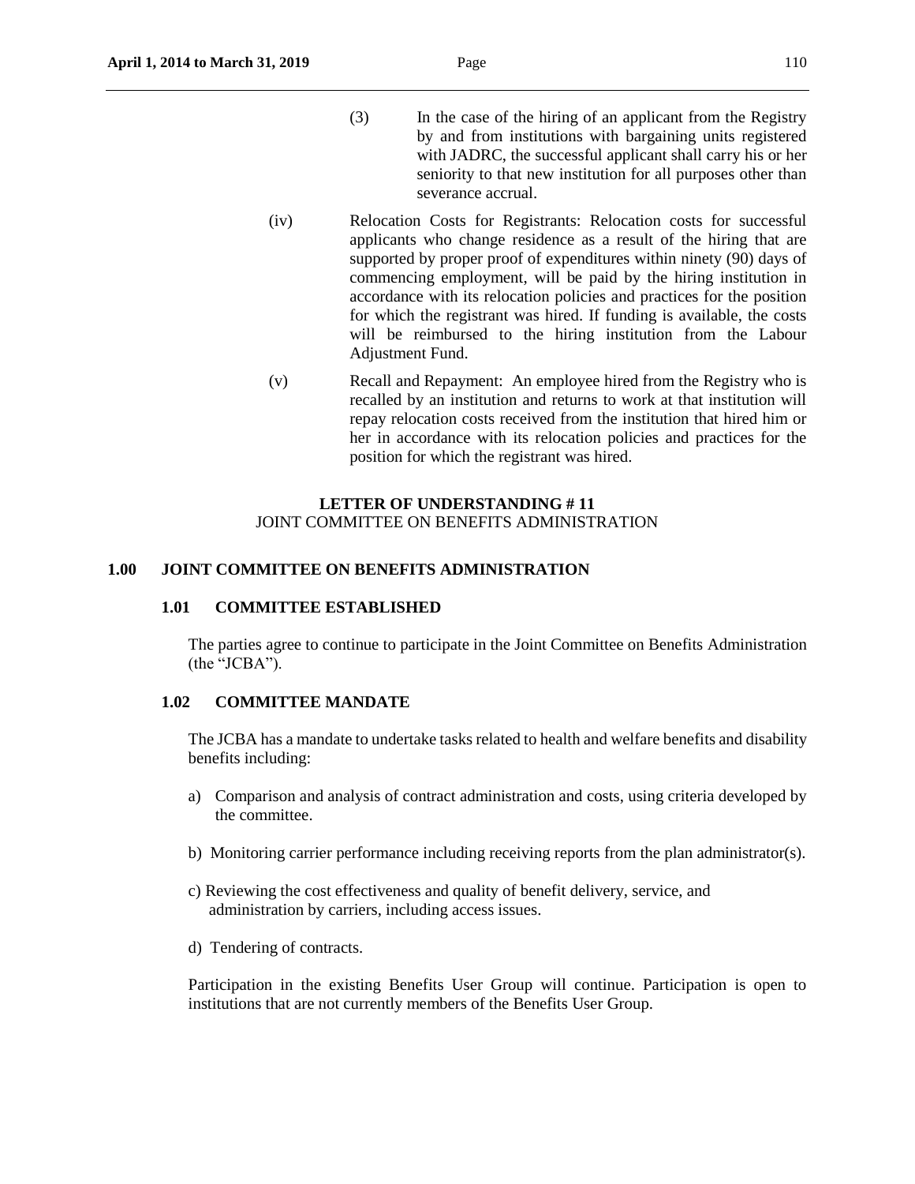(3) In the case of the hiring of an applicant from the Registry by and from institutions with bargaining units registered with JADRC, the successful applicant shall carry his or her seniority to that new institution for all purposes other than severance accrual.

(iv) Relocation Costs for Registrants: Relocation costs for successful applicants who change residence as a result of the hiring that are supported by proper proof of expenditures within ninety (90) days of commencing employment, will be paid by the hiring institution in accordance with its relocation policies and practices for the position for which the registrant was hired. If funding is available, the costs will be reimbursed to the hiring institution from the Labour Adjustment Fund.

(v) Recall and Repayment: An employee hired from the Registry who is recalled by an institution and returns to work at that institution will repay relocation costs received from the institution that hired him or her in accordance with its relocation policies and practices for the position for which the registrant was hired.

## LETTER OF UNDERSTANDING # 11
JOINT COMMITTEE ON BENEFITS ADMINISTRATION

### 1.00 JOINT COMMITTEE ON BENEFITS ADMINISTRATION

#### 1.01 COMMITTEE ESTABLISHED

The parties agree to continue to participate in the Joint Committee on Benefits Administration (the "JCBA").

#### 1.02 COMMITTEE MANDATE

The JCBA has a mandate to undertake tasks related to health and welfare benefits and disability benefits including:

a) Comparison and analysis of contract administration and costs, using criteria developed by the committee.

b) Monitoring carrier performance including receiving reports from the plan administrator(s).

c) Reviewing the cost effectiveness and quality of benefit delivery, service, and administration by carriers, including access issues.

d) Tendering of contracts.

Participation in the existing Benefits User Group will continue. Participation is open to institutions that are not currently members of the Benefits User Group.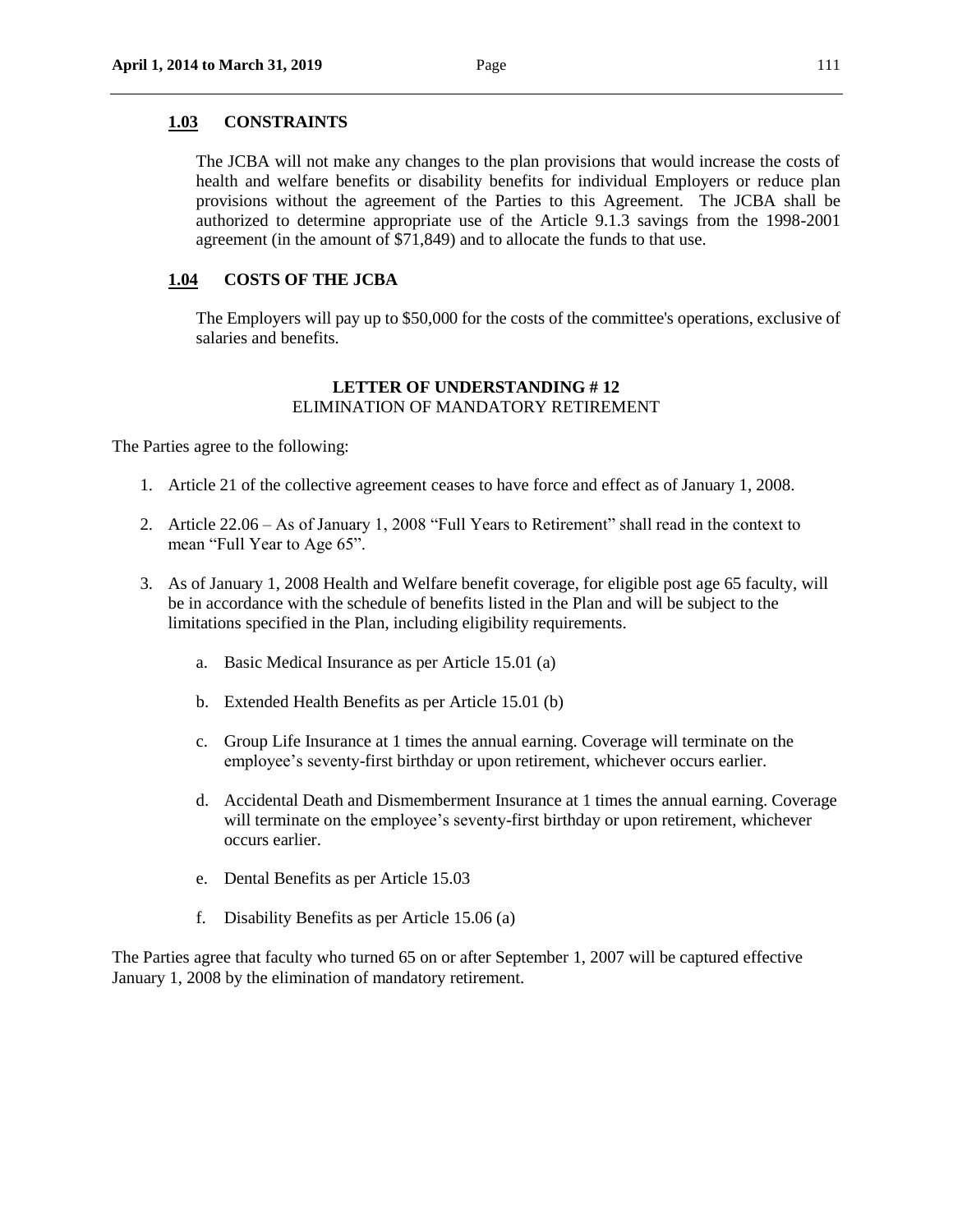### 1.03 CONSTRAINTS

The JCBA will not make any changes to the plan provisions that would increase the costs of health and welfare benefits or disability benefits for individual Employers or reduce plan provisions without the agreement of the Parties to this Agreement. The JCBA shall be authorized to determine appropriate use of the Article 9.1.3 savings from the 1998-2001 agreement (in the amount of $71,849) and to allocate the funds to that use.

### 1.04 COSTS OF THE JCBA

The Employers will pay up to $50,000 for the costs of the committee's operations, exclusive of salaries and benefits.

## LETTER OF UNDERSTANDING # 12
ELIMINATION OF MANDATORY RETIREMENT

The Parties agree to the following:

1. Article 21 of the collective agreement ceases to have force and effect as of January 1, 2008.
2. Article 22.06 – As of January 1, 2008 "Full Years to Retirement" shall read in the context to mean "Full Year to Age 65".
3. As of January 1, 2008 Health and Welfare benefit coverage, for eligible post age 65 faculty, will be in accordance with the schedule of benefits listed in the Plan and will be subject to the limitations specified in the Plan, including eligibility requirements.
   a. Basic Medical Insurance as per Article 15.01 (a)
   b. Extended Health Benefits as per Article 15.01 (b)
   c. Group Life Insurance at 1 times the annual earning. Coverage will terminate on the employee's seventy-first birthday or upon retirement, whichever occurs earlier.
   d. Accidental Death and Dismemberment Insurance at 1 times the annual earning. Coverage will terminate on the employee's seventy-first birthday or upon retirement, whichever occurs earlier.
   e. Dental Benefits as per Article 15.03
   f. Disability Benefits as per Article 15.06 (a)

The Parties agree that faculty who turned 65 on or after September 1, 2007 will be captured effective January 1, 2008 by the elimination of mandatory retirement.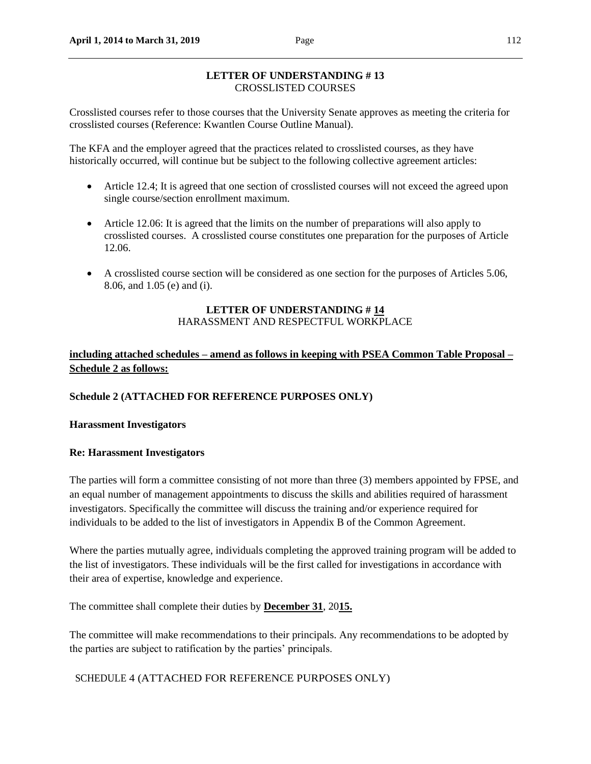**LETTER OF UNDERSTANDING # 13**
CROSSLISTED COURSES

Crosslisted courses refer to those courses that the University Senate approves as meeting the criteria for crosslisted courses (Reference: Kwantlen Course Outline Manual).

The KFA and the employer agreed that the practices related to crosslisted courses, as they have historically occurred, will continue but be subject to the following collective agreement articles:

- Article 12.4; It is agreed that one section of crosslisted courses will not exceed the agreed upon single course/section enrollment maximum.
- Article 12.06: It is agreed that the limits on the number of preparations will also apply to crosslisted courses. A crosslisted course constitutes one preparation for the purposes of Article 12.06.
- A crosslisted course section will be considered as one section for the purposes of Articles 5.06, 8.06, and 1.05 (e) and (i).

**LETTER OF UNDERSTANDING # 14**
HARASSMENT AND RESPECTFUL WORKPLACE

**including attached schedules – amend as follows in keeping with PSEA Common Table Proposal – Schedule 2 as follows:**

**Schedule 2 (ATTACHED FOR REFERENCE PURPOSES ONLY)**

**Harassment Investigators**

**Re: Harassment Investigators**

The parties will form a committee consisting of not more than three (3) members appointed by FPSE, and an equal number of management appointments to discuss the skills and abilities required of harassment investigators. Specifically the committee will discuss the training and/or experience required for individuals to be added to the list of investigators in Appendix B of the Common Agreement.

Where the parties mutually agree, individuals completing the approved training program will be added to the list of investigators. These individuals will be the first called for investigations in accordance with their area of expertise, knowledge and experience.

The committee shall complete their duties by **December 31**, 20**15.**

The committee will make recommendations to their principals. Any recommendations to be adopted by the parties are subject to ratification by the parties' principals.

SCHEDULE 4 (ATTACHED FOR REFERENCE PURPOSES ONLY)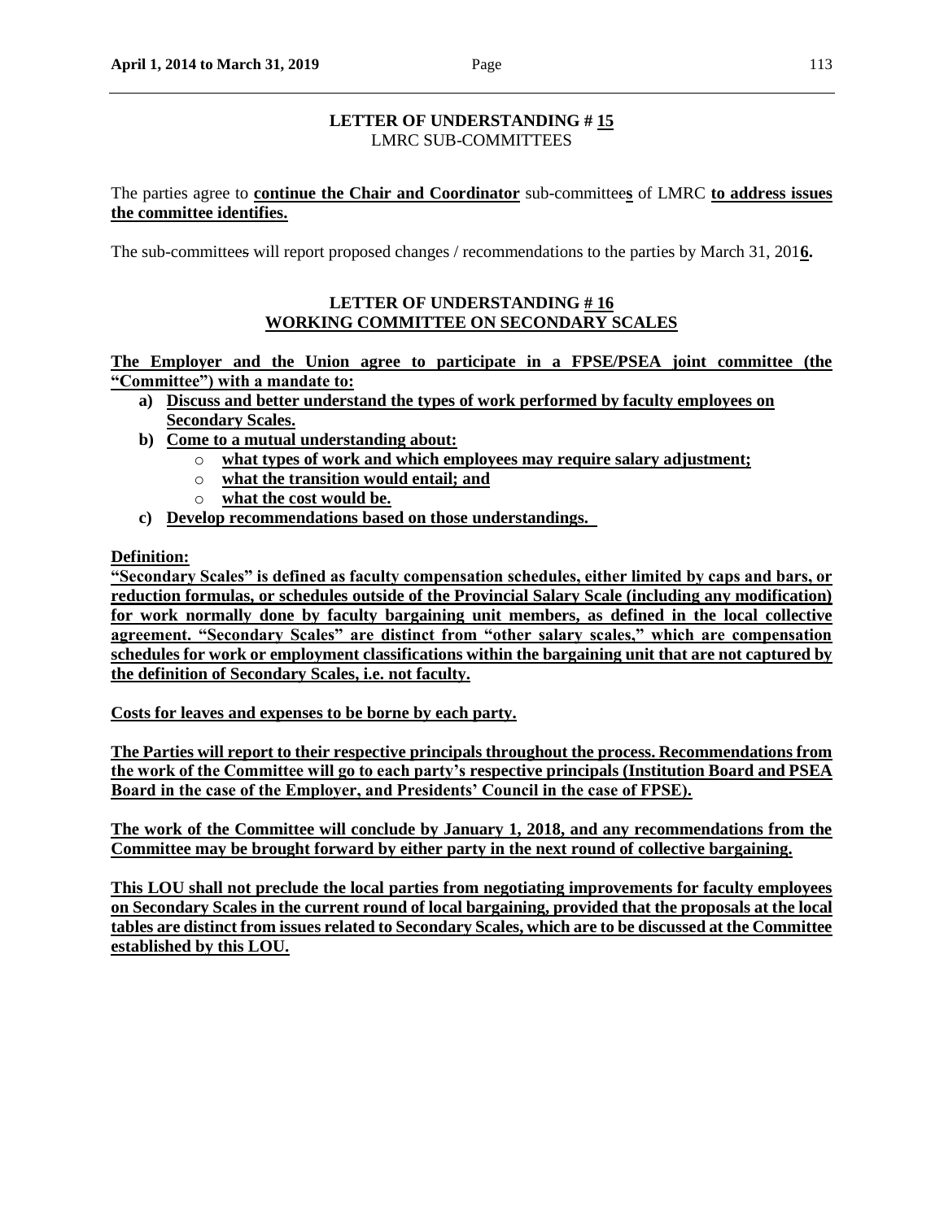## LETTER OF UNDERSTANDING # 15
LMRC SUB-COMMITTEES

The parties agree to **continue the Chair and Coordinator** sub-committee**s** of LMRC **to address issues the committee identifies.**

The sub-committees will report proposed changes / recommendations to the parties by March 31, 201**6.**

## LETTER OF UNDERSTANDING # 16
## WORKING COMMITTEE ON SECONDARY SCALES

**The Employer and the Union agree to participate in a FPSE/PSEA joint committee (the "Committee") with a mandate to:**

- **a) Discuss and better understand the types of work performed by faculty employees on Secondary Scales.**
- **b) Come to a mutual understanding about:**
  - **what types of work and which employees may require salary adjustment;**
  - **what the transition would entail; and**
  - **what the cost would be.**
- **c) Develop recommendations based on those understandings.**

**Definition:**

**"Secondary Scales" is defined as faculty compensation schedules, either limited by caps and bars, or reduction formulas, or schedules outside of the Provincial Salary Scale (including any modification) for work normally done by faculty bargaining unit members, as defined in the local collective agreement. "Secondary Scales" are distinct from "other salary scales," which are compensation schedules for work or employment classifications within the bargaining unit that are not captured by the definition of Secondary Scales, i.e. not faculty.**

**Costs for leaves and expenses to be borne by each party.**

**The Parties will report to their respective principals throughout the process. Recommendations from the work of the Committee will go to each party's respective principals (Institution Board and PSEA Board in the case of the Employer, and Presidents' Council in the case of FPSE).**

**The work of the Committee will conclude by January 1, 2018, and any recommendations from the Committee may be brought forward by either party in the next round of collective bargaining.**

**This LOU shall not preclude the local parties from negotiating improvements for faculty employees on Secondary Scales in the current round of local bargaining, provided that the proposals at the local tables are distinct from issues related to Secondary Scales, which are to be discussed at the Committee established by this LOU.**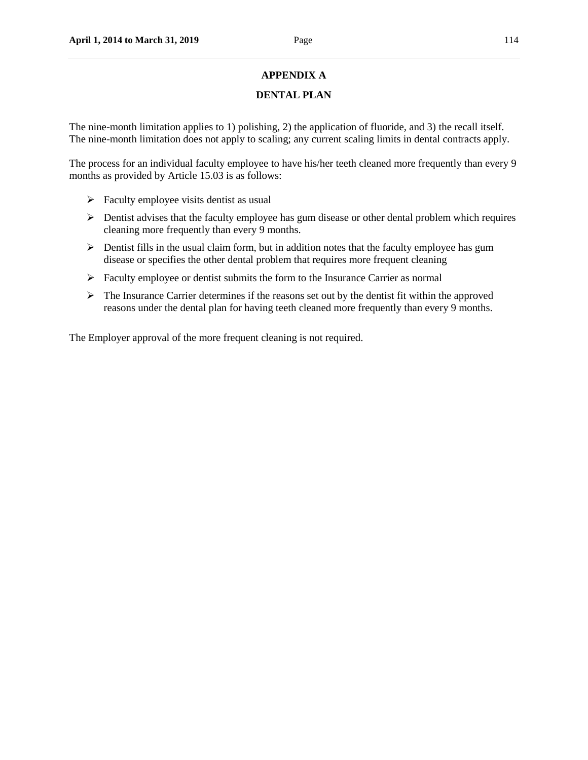# APPENDIX A

## DENTAL PLAN

The nine-month limitation applies to 1) polishing, 2) the application of fluoride, and 3) the recall itself. The nine-month limitation does not apply to scaling; any current scaling limits in dental contracts apply.

The process for an individual faculty employee to have his/her teeth cleaned more frequently than every 9 months as provided by Article 15.03 is as follows:

- Faculty employee visits dentist as usual
- Dentist advises that the faculty employee has gum disease or other dental problem which requires cleaning more frequently than every 9 months.
- Dentist fills in the usual claim form, but in addition notes that the faculty employee has gum disease or specifies the other dental problem that requires more frequent cleaning
- Faculty employee or dentist submits the form to the Insurance Carrier as normal
- The Insurance Carrier determines if the reasons set out by the dentist fit within the approved reasons under the dental plan for having teeth cleaned more frequently than every 9 months.

The Employer approval of the more frequent cleaning is not required.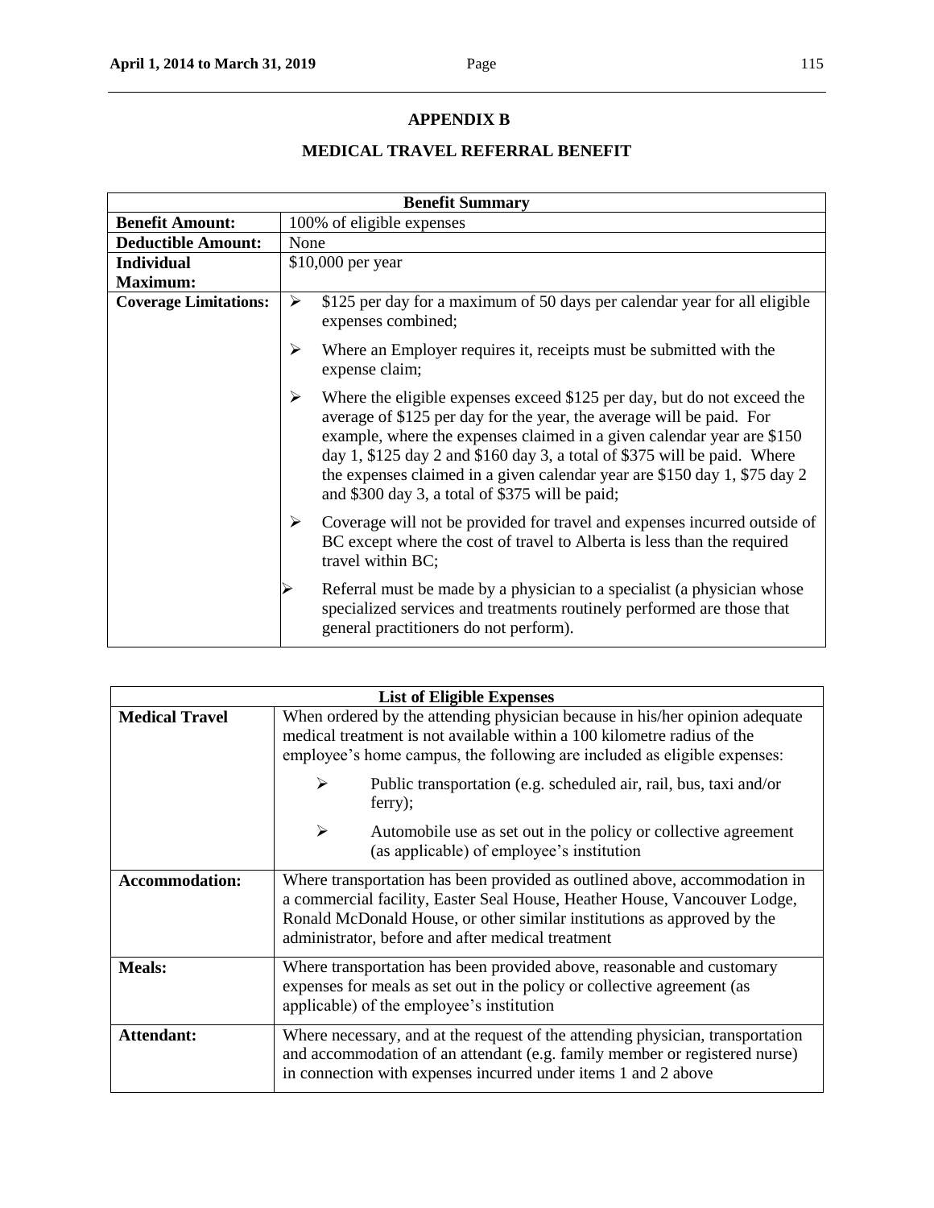# APPENDIX B

## MEDICAL TRAVEL REFERRAL BENEFIT

| Benefit Summary | |
|---|---|
| **Benefit Amount:** | 100% of eligible expenses |
| **Deductible Amount:** | None |
| **Individual Maximum:** | $10,000 per year |
| **Coverage Limitations:** | ➢ $125 per day for a maximum of 50 days per calendar year for all eligible expenses combined;<br>➢ Where an Employer requires it, receipts must be submitted with the expense claim;<br>➢ Where the eligible expenses exceed $125 per day, but do not exceed the average of $125 per day for the year, the average will be paid. For example, where the expenses claimed in a given calendar year are $150 day 1, $125 day 2 and $160 day 3, a total of $375 will be paid. Where the expenses claimed in a given calendar year are $150 day 1, $75 day 2 and $300 day 3, a total of $375 will be paid;<br>➢ Coverage will not be provided for travel and expenses incurred outside of BC except where the cost of travel to Alberta is less than the required travel within BC;<br>➢ Referral must be made by a physician to a specialist (a physician whose specialized services and treatments routinely performed are those that general practitioners do not perform). |

| List of Eligible Expenses | |
|---|---|
| **Medical Travel** | When ordered by the attending physician because in his/her opinion adequate medical treatment is not available within a 100 kilometre radius of the employee's home campus, the following are included as eligible expenses:<br>➢ Public transportation (e.g. scheduled air, rail, bus, taxi and/or ferry);<br>➢ Automobile use as set out in the policy or collective agreement (as applicable) of employee's institution |
| **Accommodation:** | Where transportation has been provided as outlined above, accommodation in a commercial facility, Easter Seal House, Heather House, Vancouver Lodge, Ronald McDonald House, or other similar institutions as approved by the administrator, before and after medical treatment |
| **Meals:** | Where transportation has been provided above, reasonable and customary expenses for meals as set out in the policy or collective agreement (as applicable) of the employee's institution |
| **Attendant:** | Where necessary, and at the request of the attending physician, transportation and accommodation of an attendant (e.g. family member or registered nurse) in connection with expenses incurred under items 1 and 2 above |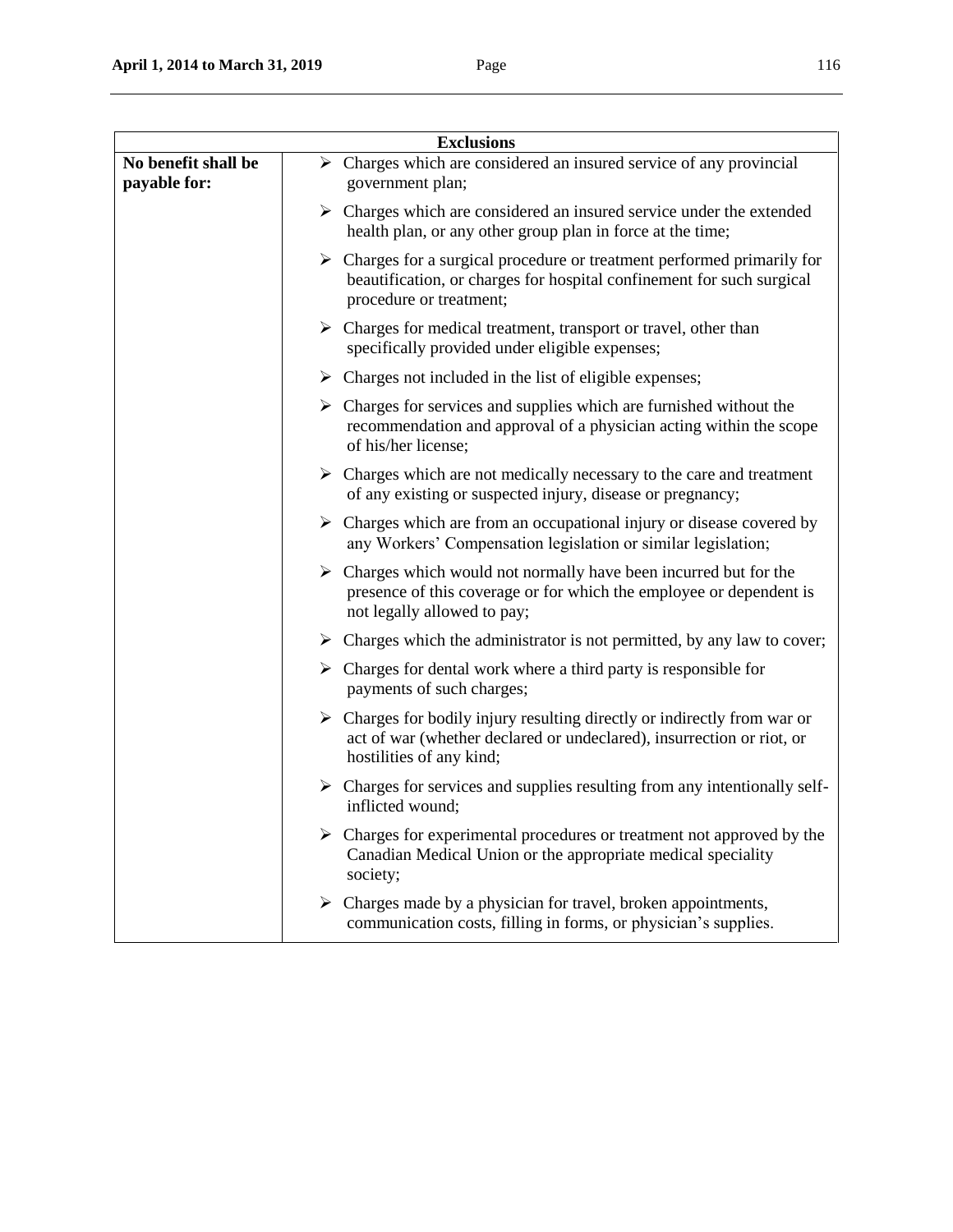| Exclusions | |
|---|---|
| **No benefit shall be payable for:** | ➢ Charges which are considered an insured service of any provincial government plan;<br><br>➢ Charges which are considered an insured service under the extended health plan, or any other group plan in force at the time;<br><br>➢ Charges for a surgical procedure or treatment performed primarily for beautification, or charges for hospital confinement for such surgical procedure or treatment;<br><br>➢ Charges for medical treatment, transport or travel, other than specifically provided under eligible expenses;<br><br>➢ Charges not included in the list of eligible expenses;<br><br>➢ Charges for services and supplies which are furnished without the recommendation and approval of a physician acting within the scope of his/her license;<br><br>➢ Charges which are not medically necessary to the care and treatment of any existing or suspected injury, disease or pregnancy;<br><br>➢ Charges which are from an occupational injury or disease covered by any Workers' Compensation legislation or similar legislation;<br><br>➢ Charges which would not normally have been incurred but for the presence of this coverage or for which the employee or dependent is not legally allowed to pay;<br><br>➢ Charges which the administrator is not permitted, by any law to cover;<br><br>➢ Charges for dental work where a third party is responsible for payments of such charges;<br><br>➢ Charges for bodily injury resulting directly or indirectly from war or act of war (whether declared or undeclared), insurrection or riot, or hostilities of any kind;<br><br>➢ Charges for services and supplies resulting from any intentionally self-inflicted wound;<br><br>➢ Charges for experimental procedures or treatment not approved by the Canadian Medical Union or the appropriate medical speciality society;<br><br>➢ Charges made by a physician for travel, broken appointments, communication costs, filling in forms, or physician's supplies. |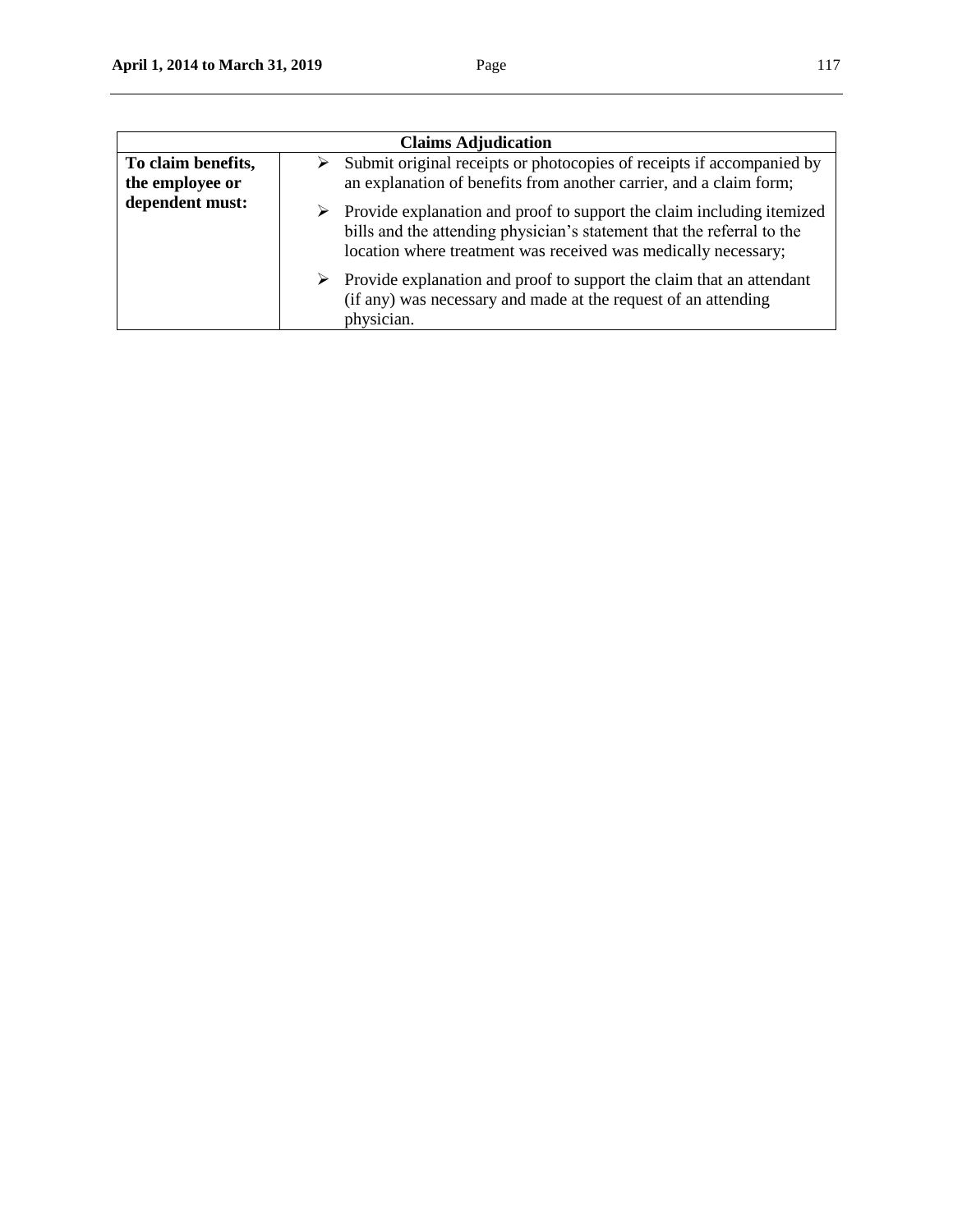| Claims Adjudication | |
|---|---|
| **To claim benefits, the employee or dependent must:** | ➢ Submit original receipts or photocopies of receipts if accompanied by an explanation of benefits from another carrier, and a claim form;<br>➢ Provide explanation and proof to support the claim including itemized bills and the attending physician's statement that the referral to the location where treatment was received was medically necessary;<br>➢ Provide explanation and proof to support the claim that an attendant (if any) was necessary and made at the request of an attending physician. |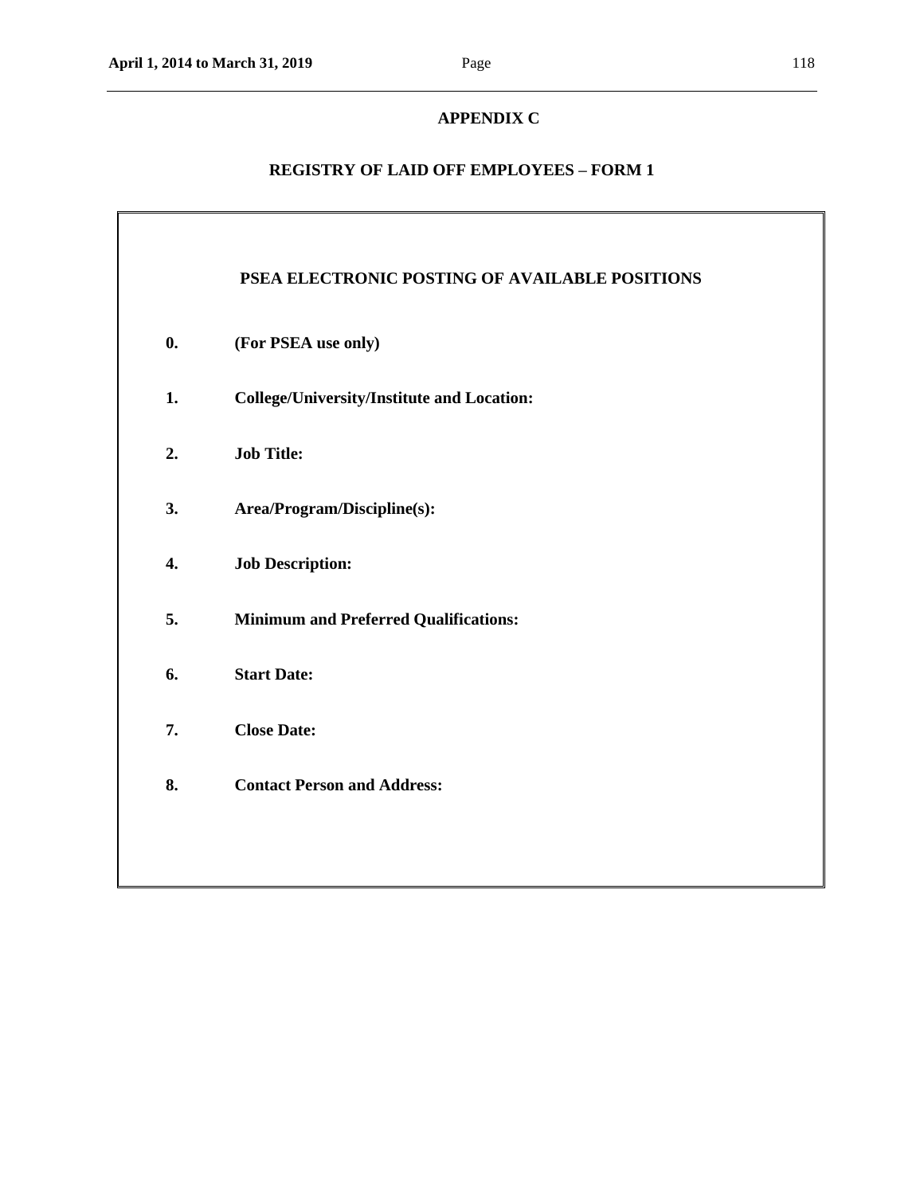## APPENDIX C

## REGISTRY OF LAID OFF EMPLOYEES – FORM 1

### PSEA ELECTRONIC POSTING OF AVAILABLE POSITIONS

**0.** **(For PSEA use only)**

**1.** **College/University/Institute and Location:**

**2.** **Job Title:**

**3.** **Area/Program/Discipline(s):**

**4.** **Job Description:**

**5.** **Minimum and Preferred Qualifications:**

**6.** **Start Date:**

**7.** **Close Date:**

**8.** **Contact Person and Address:**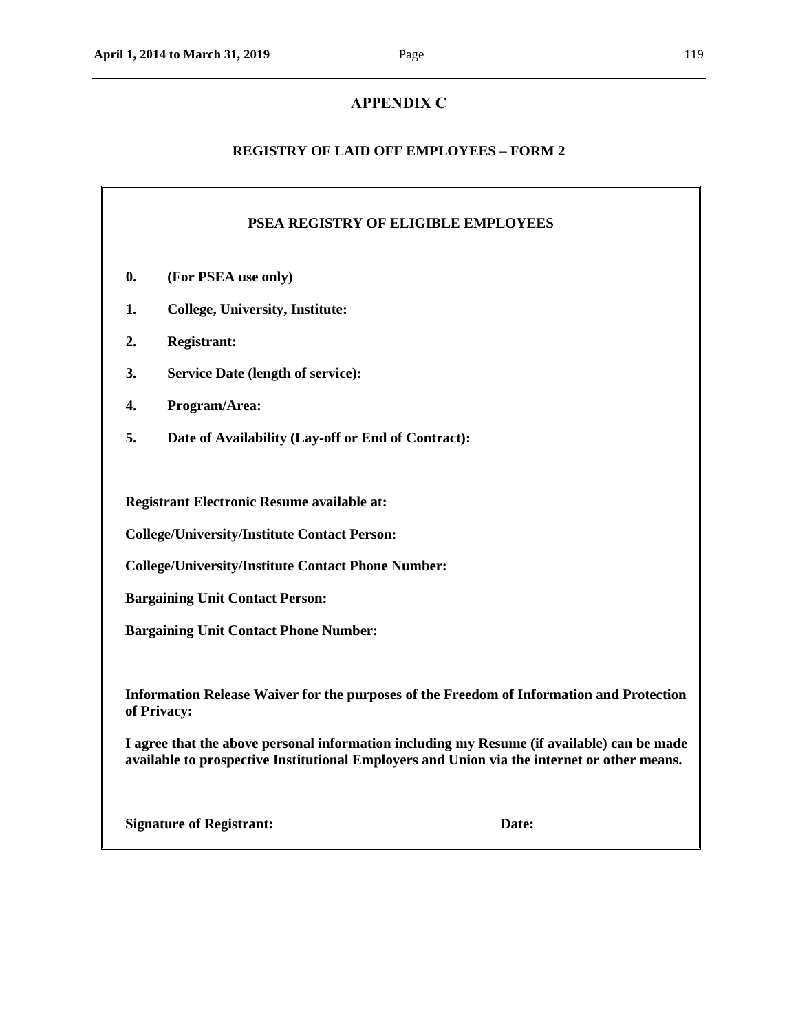# APPENDIX C

## REGISTRY OF LAID OFF EMPLOYEES – FORM 2

### PSEA REGISTRY OF ELIGIBLE EMPLOYEES

**0.** **(For PSEA use only)**

**1.** **College, University, Institute:**

**2.** **Registrant:**

**3.** **Service Date (length of service):**

**4.** **Program/Area:**

**5.** **Date of Availability (Lay-off or End of Contract):**

**Registrant Electronic Resume available at:**

**College/University/Institute Contact Person:**

**College/University/Institute Contact Phone Number:**

**Bargaining Unit Contact Person:**

**Bargaining Unit Contact Phone Number:**

**Information Release Waiver for the purposes of the Freedom of Information and Protection of Privacy:**

**I agree that the above personal information including my Resume (if available) can be made available to prospective Institutional Employers and Union via the internet or other means.**

**Signature of Registrant:** **Date:**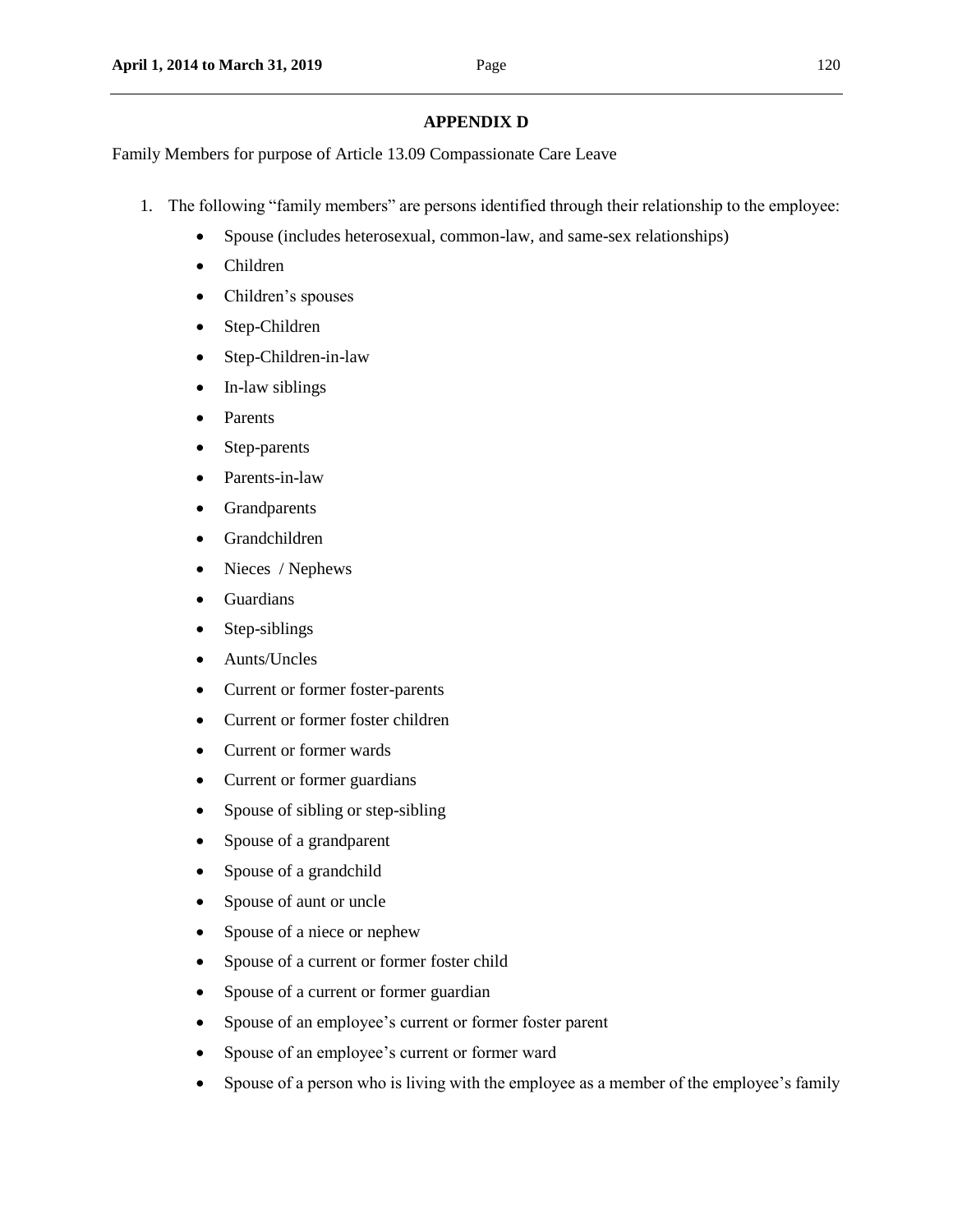## APPENDIX D

Family Members for purpose of Article 13.09 Compassionate Care Leave

1. The following "family members" are persons identified through their relationship to the employee:
   - Spouse (includes heterosexual, common-law, and same-sex relationships)
   - Children
   - Children's spouses
   - Step-Children
   - Step-Children-in-law
   - In-law siblings
   - Parents
   - Step-parents
   - Parents-in-law
   - Grandparents
   - Grandchildren
   - Nieces / Nephews
   - Guardians
   - Step-siblings
   - Aunts/Uncles
   - Current or former foster-parents
   - Current or former foster children
   - Current or former wards
   - Current or former guardians
   - Spouse of sibling or step-sibling
   - Spouse of a grandparent
   - Spouse of a grandchild
   - Spouse of aunt or uncle
   - Spouse of a niece or nephew
   - Spouse of a current or former foster child
   - Spouse of a current or former guardian
   - Spouse of an employee's current or former foster parent
   - Spouse of an employee's current or former ward
   - Spouse of a person who is living with the employee as a member of the employee's family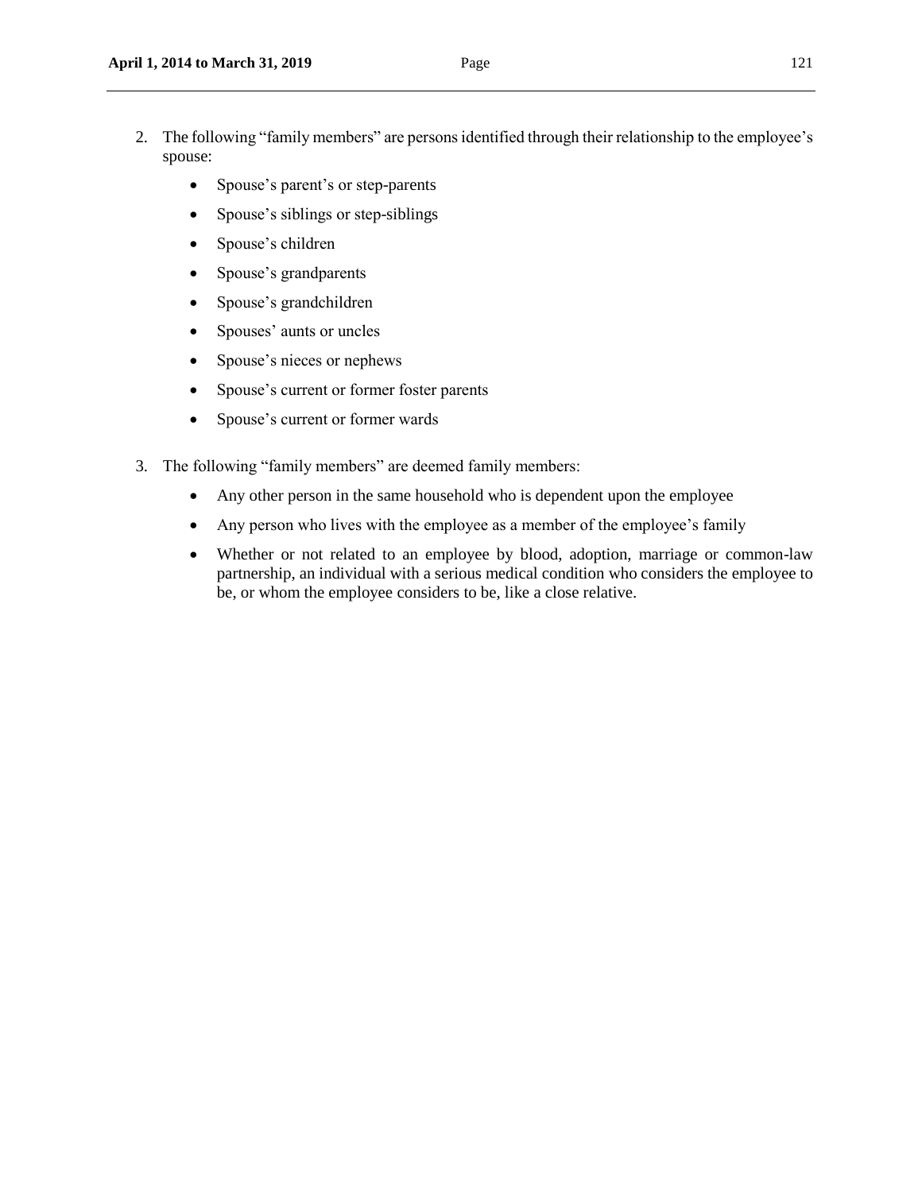2. The following "family members" are persons identified through their relationship to the employee's spouse:

    - Spouse's parent's or step-parents
    - Spouse's siblings or step-siblings
    - Spouse's children
    - Spouse's grandparents
    - Spouse's grandchildren
    - Spouses' aunts or uncles
    - Spouse's nieces or nephews
    - Spouse's current or former foster parents
    - Spouse's current or former wards

3. The following "family members" are deemed family members:

    - Any other person in the same household who is dependent upon the employee
    - Any person who lives with the employee as a member of the employee's family
    - Whether or not related to an employee by blood, adoption, marriage or common-law partnership, an individual with a serious medical condition who considers the employee to be, or whom the employee considers to be, like a close relative.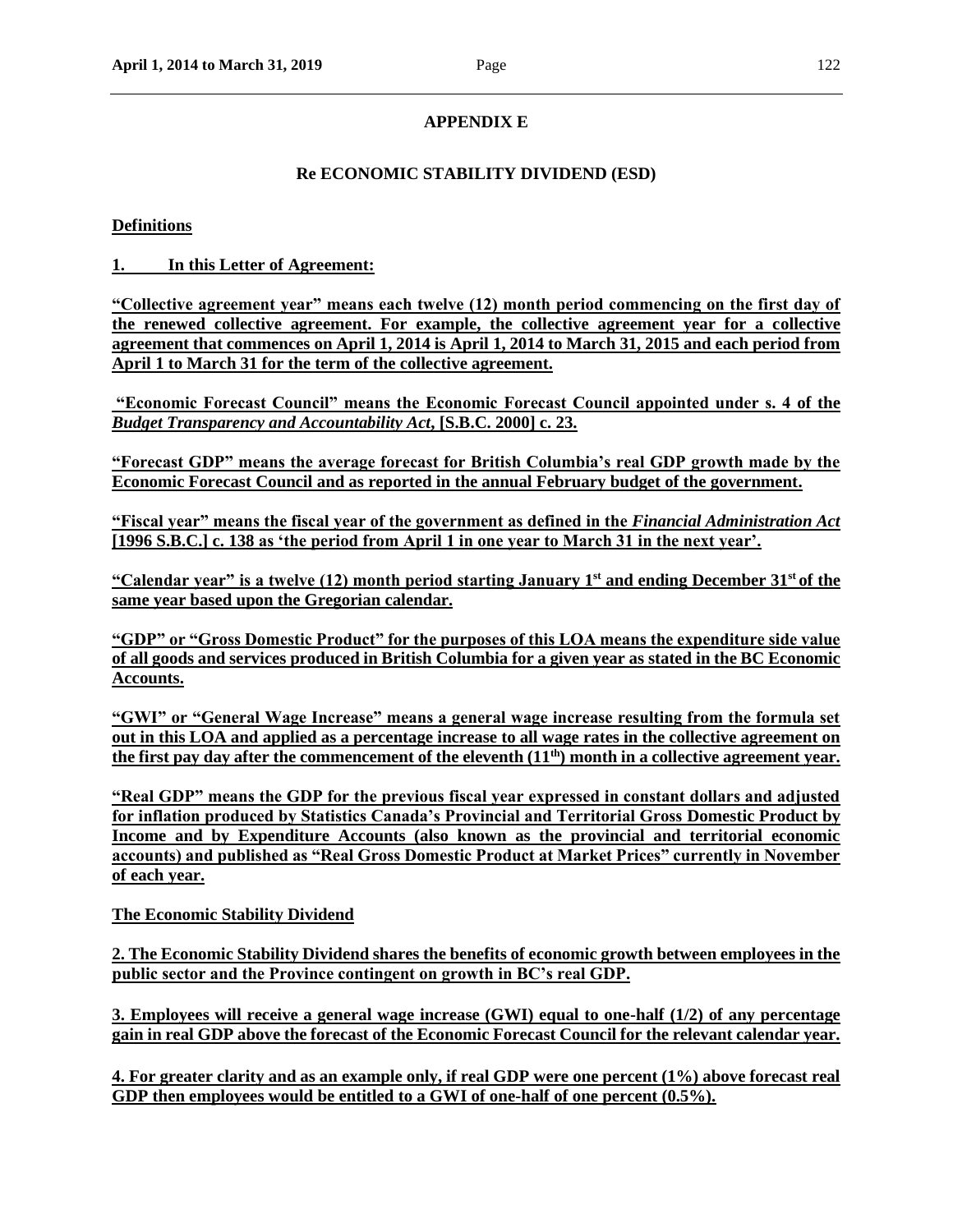# APPENDIX E

## Re ECONOMIC STABILITY DIVIDEND (ESD)

**Definitions**

**1. In this Letter of Agreement:**

**"Collective agreement year" means each twelve (12) month period commencing on the first day of the renewed collective agreement. For example, the collective agreement year for a collective agreement that commences on April 1, 2014 is April 1, 2014 to March 31, 2015 and each period from April 1 to March 31 for the term of the collective agreement.**

**"Economic Forecast Council" means the Economic Forecast Council appointed under s. 4 of the *Budget Transparency and Accountability Act*, [S.B.C. 2000] c. 23.**

**"Forecast GDP" means the average forecast for British Columbia's real GDP growth made by the Economic Forecast Council and as reported in the annual February budget of the government.**

**"Fiscal year" means the fiscal year of the government as defined in the *Financial Administration Act* [1996 S.B.C.] c. 138 as 'the period from April 1 in one year to March 31 in the next year'.**

**"Calendar year" is a twelve (12) month period starting January 1st and ending December 31st of the same year based upon the Gregorian calendar.**

**"GDP" or "Gross Domestic Product" for the purposes of this LOA means the expenditure side value of all goods and services produced in British Columbia for a given year as stated in the BC Economic Accounts.**

**"GWI" or "General Wage Increase" means a general wage increase resulting from the formula set out in this LOA and applied as a percentage increase to all wage rates in the collective agreement on the first pay day after the commencement of the eleventh (11th) month in a collective agreement year.**

**"Real GDP" means the GDP for the previous fiscal year expressed in constant dollars and adjusted for inflation produced by Statistics Canada's Provincial and Territorial Gross Domestic Product by Income and by Expenditure Accounts (also known as the provincial and territorial economic accounts) and published as "Real Gross Domestic Product at Market Prices" currently in November of each year.**

**The Economic Stability Dividend**

**2. The Economic Stability Dividend shares the benefits of economic growth between employees in the public sector and the Province contingent on growth in BC's real GDP.**

**3. Employees will receive a general wage increase (GWI) equal to one-half (1/2) of any percentage gain in real GDP above the forecast of the Economic Forecast Council for the relevant calendar year.**

**4. For greater clarity and as an example only, if real GDP were one percent (1%) above forecast real GDP then employees would be entitled to a GWI of one-half of one percent (0.5%).**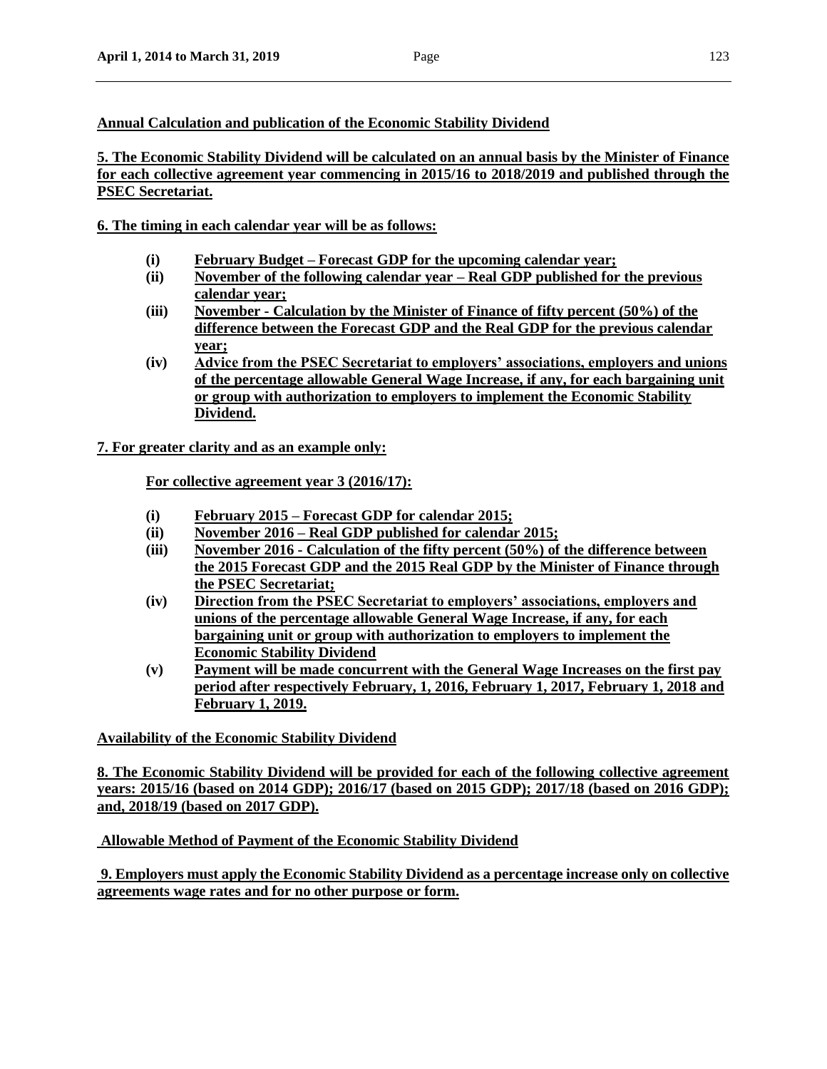**Annual Calculation and publication of the Economic Stability Dividend**

**5. The Economic Stability Dividend will be calculated on an annual basis by the Minister of Finance for each collective agreement year commencing in 2015/16 to 2018/2019 and published through the PSEC Secretariat.**

**6. The timing in each calendar year will be as follows:**

- **(i) February Budget – Forecast GDP for the upcoming calendar year;**
- **(ii) November of the following calendar year – Real GDP published for the previous calendar year;**
- **(iii) November - Calculation by the Minister of Finance of fifty percent (50%) of the difference between the Forecast GDP and the Real GDP for the previous calendar year;**
- **(iv) Advice from the PSEC Secretariat to employers' associations, employers and unions of the percentage allowable General Wage Increase, if any, for each bargaining unit or group with authorization to employers to implement the Economic Stability Dividend.**

**7. For greater clarity and as an example only:**

**For collective agreement year 3 (2016/17):**

- **(i) February 2015 – Forecast GDP for calendar 2015;**
- **(ii) November 2016 – Real GDP published for calendar 2015;**
- **(iii) November 2016 - Calculation of the fifty percent (50%) of the difference between the 2015 Forecast GDP and the 2015 Real GDP by the Minister of Finance through the PSEC Secretariat;**
- **(iv) Direction from the PSEC Secretariat to employers' associations, employers and unions of the percentage allowable General Wage Increase, if any, for each bargaining unit or group with authorization to employers to implement the Economic Stability Dividend**
- **(v) Payment will be made concurrent with the General Wage Increases on the first pay period after respectively February, 1, 2016, February 1, 2017, February 1, 2018 and February 1, 2019.**

**Availability of the Economic Stability Dividend**

**8. The Economic Stability Dividend will be provided for each of the following collective agreement years: 2015/16 (based on 2014 GDP); 2016/17 (based on 2015 GDP); 2017/18 (based on 2016 GDP); and, 2018/19 (based on 2017 GDP).**

**Allowable Method of Payment of the Economic Stability Dividend**

**9. Employers must apply the Economic Stability Dividend as a percentage increase only on collective agreements wage rates and for no other purpose or form.**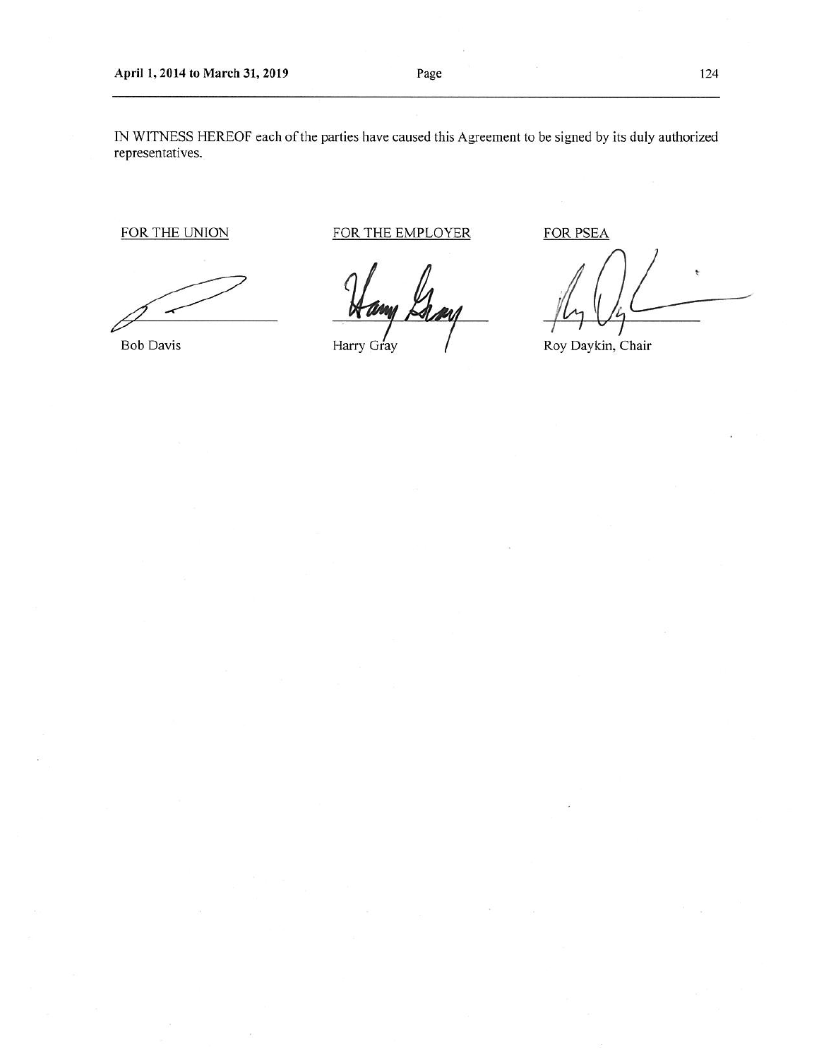IN WITNESS HEREOF each of the parties have caused this Agreement to be signed by its duly authorized representatives.

| FOR THE UNION | FOR THE EMPLOYER | FOR PSEA |
|---|---|---|
| Bob Davis | Harry Gray | Roy Daykin, Chair |